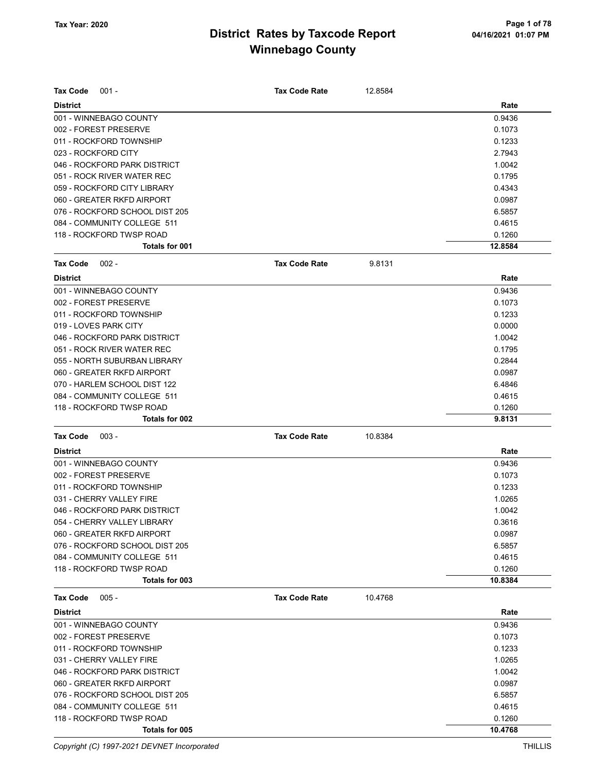# District Rates by Taxcode Report
# Winnebago County

Tax Year: 2020

**Tax Code** 001 - **Tax Code Rate** 12.8584

| District | Rate |
|---|---|
| 001 - WINNEBAGO COUNTY | 0.9436 |
| 002 - FOREST PRESERVE | 0.1073 |
| 011 - ROCKFORD TOWNSHIP | 0.1233 |
| 023 - ROCKFORD CITY | 2.7943 |
| 046 - ROCKFORD PARK DISTRICT | 1.0042 |
| 051 - ROCK RIVER WATER REC | 0.1795 |
| 059 - ROCKFORD CITY LIBRARY | 0.4343 |
| 060 - GREATER RKFD AIRPORT | 0.0987 |
| 076 - ROCKFORD SCHOOL DIST 205 | 6.5857 |
| 084 - COMMUNITY COLLEGE 511 | 0.4615 |
| 118 - ROCKFORD TWSP ROAD | 0.1260 |
| **Totals for 001** | **12.8584** |

**Tax Code** 002 - **Tax Code Rate** 9.8131

| District | Rate |
|---|---|
| 001 - WINNEBAGO COUNTY | 0.9436 |
| 002 - FOREST PRESERVE | 0.1073 |
| 011 - ROCKFORD TOWNSHIP | 0.1233 |
| 019 - LOVES PARK CITY | 0.0000 |
| 046 - ROCKFORD PARK DISTRICT | 1.0042 |
| 051 - ROCK RIVER WATER REC | 0.1795 |
| 055 - NORTH SUBURBAN LIBRARY | 0.2844 |
| 060 - GREATER RKFD AIRPORT | 0.0987 |
| 070 - HARLEM SCHOOL DIST 122 | 6.4846 |
| 084 - COMMUNITY COLLEGE 511 | 0.4615 |
| 118 - ROCKFORD TWSP ROAD | 0.1260 |
| **Totals for 002** | **9.8131** |

**Tax Code** 003 - **Tax Code Rate** 10.8384

| District | Rate |
|---|---|
| 001 - WINNEBAGO COUNTY | 0.9436 |
| 002 - FOREST PRESERVE | 0.1073 |
| 011 - ROCKFORD TOWNSHIP | 0.1233 |
| 031 - CHERRY VALLEY FIRE | 1.0265 |
| 046 - ROCKFORD PARK DISTRICT | 1.0042 |
| 054 - CHERRY VALLEY LIBRARY | 0.3616 |
| 060 - GREATER RKFD AIRPORT | 0.0987 |
| 076 - ROCKFORD SCHOOL DIST 205 | 6.5857 |
| 084 - COMMUNITY COLLEGE 511 | 0.4615 |
| 118 - ROCKFORD TWSP ROAD | 0.1260 |
| **Totals for 003** | **10.8384** |

**Tax Code** 005 - **Tax Code Rate** 10.4768

| District | Rate |
|---|---|
| 001 - WINNEBAGO COUNTY | 0.9436 |
| 002 - FOREST PRESERVE | 0.1073 |
| 011 - ROCKFORD TOWNSHIP | 0.1233 |
| 031 - CHERRY VALLEY FIRE | 1.0265 |
| 046 - ROCKFORD PARK DISTRICT | 1.0042 |
| 060 - GREATER RKFD AIRPORT | 0.0987 |
| 076 - ROCKFORD SCHOOL DIST 205 | 6.5857 |
| 084 - COMMUNITY COLLEGE 511 | 0.4615 |
| 118 - ROCKFORD TWSP ROAD | 0.1260 |
| **Totals for 005** | **10.4768** |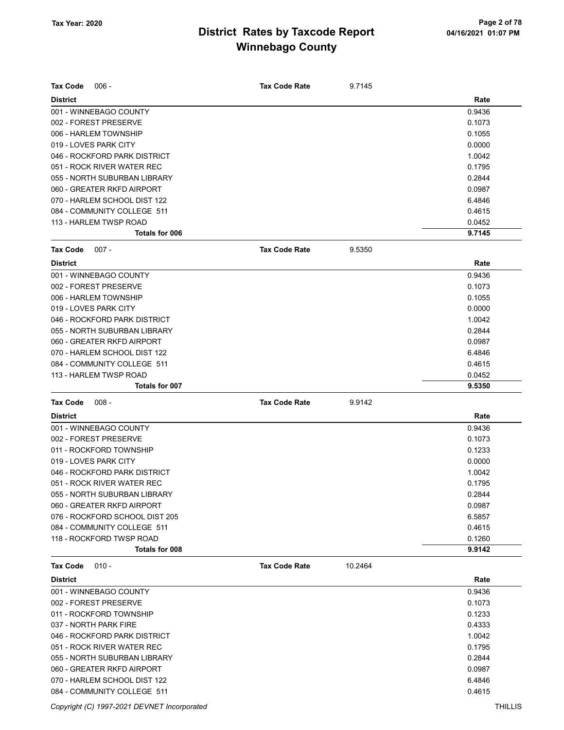| Tax Code 006 - | Tax Code Rate | 9.7145 |
|---|---|---|
| **District** | | **Rate** |
| 001 - WINNEBAGO COUNTY | | 0.9436 |
| 002 - FOREST PRESERVE | | 0.1073 |
| 006 - HARLEM TOWNSHIP | | 0.1055 |
| 019 - LOVES PARK CITY | | 0.0000 |
| 046 - ROCKFORD PARK DISTRICT | | 1.0042 |
| 051 - ROCK RIVER WATER REC | | 0.1795 |
| 055 - NORTH SUBURBAN LIBRARY | | 0.2844 |
| 060 - GREATER RKFD AIRPORT | | 0.0987 |
| 070 - HARLEM SCHOOL DIST 122 | | 6.4846 |
| 084 - COMMUNITY COLLEGE 511 | | 0.4615 |
| 113 - HARLEM TWSP ROAD | | 0.0452 |
| **Totals for 006** | | **9.7145** |

| Tax Code 007 - | Tax Code Rate | 9.5350 |
|---|---|---|
| **District** | | **Rate** |
| 001 - WINNEBAGO COUNTY | | 0.9436 |
| 002 - FOREST PRESERVE | | 0.1073 |
| 006 - HARLEM TOWNSHIP | | 0.1055 |
| 019 - LOVES PARK CITY | | 0.0000 |
| 046 - ROCKFORD PARK DISTRICT | | 1.0042 |
| 055 - NORTH SUBURBAN LIBRARY | | 0.2844 |
| 060 - GREATER RKFD AIRPORT | | 0.0987 |
| 070 - HARLEM SCHOOL DIST 122 | | 6.4846 |
| 084 - COMMUNITY COLLEGE 511 | | 0.4615 |
| 113 - HARLEM TWSP ROAD | | 0.0452 |
| **Totals for 007** | | **9.5350** |

| Tax Code 008 - | Tax Code Rate | 9.9142 |
|---|---|---|
| **District** | | **Rate** |
| 001 - WINNEBAGO COUNTY | | 0.9436 |
| 002 - FOREST PRESERVE | | 0.1073 |
| 011 - ROCKFORD TOWNSHIP | | 0.1233 |
| 019 - LOVES PARK CITY | | 0.0000 |
| 046 - ROCKFORD PARK DISTRICT | | 1.0042 |
| 051 - ROCK RIVER WATER REC | | 0.1795 |
| 055 - NORTH SUBURBAN LIBRARY | | 0.2844 |
| 060 - GREATER RKFD AIRPORT | | 0.0987 |
| 076 - ROCKFORD SCHOOL DIST 205 | | 6.5857 |
| 084 - COMMUNITY COLLEGE 511 | | 0.4615 |
| 118 - ROCKFORD TWSP ROAD | | 0.1260 |
| **Totals for 008** | | **9.9142** |

| Tax Code 010 - | Tax Code Rate | 10.2464 |
|---|---|---|
| **District** | | **Rate** |
| 001 - WINNEBAGO COUNTY | | 0.9436 |
| 002 - FOREST PRESERVE | | 0.1073 |
| 011 - ROCKFORD TOWNSHIP | | 0.1233 |
| 037 - NORTH PARK FIRE | | 0.4333 |
| 046 - ROCKFORD PARK DISTRICT | | 1.0042 |
| 051 - ROCK RIVER WATER REC | | 0.1795 |
| 055 - NORTH SUBURBAN LIBRARY | | 0.2844 |
| 060 - GREATER RKFD AIRPORT | | 0.0987 |
| 070 - HARLEM SCHOOL DIST 122 | | 6.4846 |
| 084 - COMMUNITY COLLEGE 511 | | 0.4615 |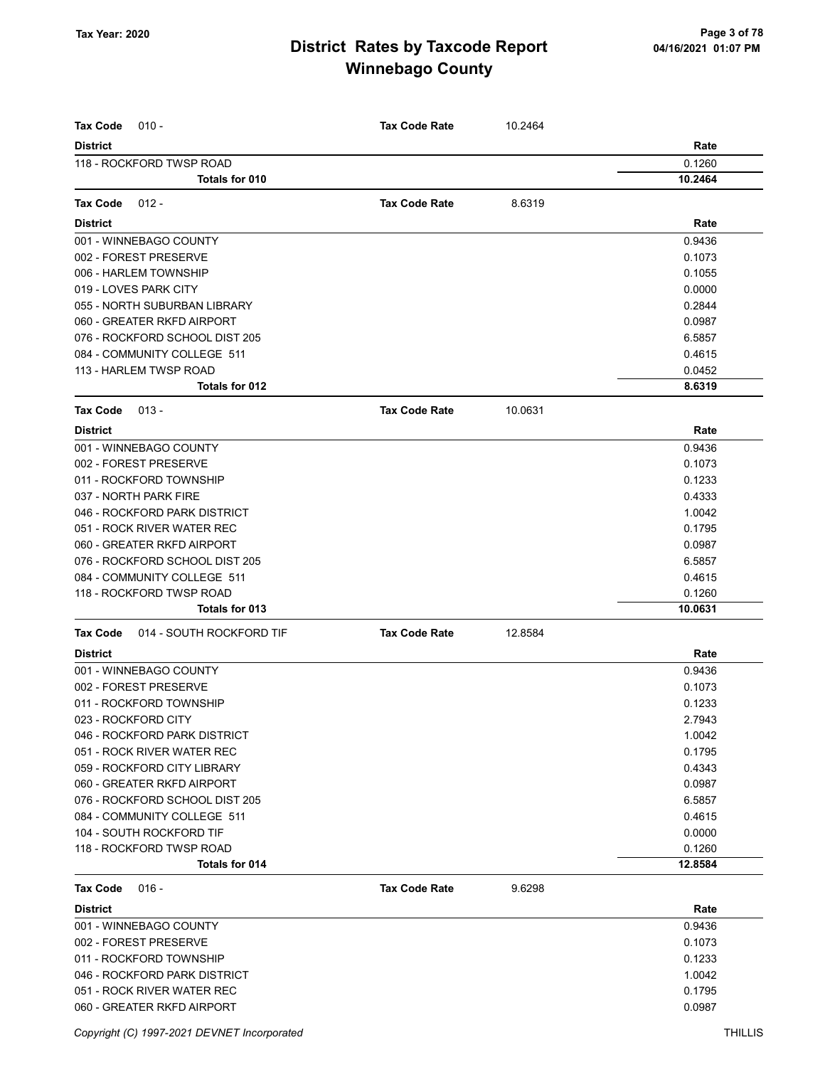| Tax Code 010 - | Tax Code Rate | 10.2464 |
|---|---|---|
| **District** | | **Rate** |
| 118 - ROCKFORD TWSP ROAD | | 0.1260 |
| **Totals for 010** | | **10.2464** |

| Tax Code 012 - | Tax Code Rate | 8.6319 |
|---|---|---|
| **District** | | **Rate** |
| 001 - WINNEBAGO COUNTY | | 0.9436 |
| 002 - FOREST PRESERVE | | 0.1073 |
| 006 - HARLEM TOWNSHIP | | 0.1055 |
| 019 - LOVES PARK CITY | | 0.0000 |
| 055 - NORTH SUBURBAN LIBRARY | | 0.2844 |
| 060 - GREATER RKFD AIRPORT | | 0.0987 |
| 076 - ROCKFORD SCHOOL DIST 205 | | 6.5857 |
| 084 - COMMUNITY COLLEGE 511 | | 0.4615 |
| 113 - HARLEM TWSP ROAD | | 0.0452 |
| **Totals for 012** | | **8.6319** |

| Tax Code 013 - | Tax Code Rate | 10.0631 |
|---|---|---|
| **District** | | **Rate** |
| 001 - WINNEBAGO COUNTY | | 0.9436 |
| 002 - FOREST PRESERVE | | 0.1073 |
| 011 - ROCKFORD TOWNSHIP | | 0.1233 |
| 037 - NORTH PARK FIRE | | 0.4333 |
| 046 - ROCKFORD PARK DISTRICT | | 1.0042 |
| 051 - ROCK RIVER WATER REC | | 0.1795 |
| 060 - GREATER RKFD AIRPORT | | 0.0987 |
| 076 - ROCKFORD SCHOOL DIST 205 | | 6.5857 |
| 084 - COMMUNITY COLLEGE 511 | | 0.4615 |
| 118 - ROCKFORD TWSP ROAD | | 0.1260 |
| **Totals for 013** | | **10.0631** |

| Tax Code 014 - SOUTH ROCKFORD TIF | Tax Code Rate | 12.8584 |
|---|---|---|
| **District** | | **Rate** |
| 001 - WINNEBAGO COUNTY | | 0.9436 |
| 002 - FOREST PRESERVE | | 0.1073 |
| 011 - ROCKFORD TOWNSHIP | | 0.1233 |
| 023 - ROCKFORD CITY | | 2.7943 |
| 046 - ROCKFORD PARK DISTRICT | | 1.0042 |
| 051 - ROCK RIVER WATER REC | | 0.1795 |
| 059 - ROCKFORD CITY LIBRARY | | 0.4343 |
| 060 - GREATER RKFD AIRPORT | | 0.0987 |
| 076 - ROCKFORD SCHOOL DIST 205 | | 6.5857 |
| 084 - COMMUNITY COLLEGE 511 | | 0.4615 |
| 104 - SOUTH ROCKFORD TIF | | 0.0000 |
| 118 - ROCKFORD TWSP ROAD | | 0.1260 |
| **Totals for 014** | | **12.8584** |

| Tax Code 016 - | Tax Code Rate | 9.6298 |
|---|---|---|
| **District** | | **Rate** |
| 001 - WINNEBAGO COUNTY | | 0.9436 |
| 002 - FOREST PRESERVE | | 0.1073 |
| 011 - ROCKFORD TOWNSHIP | | 0.1233 |
| 046 - ROCKFORD PARK DISTRICT | | 1.0042 |
| 051 - ROCK RIVER WATER REC | | 0.1795 |
| 060 - GREATER RKFD AIRPORT | | 0.0987 |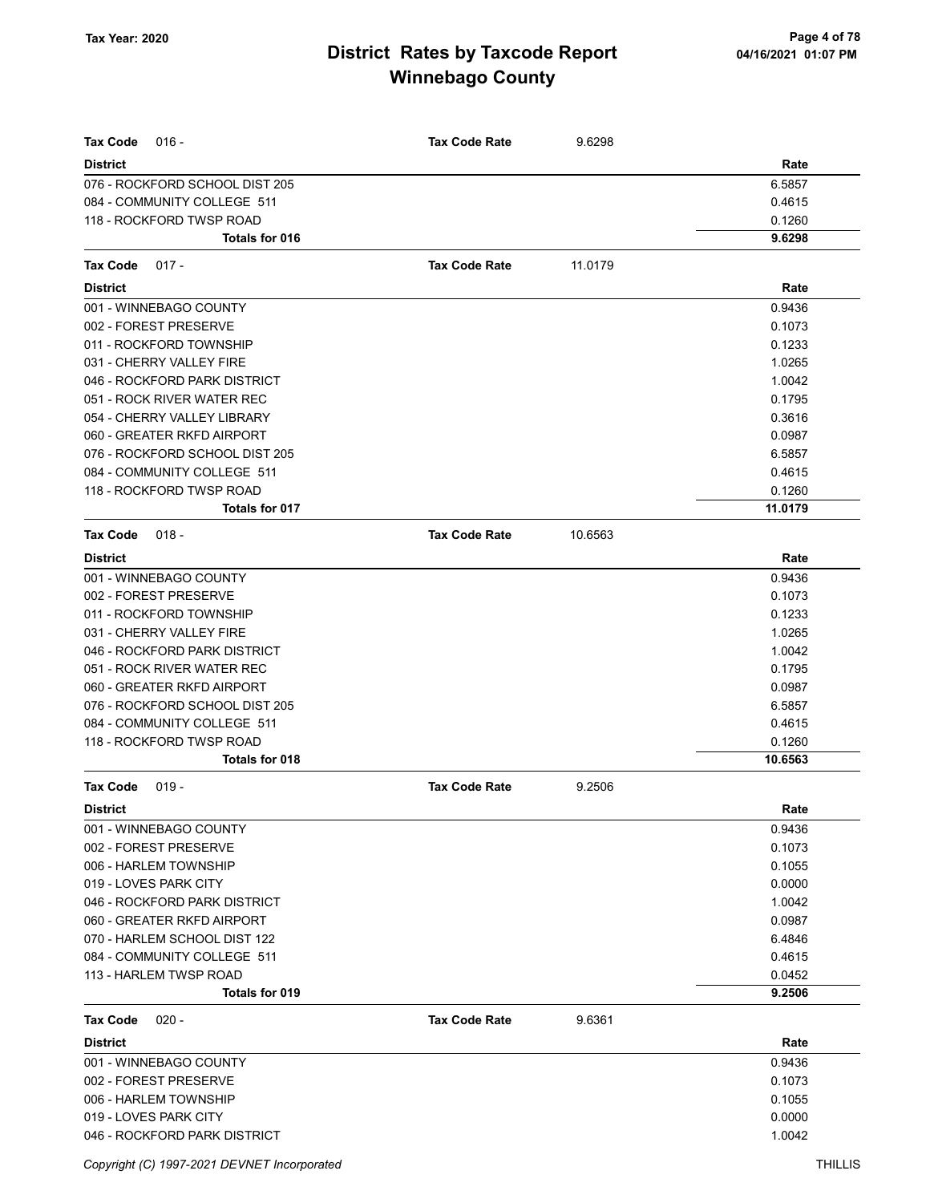# District Rates by Taxcode Report

## Winnebago County

Tax Year: 2020

**Tax Code** 016 - **Tax Code Rate** 9.6298

| District | Rate |
|---|---|
| 076 - ROCKFORD SCHOOL DIST 205 | 6.5857 |
| 084 - COMMUNITY COLLEGE 511 | 0.4615 |
| 118 - ROCKFORD TWSP ROAD | 0.1260 |
| **Totals for 016** | **9.6298** |

**Tax Code** 017 - **Tax Code Rate** 11.0179

| District | Rate |
|---|---|
| 001 - WINNEBAGO COUNTY | 0.9436 |
| 002 - FOREST PRESERVE | 0.1073 |
| 011 - ROCKFORD TOWNSHIP | 0.1233 |
| 031 - CHERRY VALLEY FIRE | 1.0265 |
| 046 - ROCKFORD PARK DISTRICT | 1.0042 |
| 051 - ROCK RIVER WATER REC | 0.1795 |
| 054 - CHERRY VALLEY LIBRARY | 0.3616 |
| 060 - GREATER RKFD AIRPORT | 0.0987 |
| 076 - ROCKFORD SCHOOL DIST 205 | 6.5857 |
| 084 - COMMUNITY COLLEGE 511 | 0.4615 |
| 118 - ROCKFORD TWSP ROAD | 0.1260 |
| **Totals for 017** | **11.0179** |

**Tax Code** 018 - **Tax Code Rate** 10.6563

| District | Rate |
|---|---|
| 001 - WINNEBAGO COUNTY | 0.9436 |
| 002 - FOREST PRESERVE | 0.1073 |
| 011 - ROCKFORD TOWNSHIP | 0.1233 |
| 031 - CHERRY VALLEY FIRE | 1.0265 |
| 046 - ROCKFORD PARK DISTRICT | 1.0042 |
| 051 - ROCK RIVER WATER REC | 0.1795 |
| 060 - GREATER RKFD AIRPORT | 0.0987 |
| 076 - ROCKFORD SCHOOL DIST 205 | 6.5857 |
| 084 - COMMUNITY COLLEGE 511 | 0.4615 |
| 118 - ROCKFORD TWSP ROAD | 0.1260 |
| **Totals for 018** | **10.6563** |

**Tax Code** 019 - **Tax Code Rate** 9.2506

| District | Rate |
|---|---|
| 001 - WINNEBAGO COUNTY | 0.9436 |
| 002 - FOREST PRESERVE | 0.1073 |
| 006 - HARLEM TOWNSHIP | 0.1055 |
| 019 - LOVES PARK CITY | 0.0000 |
| 046 - ROCKFORD PARK DISTRICT | 1.0042 |
| 060 - GREATER RKFD AIRPORT | 0.0987 |
| 070 - HARLEM SCHOOL DIST 122 | 6.4846 |
| 084 - COMMUNITY COLLEGE 511 | 0.4615 |
| 113 - HARLEM TWSP ROAD | 0.0452 |
| **Totals for 019** | **9.2506** |

**Tax Code** 020 - **Tax Code Rate** 9.6361

| District | Rate |
|---|---|
| 001 - WINNEBAGO COUNTY | 0.9436 |
| 002 - FOREST PRESERVE | 0.1073 |
| 006 - HARLEM TOWNSHIP | 0.1055 |
| 019 - LOVES PARK CITY | 0.0000 |
| 046 - ROCKFORD PARK DISTRICT | 1.0042 |

Copyright (C) 1997-2021 DEVNET Incorporated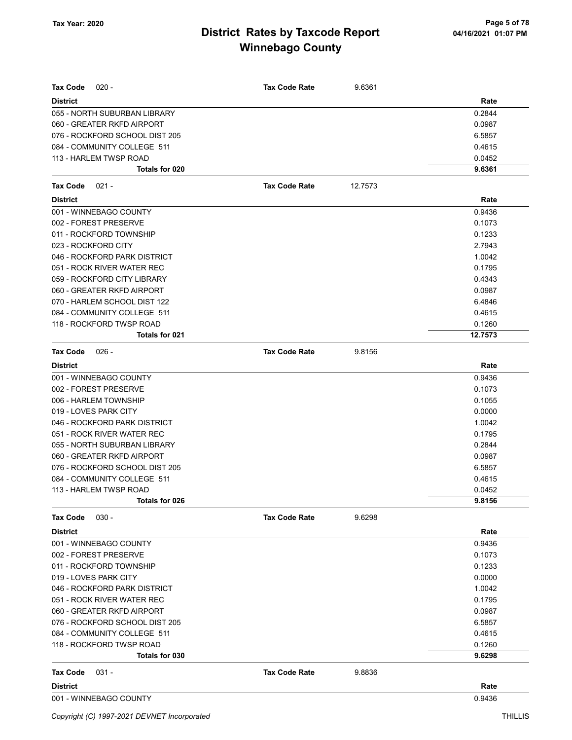# District Rates by Taxcode Report
# Winnebago County

Tax Year: 2020

**Tax Code** 020 - **Tax Code Rate** 9.6361

| District | Rate |
|---|---|
| 055 - NORTH SUBURBAN LIBRARY | 0.2844 |
| 060 - GREATER RKFD AIRPORT | 0.0987 |
| 076 - ROCKFORD SCHOOL DIST 205 | 6.5857 |
| 084 - COMMUNITY COLLEGE 511 | 0.4615 |
| 113 - HARLEM TWSP ROAD | 0.0452 |
| **Totals for 020** | **9.6361** |

**Tax Code** 021 - **Tax Code Rate** 12.7573

| District | Rate |
|---|---|
| 001 - WINNEBAGO COUNTY | 0.9436 |
| 002 - FOREST PRESERVE | 0.1073 |
| 011 - ROCKFORD TOWNSHIP | 0.1233 |
| 023 - ROCKFORD CITY | 2.7943 |
| 046 - ROCKFORD PARK DISTRICT | 1.0042 |
| 051 - ROCK RIVER WATER REC | 0.1795 |
| 059 - ROCKFORD CITY LIBRARY | 0.4343 |
| 060 - GREATER RKFD AIRPORT | 0.0987 |
| 070 - HARLEM SCHOOL DIST 122 | 6.4846 |
| 084 - COMMUNITY COLLEGE 511 | 0.4615 |
| 118 - ROCKFORD TWSP ROAD | 0.1260 |
| **Totals for 021** | **12.7573** |

**Tax Code** 026 - **Tax Code Rate** 9.8156

| District | Rate |
|---|---|
| 001 - WINNEBAGO COUNTY | 0.9436 |
| 002 - FOREST PRESERVE | 0.1073 |
| 006 - HARLEM TOWNSHIP | 0.1055 |
| 019 - LOVES PARK CITY | 0.0000 |
| 046 - ROCKFORD PARK DISTRICT | 1.0042 |
| 051 - ROCK RIVER WATER REC | 0.1795 |
| 055 - NORTH SUBURBAN LIBRARY | 0.2844 |
| 060 - GREATER RKFD AIRPORT | 0.0987 |
| 076 - ROCKFORD SCHOOL DIST 205 | 6.5857 |
| 084 - COMMUNITY COLLEGE 511 | 0.4615 |
| 113 - HARLEM TWSP ROAD | 0.0452 |
| **Totals for 026** | **9.8156** |

**Tax Code** 030 - **Tax Code Rate** 9.6298

| District | Rate |
|---|---|
| 001 - WINNEBAGO COUNTY | 0.9436 |
| 002 - FOREST PRESERVE | 0.1073 |
| 011 - ROCKFORD TOWNSHIP | 0.1233 |
| 019 - LOVES PARK CITY | 0.0000 |
| 046 - ROCKFORD PARK DISTRICT | 1.0042 |
| 051 - ROCK RIVER WATER REC | 0.1795 |
| 060 - GREATER RKFD AIRPORT | 0.0987 |
| 076 - ROCKFORD SCHOOL DIST 205 | 6.5857 |
| 084 - COMMUNITY COLLEGE 511 | 0.4615 |
| 118 - ROCKFORD TWSP ROAD | 0.1260 |
| **Totals for 030** | **9.6298** |

**Tax Code** 031 - **Tax Code Rate** 9.8836

| District | Rate |
|---|---|
| 001 - WINNEBAGO COUNTY | 0.9436 |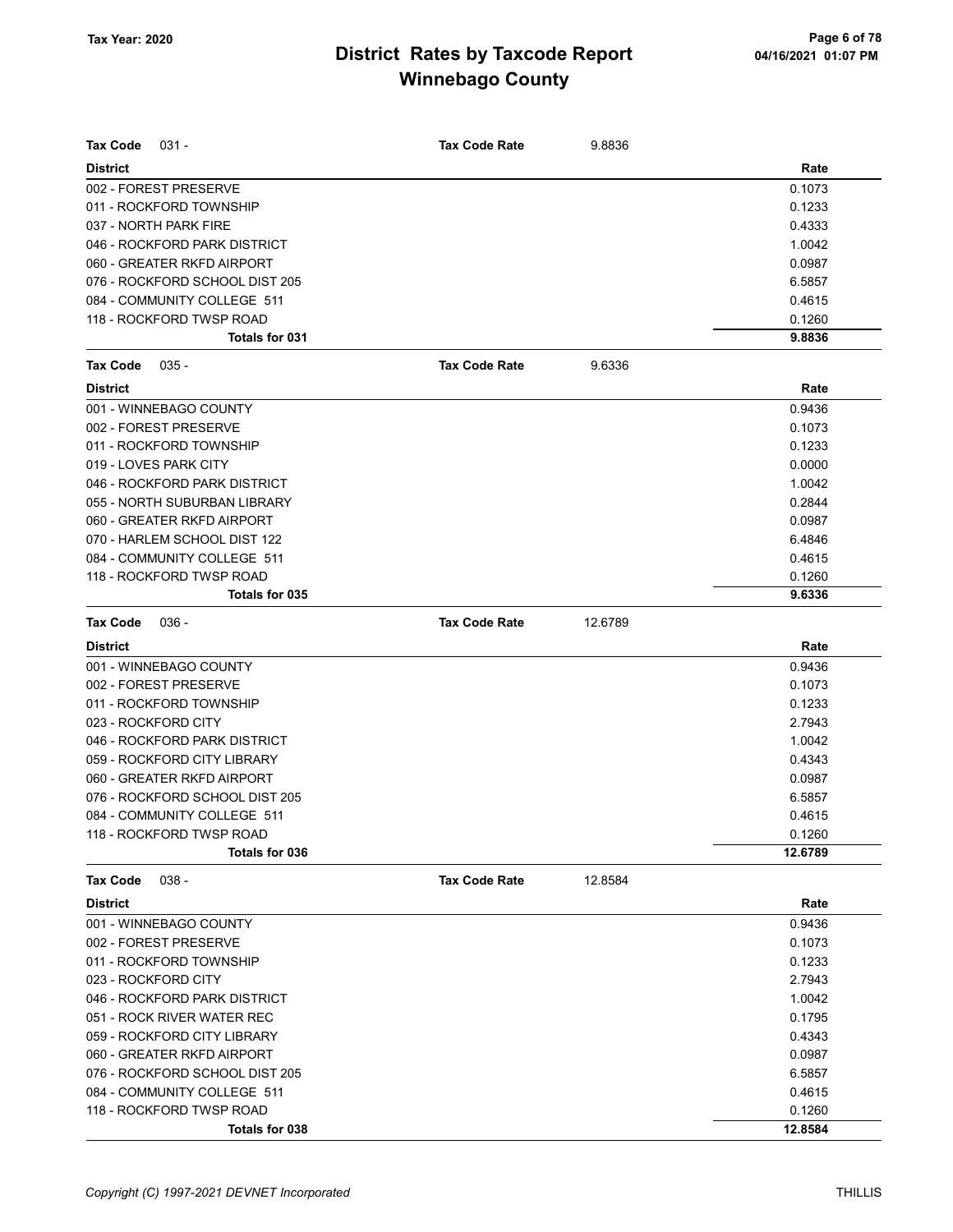# District Rates by Taxcode Report
## Winnebago County

Tax Year: 2020

**Tax Code** 031 - **Tax Code Rate** 9.8836

| District | Rate |
|---|---|
| 002 - FOREST PRESERVE | 0.1073 |
| 011 - ROCKFORD TOWNSHIP | 0.1233 |
| 037 - NORTH PARK FIRE | 0.4333 |
| 046 - ROCKFORD PARK DISTRICT | 1.0042 |
| 060 - GREATER RKFD AIRPORT | 0.0987 |
| 076 - ROCKFORD SCHOOL DIST 205 | 6.5857 |
| 084 - COMMUNITY COLLEGE 511 | 0.4615 |
| 118 - ROCKFORD TWSP ROAD | 0.1260 |
| **Totals for 031** | **9.8836** |

**Tax Code** 035 - **Tax Code Rate** 9.6336

| District | Rate |
|---|---|
| 001 - WINNEBAGO COUNTY | 0.9436 |
| 002 - FOREST PRESERVE | 0.1073 |
| 011 - ROCKFORD TOWNSHIP | 0.1233 |
| 019 - LOVES PARK CITY | 0.0000 |
| 046 - ROCKFORD PARK DISTRICT | 1.0042 |
| 055 - NORTH SUBURBAN LIBRARY | 0.2844 |
| 060 - GREATER RKFD AIRPORT | 0.0987 |
| 070 - HARLEM SCHOOL DIST 122 | 6.4846 |
| 084 - COMMUNITY COLLEGE 511 | 0.4615 |
| 118 - ROCKFORD TWSP ROAD | 0.1260 |
| **Totals for 035** | **9.6336** |

**Tax Code** 036 - **Tax Code Rate** 12.6789

| District | Rate |
|---|---|
| 001 - WINNEBAGO COUNTY | 0.9436 |
| 002 - FOREST PRESERVE | 0.1073 |
| 011 - ROCKFORD TOWNSHIP | 0.1233 |
| 023 - ROCKFORD CITY | 2.7943 |
| 046 - ROCKFORD PARK DISTRICT | 1.0042 |
| 059 - ROCKFORD CITY LIBRARY | 0.4343 |
| 060 - GREATER RKFD AIRPORT | 0.0987 |
| 076 - ROCKFORD SCHOOL DIST 205 | 6.5857 |
| 084 - COMMUNITY COLLEGE 511 | 0.4615 |
| 118 - ROCKFORD TWSP ROAD | 0.1260 |
| **Totals for 036** | **12.6789** |

**Tax Code** 038 - **Tax Code Rate** 12.8584

| District | Rate |
|---|---|
| 001 - WINNEBAGO COUNTY | 0.9436 |
| 002 - FOREST PRESERVE | 0.1073 |
| 011 - ROCKFORD TOWNSHIP | 0.1233 |
| 023 - ROCKFORD CITY | 2.7943 |
| 046 - ROCKFORD PARK DISTRICT | 1.0042 |
| 051 - ROCK RIVER WATER REC | 0.1795 |
| 059 - ROCKFORD CITY LIBRARY | 0.4343 |
| 060 - GREATER RKFD AIRPORT | 0.0987 |
| 076 - ROCKFORD SCHOOL DIST 205 | 6.5857 |
| 084 - COMMUNITY COLLEGE 511 | 0.4615 |
| 118 - ROCKFORD TWSP ROAD | 0.1260 |
| **Totals for 038** | **12.8584** |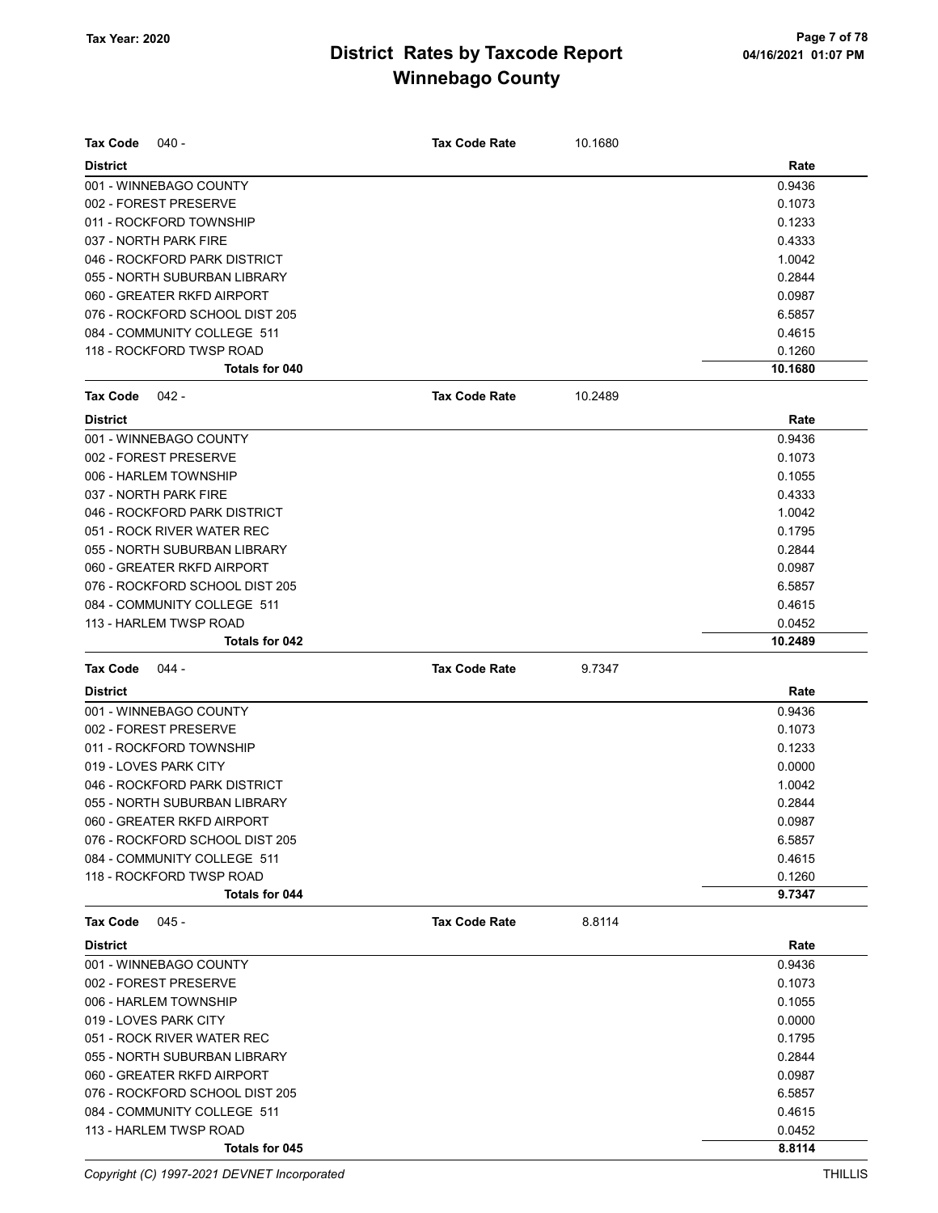# District Rates by Taxcode Report
## Winnebago County

Tax Year: 2020

**Tax Code** 040 - **Tax Code Rate** 10.1680

| District | Rate |
|---|---|
| 001 - WINNEBAGO COUNTY | 0.9436 |
| 002 - FOREST PRESERVE | 0.1073 |
| 011 - ROCKFORD TOWNSHIP | 0.1233 |
| 037 - NORTH PARK FIRE | 0.4333 |
| 046 - ROCKFORD PARK DISTRICT | 1.0042 |
| 055 - NORTH SUBURBAN LIBRARY | 0.2844 |
| 060 - GREATER RKFD AIRPORT | 0.0987 |
| 076 - ROCKFORD SCHOOL DIST 205 | 6.5857 |
| 084 - COMMUNITY COLLEGE 511 | 0.4615 |
| 118 - ROCKFORD TWSP ROAD | 0.1260 |
| **Totals for 040** | **10.1680** |

**Tax Code** 042 - **Tax Code Rate** 10.2489

| District | Rate |
|---|---|
| 001 - WINNEBAGO COUNTY | 0.9436 |
| 002 - FOREST PRESERVE | 0.1073 |
| 006 - HARLEM TOWNSHIP | 0.1055 |
| 037 - NORTH PARK FIRE | 0.4333 |
| 046 - ROCKFORD PARK DISTRICT | 1.0042 |
| 051 - ROCK RIVER WATER REC | 0.1795 |
| 055 - NORTH SUBURBAN LIBRARY | 0.2844 |
| 060 - GREATER RKFD AIRPORT | 0.0987 |
| 076 - ROCKFORD SCHOOL DIST 205 | 6.5857 |
| 084 - COMMUNITY COLLEGE 511 | 0.4615 |
| 113 - HARLEM TWSP ROAD | 0.0452 |
| **Totals for 042** | **10.2489** |

**Tax Code** 044 - **Tax Code Rate** 9.7347

| District | Rate |
|---|---|
| 001 - WINNEBAGO COUNTY | 0.9436 |
| 002 - FOREST PRESERVE | 0.1073 |
| 011 - ROCKFORD TOWNSHIP | 0.1233 |
| 019 - LOVES PARK CITY | 0.0000 |
| 046 - ROCKFORD PARK DISTRICT | 1.0042 |
| 055 - NORTH SUBURBAN LIBRARY | 0.2844 |
| 060 - GREATER RKFD AIRPORT | 0.0987 |
| 076 - ROCKFORD SCHOOL DIST 205 | 6.5857 |
| 084 - COMMUNITY COLLEGE 511 | 0.4615 |
| 118 - ROCKFORD TWSP ROAD | 0.1260 |
| **Totals for 044** | **9.7347** |

**Tax Code** 045 - **Tax Code Rate** 8.8114

| District | Rate |
|---|---|
| 001 - WINNEBAGO COUNTY | 0.9436 |
| 002 - FOREST PRESERVE | 0.1073 |
| 006 - HARLEM TOWNSHIP | 0.1055 |
| 019 - LOVES PARK CITY | 0.0000 |
| 051 - ROCK RIVER WATER REC | 0.1795 |
| 055 - NORTH SUBURBAN LIBRARY | 0.2844 |
| 060 - GREATER RKFD AIRPORT | 0.0987 |
| 076 - ROCKFORD SCHOOL DIST 205 | 6.5857 |
| 084 - COMMUNITY COLLEGE 511 | 0.4615 |
| 113 - HARLEM TWSP ROAD | 0.0452 |
| **Totals for 045** | **8.8114** |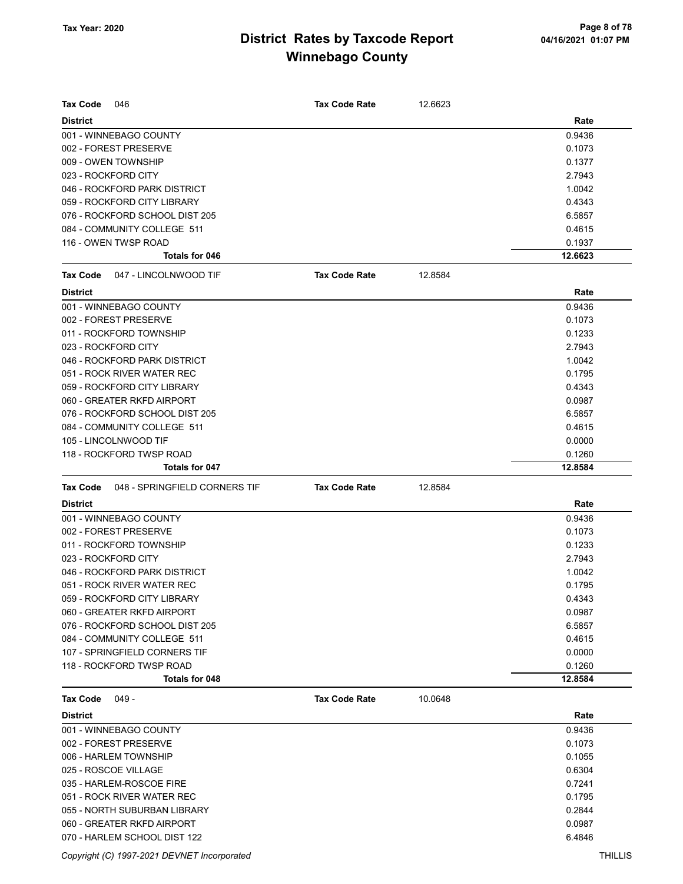# District Rates by Taxcode Report

## Winnebago County

Tax Year: 2020

04/16/2021 01:07 PM

**Tax Code** 046 — **Tax Code Rate** 12.6623

| District | Rate |
|---|---|
| 001 - WINNEBAGO COUNTY | 0.9436 |
| 002 - FOREST PRESERVE | 0.1073 |
| 009 - OWEN TOWNSHIP | 0.1377 |
| 023 - ROCKFORD CITY | 2.7943 |
| 046 - ROCKFORD PARK DISTRICT | 1.0042 |
| 059 - ROCKFORD CITY LIBRARY | 0.4343 |
| 076 - ROCKFORD SCHOOL DIST 205 | 6.5857 |
| 084 - COMMUNITY COLLEGE 511 | 0.4615 |
| 116 - OWEN TWSP ROAD | 0.1937 |
| **Totals for 046** | **12.6623** |

**Tax Code** 047 - LINCOLNWOOD TIF — **Tax Code Rate** 12.8584

| District | Rate |
|---|---|
| 001 - WINNEBAGO COUNTY | 0.9436 |
| 002 - FOREST PRESERVE | 0.1073 |
| 011 - ROCKFORD TOWNSHIP | 0.1233 |
| 023 - ROCKFORD CITY | 2.7943 |
| 046 - ROCKFORD PARK DISTRICT | 1.0042 |
| 051 - ROCK RIVER WATER REC | 0.1795 |
| 059 - ROCKFORD CITY LIBRARY | 0.4343 |
| 060 - GREATER RKFD AIRPORT | 0.0987 |
| 076 - ROCKFORD SCHOOL DIST 205 | 6.5857 |
| 084 - COMMUNITY COLLEGE 511 | 0.4615 |
| 105 - LINCOLNWOOD TIF | 0.0000 |
| 118 - ROCKFORD TWSP ROAD | 0.1260 |
| **Totals for 047** | **12.8584** |

**Tax Code** 048 - SPRINGFIELD CORNERS TIF — **Tax Code Rate** 12.8584

| District | Rate |
|---|---|
| 001 - WINNEBAGO COUNTY | 0.9436 |
| 002 - FOREST PRESERVE | 0.1073 |
| 011 - ROCKFORD TOWNSHIP | 0.1233 |
| 023 - ROCKFORD CITY | 2.7943 |
| 046 - ROCKFORD PARK DISTRICT | 1.0042 |
| 051 - ROCK RIVER WATER REC | 0.1795 |
| 059 - ROCKFORD CITY LIBRARY | 0.4343 |
| 060 - GREATER RKFD AIRPORT | 0.0987 |
| 076 - ROCKFORD SCHOOL DIST 205 | 6.5857 |
| 084 - COMMUNITY COLLEGE 511 | 0.4615 |
| 107 - SPRINGFIELD CORNERS TIF | 0.0000 |
| 118 - ROCKFORD TWSP ROAD | 0.1260 |
| **Totals for 048** | **12.8584** |

**Tax Code** 049 - — **Tax Code Rate** 10.0648

| District | Rate |
|---|---|
| 001 - WINNEBAGO COUNTY | 0.9436 |
| 002 - FOREST PRESERVE | 0.1073 |
| 006 - HARLEM TOWNSHIP | 0.1055 |
| 025 - ROSCOE VILLAGE | 0.6304 |
| 035 - HARLEM-ROSCOE FIRE | 0.7241 |
| 051 - ROCK RIVER WATER REC | 0.1795 |
| 055 - NORTH SUBURBAN LIBRARY | 0.2844 |
| 060 - GREATER RKFD AIRPORT | 0.0987 |
| 070 - HARLEM SCHOOL DIST 122 | 6.4846 |

Copyright (C) 1997-2021 DEVNET Incorporated — THILLIS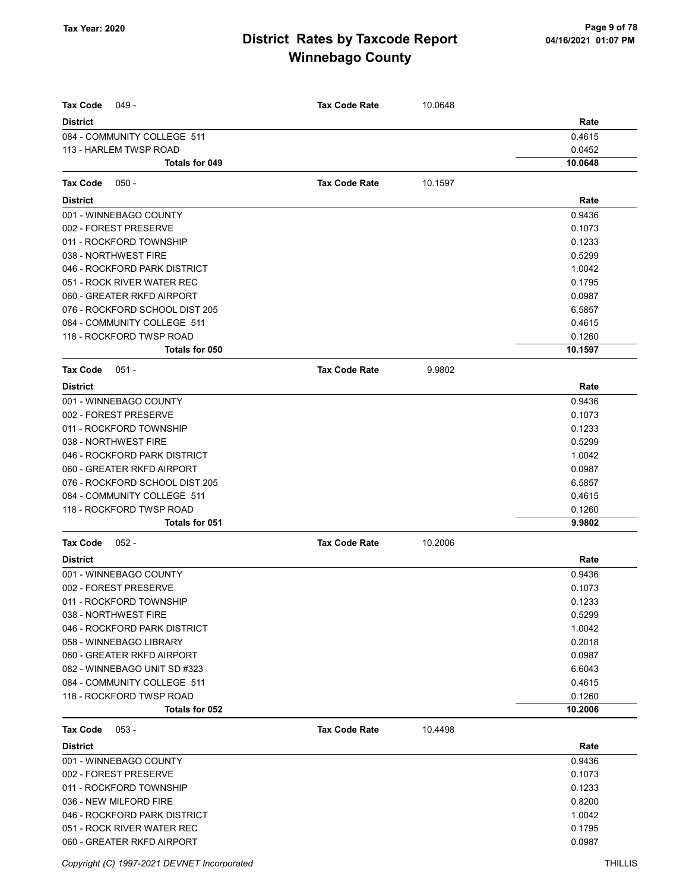| Tax Code 049 - | Tax Code Rate | 10.0648 | |
|---|---|---|---|
| **District** | | | **Rate** |
| 084 - COMMUNITY COLLEGE 511 | | | 0.4615 |
| 113 - HARLEM TWSP ROAD | | | 0.0452 |
| **Totals for 049** | | | **10.0648** |

| Tax Code 050 - | Tax Code Rate | 10.1597 | |
|---|---|---|---|
| **District** | | | **Rate** |
| 001 - WINNEBAGO COUNTY | | | 0.9436 |
| 002 - FOREST PRESERVE | | | 0.1073 |
| 011 - ROCKFORD TOWNSHIP | | | 0.1233 |
| 038 - NORTHWEST FIRE | | | 0.5299 |
| 046 - ROCKFORD PARK DISTRICT | | | 1.0042 |
| 051 - ROCK RIVER WATER REC | | | 0.1795 |
| 060 - GREATER RKFD AIRPORT | | | 0.0987 |
| 076 - ROCKFORD SCHOOL DIST 205 | | | 6.5857 |
| 084 - COMMUNITY COLLEGE 511 | | | 0.4615 |
| 118 - ROCKFORD TWSP ROAD | | | 0.1260 |
| **Totals for 050** | | | **10.1597** |

| Tax Code 051 - | Tax Code Rate | 9.9802 | |
|---|---|---|---|
| **District** | | | **Rate** |
| 001 - WINNEBAGO COUNTY | | | 0.9436 |
| 002 - FOREST PRESERVE | | | 0.1073 |
| 011 - ROCKFORD TOWNSHIP | | | 0.1233 |
| 038 - NORTHWEST FIRE | | | 0.5299 |
| 046 - ROCKFORD PARK DISTRICT | | | 1.0042 |
| 060 - GREATER RKFD AIRPORT | | | 0.0987 |
| 076 - ROCKFORD SCHOOL DIST 205 | | | 6.5857 |
| 084 - COMMUNITY COLLEGE 511 | | | 0.4615 |
| 118 - ROCKFORD TWSP ROAD | | | 0.1260 |
| **Totals for 051** | | | **9.9802** |

| Tax Code 052 - | Tax Code Rate | 10.2006 | |
|---|---|---|---|
| **District** | | | **Rate** |
| 001 - WINNEBAGO COUNTY | | | 0.9436 |
| 002 - FOREST PRESERVE | | | 0.1073 |
| 011 - ROCKFORD TOWNSHIP | | | 0.1233 |
| 038 - NORTHWEST FIRE | | | 0.5299 |
| 046 - ROCKFORD PARK DISTRICT | | | 1.0042 |
| 058 - WINNEBAGO LIBRARY | | | 0.2018 |
| 060 - GREATER RKFD AIRPORT | | | 0.0987 |
| 082 - WINNEBAGO UNIT SD #323 | | | 6.6043 |
| 084 - COMMUNITY COLLEGE 511 | | | 0.4615 |
| 118 - ROCKFORD TWSP ROAD | | | 0.1260 |
| **Totals for 052** | | | **10.2006** |

| Tax Code 053 - | Tax Code Rate | 10.4498 | |
|---|---|---|---|
| **District** | | | **Rate** |
| 001 - WINNEBAGO COUNTY | | | 0.9436 |
| 002 - FOREST PRESERVE | | | 0.1073 |
| 011 - ROCKFORD TOWNSHIP | | | 0.1233 |
| 036 - NEW MILFORD FIRE | | | 0.8200 |
| 046 - ROCKFORD PARK DISTRICT | | | 1.0042 |
| 051 - ROCK RIVER WATER REC | | | 0.1795 |
| 060 - GREATER RKFD AIRPORT | | | 0.0987 |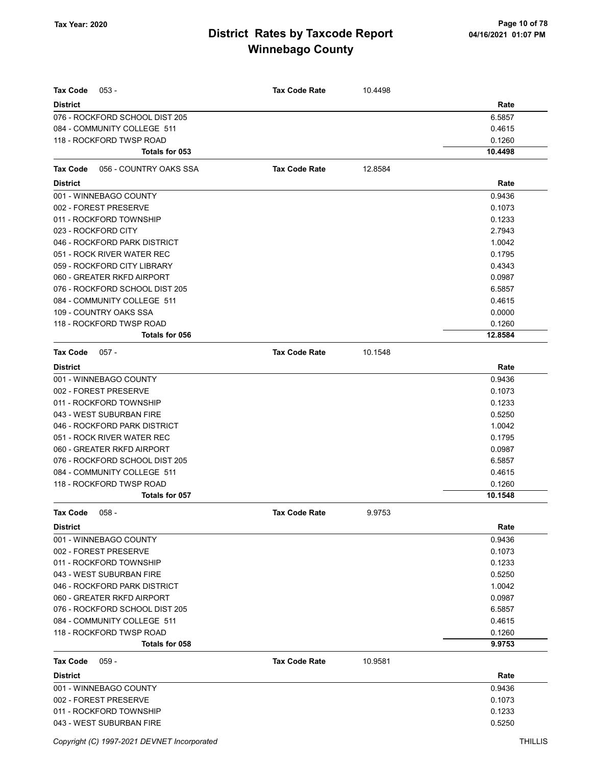# District Rates by Taxcode Report
# Winnebago County

Tax Year: 2020

| Tax Code 053 - | Tax Code Rate | 10.4498 |
|---|---|---|
| **District** | | **Rate** |
| 076 - ROCKFORD SCHOOL DIST 205 | | 6.5857 |
| 084 - COMMUNITY COLLEGE 511 | | 0.4615 |
| 118 - ROCKFORD TWSP ROAD | | 0.1260 |
| **Totals for 053** | | **10.4498** |

| Tax Code 056 - COUNTRY OAKS SSA | Tax Code Rate | 12.8584 |
|---|---|---|
| **District** | | **Rate** |
| 001 - WINNEBAGO COUNTY | | 0.9436 |
| 002 - FOREST PRESERVE | | 0.1073 |
| 011 - ROCKFORD TOWNSHIP | | 0.1233 |
| 023 - ROCKFORD CITY | | 2.7943 |
| 046 - ROCKFORD PARK DISTRICT | | 1.0042 |
| 051 - ROCK RIVER WATER REC | | 0.1795 |
| 059 - ROCKFORD CITY LIBRARY | | 0.4343 |
| 060 - GREATER RKFD AIRPORT | | 0.0987 |
| 076 - ROCKFORD SCHOOL DIST 205 | | 6.5857 |
| 084 - COMMUNITY COLLEGE 511 | | 0.4615 |
| 109 - COUNTRY OAKS SSA | | 0.0000 |
| 118 - ROCKFORD TWSP ROAD | | 0.1260 |
| **Totals for 056** | | **12.8584** |

| Tax Code 057 - | Tax Code Rate | 10.1548 |
|---|---|---|
| **District** | | **Rate** |
| 001 - WINNEBAGO COUNTY | | 0.9436 |
| 002 - FOREST PRESERVE | | 0.1073 |
| 011 - ROCKFORD TOWNSHIP | | 0.1233 |
| 043 - WEST SUBURBAN FIRE | | 0.5250 |
| 046 - ROCKFORD PARK DISTRICT | | 1.0042 |
| 051 - ROCK RIVER WATER REC | | 0.1795 |
| 060 - GREATER RKFD AIRPORT | | 0.0987 |
| 076 - ROCKFORD SCHOOL DIST 205 | | 6.5857 |
| 084 - COMMUNITY COLLEGE 511 | | 0.4615 |
| 118 - ROCKFORD TWSP ROAD | | 0.1260 |
| **Totals for 057** | | **10.1548** |

| Tax Code 058 - | Tax Code Rate | 9.9753 |
|---|---|---|
| **District** | | **Rate** |
| 001 - WINNEBAGO COUNTY | | 0.9436 |
| 002 - FOREST PRESERVE | | 0.1073 |
| 011 - ROCKFORD TOWNSHIP | | 0.1233 |
| 043 - WEST SUBURBAN FIRE | | 0.5250 |
| 046 - ROCKFORD PARK DISTRICT | | 1.0042 |
| 060 - GREATER RKFD AIRPORT | | 0.0987 |
| 076 - ROCKFORD SCHOOL DIST 205 | | 6.5857 |
| 084 - COMMUNITY COLLEGE 511 | | 0.4615 |
| 118 - ROCKFORD TWSP ROAD | | 0.1260 |
| **Totals for 058** | | **9.9753** |

| Tax Code 059 - | Tax Code Rate | 10.9581 |
|---|---|---|
| **District** | | **Rate** |
| 001 - WINNEBAGO COUNTY | | 0.9436 |
| 002 - FOREST PRESERVE | | 0.1073 |
| 011 - ROCKFORD TOWNSHIP | | 0.1233 |
| 043 - WEST SUBURBAN FIRE | | 0.5250 |

Copyright (C) 1997-2021 DEVNET Incorporated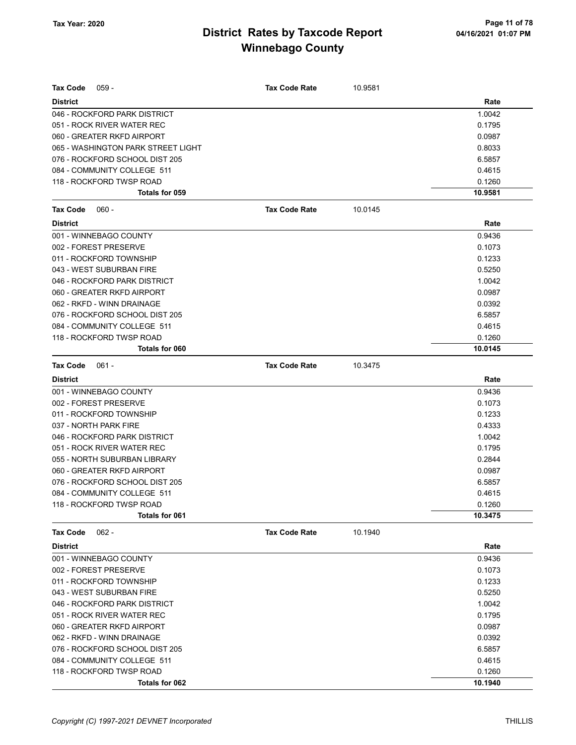# District Rates by Taxcode Report

## Winnebago County

Tax Year: 2020

04/16/2021 01:07 PM

**Tax Code** 059 - **Tax Code Rate** 10.9581

| District | Rate |
|---|---|
| 046 - ROCKFORD PARK DISTRICT | 1.0042 |
| 051 - ROCK RIVER WATER REC | 0.1795 |
| 060 - GREATER RKFD AIRPORT | 0.0987 |
| 065 - WASHINGTON PARK STREET LIGHT | 0.8033 |
| 076 - ROCKFORD SCHOOL DIST 205 | 6.5857 |
| 084 - COMMUNITY COLLEGE 511 | 0.4615 |
| 118 - ROCKFORD TWSP ROAD | 0.1260 |
| **Totals for 059** | **10.9581** |

**Tax Code** 060 - **Tax Code Rate** 10.0145

| District | Rate |
|---|---|
| 001 - WINNEBAGO COUNTY | 0.9436 |
| 002 - FOREST PRESERVE | 0.1073 |
| 011 - ROCKFORD TOWNSHIP | 0.1233 |
| 043 - WEST SUBURBAN FIRE | 0.5250 |
| 046 - ROCKFORD PARK DISTRICT | 1.0042 |
| 060 - GREATER RKFD AIRPORT | 0.0987 |
| 062 - RKFD - WINN DRAINAGE | 0.0392 |
| 076 - ROCKFORD SCHOOL DIST 205 | 6.5857 |
| 084 - COMMUNITY COLLEGE 511 | 0.4615 |
| 118 - ROCKFORD TWSP ROAD | 0.1260 |
| **Totals for 060** | **10.0145** |

**Tax Code** 061 - **Tax Code Rate** 10.3475

| District | Rate |
|---|---|
| 001 - WINNEBAGO COUNTY | 0.9436 |
| 002 - FOREST PRESERVE | 0.1073 |
| 011 - ROCKFORD TOWNSHIP | 0.1233 |
| 037 - NORTH PARK FIRE | 0.4333 |
| 046 - ROCKFORD PARK DISTRICT | 1.0042 |
| 051 - ROCK RIVER WATER REC | 0.1795 |
| 055 - NORTH SUBURBAN LIBRARY | 0.2844 |
| 060 - GREATER RKFD AIRPORT | 0.0987 |
| 076 - ROCKFORD SCHOOL DIST 205 | 6.5857 |
| 084 - COMMUNITY COLLEGE 511 | 0.4615 |
| 118 - ROCKFORD TWSP ROAD | 0.1260 |
| **Totals for 061** | **10.3475** |

**Tax Code** 062 - **Tax Code Rate** 10.1940

| District | Rate |
|---|---|
| 001 - WINNEBAGO COUNTY | 0.9436 |
| 002 - FOREST PRESERVE | 0.1073 |
| 011 - ROCKFORD TOWNSHIP | 0.1233 |
| 043 - WEST SUBURBAN FIRE | 0.5250 |
| 046 - ROCKFORD PARK DISTRICT | 1.0042 |
| 051 - ROCK RIVER WATER REC | 0.1795 |
| 060 - GREATER RKFD AIRPORT | 0.0987 |
| 062 - RKFD - WINN DRAINAGE | 0.0392 |
| 076 - ROCKFORD SCHOOL DIST 205 | 6.5857 |
| 084 - COMMUNITY COLLEGE 511 | 0.4615 |
| 118 - ROCKFORD TWSP ROAD | 0.1260 |
| **Totals for 062** | **10.1940** |

*Copyright (C) 1997-2021 DEVNET Incorporated* THILLIS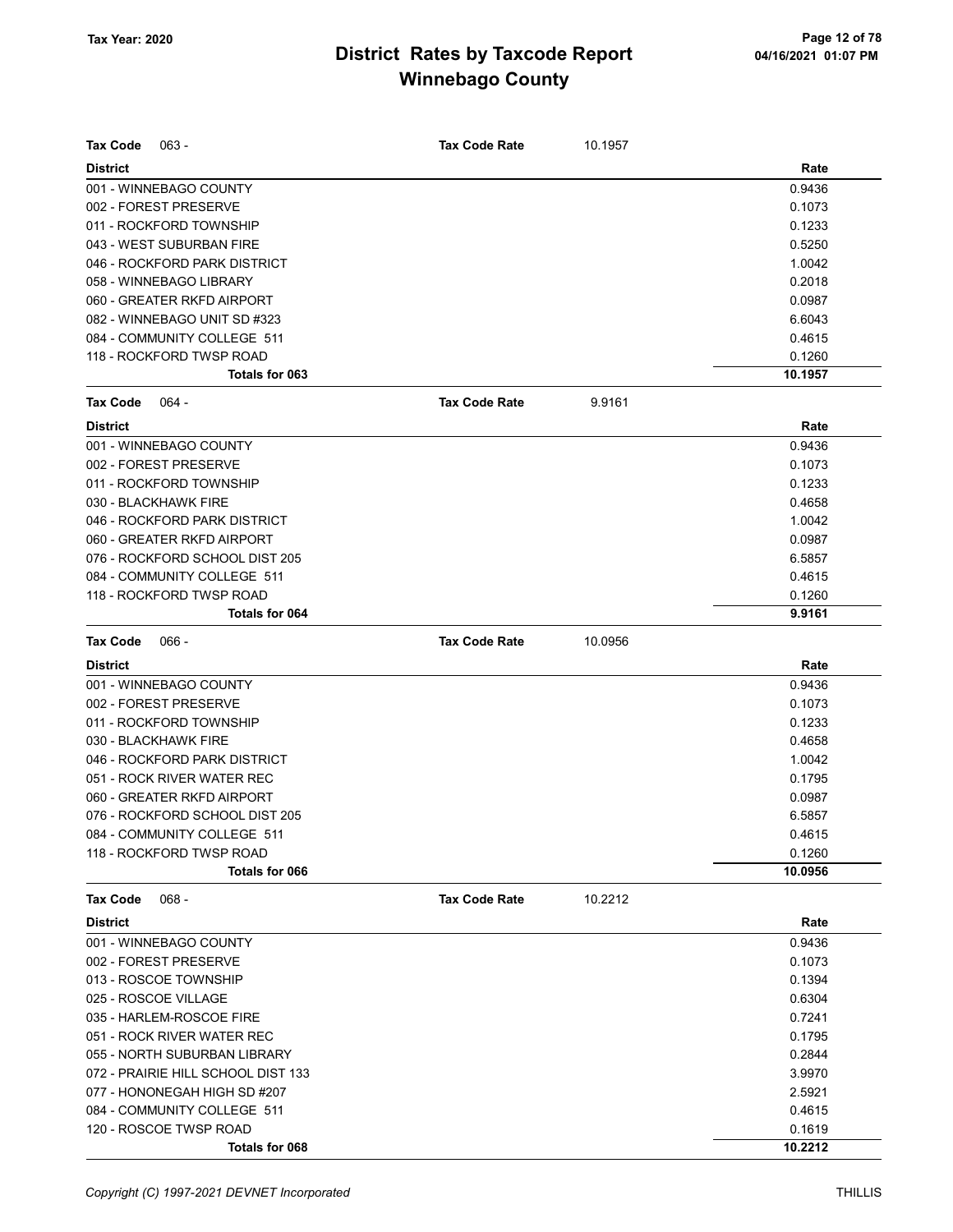**Tax Code** 063 - **Tax Code Rate** 10.1957

| District | Rate |
|---|---|
| 001 - WINNEBAGO COUNTY | 0.9436 |
| 002 - FOREST PRESERVE | 0.1073 |
| 011 - ROCKFORD TOWNSHIP | 0.1233 |
| 043 - WEST SUBURBAN FIRE | 0.5250 |
| 046 - ROCKFORD PARK DISTRICT | 1.0042 |
| 058 - WINNEBAGO LIBRARY | 0.2018 |
| 060 - GREATER RKFD AIRPORT | 0.0987 |
| 082 - WINNEBAGO UNIT SD #323 | 6.6043 |
| 084 - COMMUNITY COLLEGE 511 | 0.4615 |
| 118 - ROCKFORD TWSP ROAD | 0.1260 |
| **Totals for 063** | **10.1957** |

**Tax Code** 064 - **Tax Code Rate** 9.9161

| District | Rate |
|---|---|
| 001 - WINNEBAGO COUNTY | 0.9436 |
| 002 - FOREST PRESERVE | 0.1073 |
| 011 - ROCKFORD TOWNSHIP | 0.1233 |
| 030 - BLACKHAWK FIRE | 0.4658 |
| 046 - ROCKFORD PARK DISTRICT | 1.0042 |
| 060 - GREATER RKFD AIRPORT | 0.0987 |
| 076 - ROCKFORD SCHOOL DIST 205 | 6.5857 |
| 084 - COMMUNITY COLLEGE 511 | 0.4615 |
| 118 - ROCKFORD TWSP ROAD | 0.1260 |
| **Totals for 064** | **9.9161** |

**Tax Code** 066 - **Tax Code Rate** 10.0956

| District | Rate |
|---|---|
| 001 - WINNEBAGO COUNTY | 0.9436 |
| 002 - FOREST PRESERVE | 0.1073 |
| 011 - ROCKFORD TOWNSHIP | 0.1233 |
| 030 - BLACKHAWK FIRE | 0.4658 |
| 046 - ROCKFORD PARK DISTRICT | 1.0042 |
| 051 - ROCK RIVER WATER REC | 0.1795 |
| 060 - GREATER RKFD AIRPORT | 0.0987 |
| 076 - ROCKFORD SCHOOL DIST 205 | 6.5857 |
| 084 - COMMUNITY COLLEGE 511 | 0.4615 |
| 118 - ROCKFORD TWSP ROAD | 0.1260 |
| **Totals for 066** | **10.0956** |

**Tax Code** 068 - **Tax Code Rate** 10.2212

| District | Rate |
|---|---|
| 001 - WINNEBAGO COUNTY | 0.9436 |
| 002 - FOREST PRESERVE | 0.1073 |
| 013 - ROSCOE TOWNSHIP | 0.1394 |
| 025 - ROSCOE VILLAGE | 0.6304 |
| 035 - HARLEM-ROSCOE FIRE | 0.7241 |
| 051 - ROCK RIVER WATER REC | 0.1795 |
| 055 - NORTH SUBURBAN LIBRARY | 0.2844 |
| 072 - PRAIRIE HILL SCHOOL DIST 133 | 3.9970 |
| 077 - HONONEGAH HIGH SD #207 | 2.5921 |
| 084 - COMMUNITY COLLEGE 511 | 0.4615 |
| 120 - ROSCOE TWSP ROAD | 0.1619 |
| **Totals for 068** | **10.2212** |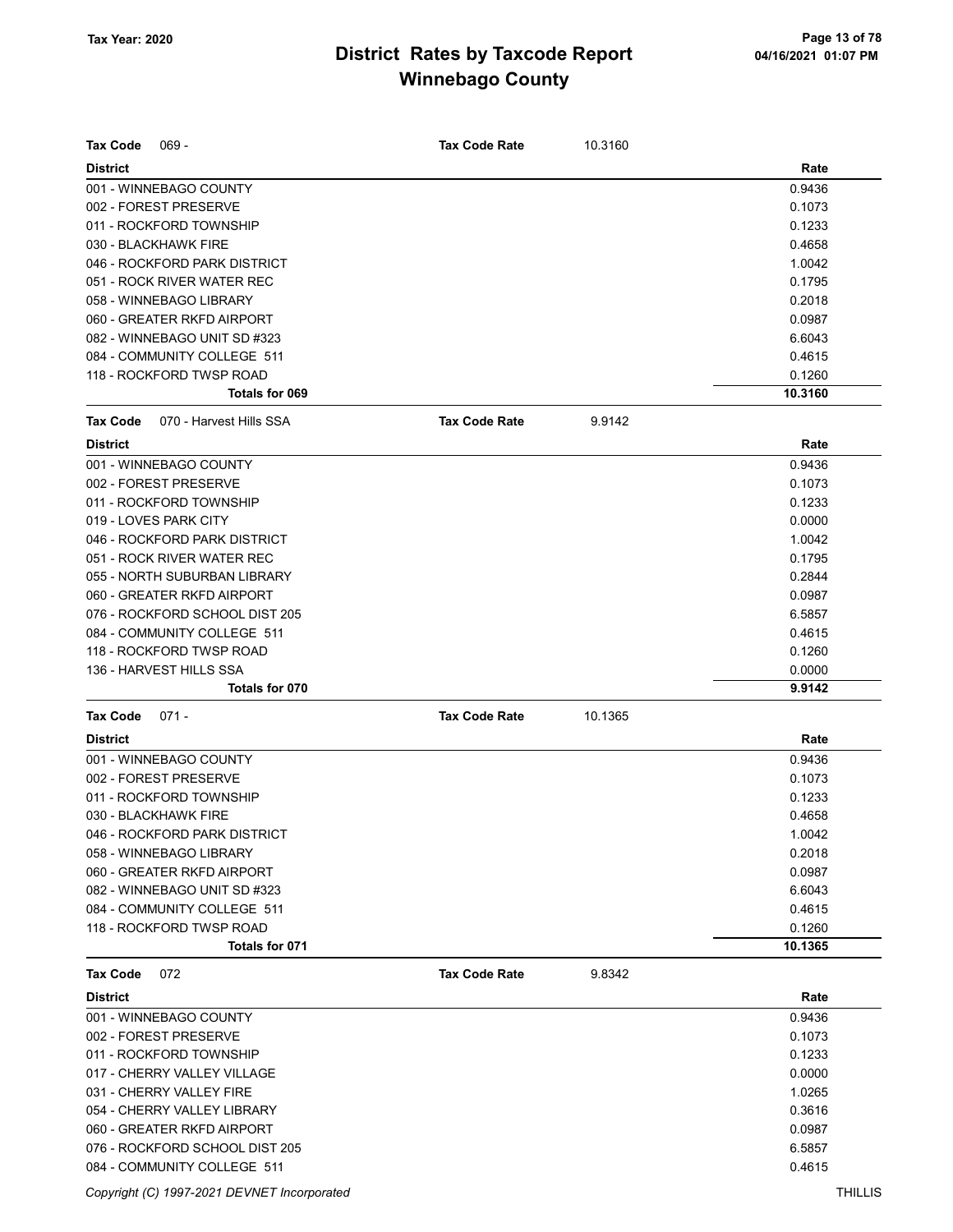# District Rates by Taxcode Report
# Winnebago County

Tax Year: 2020

**Tax Code** 069 - **Tax Code Rate** 10.3160

| District | Rate |
|---|---|
| 001 - WINNEBAGO COUNTY | 0.9436 |
| 002 - FOREST PRESERVE | 0.1073 |
| 011 - ROCKFORD TOWNSHIP | 0.1233 |
| 030 - BLACKHAWK FIRE | 0.4658 |
| 046 - ROCKFORD PARK DISTRICT | 1.0042 |
| 051 - ROCK RIVER WATER REC | 0.1795 |
| 058 - WINNEBAGO LIBRARY | 0.2018 |
| 060 - GREATER RKFD AIRPORT | 0.0987 |
| 082 - WINNEBAGO UNIT SD #323 | 6.6043 |
| 084 - COMMUNITY COLLEGE 511 | 0.4615 |
| 118 - ROCKFORD TWSP ROAD | 0.1260 |
| **Totals for 069** | **10.3160** |

**Tax Code** 070 - Harvest Hills SSA **Tax Code Rate** 9.9142

| District | Rate |
|---|---|
| 001 - WINNEBAGO COUNTY | 0.9436 |
| 002 - FOREST PRESERVE | 0.1073 |
| 011 - ROCKFORD TOWNSHIP | 0.1233 |
| 019 - LOVES PARK CITY | 0.0000 |
| 046 - ROCKFORD PARK DISTRICT | 1.0042 |
| 051 - ROCK RIVER WATER REC | 0.1795 |
| 055 - NORTH SUBURBAN LIBRARY | 0.2844 |
| 060 - GREATER RKFD AIRPORT | 0.0987 |
| 076 - ROCKFORD SCHOOL DIST 205 | 6.5857 |
| 084 - COMMUNITY COLLEGE 511 | 0.4615 |
| 118 - ROCKFORD TWSP ROAD | 0.1260 |
| 136 - HARVEST HILLS SSA | 0.0000 |
| **Totals for 070** | **9.9142** |

**Tax Code** 071 - **Tax Code Rate** 10.1365

| District | Rate |
|---|---|
| 001 - WINNEBAGO COUNTY | 0.9436 |
| 002 - FOREST PRESERVE | 0.1073 |
| 011 - ROCKFORD TOWNSHIP | 0.1233 |
| 030 - BLACKHAWK FIRE | 0.4658 |
| 046 - ROCKFORD PARK DISTRICT | 1.0042 |
| 058 - WINNEBAGO LIBRARY | 0.2018 |
| 060 - GREATER RKFD AIRPORT | 0.0987 |
| 082 - WINNEBAGO UNIT SD #323 | 6.6043 |
| 084 - COMMUNITY COLLEGE 511 | 0.4615 |
| 118 - ROCKFORD TWSP ROAD | 0.1260 |
| **Totals for 071** | **10.1365** |

**Tax Code** 072 **Tax Code Rate** 9.8342

| District | Rate |
|---|---|
| 001 - WINNEBAGO COUNTY | 0.9436 |
| 002 - FOREST PRESERVE | 0.1073 |
| 011 - ROCKFORD TOWNSHIP | 0.1233 |
| 017 - CHERRY VALLEY VILLAGE | 0.0000 |
| 031 - CHERRY VALLEY FIRE | 1.0265 |
| 054 - CHERRY VALLEY LIBRARY | 0.3616 |
| 060 - GREATER RKFD AIRPORT | 0.0987 |
| 076 - ROCKFORD SCHOOL DIST 205 | 6.5857 |
| 084 - COMMUNITY COLLEGE 511 | 0.4615 |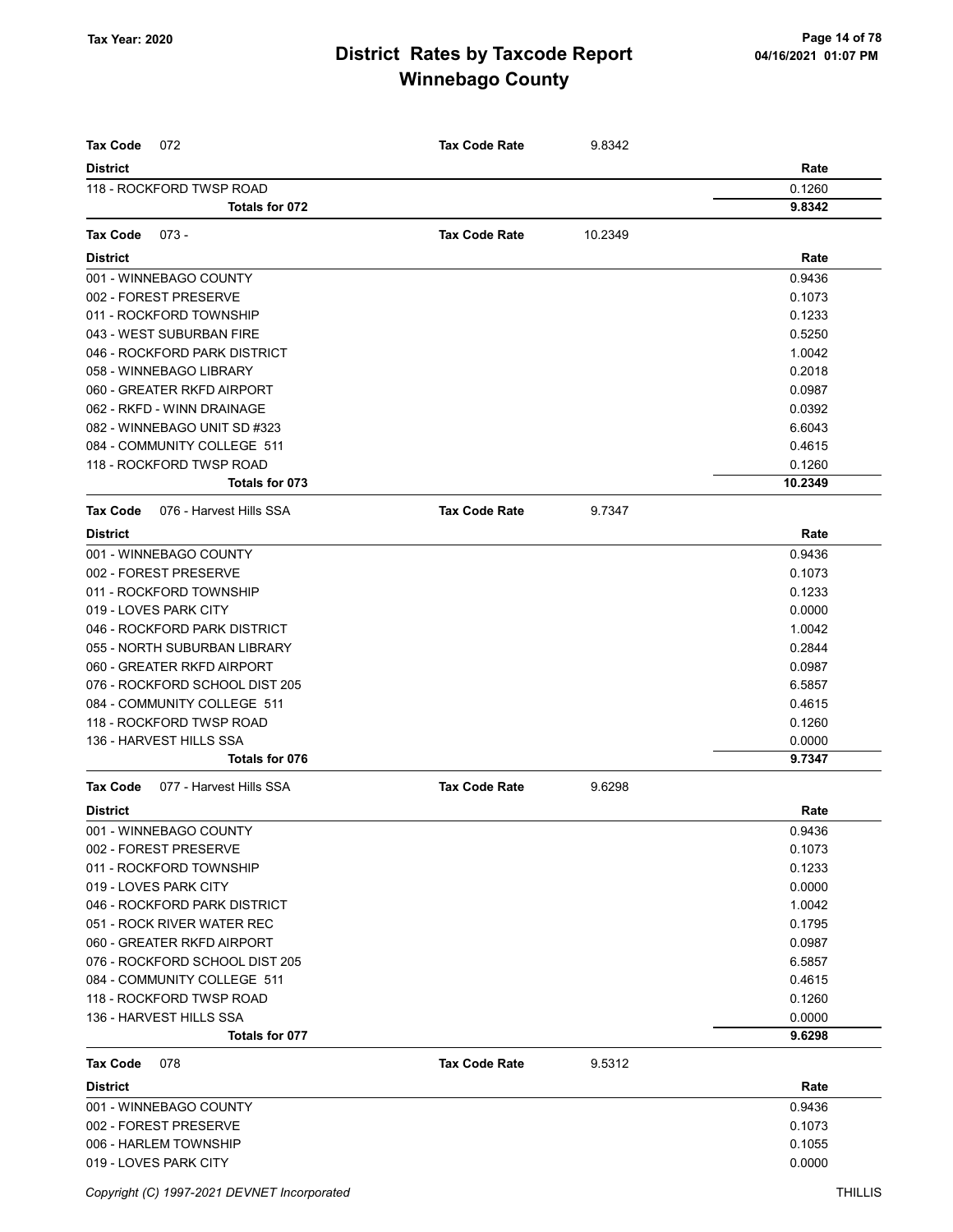| **Tax Code** 072 | **Tax Code Rate** | 9.8342 |
|---|---|---|
| **District** | | **Rate** |
| 118 - ROCKFORD TWSP ROAD | | 0.1260 |
| **Totals for 072** | | **9.8342** |

| **Tax Code** 073 - | **Tax Code Rate** | 10.2349 |
|---|---|---|
| **District** | | **Rate** |
| 001 - WINNEBAGO COUNTY | | 0.9436 |
| 002 - FOREST PRESERVE | | 0.1073 |
| 011 - ROCKFORD TOWNSHIP | | 0.1233 |
| 043 - WEST SUBURBAN FIRE | | 0.5250 |
| 046 - ROCKFORD PARK DISTRICT | | 1.0042 |
| 058 - WINNEBAGO LIBRARY | | 0.2018 |
| 060 - GREATER RKFD AIRPORT | | 0.0987 |
| 062 - RKFD - WINN DRAINAGE | | 0.0392 |
| 082 - WINNEBAGO UNIT SD #323 | | 6.6043 |
| 084 - COMMUNITY COLLEGE 511 | | 0.4615 |
| 118 - ROCKFORD TWSP ROAD | | 0.1260 |
| **Totals for 073** | | **10.2349** |

| **Tax Code** 076 - Harvest Hills SSA | **Tax Code Rate** | 9.7347 |
|---|---|---|
| **District** | | **Rate** |
| 001 - WINNEBAGO COUNTY | | 0.9436 |
| 002 - FOREST PRESERVE | | 0.1073 |
| 011 - ROCKFORD TOWNSHIP | | 0.1233 |
| 019 - LOVES PARK CITY | | 0.0000 |
| 046 - ROCKFORD PARK DISTRICT | | 1.0042 |
| 055 - NORTH SUBURBAN LIBRARY | | 0.2844 |
| 060 - GREATER RKFD AIRPORT | | 0.0987 |
| 076 - ROCKFORD SCHOOL DIST 205 | | 6.5857 |
| 084 - COMMUNITY COLLEGE 511 | | 0.4615 |
| 118 - ROCKFORD TWSP ROAD | | 0.1260 |
| 136 - HARVEST HILLS SSA | | 0.0000 |
| **Totals for 076** | | **9.7347** |

| **Tax Code** 077 - Harvest Hills SSA | **Tax Code Rate** | 9.6298 |
|---|---|---|
| **District** | | **Rate** |
| 001 - WINNEBAGO COUNTY | | 0.9436 |
| 002 - FOREST PRESERVE | | 0.1073 |
| 011 - ROCKFORD TOWNSHIP | | 0.1233 |
| 019 - LOVES PARK CITY | | 0.0000 |
| 046 - ROCKFORD PARK DISTRICT | | 1.0042 |
| 051 - ROCK RIVER WATER REC | | 0.1795 |
| 060 - GREATER RKFD AIRPORT | | 0.0987 |
| 076 - ROCKFORD SCHOOL DIST 205 | | 6.5857 |
| 084 - COMMUNITY COLLEGE 511 | | 0.4615 |
| 118 - ROCKFORD TWSP ROAD | | 0.1260 |
| 136 - HARVEST HILLS SSA | | 0.0000 |
| **Totals for 077** | | **9.6298** |

| **Tax Code** 078 | **Tax Code Rate** | 9.5312 |
|---|---|---|
| **District** | | **Rate** |
| 001 - WINNEBAGO COUNTY | | 0.9436 |
| 002 - FOREST PRESERVE | | 0.1073 |
| 006 - HARLEM TOWNSHIP | | 0.1055 |
| 019 - LOVES PARK CITY | | 0.0000 |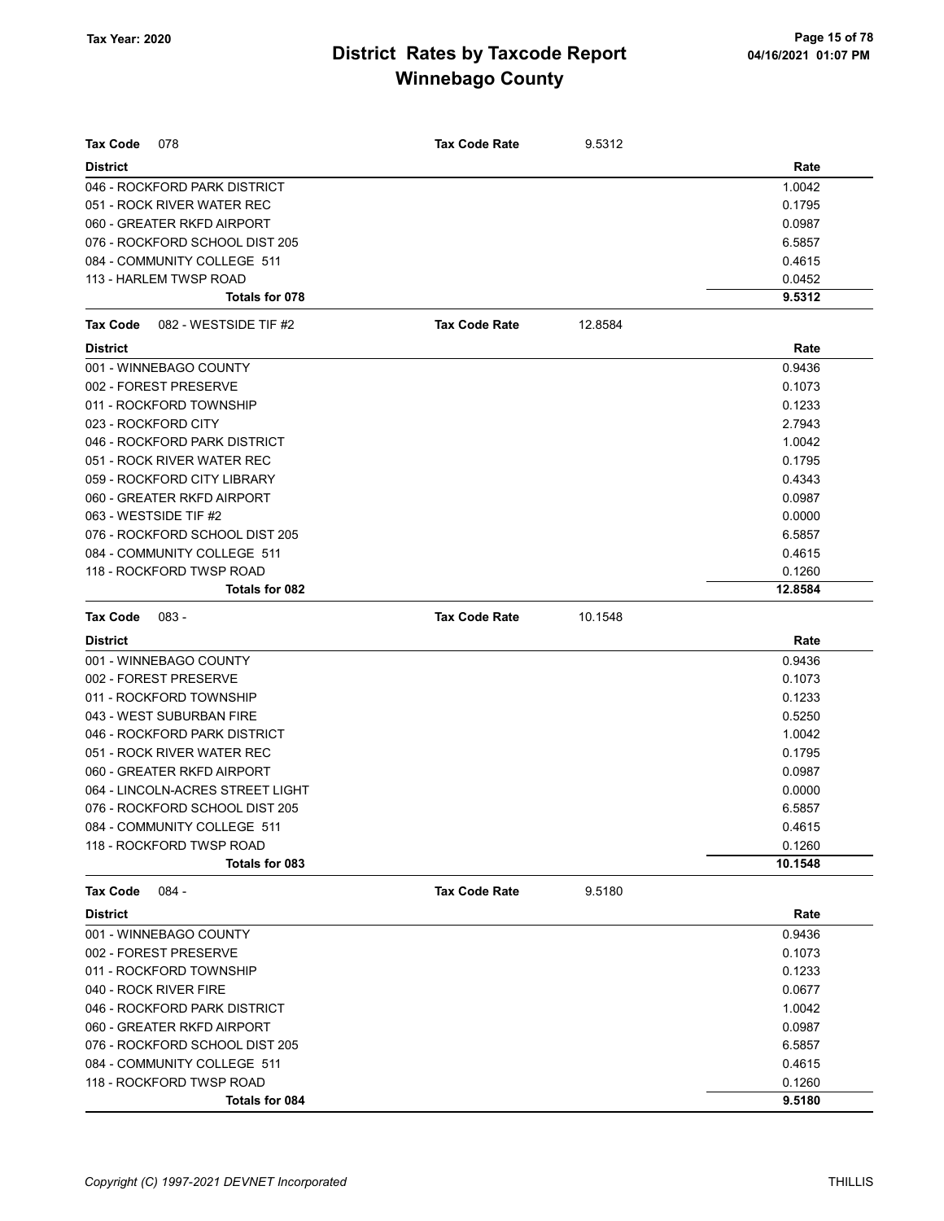# District Rates by Taxcode Report

## Winnebago County

Tax Year: 2020

**Tax Code** 078 — **Tax Code Rate** 9.5312

| District | Rate |
|---|---|
| 046 - ROCKFORD PARK DISTRICT | 1.0042 |
| 051 - ROCK RIVER WATER REC | 0.1795 |
| 060 - GREATER RKFD AIRPORT | 0.0987 |
| 076 - ROCKFORD SCHOOL DIST 205 | 6.5857 |
| 084 - COMMUNITY COLLEGE 511 | 0.4615 |
| 113 - HARLEM TWSP ROAD | 0.0452 |
| **Totals for 078** | **9.5312** |

**Tax Code** 082 - WESTSIDE TIF #2 — **Tax Code Rate** 12.8584

| District | Rate |
|---|---|
| 001 - WINNEBAGO COUNTY | 0.9436 |
| 002 - FOREST PRESERVE | 0.1073 |
| 011 - ROCKFORD TOWNSHIP | 0.1233 |
| 023 - ROCKFORD CITY | 2.7943 |
| 046 - ROCKFORD PARK DISTRICT | 1.0042 |
| 051 - ROCK RIVER WATER REC | 0.1795 |
| 059 - ROCKFORD CITY LIBRARY | 0.4343 |
| 060 - GREATER RKFD AIRPORT | 0.0987 |
| 063 - WESTSIDE TIF #2 | 0.0000 |
| 076 - ROCKFORD SCHOOL DIST 205 | 6.5857 |
| 084 - COMMUNITY COLLEGE 511 | 0.4615 |
| 118 - ROCKFORD TWSP ROAD | 0.1260 |
| **Totals for 082** | **12.8584** |

**Tax Code** 083 - — **Tax Code Rate** 10.1548

| District | Rate |
|---|---|
| 001 - WINNEBAGO COUNTY | 0.9436 |
| 002 - FOREST PRESERVE | 0.1073 |
| 011 - ROCKFORD TOWNSHIP | 0.1233 |
| 043 - WEST SUBURBAN FIRE | 0.5250 |
| 046 - ROCKFORD PARK DISTRICT | 1.0042 |
| 051 - ROCK RIVER WATER REC | 0.1795 |
| 060 - GREATER RKFD AIRPORT | 0.0987 |
| 064 - LINCOLN-ACRES STREET LIGHT | 0.0000 |
| 076 - ROCKFORD SCHOOL DIST 205 | 6.5857 |
| 084 - COMMUNITY COLLEGE 511 | 0.4615 |
| 118 - ROCKFORD TWSP ROAD | 0.1260 |
| **Totals for 083** | **10.1548** |

**Tax Code** 084 - — **Tax Code Rate** 9.5180

| District | Rate |
|---|---|
| 001 - WINNEBAGO COUNTY | 0.9436 |
| 002 - FOREST PRESERVE | 0.1073 |
| 011 - ROCKFORD TOWNSHIP | 0.1233 |
| 040 - ROCK RIVER FIRE | 0.0677 |
| 046 - ROCKFORD PARK DISTRICT | 1.0042 |
| 060 - GREATER RKFD AIRPORT | 0.0987 |
| 076 - ROCKFORD SCHOOL DIST 205 | 6.5857 |
| 084 - COMMUNITY COLLEGE 511 | 0.4615 |
| 118 - ROCKFORD TWSP ROAD | 0.1260 |
| **Totals for 084** | **9.5180** |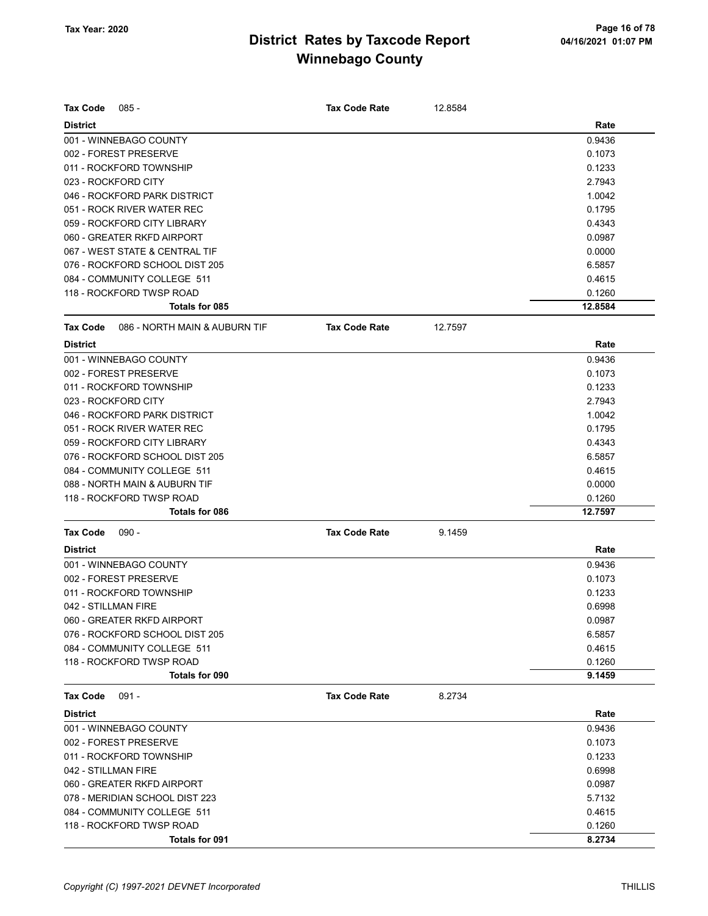# District Rates by Taxcode Report

## Winnebago County

Tax Year: 2020

04/16/2021 01:07 PM

**Tax Code** 085 - **Tax Code Rate** 12.8584

| District | Rate |
|---|---|
| 001 - WINNEBAGO COUNTY | 0.9436 |
| 002 - FOREST PRESERVE | 0.1073 |
| 011 - ROCKFORD TOWNSHIP | 0.1233 |
| 023 - ROCKFORD CITY | 2.7943 |
| 046 - ROCKFORD PARK DISTRICT | 1.0042 |
| 051 - ROCK RIVER WATER REC | 0.1795 |
| 059 - ROCKFORD CITY LIBRARY | 0.4343 |
| 060 - GREATER RKFD AIRPORT | 0.0987 |
| 067 - WEST STATE & CENTRAL TIF | 0.0000 |
| 076 - ROCKFORD SCHOOL DIST 205 | 6.5857 |
| 084 - COMMUNITY COLLEGE 511 | 0.4615 |
| 118 - ROCKFORD TWSP ROAD | 0.1260 |
| **Totals for 085** | **12.8584** |

**Tax Code** 086 - NORTH MAIN & AUBURN TIF **Tax Code Rate** 12.7597

| District | Rate |
|---|---|
| 001 - WINNEBAGO COUNTY | 0.9436 |
| 002 - FOREST PRESERVE | 0.1073 |
| 011 - ROCKFORD TOWNSHIP | 0.1233 |
| 023 - ROCKFORD CITY | 2.7943 |
| 046 - ROCKFORD PARK DISTRICT | 1.0042 |
| 051 - ROCK RIVER WATER REC | 0.1795 |
| 059 - ROCKFORD CITY LIBRARY | 0.4343 |
| 076 - ROCKFORD SCHOOL DIST 205 | 6.5857 |
| 084 - COMMUNITY COLLEGE 511 | 0.4615 |
| 088 - NORTH MAIN & AUBURN TIF | 0.0000 |
| 118 - ROCKFORD TWSP ROAD | 0.1260 |
| **Totals for 086** | **12.7597** |

**Tax Code** 090 - **Tax Code Rate** 9.1459

| District | Rate |
|---|---|
| 001 - WINNEBAGO COUNTY | 0.9436 |
| 002 - FOREST PRESERVE | 0.1073 |
| 011 - ROCKFORD TOWNSHIP | 0.1233 |
| 042 - STILLMAN FIRE | 0.6998 |
| 060 - GREATER RKFD AIRPORT | 0.0987 |
| 076 - ROCKFORD SCHOOL DIST 205 | 6.5857 |
| 084 - COMMUNITY COLLEGE 511 | 0.4615 |
| 118 - ROCKFORD TWSP ROAD | 0.1260 |
| **Totals for 090** | **9.1459** |

**Tax Code** 091 - **Tax Code Rate** 8.2734

| District | Rate |
|---|---|
| 001 - WINNEBAGO COUNTY | 0.9436 |
| 002 - FOREST PRESERVE | 0.1073 |
| 011 - ROCKFORD TOWNSHIP | 0.1233 |
| 042 - STILLMAN FIRE | 0.6998 |
| 060 - GREATER RKFD AIRPORT | 0.0987 |
| 078 - MERIDIAN SCHOOL DIST 223 | 5.7132 |
| 084 - COMMUNITY COLLEGE 511 | 0.4615 |
| 118 - ROCKFORD TWSP ROAD | 0.1260 |
| **Totals for 091** | **8.2734** |

*Copyright (C) 1997-2021 DEVNET Incorporated* THILLIS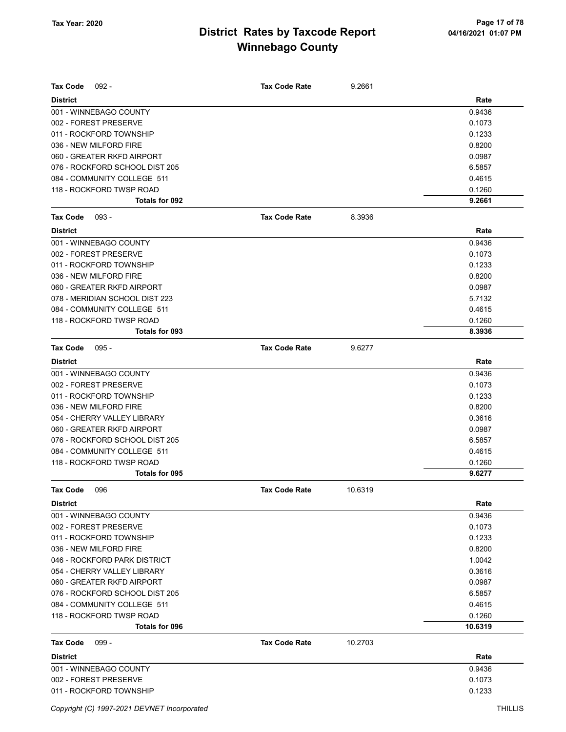# District Rates by Taxcode Report
## Winnebago County

Tax Year: 2020

**Tax Code** 092 - **Tax Code Rate** 9.2661

| District | Rate |
|---|---|
| 001 - WINNEBAGO COUNTY | 0.9436 |
| 002 - FOREST PRESERVE | 0.1073 |
| 011 - ROCKFORD TOWNSHIP | 0.1233 |
| 036 - NEW MILFORD FIRE | 0.8200 |
| 060 - GREATER RKFD AIRPORT | 0.0987 |
| 076 - ROCKFORD SCHOOL DIST 205 | 6.5857 |
| 084 - COMMUNITY COLLEGE 511 | 0.4615 |
| 118 - ROCKFORD TWSP ROAD | 0.1260 |
| **Totals for 092** | **9.2661** |

**Tax Code** 093 - **Tax Code Rate** 8.3936

| District | Rate |
|---|---|
| 001 - WINNEBAGO COUNTY | 0.9436 |
| 002 - FOREST PRESERVE | 0.1073 |
| 011 - ROCKFORD TOWNSHIP | 0.1233 |
| 036 - NEW MILFORD FIRE | 0.8200 |
| 060 - GREATER RKFD AIRPORT | 0.0987 |
| 078 - MERIDIAN SCHOOL DIST 223 | 5.7132 |
| 084 - COMMUNITY COLLEGE 511 | 0.4615 |
| 118 - ROCKFORD TWSP ROAD | 0.1260 |
| **Totals for 093** | **8.3936** |

**Tax Code** 095 - **Tax Code Rate** 9.6277

| District | Rate |
|---|---|
| 001 - WINNEBAGO COUNTY | 0.9436 |
| 002 - FOREST PRESERVE | 0.1073 |
| 011 - ROCKFORD TOWNSHIP | 0.1233 |
| 036 - NEW MILFORD FIRE | 0.8200 |
| 054 - CHERRY VALLEY LIBRARY | 0.3616 |
| 060 - GREATER RKFD AIRPORT | 0.0987 |
| 076 - ROCKFORD SCHOOL DIST 205 | 6.5857 |
| 084 - COMMUNITY COLLEGE 511 | 0.4615 |
| 118 - ROCKFORD TWSP ROAD | 0.1260 |
| **Totals for 095** | **9.6277** |

**Tax Code** 096 **Tax Code Rate** 10.6319

| District | Rate |
|---|---|
| 001 - WINNEBAGO COUNTY | 0.9436 |
| 002 - FOREST PRESERVE | 0.1073 |
| 011 - ROCKFORD TOWNSHIP | 0.1233 |
| 036 - NEW MILFORD FIRE | 0.8200 |
| 046 - ROCKFORD PARK DISTRICT | 1.0042 |
| 054 - CHERRY VALLEY LIBRARY | 0.3616 |
| 060 - GREATER RKFD AIRPORT | 0.0987 |
| 076 - ROCKFORD SCHOOL DIST 205 | 6.5857 |
| 084 - COMMUNITY COLLEGE 511 | 0.4615 |
| 118 - ROCKFORD TWSP ROAD | 0.1260 |
| **Totals for 096** | **10.6319** |

**Tax Code** 099 - **Tax Code Rate** 10.2703

| District | Rate |
|---|---|
| 001 - WINNEBAGO COUNTY | 0.9436 |
| 002 - FOREST PRESERVE | 0.1073 |
| 011 - ROCKFORD TOWNSHIP | 0.1233 |

Copyright (C) 1997-2021 DEVNET Incorporated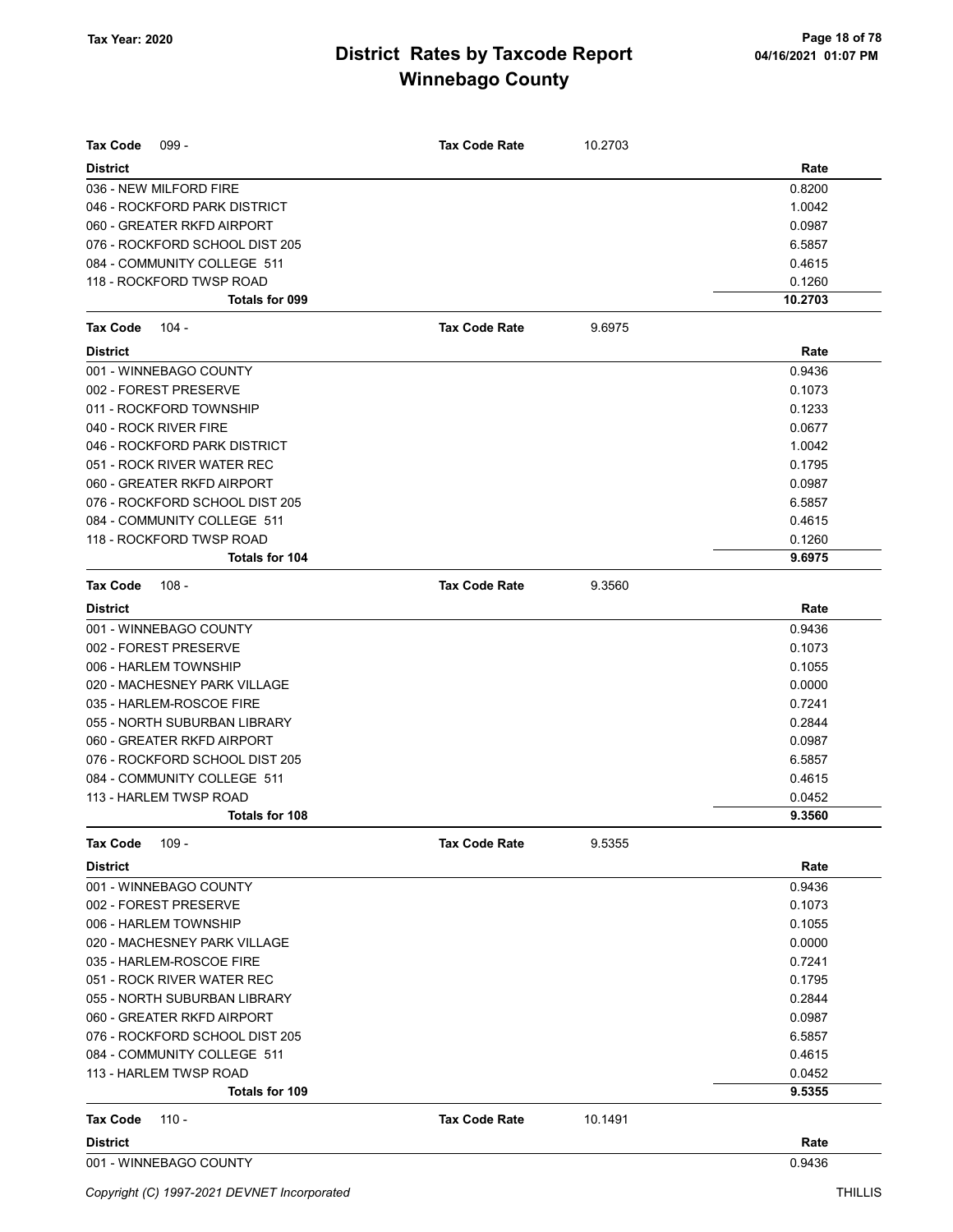**Tax Code** 099 - **Tax Code Rate** 10.2703

| District | Rate |
|---|---|
| 036 - NEW MILFORD FIRE | 0.8200 |
| 046 - ROCKFORD PARK DISTRICT | 1.0042 |
| 060 - GREATER RKFD AIRPORT | 0.0987 |
| 076 - ROCKFORD SCHOOL DIST 205 | 6.5857 |
| 084 - COMMUNITY COLLEGE 511 | 0.4615 |
| 118 - ROCKFORD TWSP ROAD | 0.1260 |
| **Totals for 099** | **10.2703** |

**Tax Code** 104 - **Tax Code Rate** 9.6975

| District | Rate |
|---|---|
| 001 - WINNEBAGO COUNTY | 0.9436 |
| 002 - FOREST PRESERVE | 0.1073 |
| 011 - ROCKFORD TOWNSHIP | 0.1233 |
| 040 - ROCK RIVER FIRE | 0.0677 |
| 046 - ROCKFORD PARK DISTRICT | 1.0042 |
| 051 - ROCK RIVER WATER REC | 0.1795 |
| 060 - GREATER RKFD AIRPORT | 0.0987 |
| 076 - ROCKFORD SCHOOL DIST 205 | 6.5857 |
| 084 - COMMUNITY COLLEGE 511 | 0.4615 |
| 118 - ROCKFORD TWSP ROAD | 0.1260 |
| **Totals for 104** | **9.6975** |

**Tax Code** 108 - **Tax Code Rate** 9.3560

| District | Rate |
|---|---|
| 001 - WINNEBAGO COUNTY | 0.9436 |
| 002 - FOREST PRESERVE | 0.1073 |
| 006 - HARLEM TOWNSHIP | 0.1055 |
| 020 - MACHESNEY PARK VILLAGE | 0.0000 |
| 035 - HARLEM-ROSCOE FIRE | 0.7241 |
| 055 - NORTH SUBURBAN LIBRARY | 0.2844 |
| 060 - GREATER RKFD AIRPORT | 0.0987 |
| 076 - ROCKFORD SCHOOL DIST 205 | 6.5857 |
| 084 - COMMUNITY COLLEGE 511 | 0.4615 |
| 113 - HARLEM TWSP ROAD | 0.0452 |
| **Totals for 108** | **9.3560** |

**Tax Code** 109 - **Tax Code Rate** 9.5355

| District | Rate |
|---|---|
| 001 - WINNEBAGO COUNTY | 0.9436 |
| 002 - FOREST PRESERVE | 0.1073 |
| 006 - HARLEM TOWNSHIP | 0.1055 |
| 020 - MACHESNEY PARK VILLAGE | 0.0000 |
| 035 - HARLEM-ROSCOE FIRE | 0.7241 |
| 051 - ROCK RIVER WATER REC | 0.1795 |
| 055 - NORTH SUBURBAN LIBRARY | 0.2844 |
| 060 - GREATER RKFD AIRPORT | 0.0987 |
| 076 - ROCKFORD SCHOOL DIST 205 | 6.5857 |
| 084 - COMMUNITY COLLEGE 511 | 0.4615 |
| 113 - HARLEM TWSP ROAD | 0.0452 |
| **Totals for 109** | **9.5355** |

**Tax Code** 110 - **Tax Code Rate** 10.1491

| District | Rate |
|---|---|
| 001 - WINNEBAGO COUNTY | 0.9436 |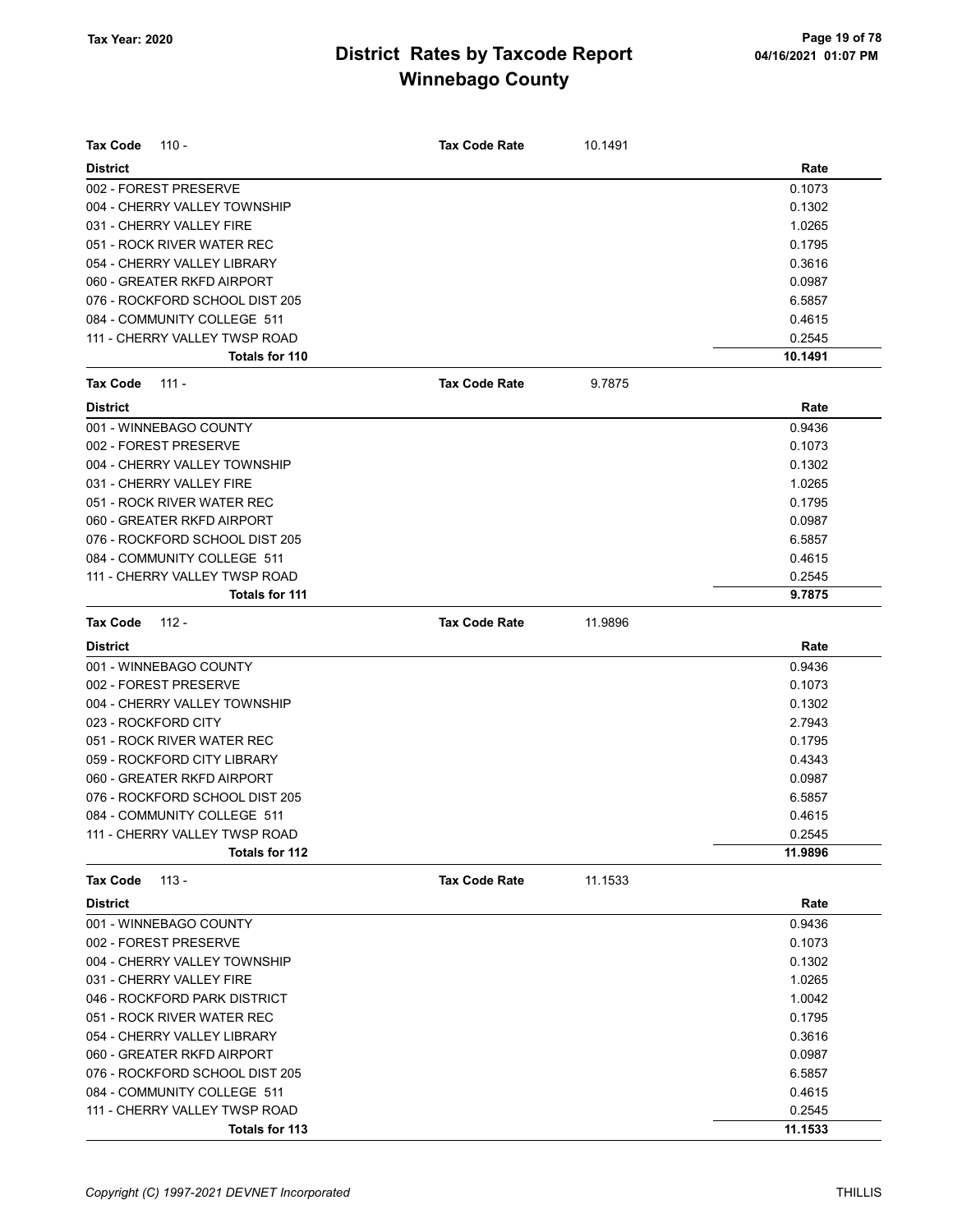# District Rates by Taxcode Report

## Winnebago County

Tax Year: 2020

**Tax Code** 110 - **Tax Code Rate** 10.1491

| District | Rate |
|---|---|
| 002 - FOREST PRESERVE | 0.1073 |
| 004 - CHERRY VALLEY TOWNSHIP | 0.1302 |
| 031 - CHERRY VALLEY FIRE | 1.0265 |
| 051 - ROCK RIVER WATER REC | 0.1795 |
| 054 - CHERRY VALLEY LIBRARY | 0.3616 |
| 060 - GREATER RKFD AIRPORT | 0.0987 |
| 076 - ROCKFORD SCHOOL DIST 205 | 6.5857 |
| 084 - COMMUNITY COLLEGE 511 | 0.4615 |
| 111 - CHERRY VALLEY TWSP ROAD | 0.2545 |
| **Totals for 110** | **10.1491** |

**Tax Code** 111 - **Tax Code Rate** 9.7875

| District | Rate |
|---|---|
| 001 - WINNEBAGO COUNTY | 0.9436 |
| 002 - FOREST PRESERVE | 0.1073 |
| 004 - CHERRY VALLEY TOWNSHIP | 0.1302 |
| 031 - CHERRY VALLEY FIRE | 1.0265 |
| 051 - ROCK RIVER WATER REC | 0.1795 |
| 060 - GREATER RKFD AIRPORT | 0.0987 |
| 076 - ROCKFORD SCHOOL DIST 205 | 6.5857 |
| 084 - COMMUNITY COLLEGE 511 | 0.4615 |
| 111 - CHERRY VALLEY TWSP ROAD | 0.2545 |
| **Totals for 111** | **9.7875** |

**Tax Code** 112 - **Tax Code Rate** 11.9896

| District | Rate |
|---|---|
| 001 - WINNEBAGO COUNTY | 0.9436 |
| 002 - FOREST PRESERVE | 0.1073 |
| 004 - CHERRY VALLEY TOWNSHIP | 0.1302 |
| 023 - ROCKFORD CITY | 2.7943 |
| 051 - ROCK RIVER WATER REC | 0.1795 |
| 059 - ROCKFORD CITY LIBRARY | 0.4343 |
| 060 - GREATER RKFD AIRPORT | 0.0987 |
| 076 - ROCKFORD SCHOOL DIST 205 | 6.5857 |
| 084 - COMMUNITY COLLEGE 511 | 0.4615 |
| 111 - CHERRY VALLEY TWSP ROAD | 0.2545 |
| **Totals for 112** | **11.9896** |

**Tax Code** 113 - **Tax Code Rate** 11.1533

| District | Rate |
|---|---|
| 001 - WINNEBAGO COUNTY | 0.9436 |
| 002 - FOREST PRESERVE | 0.1073 |
| 004 - CHERRY VALLEY TOWNSHIP | 0.1302 |
| 031 - CHERRY VALLEY FIRE | 1.0265 |
| 046 - ROCKFORD PARK DISTRICT | 1.0042 |
| 051 - ROCK RIVER WATER REC | 0.1795 |
| 054 - CHERRY VALLEY LIBRARY | 0.3616 |
| 060 - GREATER RKFD AIRPORT | 0.0987 |
| 076 - ROCKFORD SCHOOL DIST 205 | 6.5857 |
| 084 - COMMUNITY COLLEGE 511 | 0.4615 |
| 111 - CHERRY VALLEY TWSP ROAD | 0.2545 |
| **Totals for 113** | **11.1533** |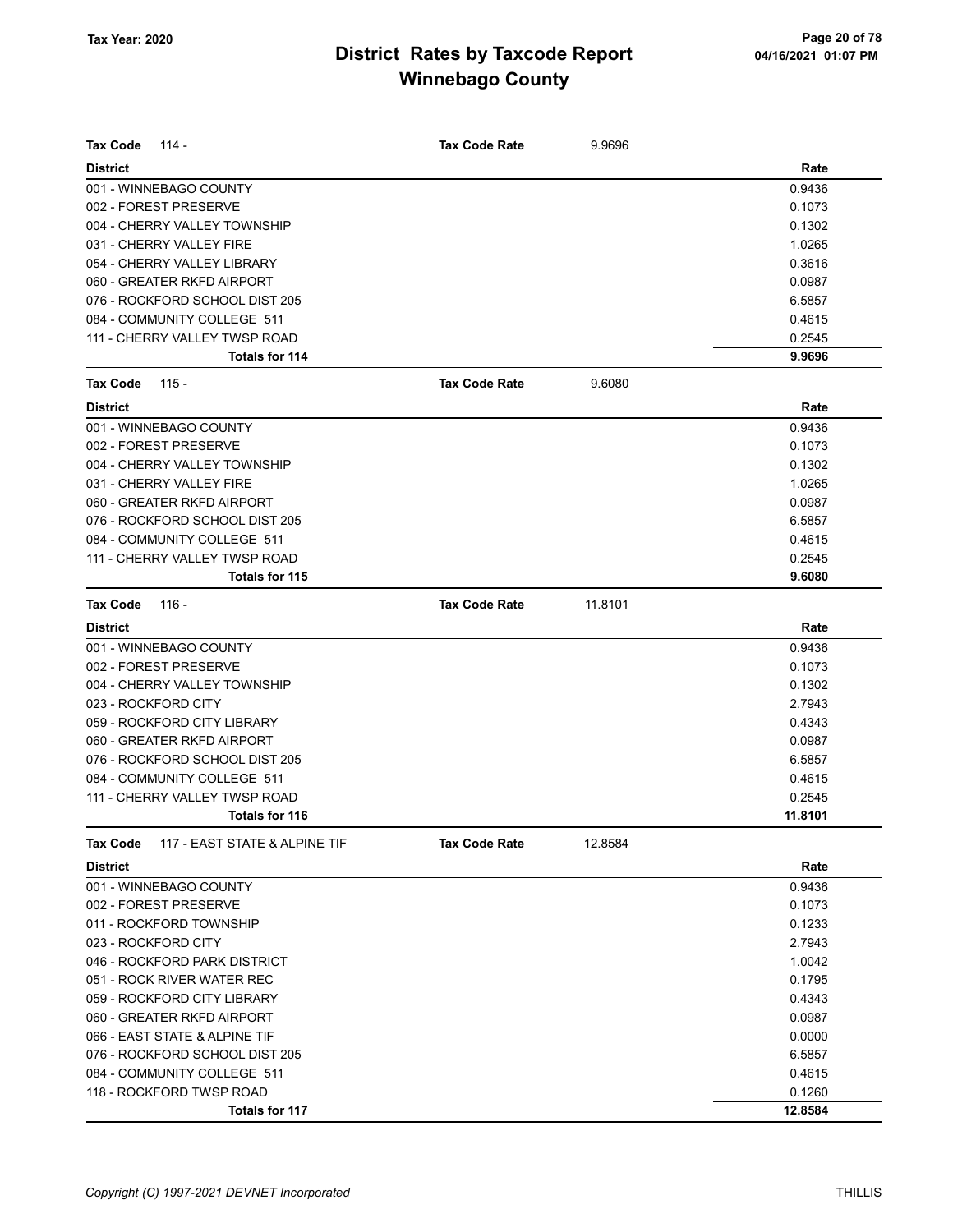# District Rates by Taxcode Report
## Winnebago County

Tax Year: 2020

| Tax Code 114 - | Tax Code Rate | 9.9696 |
|---|---|---|
| **District** | | **Rate** |
| 001 - WINNEBAGO COUNTY | | 0.9436 |
| 002 - FOREST PRESERVE | | 0.1073 |
| 004 - CHERRY VALLEY TOWNSHIP | | 0.1302 |
| 031 - CHERRY VALLEY FIRE | | 1.0265 |
| 054 - CHERRY VALLEY LIBRARY | | 0.3616 |
| 060 - GREATER RKFD AIRPORT | | 0.0987 |
| 076 - ROCKFORD SCHOOL DIST 205 | | 6.5857 |
| 084 - COMMUNITY COLLEGE 511 | | 0.4615 |
| 111 - CHERRY VALLEY TWSP ROAD | | 0.2545 |
| **Totals for 114** | | **9.9696** |

| Tax Code 115 - | Tax Code Rate | 9.6080 |
|---|---|---|
| **District** | | **Rate** |
| 001 - WINNEBAGO COUNTY | | 0.9436 |
| 002 - FOREST PRESERVE | | 0.1073 |
| 004 - CHERRY VALLEY TOWNSHIP | | 0.1302 |
| 031 - CHERRY VALLEY FIRE | | 1.0265 |
| 060 - GREATER RKFD AIRPORT | | 0.0987 |
| 076 - ROCKFORD SCHOOL DIST 205 | | 6.5857 |
| 084 - COMMUNITY COLLEGE 511 | | 0.4615 |
| 111 - CHERRY VALLEY TWSP ROAD | | 0.2545 |
| **Totals for 115** | | **9.6080** |

| Tax Code 116 - | Tax Code Rate | 11.8101 |
|---|---|---|
| **District** | | **Rate** |
| 001 - WINNEBAGO COUNTY | | 0.9436 |
| 002 - FOREST PRESERVE | | 0.1073 |
| 004 - CHERRY VALLEY TOWNSHIP | | 0.1302 |
| 023 - ROCKFORD CITY | | 2.7943 |
| 059 - ROCKFORD CITY LIBRARY | | 0.4343 |
| 060 - GREATER RKFD AIRPORT | | 0.0987 |
| 076 - ROCKFORD SCHOOL DIST 205 | | 6.5857 |
| 084 - COMMUNITY COLLEGE 511 | | 0.4615 |
| 111 - CHERRY VALLEY TWSP ROAD | | 0.2545 |
| **Totals for 116** | | **11.8101** |

| Tax Code 117 - EAST STATE & ALPINE TIF | Tax Code Rate | 12.8584 |
|---|---|---|
| **District** | | **Rate** |
| 001 - WINNEBAGO COUNTY | | 0.9436 |
| 002 - FOREST PRESERVE | | 0.1073 |
| 011 - ROCKFORD TOWNSHIP | | 0.1233 |
| 023 - ROCKFORD CITY | | 2.7943 |
| 046 - ROCKFORD PARK DISTRICT | | 1.0042 |
| 051 - ROCK RIVER WATER REC | | 0.1795 |
| 059 - ROCKFORD CITY LIBRARY | | 0.4343 |
| 060 - GREATER RKFD AIRPORT | | 0.0987 |
| 066 - EAST STATE & ALPINE TIF | | 0.0000 |
| 076 - ROCKFORD SCHOOL DIST 205 | | 6.5857 |
| 084 - COMMUNITY COLLEGE 511 | | 0.4615 |
| 118 - ROCKFORD TWSP ROAD | | 0.1260 |
| **Totals for 117** | | **12.8584** |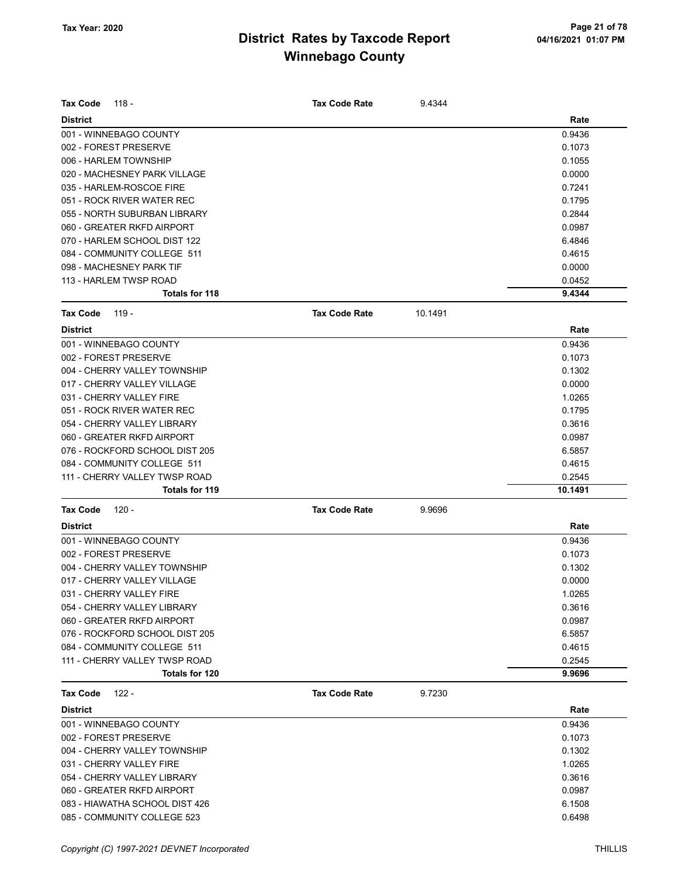# District Rates by Taxcode Report
# Winnebago County

Tax Year: 2020

| Tax Code 118 - | Tax Code Rate 9.4344 |
|---|---|
| **District** | **Rate** |
| 001 - WINNEBAGO COUNTY | 0.9436 |
| 002 - FOREST PRESERVE | 0.1073 |
| 006 - HARLEM TOWNSHIP | 0.1055 |
| 020 - MACHESNEY PARK VILLAGE | 0.0000 |
| 035 - HARLEM-ROSCOE FIRE | 0.7241 |
| 051 - ROCK RIVER WATER REC | 0.1795 |
| 055 - NORTH SUBURBAN LIBRARY | 0.2844 |
| 060 - GREATER RKFD AIRPORT | 0.0987 |
| 070 - HARLEM SCHOOL DIST 122 | 6.4846 |
| 084 - COMMUNITY COLLEGE 511 | 0.4615 |
| 098 - MACHESNEY PARK TIF | 0.0000 |
| 113 - HARLEM TWSP ROAD | 0.0452 |
| **Totals for 118** | **9.4344** |

| Tax Code 119 - | Tax Code Rate 10.1491 |
|---|---|
| **District** | **Rate** |
| 001 - WINNEBAGO COUNTY | 0.9436 |
| 002 - FOREST PRESERVE | 0.1073 |
| 004 - CHERRY VALLEY TOWNSHIP | 0.1302 |
| 017 - CHERRY VALLEY VILLAGE | 0.0000 |
| 031 - CHERRY VALLEY FIRE | 1.0265 |
| 051 - ROCK RIVER WATER REC | 0.1795 |
| 054 - CHERRY VALLEY LIBRARY | 0.3616 |
| 060 - GREATER RKFD AIRPORT | 0.0987 |
| 076 - ROCKFORD SCHOOL DIST 205 | 6.5857 |
| 084 - COMMUNITY COLLEGE 511 | 0.4615 |
| 111 - CHERRY VALLEY TWSP ROAD | 0.2545 |
| **Totals for 119** | **10.1491** |

| Tax Code 120 - | Tax Code Rate 9.9696 |
|---|---|
| **District** | **Rate** |
| 001 - WINNEBAGO COUNTY | 0.9436 |
| 002 - FOREST PRESERVE | 0.1073 |
| 004 - CHERRY VALLEY TOWNSHIP | 0.1302 |
| 017 - CHERRY VALLEY VILLAGE | 0.0000 |
| 031 - CHERRY VALLEY FIRE | 1.0265 |
| 054 - CHERRY VALLEY LIBRARY | 0.3616 |
| 060 - GREATER RKFD AIRPORT | 0.0987 |
| 076 - ROCKFORD SCHOOL DIST 205 | 6.5857 |
| 084 - COMMUNITY COLLEGE 511 | 0.4615 |
| 111 - CHERRY VALLEY TWSP ROAD | 0.2545 |
| **Totals for 120** | **9.9696** |

| Tax Code 122 - | Tax Code Rate 9.7230 |
|---|---|
| **District** | **Rate** |
| 001 - WINNEBAGO COUNTY | 0.9436 |
| 002 - FOREST PRESERVE | 0.1073 |
| 004 - CHERRY VALLEY TOWNSHIP | 0.1302 |
| 031 - CHERRY VALLEY FIRE | 1.0265 |
| 054 - CHERRY VALLEY LIBRARY | 0.3616 |
| 060 - GREATER RKFD AIRPORT | 0.0987 |
| 083 - HIAWATHA SCHOOL DIST 426 | 6.1508 |
| 085 - COMMUNITY COLLEGE 523 | 0.6498 |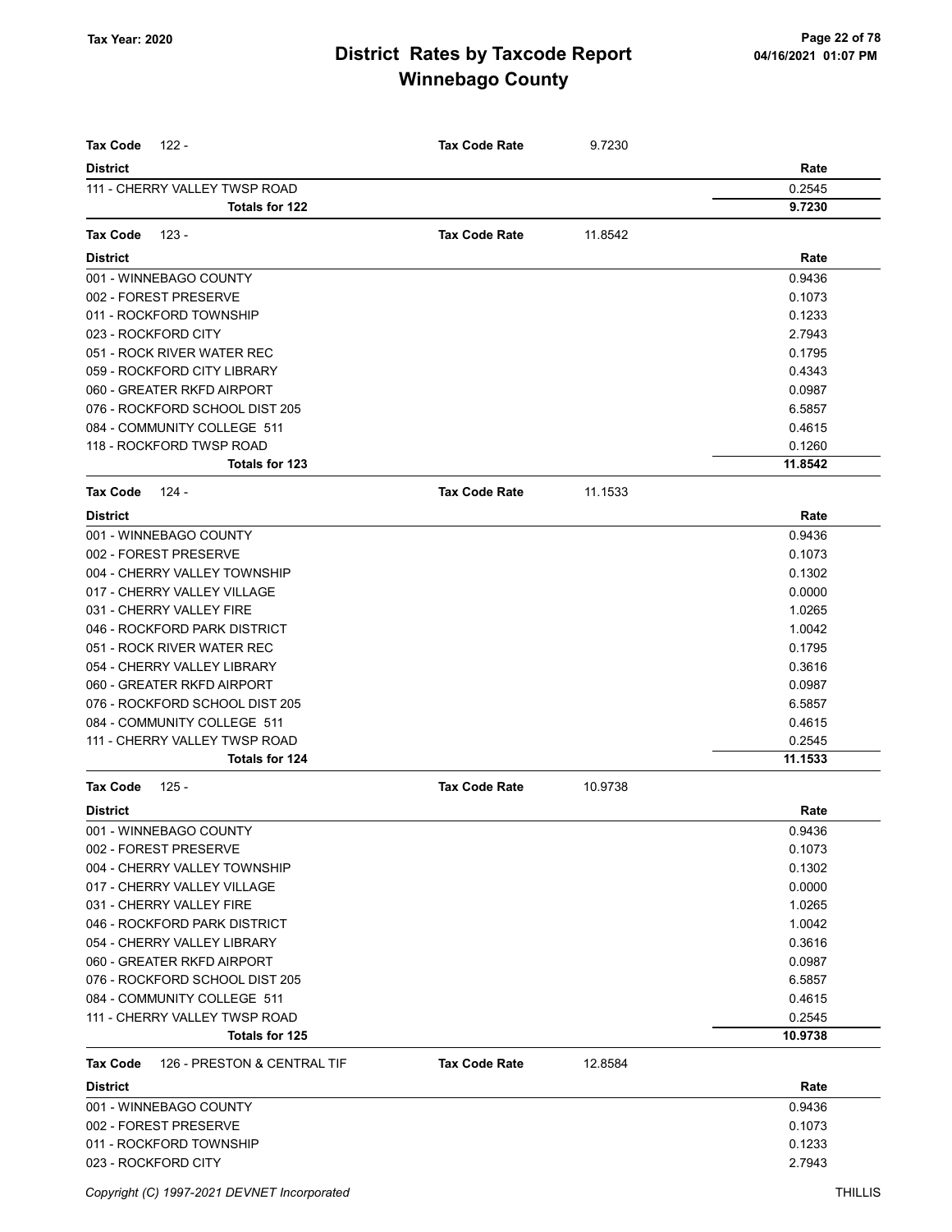# District Rates by Taxcode Report
## Winnebago County

Tax Year: 2020

| Tax Code 122 - | Tax Code Rate | 9.7230 |
|---|---|---|
| **District** | | **Rate** |
| 111 - CHERRY VALLEY TWSP ROAD | | 0.2545 |
| **Totals for 122** | | **9.7230** |

| Tax Code 123 - | Tax Code Rate | 11.8542 |
|---|---|---|
| **District** | | **Rate** |
| 001 - WINNEBAGO COUNTY | | 0.9436 |
| 002 - FOREST PRESERVE | | 0.1073 |
| 011 - ROCKFORD TOWNSHIP | | 0.1233 |
| 023 - ROCKFORD CITY | | 2.7943 |
| 051 - ROCK RIVER WATER REC | | 0.1795 |
| 059 - ROCKFORD CITY LIBRARY | | 0.4343 |
| 060 - GREATER RKFD AIRPORT | | 0.0987 |
| 076 - ROCKFORD SCHOOL DIST 205 | | 6.5857 |
| 084 - COMMUNITY COLLEGE 511 | | 0.4615 |
| 118 - ROCKFORD TWSP ROAD | | 0.1260 |
| **Totals for 123** | | **11.8542** |

| Tax Code 124 - | Tax Code Rate | 11.1533 |
|---|---|---|
| **District** | | **Rate** |
| 001 - WINNEBAGO COUNTY | | 0.9436 |
| 002 - FOREST PRESERVE | | 0.1073 |
| 004 - CHERRY VALLEY TOWNSHIP | | 0.1302 |
| 017 - CHERRY VALLEY VILLAGE | | 0.0000 |
| 031 - CHERRY VALLEY FIRE | | 1.0265 |
| 046 - ROCKFORD PARK DISTRICT | | 1.0042 |
| 051 - ROCK RIVER WATER REC | | 0.1795 |
| 054 - CHERRY VALLEY LIBRARY | | 0.3616 |
| 060 - GREATER RKFD AIRPORT | | 0.0987 |
| 076 - ROCKFORD SCHOOL DIST 205 | | 6.5857 |
| 084 - COMMUNITY COLLEGE 511 | | 0.4615 |
| 111 - CHERRY VALLEY TWSP ROAD | | 0.2545 |
| **Totals for 124** | | **11.1533** |

| Tax Code 125 - | Tax Code Rate | 10.9738 |
|---|---|---|
| **District** | | **Rate** |
| 001 - WINNEBAGO COUNTY | | 0.9436 |
| 002 - FOREST PRESERVE | | 0.1073 |
| 004 - CHERRY VALLEY TOWNSHIP | | 0.1302 |
| 017 - CHERRY VALLEY VILLAGE | | 0.0000 |
| 031 - CHERRY VALLEY FIRE | | 1.0265 |
| 046 - ROCKFORD PARK DISTRICT | | 1.0042 |
| 054 - CHERRY VALLEY LIBRARY | | 0.3616 |
| 060 - GREATER RKFD AIRPORT | | 0.0987 |
| 076 - ROCKFORD SCHOOL DIST 205 | | 6.5857 |
| 084 - COMMUNITY COLLEGE 511 | | 0.4615 |
| 111 - CHERRY VALLEY TWSP ROAD | | 0.2545 |
| **Totals for 125** | | **10.9738** |

| Tax Code 126 - PRESTON & CENTRAL TIF | Tax Code Rate | 12.8584 |
|---|---|---|
| **District** | | **Rate** |
| 001 - WINNEBAGO COUNTY | | 0.9436 |
| 002 - FOREST PRESERVE | | 0.1073 |
| 011 - ROCKFORD TOWNSHIP | | 0.1233 |
| 023 - ROCKFORD CITY | | 2.7943 |

Copyright (C) 1997-2021 DEVNET Incorporated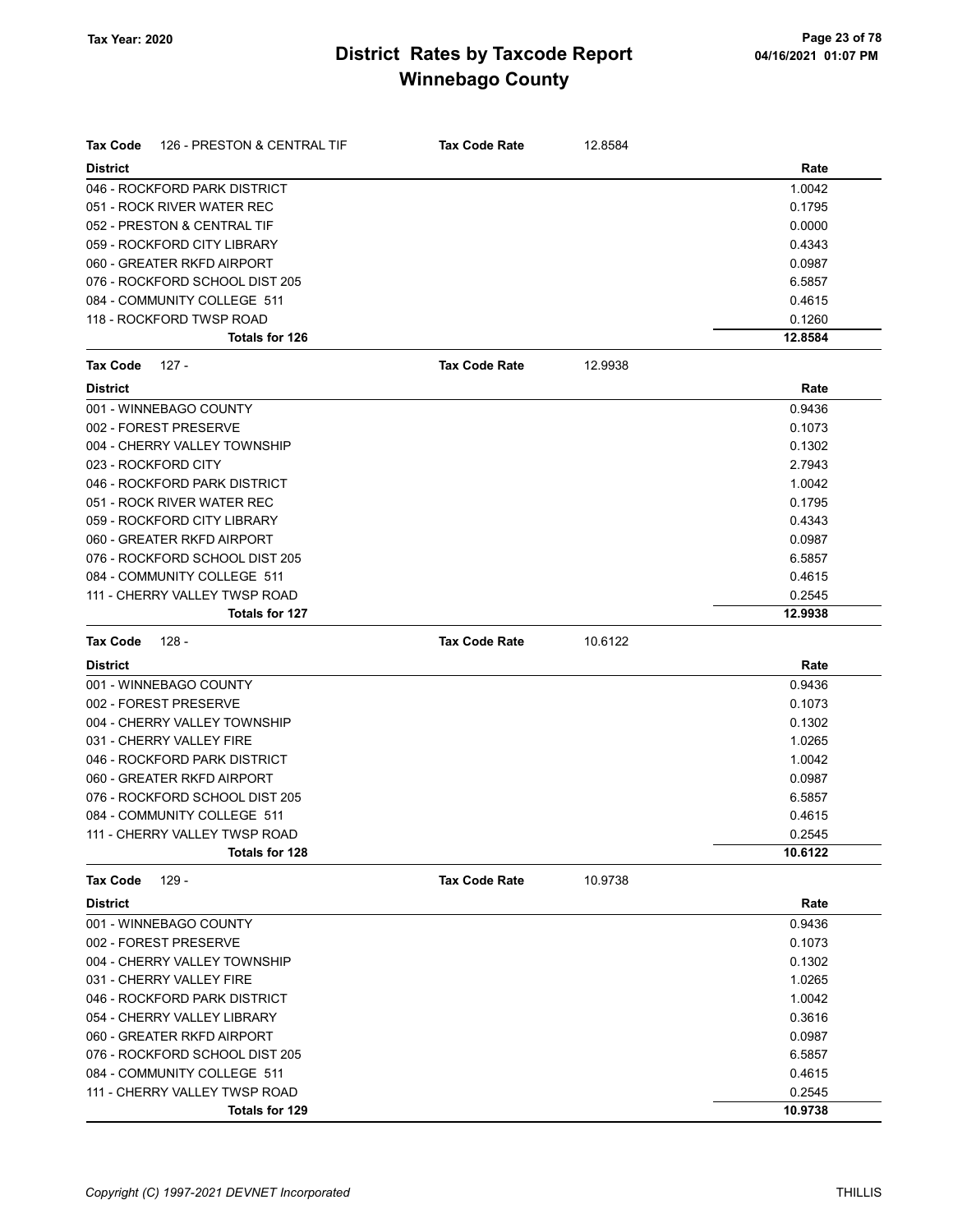# District Rates by Taxcode Report
## Winnebago County

Tax Year: 2020

**Tax Code** 126 - PRESTON & CENTRAL TIF — **Tax Code Rate** 12.8584

| District | Rate |
|---|---|
| 046 - ROCKFORD PARK DISTRICT | 1.0042 |
| 051 - ROCK RIVER WATER REC | 0.1795 |
| 052 - PRESTON & CENTRAL TIF | 0.0000 |
| 059 - ROCKFORD CITY LIBRARY | 0.4343 |
| 060 - GREATER RKFD AIRPORT | 0.0987 |
| 076 - ROCKFORD SCHOOL DIST 205 | 6.5857 |
| 084 - COMMUNITY COLLEGE 511 | 0.4615 |
| 118 - ROCKFORD TWSP ROAD | 0.1260 |
| **Totals for 126** | **12.8584** |

**Tax Code** 127 - — **Tax Code Rate** 12.9938

| District | Rate |
|---|---|
| 001 - WINNEBAGO COUNTY | 0.9436 |
| 002 - FOREST PRESERVE | 0.1073 |
| 004 - CHERRY VALLEY TOWNSHIP | 0.1302 |
| 023 - ROCKFORD CITY | 2.7943 |
| 046 - ROCKFORD PARK DISTRICT | 1.0042 |
| 051 - ROCK RIVER WATER REC | 0.1795 |
| 059 - ROCKFORD CITY LIBRARY | 0.4343 |
| 060 - GREATER RKFD AIRPORT | 0.0987 |
| 076 - ROCKFORD SCHOOL DIST 205 | 6.5857 |
| 084 - COMMUNITY COLLEGE 511 | 0.4615 |
| 111 - CHERRY VALLEY TWSP ROAD | 0.2545 |
| **Totals for 127** | **12.9938** |

**Tax Code** 128 - — **Tax Code Rate** 10.6122

| District | Rate |
|---|---|
| 001 - WINNEBAGO COUNTY | 0.9436 |
| 002 - FOREST PRESERVE | 0.1073 |
| 004 - CHERRY VALLEY TOWNSHIP | 0.1302 |
| 031 - CHERRY VALLEY FIRE | 1.0265 |
| 046 - ROCKFORD PARK DISTRICT | 1.0042 |
| 060 - GREATER RKFD AIRPORT | 0.0987 |
| 076 - ROCKFORD SCHOOL DIST 205 | 6.5857 |
| 084 - COMMUNITY COLLEGE 511 | 0.4615 |
| 111 - CHERRY VALLEY TWSP ROAD | 0.2545 |
| **Totals for 128** | **10.6122** |

**Tax Code** 129 - — **Tax Code Rate** 10.9738

| District | Rate |
|---|---|
| 001 - WINNEBAGO COUNTY | 0.9436 |
| 002 - FOREST PRESERVE | 0.1073 |
| 004 - CHERRY VALLEY TOWNSHIP | 0.1302 |
| 031 - CHERRY VALLEY FIRE | 1.0265 |
| 046 - ROCKFORD PARK DISTRICT | 1.0042 |
| 054 - CHERRY VALLEY LIBRARY | 0.3616 |
| 060 - GREATER RKFD AIRPORT | 0.0987 |
| 076 - ROCKFORD SCHOOL DIST 205 | 6.5857 |
| 084 - COMMUNITY COLLEGE 511 | 0.4615 |
| 111 - CHERRY VALLEY TWSP ROAD | 0.2545 |
| **Totals for 129** | **10.9738** |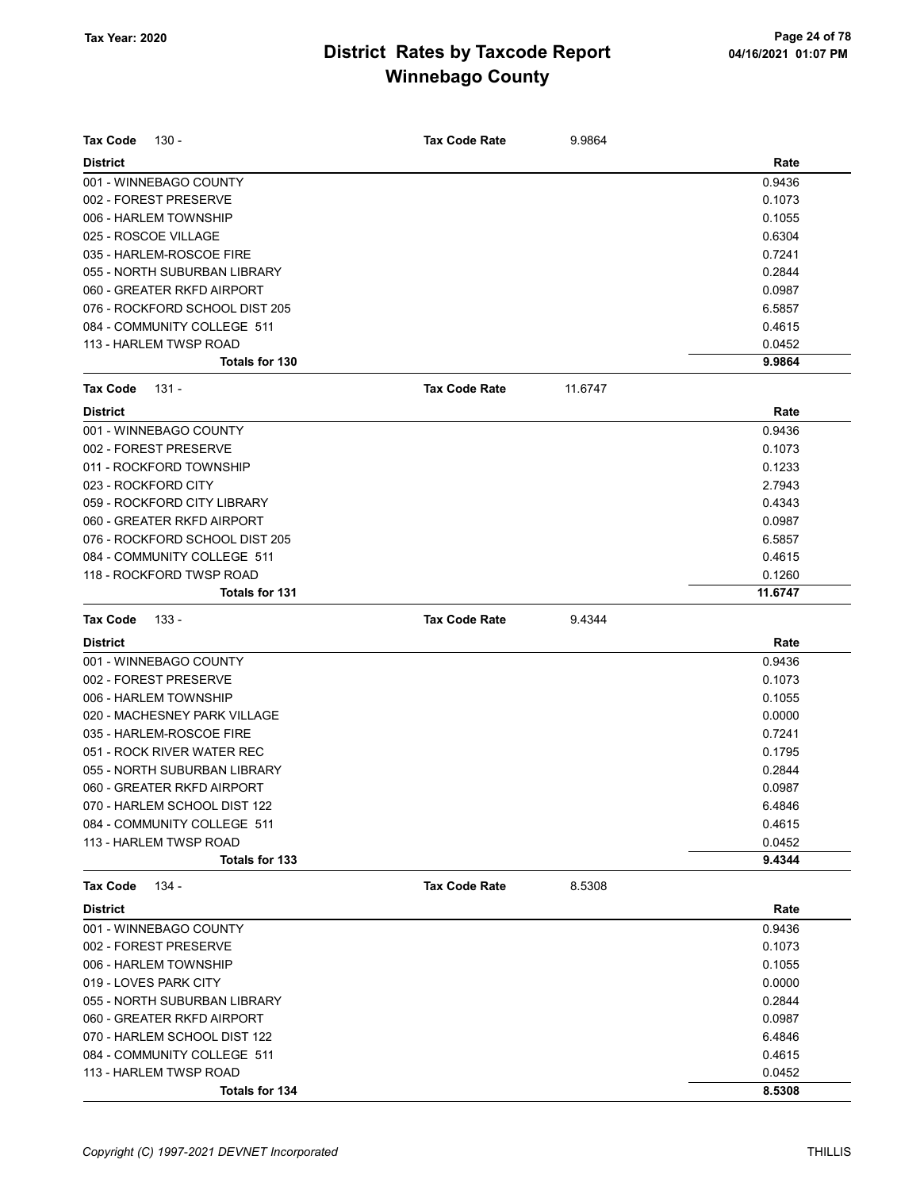# District Rates by Taxcode Report
# Winnebago County

Tax Year: 2020

| Tax Code 130 - | Tax Code Rate 9.9864 |
|---|---|
| **District** | **Rate** |
| 001 - WINNEBAGO COUNTY | 0.9436 |
| 002 - FOREST PRESERVE | 0.1073 |
| 006 - HARLEM TOWNSHIP | 0.1055 |
| 025 - ROSCOE VILLAGE | 0.6304 |
| 035 - HARLEM-ROSCOE FIRE | 0.7241 |
| 055 - NORTH SUBURBAN LIBRARY | 0.2844 |
| 060 - GREATER RKFD AIRPORT | 0.0987 |
| 076 - ROCKFORD SCHOOL DIST 205 | 6.5857 |
| 084 - COMMUNITY COLLEGE 511 | 0.4615 |
| 113 - HARLEM TWSP ROAD | 0.0452 |
| **Totals for 130** | **9.9864** |

| Tax Code 131 - | Tax Code Rate 11.6747 |
|---|---|
| **District** | **Rate** |
| 001 - WINNEBAGO COUNTY | 0.9436 |
| 002 - FOREST PRESERVE | 0.1073 |
| 011 - ROCKFORD TOWNSHIP | 0.1233 |
| 023 - ROCKFORD CITY | 2.7943 |
| 059 - ROCKFORD CITY LIBRARY | 0.4343 |
| 060 - GREATER RKFD AIRPORT | 0.0987 |
| 076 - ROCKFORD SCHOOL DIST 205 | 6.5857 |
| 084 - COMMUNITY COLLEGE 511 | 0.4615 |
| 118 - ROCKFORD TWSP ROAD | 0.1260 |
| **Totals for 131** | **11.6747** |

| Tax Code 133 - | Tax Code Rate 9.4344 |
|---|---|
| **District** | **Rate** |
| 001 - WINNEBAGO COUNTY | 0.9436 |
| 002 - FOREST PRESERVE | 0.1073 |
| 006 - HARLEM TOWNSHIP | 0.1055 |
| 020 - MACHESNEY PARK VILLAGE | 0.0000 |
| 035 - HARLEM-ROSCOE FIRE | 0.7241 |
| 051 - ROCK RIVER WATER REC | 0.1795 |
| 055 - NORTH SUBURBAN LIBRARY | 0.2844 |
| 060 - GREATER RKFD AIRPORT | 0.0987 |
| 070 - HARLEM SCHOOL DIST 122 | 6.4846 |
| 084 - COMMUNITY COLLEGE 511 | 0.4615 |
| 113 - HARLEM TWSP ROAD | 0.0452 |
| **Totals for 133** | **9.4344** |

| Tax Code 134 - | Tax Code Rate 8.5308 |
|---|---|
| **District** | **Rate** |
| 001 - WINNEBAGO COUNTY | 0.9436 |
| 002 - FOREST PRESERVE | 0.1073 |
| 006 - HARLEM TOWNSHIP | 0.1055 |
| 019 - LOVES PARK CITY | 0.0000 |
| 055 - NORTH SUBURBAN LIBRARY | 0.2844 |
| 060 - GREATER RKFD AIRPORT | 0.0987 |
| 070 - HARLEM SCHOOL DIST 122 | 6.4846 |
| 084 - COMMUNITY COLLEGE 511 | 0.4615 |
| 113 - HARLEM TWSP ROAD | 0.0452 |
| **Totals for 134** | **8.5308** |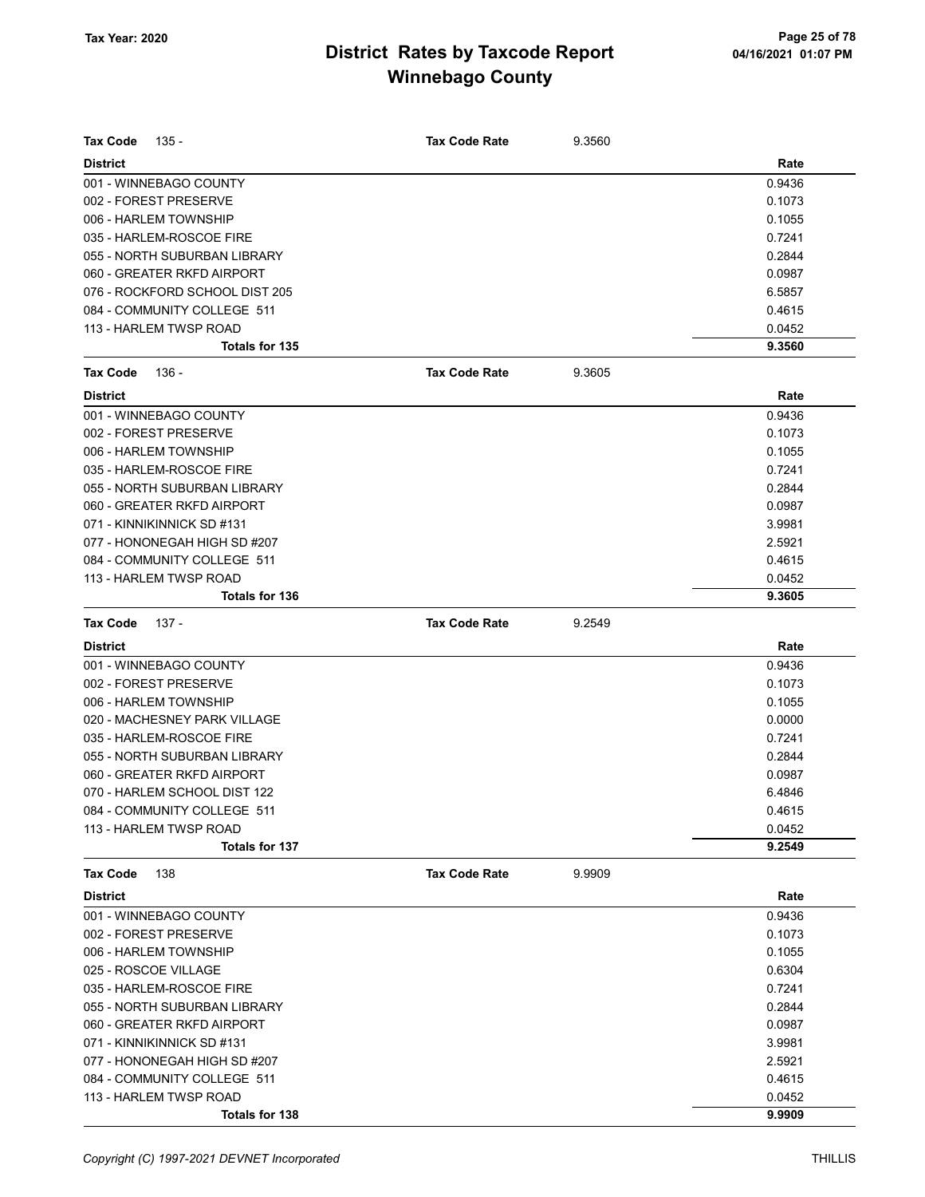# District Rates by Taxcode Report
## Winnebago County

Tax Year: 2020

**Tax Code** 135 - **Tax Code Rate** 9.3560

| District | Rate |
|---|---|
| 001 - WINNEBAGO COUNTY | 0.9436 |
| 002 - FOREST PRESERVE | 0.1073 |
| 006 - HARLEM TOWNSHIP | 0.1055 |
| 035 - HARLEM-ROSCOE FIRE | 0.7241 |
| 055 - NORTH SUBURBAN LIBRARY | 0.2844 |
| 060 - GREATER RKFD AIRPORT | 0.0987 |
| 076 - ROCKFORD SCHOOL DIST 205 | 6.5857 |
| 084 - COMMUNITY COLLEGE 511 | 0.4615 |
| 113 - HARLEM TWSP ROAD | 0.0452 |
| **Totals for 135** | **9.3560** |

**Tax Code** 136 - **Tax Code Rate** 9.3605

| District | Rate |
|---|---|
| 001 - WINNEBAGO COUNTY | 0.9436 |
| 002 - FOREST PRESERVE | 0.1073 |
| 006 - HARLEM TOWNSHIP | 0.1055 |
| 035 - HARLEM-ROSCOE FIRE | 0.7241 |
| 055 - NORTH SUBURBAN LIBRARY | 0.2844 |
| 060 - GREATER RKFD AIRPORT | 0.0987 |
| 071 - KINNIKINNICK SD #131 | 3.9981 |
| 077 - HONONEGAH HIGH SD #207 | 2.5921 |
| 084 - COMMUNITY COLLEGE 511 | 0.4615 |
| 113 - HARLEM TWSP ROAD | 0.0452 |
| **Totals for 136** | **9.3605** |

**Tax Code** 137 - **Tax Code Rate** 9.2549

| District | Rate |
|---|---|
| 001 - WINNEBAGO COUNTY | 0.9436 |
| 002 - FOREST PRESERVE | 0.1073 |
| 006 - HARLEM TOWNSHIP | 0.1055 |
| 020 - MACHESNEY PARK VILLAGE | 0.0000 |
| 035 - HARLEM-ROSCOE FIRE | 0.7241 |
| 055 - NORTH SUBURBAN LIBRARY | 0.2844 |
| 060 - GREATER RKFD AIRPORT | 0.0987 |
| 070 - HARLEM SCHOOL DIST 122 | 6.4846 |
| 084 - COMMUNITY COLLEGE 511 | 0.4615 |
| 113 - HARLEM TWSP ROAD | 0.0452 |
| **Totals for 137** | **9.2549** |

**Tax Code** 138 **Tax Code Rate** 9.9909

| District | Rate |
|---|---|
| 001 - WINNEBAGO COUNTY | 0.9436 |
| 002 - FOREST PRESERVE | 0.1073 |
| 006 - HARLEM TOWNSHIP | 0.1055 |
| 025 - ROSCOE VILLAGE | 0.6304 |
| 035 - HARLEM-ROSCOE FIRE | 0.7241 |
| 055 - NORTH SUBURBAN LIBRARY | 0.2844 |
| 060 - GREATER RKFD AIRPORT | 0.0987 |
| 071 - KINNIKINNICK SD #131 | 3.9981 |
| 077 - HONONEGAH HIGH SD #207 | 2.5921 |
| 084 - COMMUNITY COLLEGE 511 | 0.4615 |
| 113 - HARLEM TWSP ROAD | 0.0452 |
| **Totals for 138** | **9.9909** |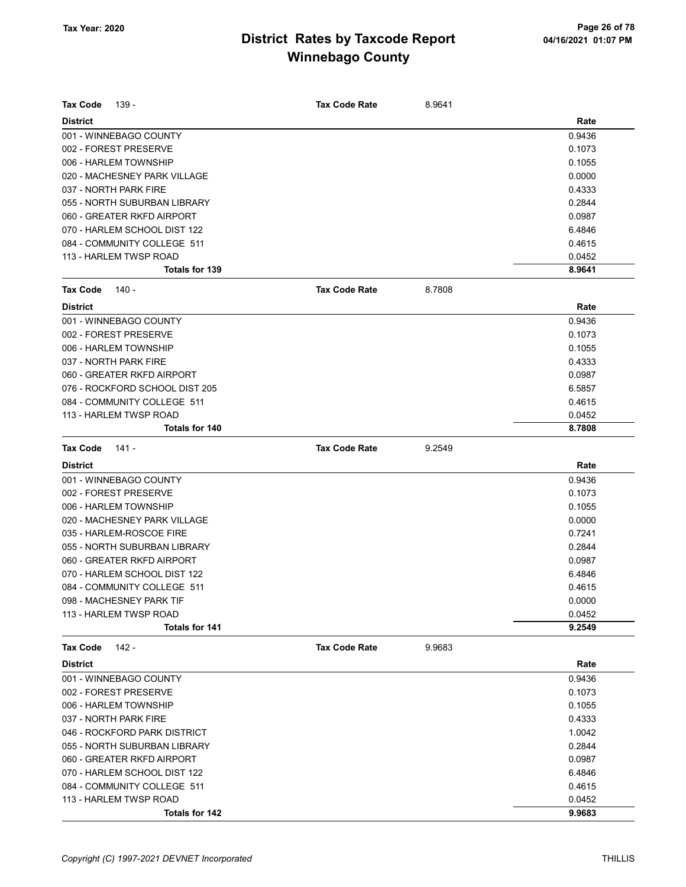# District Rates by Taxcode Report
## Winnebago County

Tax Year: 2020

**Tax Code** 139 - **Tax Code Rate** 8.9641

| District | Rate |
|---|---|
| 001 - WINNEBAGO COUNTY | 0.9436 |
| 002 - FOREST PRESERVE | 0.1073 |
| 006 - HARLEM TOWNSHIP | 0.1055 |
| 020 - MACHESNEY PARK VILLAGE | 0.0000 |
| 037 - NORTH PARK FIRE | 0.4333 |
| 055 - NORTH SUBURBAN LIBRARY | 0.2844 |
| 060 - GREATER RKFD AIRPORT | 0.0987 |
| 070 - HARLEM SCHOOL DIST 122 | 6.4846 |
| 084 - COMMUNITY COLLEGE 511 | 0.4615 |
| 113 - HARLEM TWSP ROAD | 0.0452 |
| **Totals for 139** | **8.9641** |

**Tax Code** 140 - **Tax Code Rate** 8.7808

| District | Rate |
|---|---|
| 001 - WINNEBAGO COUNTY | 0.9436 |
| 002 - FOREST PRESERVE | 0.1073 |
| 006 - HARLEM TOWNSHIP | 0.1055 |
| 037 - NORTH PARK FIRE | 0.4333 |
| 060 - GREATER RKFD AIRPORT | 0.0987 |
| 076 - ROCKFORD SCHOOL DIST 205 | 6.5857 |
| 084 - COMMUNITY COLLEGE 511 | 0.4615 |
| 113 - HARLEM TWSP ROAD | 0.0452 |
| **Totals for 140** | **8.7808** |

**Tax Code** 141 - **Tax Code Rate** 9.2549

| District | Rate |
|---|---|
| 001 - WINNEBAGO COUNTY | 0.9436 |
| 002 - FOREST PRESERVE | 0.1073 |
| 006 - HARLEM TOWNSHIP | 0.1055 |
| 020 - MACHESNEY PARK VILLAGE | 0.0000 |
| 035 - HARLEM-ROSCOE FIRE | 0.7241 |
| 055 - NORTH SUBURBAN LIBRARY | 0.2844 |
| 060 - GREATER RKFD AIRPORT | 0.0987 |
| 070 - HARLEM SCHOOL DIST 122 | 6.4846 |
| 084 - COMMUNITY COLLEGE 511 | 0.4615 |
| 098 - MACHESNEY PARK TIF | 0.0000 |
| 113 - HARLEM TWSP ROAD | 0.0452 |
| **Totals for 141** | **9.2549** |

**Tax Code** 142 - **Tax Code Rate** 9.9683

| District | Rate |
|---|---|
| 001 - WINNEBAGO COUNTY | 0.9436 |
| 002 - FOREST PRESERVE | 0.1073 |
| 006 - HARLEM TOWNSHIP | 0.1055 |
| 037 - NORTH PARK FIRE | 0.4333 |
| 046 - ROCKFORD PARK DISTRICT | 1.0042 |
| 055 - NORTH SUBURBAN LIBRARY | 0.2844 |
| 060 - GREATER RKFD AIRPORT | 0.0987 |
| 070 - HARLEM SCHOOL DIST 122 | 6.4846 |
| 084 - COMMUNITY COLLEGE 511 | 0.4615 |
| 113 - HARLEM TWSP ROAD | 0.0452 |
| **Totals for 142** | **9.9683** |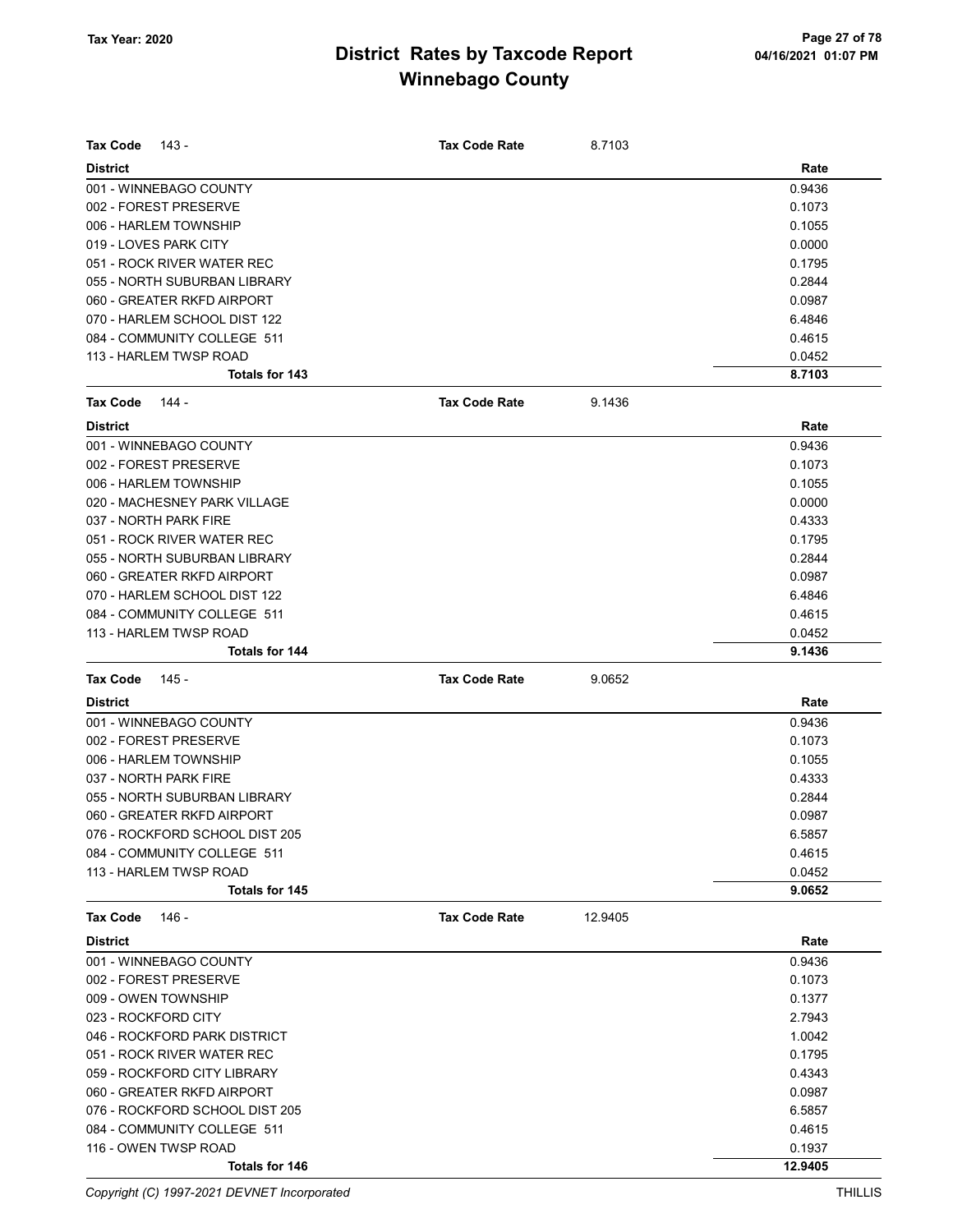# District Rates by Taxcode Report
# Winnebago County

Tax Year: 2020

**Tax Code** 143 - **Tax Code Rate** 8.7103

| District | Rate |
|---|---|
| 001 - WINNEBAGO COUNTY | 0.9436 |
| 002 - FOREST PRESERVE | 0.1073 |
| 006 - HARLEM TOWNSHIP | 0.1055 |
| 019 - LOVES PARK CITY | 0.0000 |
| 051 - ROCK RIVER WATER REC | 0.1795 |
| 055 - NORTH SUBURBAN LIBRARY | 0.2844 |
| 060 - GREATER RKFD AIRPORT | 0.0987 |
| 070 - HARLEM SCHOOL DIST 122 | 6.4846 |
| 084 - COMMUNITY COLLEGE 511 | 0.4615 |
| 113 - HARLEM TWSP ROAD | 0.0452 |
| **Totals for 143** | **8.7103** |

**Tax Code** 144 - **Tax Code Rate** 9.1436

| District | Rate |
|---|---|
| 001 - WINNEBAGO COUNTY | 0.9436 |
| 002 - FOREST PRESERVE | 0.1073 |
| 006 - HARLEM TOWNSHIP | 0.1055 |
| 020 - MACHESNEY PARK VILLAGE | 0.0000 |
| 037 - NORTH PARK FIRE | 0.4333 |
| 051 - ROCK RIVER WATER REC | 0.1795 |
| 055 - NORTH SUBURBAN LIBRARY | 0.2844 |
| 060 - GREATER RKFD AIRPORT | 0.0987 |
| 070 - HARLEM SCHOOL DIST 122 | 6.4846 |
| 084 - COMMUNITY COLLEGE 511 | 0.4615 |
| 113 - HARLEM TWSP ROAD | 0.0452 |
| **Totals for 144** | **9.1436** |

**Tax Code** 145 - **Tax Code Rate** 9.0652

| District | Rate |
|---|---|
| 001 - WINNEBAGO COUNTY | 0.9436 |
| 002 - FOREST PRESERVE | 0.1073 |
| 006 - HARLEM TOWNSHIP | 0.1055 |
| 037 - NORTH PARK FIRE | 0.4333 |
| 055 - NORTH SUBURBAN LIBRARY | 0.2844 |
| 060 - GREATER RKFD AIRPORT | 0.0987 |
| 076 - ROCKFORD SCHOOL DIST 205 | 6.5857 |
| 084 - COMMUNITY COLLEGE 511 | 0.4615 |
| 113 - HARLEM TWSP ROAD | 0.0452 |
| **Totals for 145** | **9.0652** |

**Tax Code** 146 - **Tax Code Rate** 12.9405

| District | Rate |
|---|---|
| 001 - WINNEBAGO COUNTY | 0.9436 |
| 002 - FOREST PRESERVE | 0.1073 |
| 009 - OWEN TOWNSHIP | 0.1377 |
| 023 - ROCKFORD CITY | 2.7943 |
| 046 - ROCKFORD PARK DISTRICT | 1.0042 |
| 051 - ROCK RIVER WATER REC | 0.1795 |
| 059 - ROCKFORD CITY LIBRARY | 0.4343 |
| 060 - GREATER RKFD AIRPORT | 0.0987 |
| 076 - ROCKFORD SCHOOL DIST 205 | 6.5857 |
| 084 - COMMUNITY COLLEGE 511 | 0.4615 |
| 116 - OWEN TWSP ROAD | 0.1937 |
| **Totals for 146** | **12.9405** |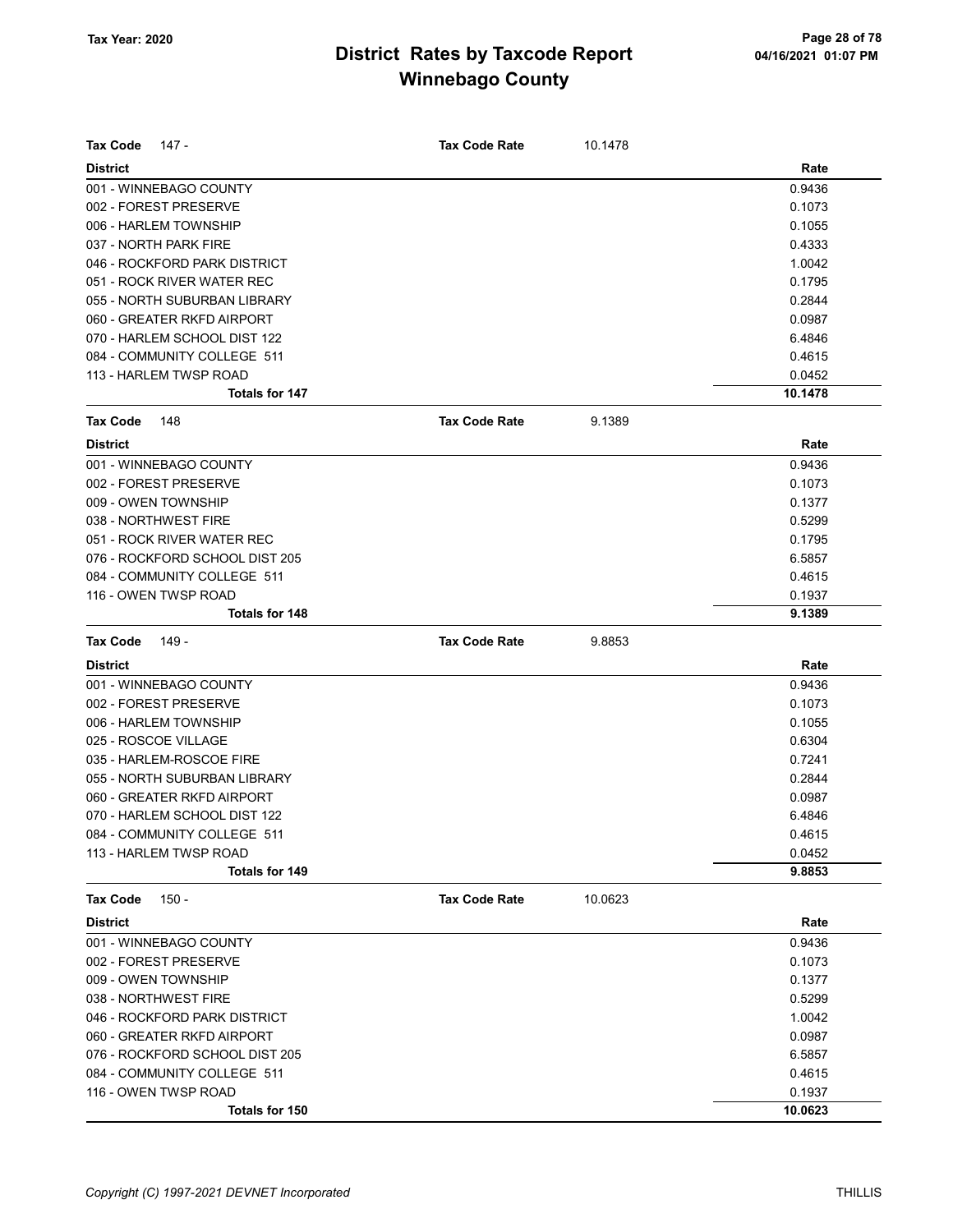# District Rates by Taxcode Report
# Winnebago County

Tax Year: 2020

04/16/2021 01:07 PM

**Tax Code** 147 - **Tax Code Rate** 10.1478

| District | Rate |
|---|---|
| 001 - WINNEBAGO COUNTY | 0.9436 |
| 002 - FOREST PRESERVE | 0.1073 |
| 006 - HARLEM TOWNSHIP | 0.1055 |
| 037 - NORTH PARK FIRE | 0.4333 |
| 046 - ROCKFORD PARK DISTRICT | 1.0042 |
| 051 - ROCK RIVER WATER REC | 0.1795 |
| 055 - NORTH SUBURBAN LIBRARY | 0.2844 |
| 060 - GREATER RKFD AIRPORT | 0.0987 |
| 070 - HARLEM SCHOOL DIST 122 | 6.4846 |
| 084 - COMMUNITY COLLEGE 511 | 0.4615 |
| 113 - HARLEM TWSP ROAD | 0.0452 |
| **Totals for 147** | **10.1478** |

**Tax Code** 148 **Tax Code Rate** 9.1389

| District | Rate |
|---|---|
| 001 - WINNEBAGO COUNTY | 0.9436 |
| 002 - FOREST PRESERVE | 0.1073 |
| 009 - OWEN TOWNSHIP | 0.1377 |
| 038 - NORTHWEST FIRE | 0.5299 |
| 051 - ROCK RIVER WATER REC | 0.1795 |
| 076 - ROCKFORD SCHOOL DIST 205 | 6.5857 |
| 084 - COMMUNITY COLLEGE 511 | 0.4615 |
| 116 - OWEN TWSP ROAD | 0.1937 |
| **Totals for 148** | **9.1389** |

**Tax Code** 149 - **Tax Code Rate** 9.8853

| District | Rate |
|---|---|
| 001 - WINNEBAGO COUNTY | 0.9436 |
| 002 - FOREST PRESERVE | 0.1073 |
| 006 - HARLEM TOWNSHIP | 0.1055 |
| 025 - ROSCOE VILLAGE | 0.6304 |
| 035 - HARLEM-ROSCOE FIRE | 0.7241 |
| 055 - NORTH SUBURBAN LIBRARY | 0.2844 |
| 060 - GREATER RKFD AIRPORT | 0.0987 |
| 070 - HARLEM SCHOOL DIST 122 | 6.4846 |
| 084 - COMMUNITY COLLEGE 511 | 0.4615 |
| 113 - HARLEM TWSP ROAD | 0.0452 |
| **Totals for 149** | **9.8853** |

**Tax Code** 150 - **Tax Code Rate** 10.0623

| District | Rate |
|---|---|
| 001 - WINNEBAGO COUNTY | 0.9436 |
| 002 - FOREST PRESERVE | 0.1073 |
| 009 - OWEN TOWNSHIP | 0.1377 |
| 038 - NORTHWEST FIRE | 0.5299 |
| 046 - ROCKFORD PARK DISTRICT | 1.0042 |
| 060 - GREATER RKFD AIRPORT | 0.0987 |
| 076 - ROCKFORD SCHOOL DIST 205 | 6.5857 |
| 084 - COMMUNITY COLLEGE 511 | 0.4615 |
| 116 - OWEN TWSP ROAD | 0.1937 |
| **Totals for 150** | **10.0623** |

*Copyright (C) 1997-2021 DEVNET Incorporated* THILLIS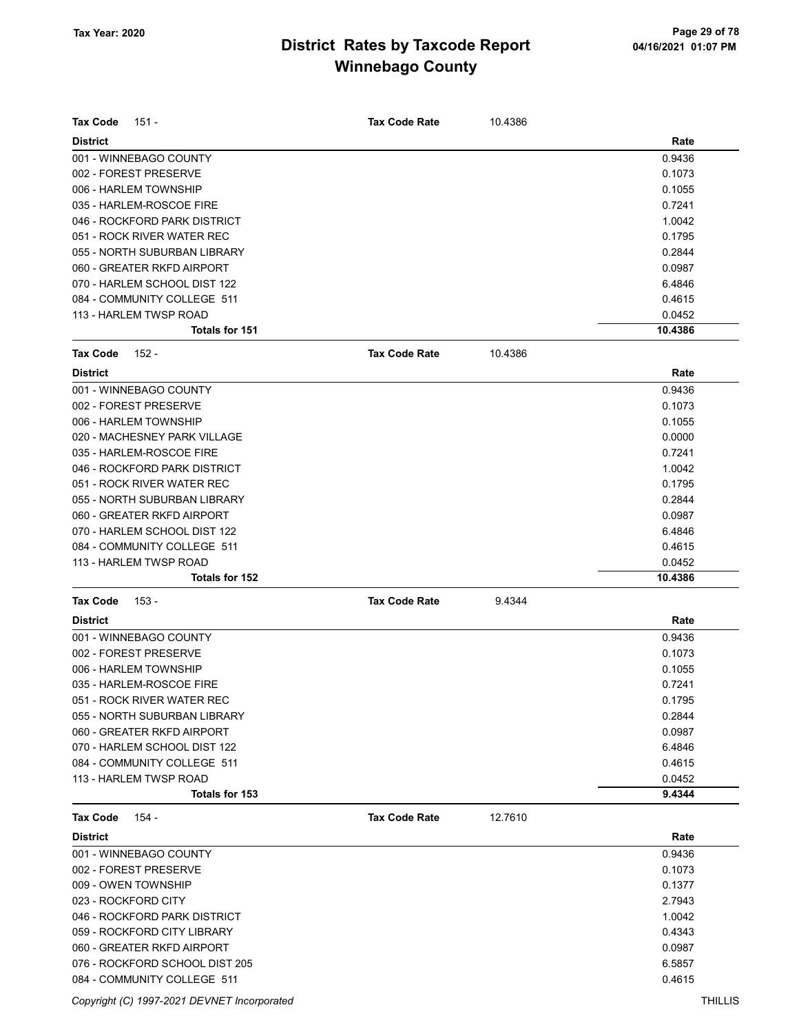# District Rates by Taxcode Report
# Winnebago County

Tax Year: 2020

**Tax Code** 151 - **Tax Code Rate** 10.4386

| District | Rate |
|---|---|
| 001 - WINNEBAGO COUNTY | 0.9436 |
| 002 - FOREST PRESERVE | 0.1073 |
| 006 - HARLEM TOWNSHIP | 0.1055 |
| 035 - HARLEM-ROSCOE FIRE | 0.7241 |
| 046 - ROCKFORD PARK DISTRICT | 1.0042 |
| 051 - ROCK RIVER WATER REC | 0.1795 |
| 055 - NORTH SUBURBAN LIBRARY | 0.2844 |
| 060 - GREATER RKFD AIRPORT | 0.0987 |
| 070 - HARLEM SCHOOL DIST 122 | 6.4846 |
| 084 - COMMUNITY COLLEGE 511 | 0.4615 |
| 113 - HARLEM TWSP ROAD | 0.0452 |
| **Totals for 151** | **10.4386** |

**Tax Code** 152 - **Tax Code Rate** 10.4386

| District | Rate |
|---|---|
| 001 - WINNEBAGO COUNTY | 0.9436 |
| 002 - FOREST PRESERVE | 0.1073 |
| 006 - HARLEM TOWNSHIP | 0.1055 |
| 020 - MACHESNEY PARK VILLAGE | 0.0000 |
| 035 - HARLEM-ROSCOE FIRE | 0.7241 |
| 046 - ROCKFORD PARK DISTRICT | 1.0042 |
| 051 - ROCK RIVER WATER REC | 0.1795 |
| 055 - NORTH SUBURBAN LIBRARY | 0.2844 |
| 060 - GREATER RKFD AIRPORT | 0.0987 |
| 070 - HARLEM SCHOOL DIST 122 | 6.4846 |
| 084 - COMMUNITY COLLEGE 511 | 0.4615 |
| 113 - HARLEM TWSP ROAD | 0.0452 |
| **Totals for 152** | **10.4386** |

**Tax Code** 153 - **Tax Code Rate** 9.4344

| District | Rate |
|---|---|
| 001 - WINNEBAGO COUNTY | 0.9436 |
| 002 - FOREST PRESERVE | 0.1073 |
| 006 - HARLEM TOWNSHIP | 0.1055 |
| 035 - HARLEM-ROSCOE FIRE | 0.7241 |
| 051 - ROCK RIVER WATER REC | 0.1795 |
| 055 - NORTH SUBURBAN LIBRARY | 0.2844 |
| 060 - GREATER RKFD AIRPORT | 0.0987 |
| 070 - HARLEM SCHOOL DIST 122 | 6.4846 |
| 084 - COMMUNITY COLLEGE 511 | 0.4615 |
| 113 - HARLEM TWSP ROAD | 0.0452 |
| **Totals for 153** | **9.4344** |

**Tax Code** 154 - **Tax Code Rate** 12.7610

| District | Rate |
|---|---|
| 001 - WINNEBAGO COUNTY | 0.9436 |
| 002 - FOREST PRESERVE | 0.1073 |
| 009 - OWEN TOWNSHIP | 0.1377 |
| 023 - ROCKFORD CITY | 2.7943 |
| 046 - ROCKFORD PARK DISTRICT | 1.0042 |
| 059 - ROCKFORD CITY LIBRARY | 0.4343 |
| 060 - GREATER RKFD AIRPORT | 0.0987 |
| 076 - ROCKFORD SCHOOL DIST 205 | 6.5857 |
| 084 - COMMUNITY COLLEGE 511 | 0.4615 |

Copyright (C) 1997-2021 DEVNET Incorporated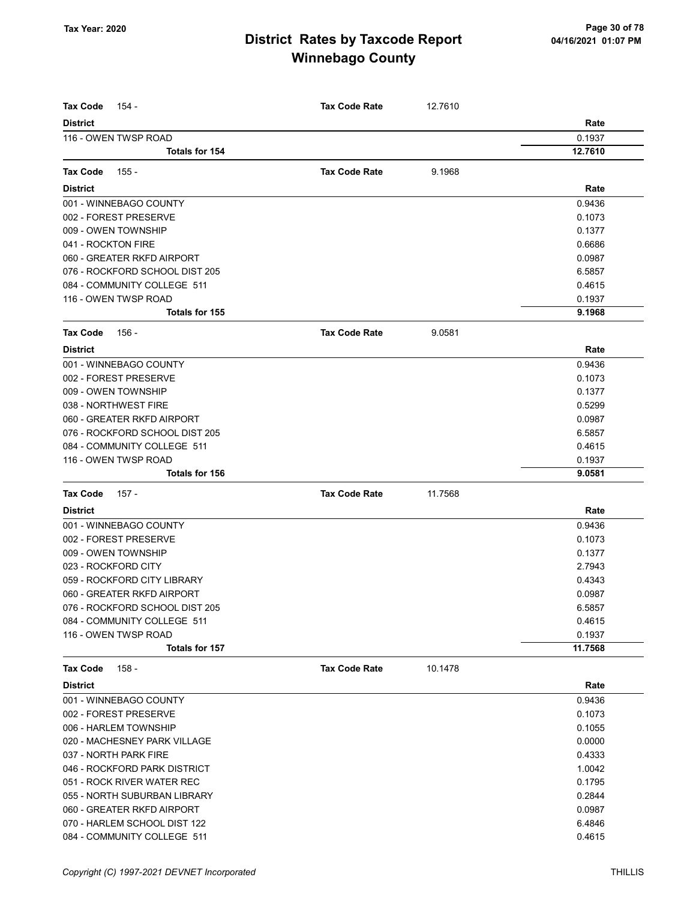# District Rates by Taxcode Report
## Winnebago County

Tax Year: 2020

| Tax Code 154 - | Tax Code Rate | 12.7610 |
|---|---|---|
| **District** | | **Rate** |
| 116 - OWEN TWSP ROAD | | 0.1937 |
| **Totals for 154** | | **12.7610** |

| Tax Code 155 - | Tax Code Rate | 9.1968 |
|---|---|---|
| **District** | | **Rate** |
| 001 - WINNEBAGO COUNTY | | 0.9436 |
| 002 - FOREST PRESERVE | | 0.1073 |
| 009 - OWEN TOWNSHIP | | 0.1377 |
| 041 - ROCKTON FIRE | | 0.6686 |
| 060 - GREATER RKFD AIRPORT | | 0.0987 |
| 076 - ROCKFORD SCHOOL DIST 205 | | 6.5857 |
| 084 - COMMUNITY COLLEGE 511 | | 0.4615 |
| 116 - OWEN TWSP ROAD | | 0.1937 |
| **Totals for 155** | | **9.1968** |

| Tax Code 156 - | Tax Code Rate | 9.0581 |
|---|---|---|
| **District** | | **Rate** |
| 001 - WINNEBAGO COUNTY | | 0.9436 |
| 002 - FOREST PRESERVE | | 0.1073 |
| 009 - OWEN TOWNSHIP | | 0.1377 |
| 038 - NORTHWEST FIRE | | 0.5299 |
| 060 - GREATER RKFD AIRPORT | | 0.0987 |
| 076 - ROCKFORD SCHOOL DIST 205 | | 6.5857 |
| 084 - COMMUNITY COLLEGE 511 | | 0.4615 |
| 116 - OWEN TWSP ROAD | | 0.1937 |
| **Totals for 156** | | **9.0581** |

| Tax Code 157 - | Tax Code Rate | 11.7568 |
|---|---|---|
| **District** | | **Rate** |
| 001 - WINNEBAGO COUNTY | | 0.9436 |
| 002 - FOREST PRESERVE | | 0.1073 |
| 009 - OWEN TOWNSHIP | | 0.1377 |
| 023 - ROCKFORD CITY | | 2.7943 |
| 059 - ROCKFORD CITY LIBRARY | | 0.4343 |
| 060 - GREATER RKFD AIRPORT | | 0.0987 |
| 076 - ROCKFORD SCHOOL DIST 205 | | 6.5857 |
| 084 - COMMUNITY COLLEGE 511 | | 0.4615 |
| 116 - OWEN TWSP ROAD | | 0.1937 |
| **Totals for 157** | | **11.7568** |

| Tax Code 158 - | Tax Code Rate | 10.1478 |
|---|---|---|
| **District** | | **Rate** |
| 001 - WINNEBAGO COUNTY | | 0.9436 |
| 002 - FOREST PRESERVE | | 0.1073 |
| 006 - HARLEM TOWNSHIP | | 0.1055 |
| 020 - MACHESNEY PARK VILLAGE | | 0.0000 |
| 037 - NORTH PARK FIRE | | 0.4333 |
| 046 - ROCKFORD PARK DISTRICT | | 1.0042 |
| 051 - ROCK RIVER WATER REC | | 0.1795 |
| 055 - NORTH SUBURBAN LIBRARY | | 0.2844 |
| 060 - GREATER RKFD AIRPORT | | 0.0987 |
| 070 - HARLEM SCHOOL DIST 122 | | 6.4846 |
| 084 - COMMUNITY COLLEGE 511 | | 0.4615 |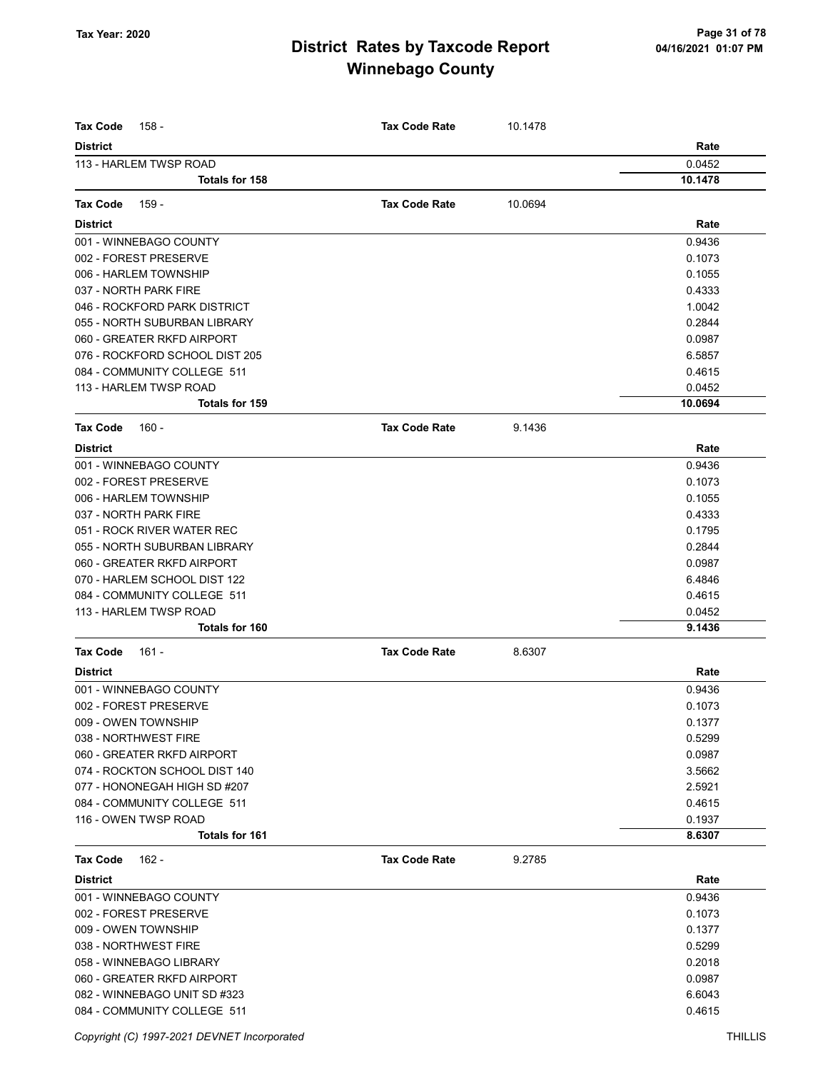| Tax Code 158 - | Tax Code Rate | 10.1478 |
|---|---|---|
| **District** | | **Rate** |
| 113 - HARLEM TWSP ROAD | | 0.0452 |
| **Totals for 158** | | **10.1478** |

| Tax Code 159 - | Tax Code Rate | 10.0694 |
|---|---|---|
| **District** | | **Rate** |
| 001 - WINNEBAGO COUNTY | | 0.9436 |
| 002 - FOREST PRESERVE | | 0.1073 |
| 006 - HARLEM TOWNSHIP | | 0.1055 |
| 037 - NORTH PARK FIRE | | 0.4333 |
| 046 - ROCKFORD PARK DISTRICT | | 1.0042 |
| 055 - NORTH SUBURBAN LIBRARY | | 0.2844 |
| 060 - GREATER RKFD AIRPORT | | 0.0987 |
| 076 - ROCKFORD SCHOOL DIST 205 | | 6.5857 |
| 084 - COMMUNITY COLLEGE 511 | | 0.4615 |
| 113 - HARLEM TWSP ROAD | | 0.0452 |
| **Totals for 159** | | **10.0694** |

| Tax Code 160 - | Tax Code Rate | 9.1436 |
|---|---|---|
| **District** | | **Rate** |
| 001 - WINNEBAGO COUNTY | | 0.9436 |
| 002 - FOREST PRESERVE | | 0.1073 |
| 006 - HARLEM TOWNSHIP | | 0.1055 |
| 037 - NORTH PARK FIRE | | 0.4333 |
| 051 - ROCK RIVER WATER REC | | 0.1795 |
| 055 - NORTH SUBURBAN LIBRARY | | 0.2844 |
| 060 - GREATER RKFD AIRPORT | | 0.0987 |
| 070 - HARLEM SCHOOL DIST 122 | | 6.4846 |
| 084 - COMMUNITY COLLEGE 511 | | 0.4615 |
| 113 - HARLEM TWSP ROAD | | 0.0452 |
| **Totals for 160** | | **9.1436** |

| Tax Code 161 - | Tax Code Rate | 8.6307 |
|---|---|---|
| **District** | | **Rate** |
| 001 - WINNEBAGO COUNTY | | 0.9436 |
| 002 - FOREST PRESERVE | | 0.1073 |
| 009 - OWEN TOWNSHIP | | 0.1377 |
| 038 - NORTHWEST FIRE | | 0.5299 |
| 060 - GREATER RKFD AIRPORT | | 0.0987 |
| 074 - ROCKTON SCHOOL DIST 140 | | 3.5662 |
| 077 - HONONEGAH HIGH SD #207 | | 2.5921 |
| 084 - COMMUNITY COLLEGE 511 | | 0.4615 |
| 116 - OWEN TWSP ROAD | | 0.1937 |
| **Totals for 161** | | **8.6307** |

| Tax Code 162 - | Tax Code Rate | 9.2785 |
|---|---|---|
| **District** | | **Rate** |
| 001 - WINNEBAGO COUNTY | | 0.9436 |
| 002 - FOREST PRESERVE | | 0.1073 |
| 009 - OWEN TOWNSHIP | | 0.1377 |
| 038 - NORTHWEST FIRE | | 0.5299 |
| 058 - WINNEBAGO LIBRARY | | 0.2018 |
| 060 - GREATER RKFD AIRPORT | | 0.0987 |
| 082 - WINNEBAGO UNIT SD #323 | | 6.6043 |
| 084 - COMMUNITY COLLEGE 511 | | 0.4615 |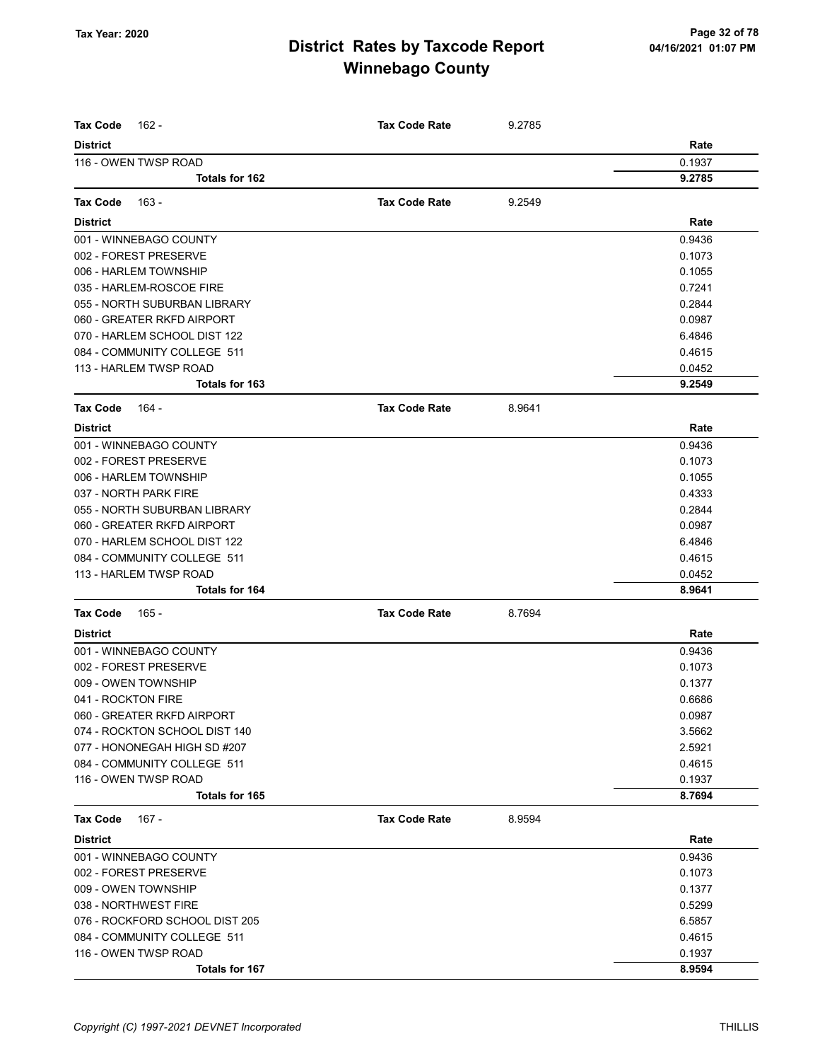# District Rates by Taxcode Report
## Winnebago County

Tax Year: 2020

**Tax Code** 162 - **Tax Code Rate** 9.2785

| District | Rate |
|---|---|
| 116 - OWEN TWSP ROAD | 0.1937 |
| **Totals for 162** | **9.2785** |

**Tax Code** 163 - **Tax Code Rate** 9.2549

| District | Rate |
|---|---|
| 001 - WINNEBAGO COUNTY | 0.9436 |
| 002 - FOREST PRESERVE | 0.1073 |
| 006 - HARLEM TOWNSHIP | 0.1055 |
| 035 - HARLEM-ROSCOE FIRE | 0.7241 |
| 055 - NORTH SUBURBAN LIBRARY | 0.2844 |
| 060 - GREATER RKFD AIRPORT | 0.0987 |
| 070 - HARLEM SCHOOL DIST 122 | 6.4846 |
| 084 - COMMUNITY COLLEGE 511 | 0.4615 |
| 113 - HARLEM TWSP ROAD | 0.0452 |
| **Totals for 163** | **9.2549** |

**Tax Code** 164 - **Tax Code Rate** 8.9641

| District | Rate |
|---|---|
| 001 - WINNEBAGO COUNTY | 0.9436 |
| 002 - FOREST PRESERVE | 0.1073 |
| 006 - HARLEM TOWNSHIP | 0.1055 |
| 037 - NORTH PARK FIRE | 0.4333 |
| 055 - NORTH SUBURBAN LIBRARY | 0.2844 |
| 060 - GREATER RKFD AIRPORT | 0.0987 |
| 070 - HARLEM SCHOOL DIST 122 | 6.4846 |
| 084 - COMMUNITY COLLEGE 511 | 0.4615 |
| 113 - HARLEM TWSP ROAD | 0.0452 |
| **Totals for 164** | **8.9641** |

**Tax Code** 165 - **Tax Code Rate** 8.7694

| District | Rate |
|---|---|
| 001 - WINNEBAGO COUNTY | 0.9436 |
| 002 - FOREST PRESERVE | 0.1073 |
| 009 - OWEN TOWNSHIP | 0.1377 |
| 041 - ROCKTON FIRE | 0.6686 |
| 060 - GREATER RKFD AIRPORT | 0.0987 |
| 074 - ROCKTON SCHOOL DIST 140 | 3.5662 |
| 077 - HONONEGAH HIGH SD #207 | 2.5921 |
| 084 - COMMUNITY COLLEGE 511 | 0.4615 |
| 116 - OWEN TWSP ROAD | 0.1937 |
| **Totals for 165** | **8.7694** |

**Tax Code** 167 - **Tax Code Rate** 8.9594

| District | Rate |
|---|---|
| 001 - WINNEBAGO COUNTY | 0.9436 |
| 002 - FOREST PRESERVE | 0.1073 |
| 009 - OWEN TOWNSHIP | 0.1377 |
| 038 - NORTHWEST FIRE | 0.5299 |
| 076 - ROCKFORD SCHOOL DIST 205 | 6.5857 |
| 084 - COMMUNITY COLLEGE 511 | 0.4615 |
| 116 - OWEN TWSP ROAD | 0.1937 |
| **Totals for 167** | **8.9594** |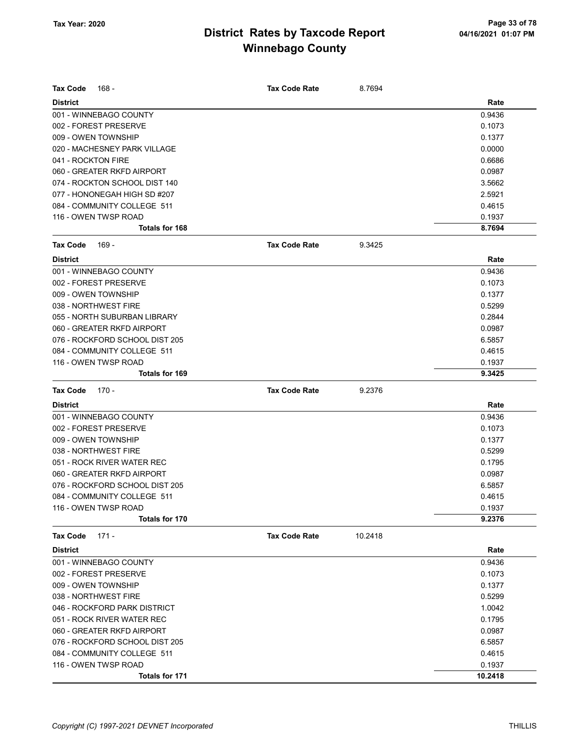# District Rates by Taxcode Report
# Winnebago County

Tax Year: 2020

**Tax Code** 168 - **Tax Code Rate** 8.7694

| District | Rate |
|---|---|
| 001 - WINNEBAGO COUNTY | 0.9436 |
| 002 - FOREST PRESERVE | 0.1073 |
| 009 - OWEN TOWNSHIP | 0.1377 |
| 020 - MACHESNEY PARK VILLAGE | 0.0000 |
| 041 - ROCKTON FIRE | 0.6686 |
| 060 - GREATER RKFD AIRPORT | 0.0987 |
| 074 - ROCKTON SCHOOL DIST 140 | 3.5662 |
| 077 - HONONEGAH HIGH SD #207 | 2.5921 |
| 084 - COMMUNITY COLLEGE 511 | 0.4615 |
| 116 - OWEN TWSP ROAD | 0.1937 |
| **Totals for 168** | **8.7694** |

**Tax Code** 169 - **Tax Code Rate** 9.3425

| District | Rate |
|---|---|
| 001 - WINNEBAGO COUNTY | 0.9436 |
| 002 - FOREST PRESERVE | 0.1073 |
| 009 - OWEN TOWNSHIP | 0.1377 |
| 038 - NORTHWEST FIRE | 0.5299 |
| 055 - NORTH SUBURBAN LIBRARY | 0.2844 |
| 060 - GREATER RKFD AIRPORT | 0.0987 |
| 076 - ROCKFORD SCHOOL DIST 205 | 6.5857 |
| 084 - COMMUNITY COLLEGE 511 | 0.4615 |
| 116 - OWEN TWSP ROAD | 0.1937 |
| **Totals for 169** | **9.3425** |

**Tax Code** 170 - **Tax Code Rate** 9.2376

| District | Rate |
|---|---|
| 001 - WINNEBAGO COUNTY | 0.9436 |
| 002 - FOREST PRESERVE | 0.1073 |
| 009 - OWEN TOWNSHIP | 0.1377 |
| 038 - NORTHWEST FIRE | 0.5299 |
| 051 - ROCK RIVER WATER REC | 0.1795 |
| 060 - GREATER RKFD AIRPORT | 0.0987 |
| 076 - ROCKFORD SCHOOL DIST 205 | 6.5857 |
| 084 - COMMUNITY COLLEGE 511 | 0.4615 |
| 116 - OWEN TWSP ROAD | 0.1937 |
| **Totals for 170** | **9.2376** |

**Tax Code** 171 - **Tax Code Rate** 10.2418

| District | Rate |
|---|---|
| 001 - WINNEBAGO COUNTY | 0.9436 |
| 002 - FOREST PRESERVE | 0.1073 |
| 009 - OWEN TOWNSHIP | 0.1377 |
| 038 - NORTHWEST FIRE | 0.5299 |
| 046 - ROCKFORD PARK DISTRICT | 1.0042 |
| 051 - ROCK RIVER WATER REC | 0.1795 |
| 060 - GREATER RKFD AIRPORT | 0.0987 |
| 076 - ROCKFORD SCHOOL DIST 205 | 6.5857 |
| 084 - COMMUNITY COLLEGE 511 | 0.4615 |
| 116 - OWEN TWSP ROAD | 0.1937 |
| **Totals for 171** | **10.2418** |

*Copyright (C) 1997-2021 DEVNET Incorporated*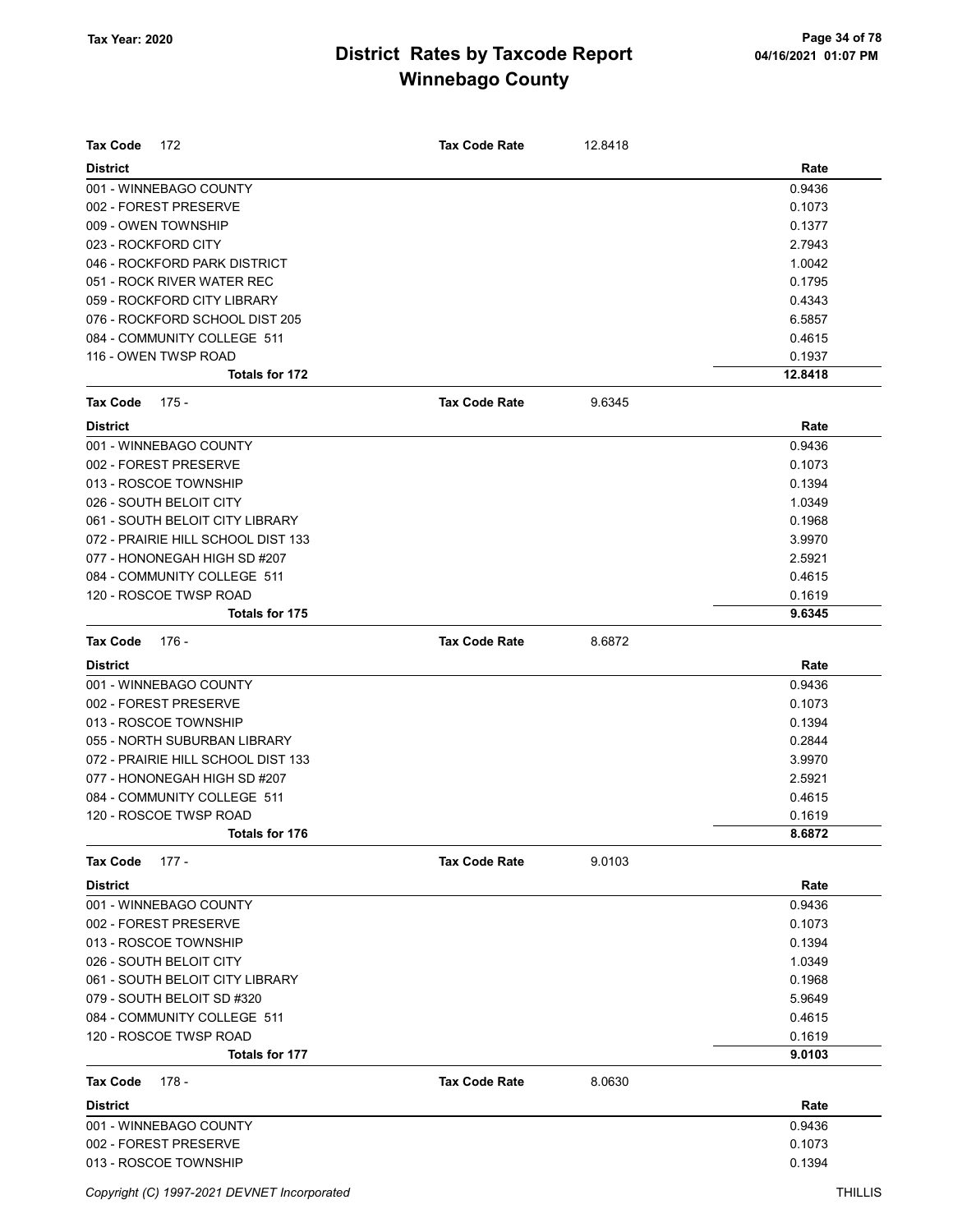# District Rates by Taxcode Report

## Winnebago County

Tax Year: 2020

04/16/2021 01:07 PM

| Tax Code 172 | Tax Code Rate 12.8418 |
|---|---|
| **District** | **Rate** |
| 001 - WINNEBAGO COUNTY | 0.9436 |
| 002 - FOREST PRESERVE | 0.1073 |
| 009 - OWEN TOWNSHIP | 0.1377 |
| 023 - ROCKFORD CITY | 2.7943 |
| 046 - ROCKFORD PARK DISTRICT | 1.0042 |
| 051 - ROCK RIVER WATER REC | 0.1795 |
| 059 - ROCKFORD CITY LIBRARY | 0.4343 |
| 076 - ROCKFORD SCHOOL DIST 205 | 6.5857 |
| 084 - COMMUNITY COLLEGE 511 | 0.4615 |
| 116 - OWEN TWSP ROAD | 0.1937 |
| **Totals for 172** | **12.8418** |

| Tax Code 175 - | Tax Code Rate 9.6345 |
|---|---|
| **District** | **Rate** |
| 001 - WINNEBAGO COUNTY | 0.9436 |
| 002 - FOREST PRESERVE | 0.1073 |
| 013 - ROSCOE TOWNSHIP | 0.1394 |
| 026 - SOUTH BELOIT CITY | 1.0349 |
| 061 - SOUTH BELOIT CITY LIBRARY | 0.1968 |
| 072 - PRAIRIE HILL SCHOOL DIST 133 | 3.9970 |
| 077 - HONONEGAH HIGH SD #207 | 2.5921 |
| 084 - COMMUNITY COLLEGE 511 | 0.4615 |
| 120 - ROSCOE TWSP ROAD | 0.1619 |
| **Totals for 175** | **9.6345** |

| Tax Code 176 - | Tax Code Rate 8.6872 |
|---|---|
| **District** | **Rate** |
| 001 - WINNEBAGO COUNTY | 0.9436 |
| 002 - FOREST PRESERVE | 0.1073 |
| 013 - ROSCOE TOWNSHIP | 0.1394 |
| 055 - NORTH SUBURBAN LIBRARY | 0.2844 |
| 072 - PRAIRIE HILL SCHOOL DIST 133 | 3.9970 |
| 077 - HONONEGAH HIGH SD #207 | 2.5921 |
| 084 - COMMUNITY COLLEGE 511 | 0.4615 |
| 120 - ROSCOE TWSP ROAD | 0.1619 |
| **Totals for 176** | **8.6872** |

| Tax Code 177 - | Tax Code Rate 9.0103 |
|---|---|
| **District** | **Rate** |
| 001 - WINNEBAGO COUNTY | 0.9436 |
| 002 - FOREST PRESERVE | 0.1073 |
| 013 - ROSCOE TOWNSHIP | 0.1394 |
| 026 - SOUTH BELOIT CITY | 1.0349 |
| 061 - SOUTH BELOIT CITY LIBRARY | 0.1968 |
| 079 - SOUTH BELOIT SD #320 | 5.9649 |
| 084 - COMMUNITY COLLEGE 511 | 0.4615 |
| 120 - ROSCOE TWSP ROAD | 0.1619 |
| **Totals for 177** | **9.0103** |

| Tax Code 178 - | Tax Code Rate 8.0630 |
|---|---|
| **District** | **Rate** |
| 001 - WINNEBAGO COUNTY | 0.9436 |
| 002 - FOREST PRESERVE | 0.1073 |
| 013 - ROSCOE TOWNSHIP | 0.1394 |

Copyright (C) 1997-2021 DEVNET Incorporated THILLIS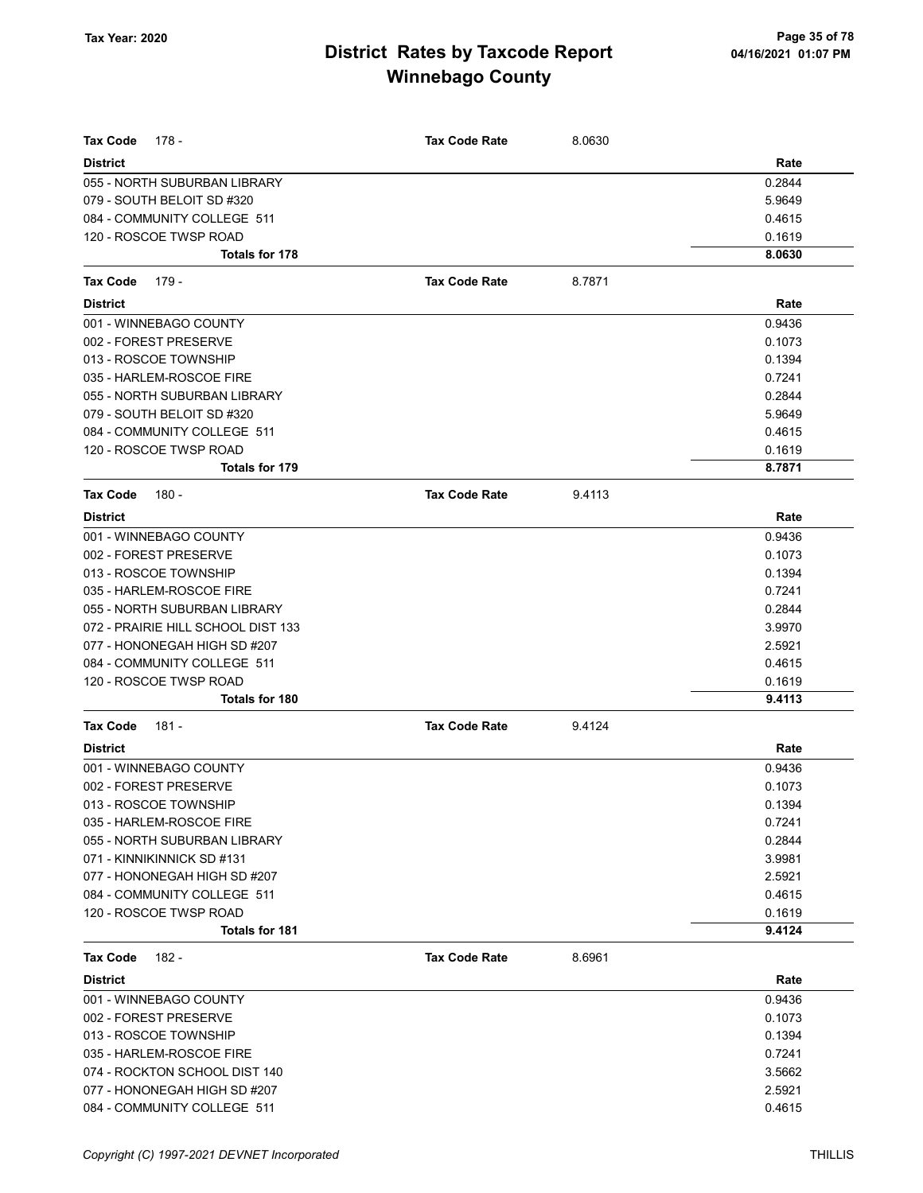# District Rates by Taxcode Report
## Winnebago County

Tax Year: 2020

| Tax Code 178 - | Tax Code Rate | 8.0630 |
|---|---|---|
| **District** | | **Rate** |
| 055 - NORTH SUBURBAN LIBRARY | | 0.2844 |
| 079 - SOUTH BELOIT SD #320 | | 5.9649 |
| 084 - COMMUNITY COLLEGE 511 | | 0.4615 |
| 120 - ROSCOE TWSP ROAD | | 0.1619 |
| **Totals for 178** | | **8.0630** |

| Tax Code 179 - | Tax Code Rate | 8.7871 |
|---|---|---|
| **District** | | **Rate** |
| 001 - WINNEBAGO COUNTY | | 0.9436 |
| 002 - FOREST PRESERVE | | 0.1073 |
| 013 - ROSCOE TOWNSHIP | | 0.1394 |
| 035 - HARLEM-ROSCOE FIRE | | 0.7241 |
| 055 - NORTH SUBURBAN LIBRARY | | 0.2844 |
| 079 - SOUTH BELOIT SD #320 | | 5.9649 |
| 084 - COMMUNITY COLLEGE 511 | | 0.4615 |
| 120 - ROSCOE TWSP ROAD | | 0.1619 |
| **Totals for 179** | | **8.7871** |

| Tax Code 180 - | Tax Code Rate | 9.4113 |
|---|---|---|
| **District** | | **Rate** |
| 001 - WINNEBAGO COUNTY | | 0.9436 |
| 002 - FOREST PRESERVE | | 0.1073 |
| 013 - ROSCOE TOWNSHIP | | 0.1394 |
| 035 - HARLEM-ROSCOE FIRE | | 0.7241 |
| 055 - NORTH SUBURBAN LIBRARY | | 0.2844 |
| 072 - PRAIRIE HILL SCHOOL DIST 133 | | 3.9970 |
| 077 - HONONEGAH HIGH SD #207 | | 2.5921 |
| 084 - COMMUNITY COLLEGE 511 | | 0.4615 |
| 120 - ROSCOE TWSP ROAD | | 0.1619 |
| **Totals for 180** | | **9.4113** |

| Tax Code 181 - | Tax Code Rate | 9.4124 |
|---|---|---|
| **District** | | **Rate** |
| 001 - WINNEBAGO COUNTY | | 0.9436 |
| 002 - FOREST PRESERVE | | 0.1073 |
| 013 - ROSCOE TOWNSHIP | | 0.1394 |
| 035 - HARLEM-ROSCOE FIRE | | 0.7241 |
| 055 - NORTH SUBURBAN LIBRARY | | 0.2844 |
| 071 - KINNIKINNICK SD #131 | | 3.9981 |
| 077 - HONONEGAH HIGH SD #207 | | 2.5921 |
| 084 - COMMUNITY COLLEGE 511 | | 0.4615 |
| 120 - ROSCOE TWSP ROAD | | 0.1619 |
| **Totals for 181** | | **9.4124** |

| Tax Code 182 - | Tax Code Rate | 8.6961 |
|---|---|---|
| **District** | | **Rate** |
| 001 - WINNEBAGO COUNTY | | 0.9436 |
| 002 - FOREST PRESERVE | | 0.1073 |
| 013 - ROSCOE TOWNSHIP | | 0.1394 |
| 035 - HARLEM-ROSCOE FIRE | | 0.7241 |
| 074 - ROCKTON SCHOOL DIST 140 | | 3.5662 |
| 077 - HONONEGAH HIGH SD #207 | | 2.5921 |
| 084 - COMMUNITY COLLEGE 511 | | 0.4615 |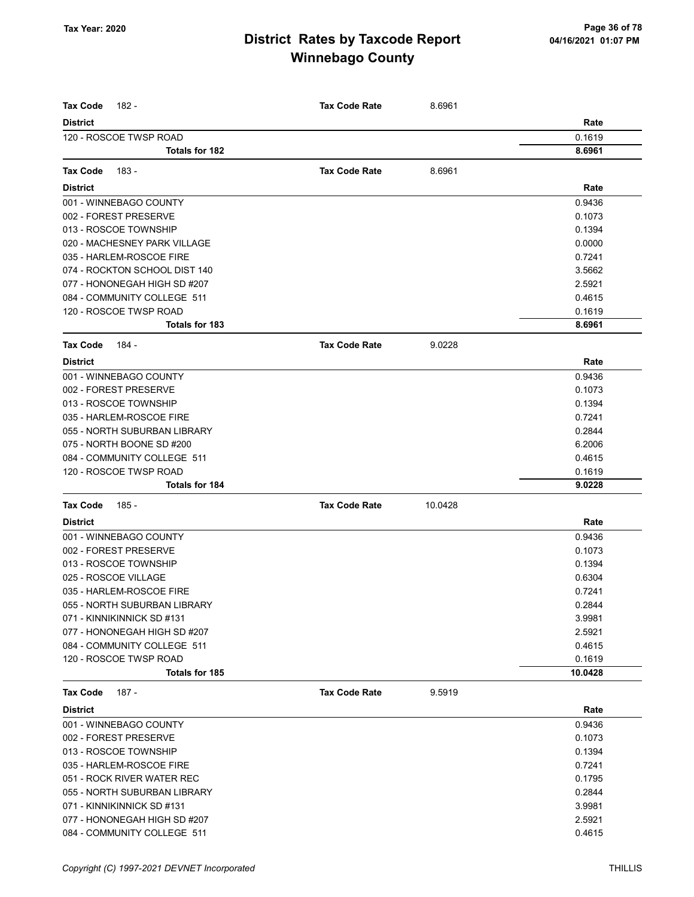| Tax Code 182 - | Tax Code Rate | 8.6961 |
|---|---|---|
| **District** | | **Rate** |
| 120 - ROSCOE TWSP ROAD | | 0.1619 |
| **Totals for 182** | | **8.6961** |

| Tax Code 183 - | Tax Code Rate | 8.6961 |
|---|---|---|
| **District** | | **Rate** |
| 001 - WINNEBAGO COUNTY | | 0.9436 |
| 002 - FOREST PRESERVE | | 0.1073 |
| 013 - ROSCOE TOWNSHIP | | 0.1394 |
| 020 - MACHESNEY PARK VILLAGE | | 0.0000 |
| 035 - HARLEM-ROSCOE FIRE | | 0.7241 |
| 074 - ROCKTON SCHOOL DIST 140 | | 3.5662 |
| 077 - HONONEGAH HIGH SD #207 | | 2.5921 |
| 084 - COMMUNITY COLLEGE 511 | | 0.4615 |
| 120 - ROSCOE TWSP ROAD | | 0.1619 |
| **Totals for 183** | | **8.6961** |

| Tax Code 184 - | Tax Code Rate | 9.0228 |
|---|---|---|
| **District** | | **Rate** |
| 001 - WINNEBAGO COUNTY | | 0.9436 |
| 002 - FOREST PRESERVE | | 0.1073 |
| 013 - ROSCOE TOWNSHIP | | 0.1394 |
| 035 - HARLEM-ROSCOE FIRE | | 0.7241 |
| 055 - NORTH SUBURBAN LIBRARY | | 0.2844 |
| 075 - NORTH BOONE SD #200 | | 6.2006 |
| 084 - COMMUNITY COLLEGE 511 | | 0.4615 |
| 120 - ROSCOE TWSP ROAD | | 0.1619 |
| **Totals for 184** | | **9.0228** |

| Tax Code 185 - | Tax Code Rate | 10.0428 |
|---|---|---|
| **District** | | **Rate** |
| 001 - WINNEBAGO COUNTY | | 0.9436 |
| 002 - FOREST PRESERVE | | 0.1073 |
| 013 - ROSCOE TOWNSHIP | | 0.1394 |
| 025 - ROSCOE VILLAGE | | 0.6304 |
| 035 - HARLEM-ROSCOE FIRE | | 0.7241 |
| 055 - NORTH SUBURBAN LIBRARY | | 0.2844 |
| 071 - KINNIKINNICK SD #131 | | 3.9981 |
| 077 - HONONEGAH HIGH SD #207 | | 2.5921 |
| 084 - COMMUNITY COLLEGE 511 | | 0.4615 |
| 120 - ROSCOE TWSP ROAD | | 0.1619 |
| **Totals for 185** | | **10.0428** |

| Tax Code 187 - | Tax Code Rate | 9.5919 |
|---|---|---|
| **District** | | **Rate** |
| 001 - WINNEBAGO COUNTY | | 0.9436 |
| 002 - FOREST PRESERVE | | 0.1073 |
| 013 - ROSCOE TOWNSHIP | | 0.1394 |
| 035 - HARLEM-ROSCOE FIRE | | 0.7241 |
| 051 - ROCK RIVER WATER REC | | 0.1795 |
| 055 - NORTH SUBURBAN LIBRARY | | 0.2844 |
| 071 - KINNIKINNICK SD #131 | | 3.9981 |
| 077 - HONONEGAH HIGH SD #207 | | 2.5921 |
| 084 - COMMUNITY COLLEGE 511 | | 0.4615 |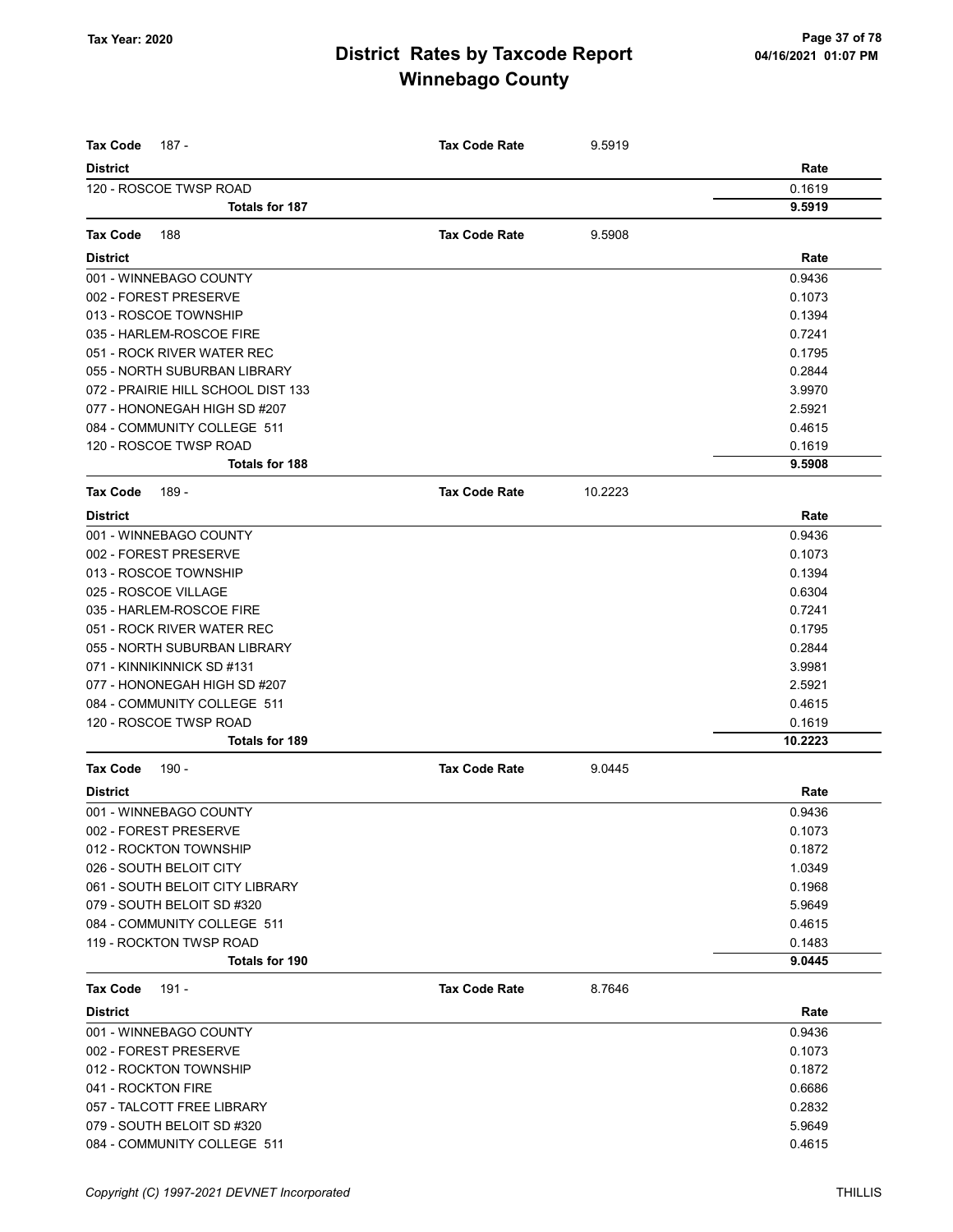| **Tax Code** 187 - | **Tax Code Rate** | 9.5919 |
|---|---|---|
| **District** | | **Rate** |
| 120 - ROSCOE TWSP ROAD | | 0.1619 |
| **Totals for 187** | | **9.5919** |

| **Tax Code** 188 | **Tax Code Rate** | 9.5908 |
|---|---|---|
| **District** | | **Rate** |
| 001 - WINNEBAGO COUNTY | | 0.9436 |
| 002 - FOREST PRESERVE | | 0.1073 |
| 013 - ROSCOE TOWNSHIP | | 0.1394 |
| 035 - HARLEM-ROSCOE FIRE | | 0.7241 |
| 051 - ROCK RIVER WATER REC | | 0.1795 |
| 055 - NORTH SUBURBAN LIBRARY | | 0.2844 |
| 072 - PRAIRIE HILL SCHOOL DIST 133 | | 3.9970 |
| 077 - HONONEGAH HIGH SD #207 | | 2.5921 |
| 084 - COMMUNITY COLLEGE 511 | | 0.4615 |
| 120 - ROSCOE TWSP ROAD | | 0.1619 |
| **Totals for 188** | | **9.5908** |

| **Tax Code** 189 - | **Tax Code Rate** | 10.2223 |
|---|---|---|
| **District** | | **Rate** |
| 001 - WINNEBAGO COUNTY | | 0.9436 |
| 002 - FOREST PRESERVE | | 0.1073 |
| 013 - ROSCOE TOWNSHIP | | 0.1394 |
| 025 - ROSCOE VILLAGE | | 0.6304 |
| 035 - HARLEM-ROSCOE FIRE | | 0.7241 |
| 051 - ROCK RIVER WATER REC | | 0.1795 |
| 055 - NORTH SUBURBAN LIBRARY | | 0.2844 |
| 071 - KINNIKINNICK SD #131 | | 3.9981 |
| 077 - HONONEGAH HIGH SD #207 | | 2.5921 |
| 084 - COMMUNITY COLLEGE 511 | | 0.4615 |
| 120 - ROSCOE TWSP ROAD | | 0.1619 |
| **Totals for 189** | | **10.2223** |

| **Tax Code** 190 - | **Tax Code Rate** | 9.0445 |
|---|---|---|
| **District** | | **Rate** |
| 001 - WINNEBAGO COUNTY | | 0.9436 |
| 002 - FOREST PRESERVE | | 0.1073 |
| 012 - ROCKTON TOWNSHIP | | 0.1872 |
| 026 - SOUTH BELOIT CITY | | 1.0349 |
| 061 - SOUTH BELOIT CITY LIBRARY | | 0.1968 |
| 079 - SOUTH BELOIT SD #320 | | 5.9649 |
| 084 - COMMUNITY COLLEGE 511 | | 0.4615 |
| 119 - ROCKTON TWSP ROAD | | 0.1483 |
| **Totals for 190** | | **9.0445** |

| **Tax Code** 191 - | **Tax Code Rate** | 8.7646 |
|---|---|---|
| **District** | | **Rate** |
| 001 - WINNEBAGO COUNTY | | 0.9436 |
| 002 - FOREST PRESERVE | | 0.1073 |
| 012 - ROCKTON TOWNSHIP | | 0.1872 |
| 041 - ROCKTON FIRE | | 0.6686 |
| 057 - TALCOTT FREE LIBRARY | | 0.2832 |
| 079 - SOUTH BELOIT SD #320 | | 5.9649 |
| 084 - COMMUNITY COLLEGE 511 | | 0.4615 |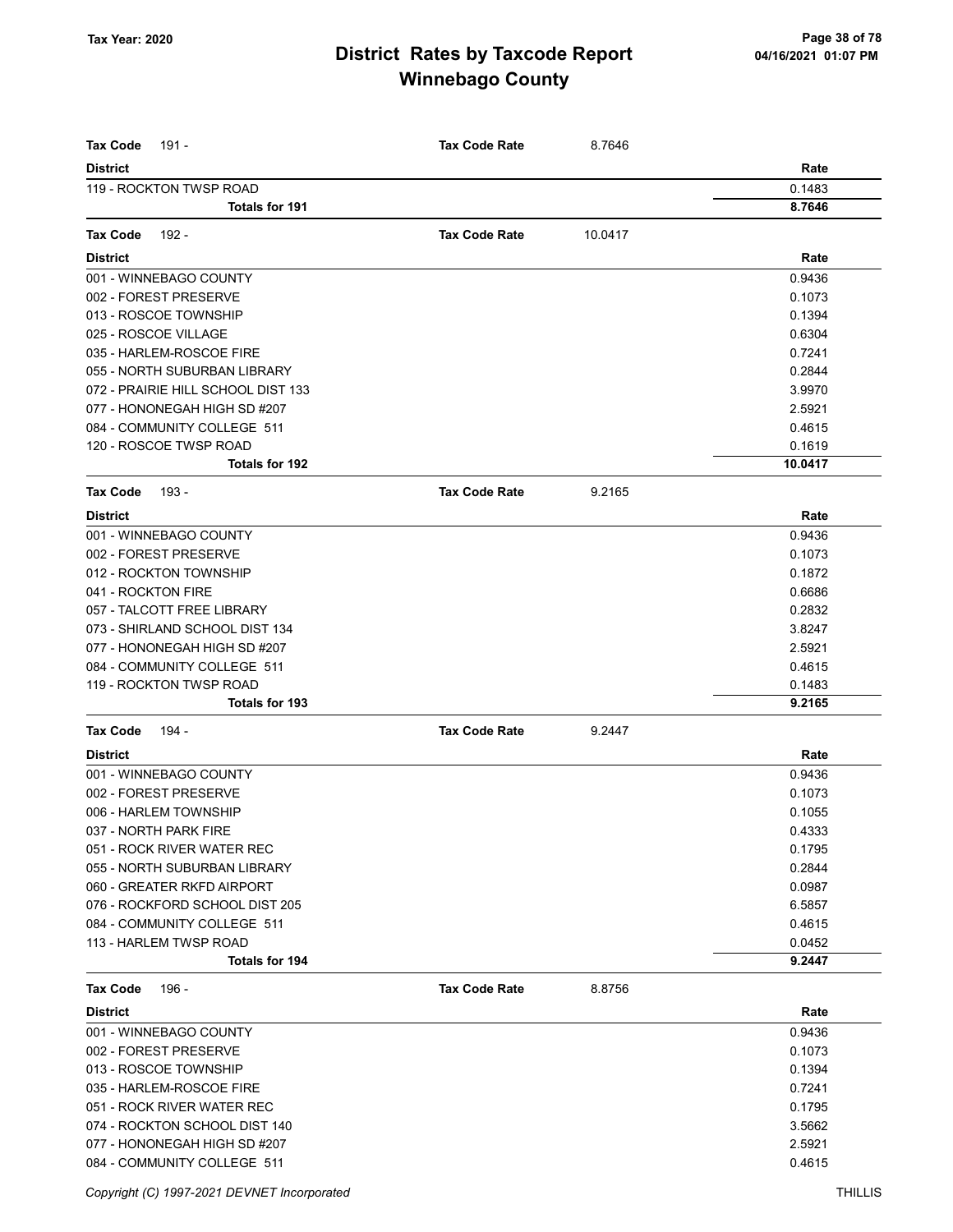# District Rates by Taxcode Report
# Winnebago County

Tax Year: 2020

| Tax Code 191 - | Tax Code Rate | 8.7646 |
|---|---|---|
| **District** | | **Rate** |
| 119 - ROCKTON TWSP ROAD | | 0.1483 |
| **Totals for 191** | | **8.7646** |

| Tax Code 192 - | Tax Code Rate | 10.0417 |
|---|---|---|
| **District** | | **Rate** |
| 001 - WINNEBAGO COUNTY | | 0.9436 |
| 002 - FOREST PRESERVE | | 0.1073 |
| 013 - ROSCOE TOWNSHIP | | 0.1394 |
| 025 - ROSCOE VILLAGE | | 0.6304 |
| 035 - HARLEM-ROSCOE FIRE | | 0.7241 |
| 055 - NORTH SUBURBAN LIBRARY | | 0.2844 |
| 072 - PRAIRIE HILL SCHOOL DIST 133 | | 3.9970 |
| 077 - HONONEGAH HIGH SD #207 | | 2.5921 |
| 084 - COMMUNITY COLLEGE 511 | | 0.4615 |
| 120 - ROSCOE TWSP ROAD | | 0.1619 |
| **Totals for 192** | | **10.0417** |

| Tax Code 193 - | Tax Code Rate | 9.2165 |
|---|---|---|
| **District** | | **Rate** |
| 001 - WINNEBAGO COUNTY | | 0.9436 |
| 002 - FOREST PRESERVE | | 0.1073 |
| 012 - ROCKTON TOWNSHIP | | 0.1872 |
| 041 - ROCKTON FIRE | | 0.6686 |
| 057 - TALCOTT FREE LIBRARY | | 0.2832 |
| 073 - SHIRLAND SCHOOL DIST 134 | | 3.8247 |
| 077 - HONONEGAH HIGH SD #207 | | 2.5921 |
| 084 - COMMUNITY COLLEGE 511 | | 0.4615 |
| 119 - ROCKTON TWSP ROAD | | 0.1483 |
| **Totals for 193** | | **9.2165** |

| Tax Code 194 - | Tax Code Rate | 9.2447 |
|---|---|---|
| **District** | | **Rate** |
| 001 - WINNEBAGO COUNTY | | 0.9436 |
| 002 - FOREST PRESERVE | | 0.1073 |
| 006 - HARLEM TOWNSHIP | | 0.1055 |
| 037 - NORTH PARK FIRE | | 0.4333 |
| 051 - ROCK RIVER WATER REC | | 0.1795 |
| 055 - NORTH SUBURBAN LIBRARY | | 0.2844 |
| 060 - GREATER RKFD AIRPORT | | 0.0987 |
| 076 - ROCKFORD SCHOOL DIST 205 | | 6.5857 |
| 084 - COMMUNITY COLLEGE 511 | | 0.4615 |
| 113 - HARLEM TWSP ROAD | | 0.0452 |
| **Totals for 194** | | **9.2447** |

| Tax Code 196 - | Tax Code Rate | 8.8756 |
|---|---|---|
| **District** | | **Rate** |
| 001 - WINNEBAGO COUNTY | | 0.9436 |
| 002 - FOREST PRESERVE | | 0.1073 |
| 013 - ROSCOE TOWNSHIP | | 0.1394 |
| 035 - HARLEM-ROSCOE FIRE | | 0.7241 |
| 051 - ROCK RIVER WATER REC | | 0.1795 |
| 074 - ROCKTON SCHOOL DIST 140 | | 3.5662 |
| 077 - HONONEGAH HIGH SD #207 | | 2.5921 |
| 084 - COMMUNITY COLLEGE 511 | | 0.4615 |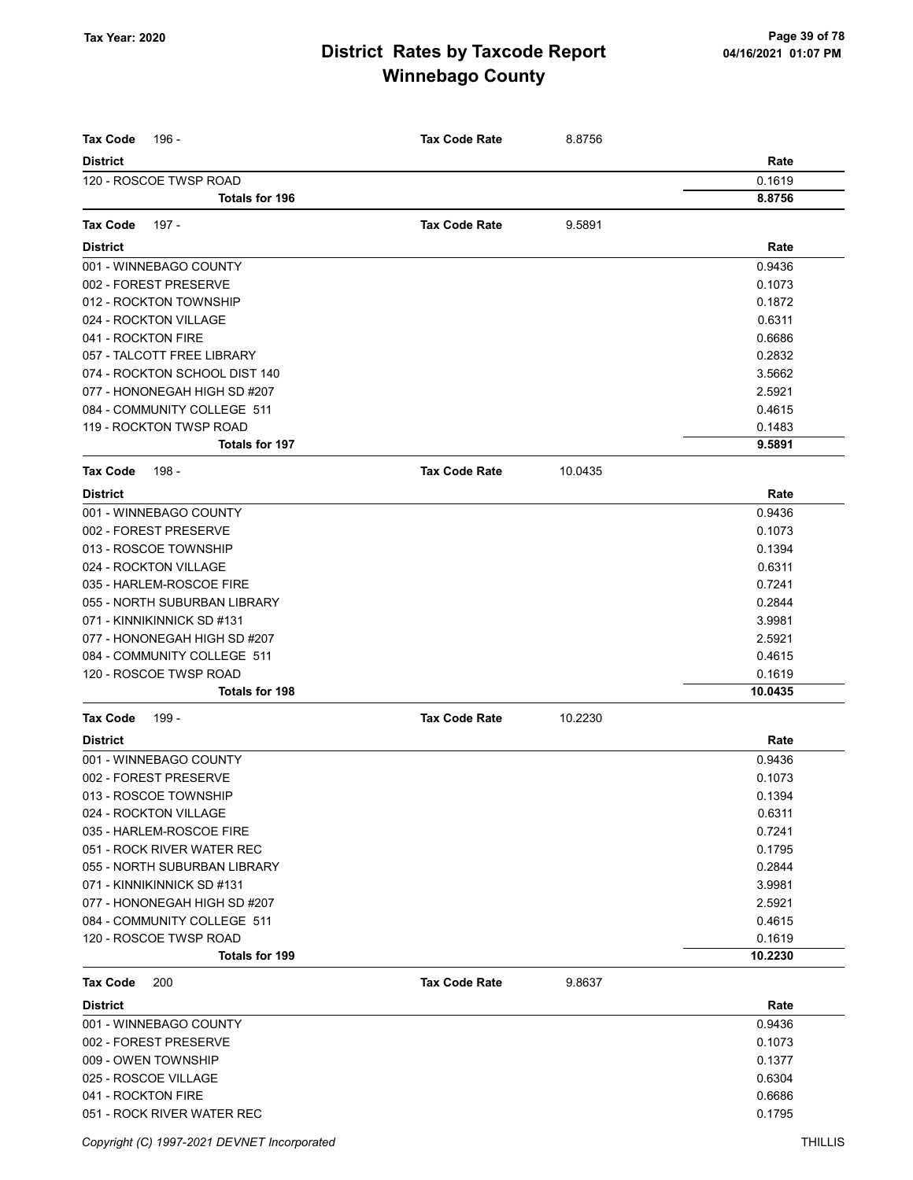# District Rates by Taxcode Report
# Winnebago County

Tax Year: 2020

**Tax Code** 196 - **Tax Code Rate** 8.8756

| District | Rate |
|---|---|
| 120 - ROSCOE TWSP ROAD | 0.1619 |
| **Totals for 196** | **8.8756** |

**Tax Code** 197 - **Tax Code Rate** 9.5891

| District | Rate |
|---|---|
| 001 - WINNEBAGO COUNTY | 0.9436 |
| 002 - FOREST PRESERVE | 0.1073 |
| 012 - ROCKTON TOWNSHIP | 0.1872 |
| 024 - ROCKTON VILLAGE | 0.6311 |
| 041 - ROCKTON FIRE | 0.6686 |
| 057 - TALCOTT FREE LIBRARY | 0.2832 |
| 074 - ROCKTON SCHOOL DIST 140 | 3.5662 |
| 077 - HONONEGAH HIGH SD #207 | 2.5921 |
| 084 - COMMUNITY COLLEGE 511 | 0.4615 |
| 119 - ROCKTON TWSP ROAD | 0.1483 |
| **Totals for 197** | **9.5891** |

**Tax Code** 198 - **Tax Code Rate** 10.0435

| District | Rate |
|---|---|
| 001 - WINNEBAGO COUNTY | 0.9436 |
| 002 - FOREST PRESERVE | 0.1073 |
| 013 - ROSCOE TOWNSHIP | 0.1394 |
| 024 - ROCKTON VILLAGE | 0.6311 |
| 035 - HARLEM-ROSCOE FIRE | 0.7241 |
| 055 - NORTH SUBURBAN LIBRARY | 0.2844 |
| 071 - KINNIKINNICK SD #131 | 3.9981 |
| 077 - HONONEGAH HIGH SD #207 | 2.5921 |
| 084 - COMMUNITY COLLEGE 511 | 0.4615 |
| 120 - ROSCOE TWSP ROAD | 0.1619 |
| **Totals for 198** | **10.0435** |

**Tax Code** 199 - **Tax Code Rate** 10.2230

| District | Rate |
|---|---|
| 001 - WINNEBAGO COUNTY | 0.9436 |
| 002 - FOREST PRESERVE | 0.1073 |
| 013 - ROSCOE TOWNSHIP | 0.1394 |
| 024 - ROCKTON VILLAGE | 0.6311 |
| 035 - HARLEM-ROSCOE FIRE | 0.7241 |
| 051 - ROCK RIVER WATER REC | 0.1795 |
| 055 - NORTH SUBURBAN LIBRARY | 0.2844 |
| 071 - KINNIKINNICK SD #131 | 3.9981 |
| 077 - HONONEGAH HIGH SD #207 | 2.5921 |
| 084 - COMMUNITY COLLEGE 511 | 0.4615 |
| 120 - ROSCOE TWSP ROAD | 0.1619 |
| **Totals for 199** | **10.2230** |

**Tax Code** 200 **Tax Code Rate** 9.8637

| District | Rate |
|---|---|
| 001 - WINNEBAGO COUNTY | 0.9436 |
| 002 - FOREST PRESERVE | 0.1073 |
| 009 - OWEN TOWNSHIP | 0.1377 |
| 025 - ROSCOE VILLAGE | 0.6304 |
| 041 - ROCKTON FIRE | 0.6686 |
| 051 - ROCK RIVER WATER REC | 0.1795 |

Copyright (C) 1997-2021 DEVNET Incorporated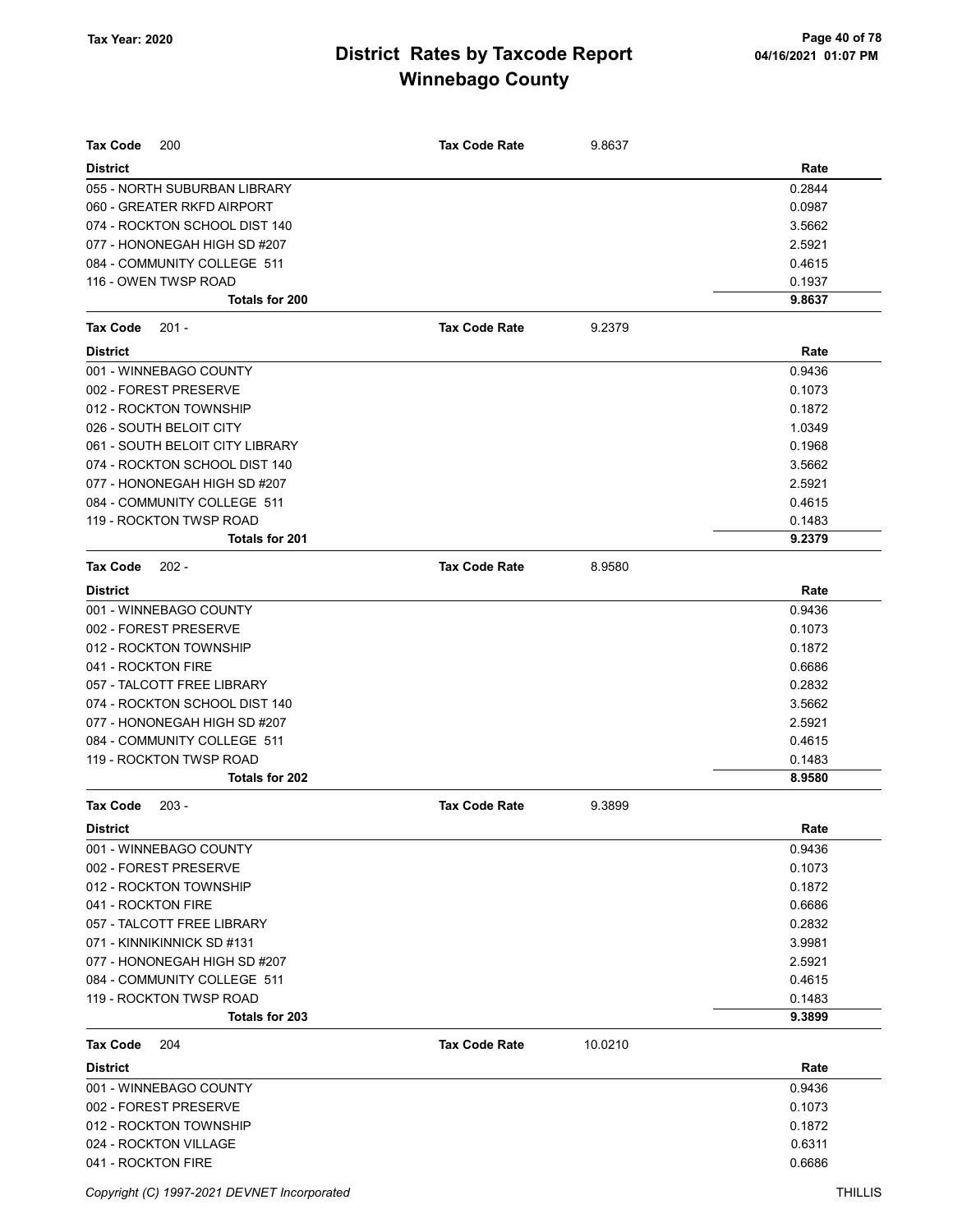# District Rates by Taxcode Report
# Winnebago County

Tax Year: 2020

**Tax Code** 200 — **Tax Code Rate** 9.8637

| District | Rate |
|---|---|
| 055 - NORTH SUBURBAN LIBRARY | 0.2844 |
| 060 - GREATER RKFD AIRPORT | 0.0987 |
| 074 - ROCKTON SCHOOL DIST 140 | 3.5662 |
| 077 - HONONEGAH HIGH SD #207 | 2.5921 |
| 084 - COMMUNITY COLLEGE 511 | 0.4615 |
| 116 - OWEN TWSP ROAD | 0.1937 |
| **Totals for 200** | **9.8637** |

**Tax Code** 201 - — **Tax Code Rate** 9.2379

| District | Rate |
|---|---|
| 001 - WINNEBAGO COUNTY | 0.9436 |
| 002 - FOREST PRESERVE | 0.1073 |
| 012 - ROCKTON TOWNSHIP | 0.1872 |
| 026 - SOUTH BELOIT CITY | 1.0349 |
| 061 - SOUTH BELOIT CITY LIBRARY | 0.1968 |
| 074 - ROCKTON SCHOOL DIST 140 | 3.5662 |
| 077 - HONONEGAH HIGH SD #207 | 2.5921 |
| 084 - COMMUNITY COLLEGE 511 | 0.4615 |
| 119 - ROCKTON TWSP ROAD | 0.1483 |
| **Totals for 201** | **9.2379** |

**Tax Code** 202 - — **Tax Code Rate** 8.9580

| District | Rate |
|---|---|
| 001 - WINNEBAGO COUNTY | 0.9436 |
| 002 - FOREST PRESERVE | 0.1073 |
| 012 - ROCKTON TOWNSHIP | 0.1872 |
| 041 - ROCKTON FIRE | 0.6686 |
| 057 - TALCOTT FREE LIBRARY | 0.2832 |
| 074 - ROCKTON SCHOOL DIST 140 | 3.5662 |
| 077 - HONONEGAH HIGH SD #207 | 2.5921 |
| 084 - COMMUNITY COLLEGE 511 | 0.4615 |
| 119 - ROCKTON TWSP ROAD | 0.1483 |
| **Totals for 202** | **8.9580** |

**Tax Code** 203 - — **Tax Code Rate** 9.3899

| District | Rate |
|---|---|
| 001 - WINNEBAGO COUNTY | 0.9436 |
| 002 - FOREST PRESERVE | 0.1073 |
| 012 - ROCKTON TOWNSHIP | 0.1872 |
| 041 - ROCKTON FIRE | 0.6686 |
| 057 - TALCOTT FREE LIBRARY | 0.2832 |
| 071 - KINNIKINNICK SD #131 | 3.9981 |
| 077 - HONONEGAH HIGH SD #207 | 2.5921 |
| 084 - COMMUNITY COLLEGE 511 | 0.4615 |
| 119 - ROCKTON TWSP ROAD | 0.1483 |
| **Totals for 203** | **9.3899** |

**Tax Code** 204 — **Tax Code Rate** 10.0210

| District | Rate |
|---|---|
| 001 - WINNEBAGO COUNTY | 0.9436 |
| 002 - FOREST PRESERVE | 0.1073 |
| 012 - ROCKTON TOWNSHIP | 0.1872 |
| 024 - ROCKTON VILLAGE | 0.6311 |
| 041 - ROCKTON FIRE | 0.6686 |

Copyright (C) 1997-2021 DEVNET Incorporated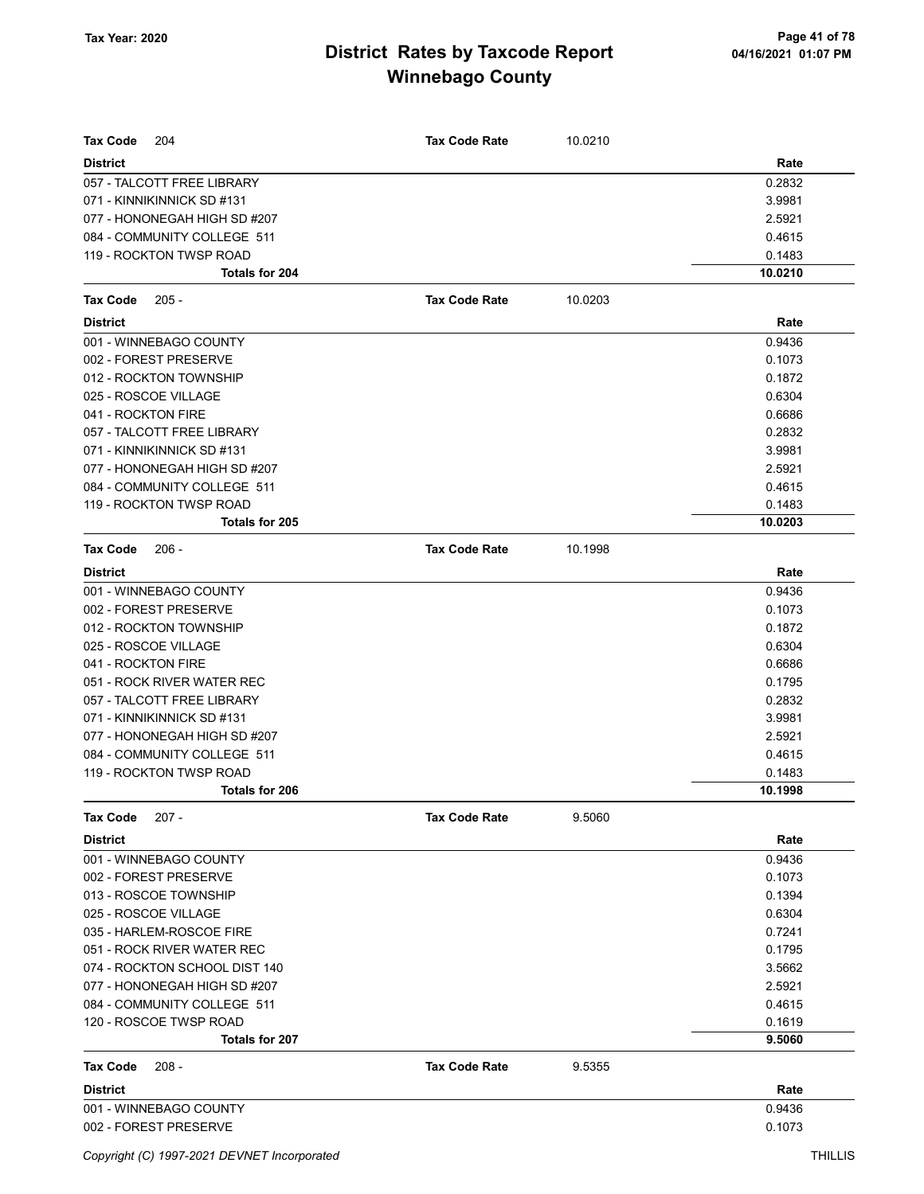**Tax Year: 2020**

# District Rates by Taxcode Report
## Winnebago County

| **Tax Code** 204 | **Tax Code Rate** 10.0210 |
|---|---|
| **District** | **Rate** |
| 057 - TALCOTT FREE LIBRARY | 0.2832 |
| 071 - KINNIKINNICK SD #131 | 3.9981 |
| 077 - HONONEGAH HIGH SD #207 | 2.5921 |
| 084 - COMMUNITY COLLEGE 511 | 0.4615 |
| 119 - ROCKTON TWSP ROAD | 0.1483 |
| **Totals for 204** | **10.0210** |

| **Tax Code** 205 - | **Tax Code Rate** 10.0203 |
|---|---|
| **District** | **Rate** |
| 001 - WINNEBAGO COUNTY | 0.9436 |
| 002 - FOREST PRESERVE | 0.1073 |
| 012 - ROCKTON TOWNSHIP | 0.1872 |
| 025 - ROSCOE VILLAGE | 0.6304 |
| 041 - ROCKTON FIRE | 0.6686 |
| 057 - TALCOTT FREE LIBRARY | 0.2832 |
| 071 - KINNIKINNICK SD #131 | 3.9981 |
| 077 - HONONEGAH HIGH SD #207 | 2.5921 |
| 084 - COMMUNITY COLLEGE 511 | 0.4615 |
| 119 - ROCKTON TWSP ROAD | 0.1483 |
| **Totals for 205** | **10.0203** |

| **Tax Code** 206 - | **Tax Code Rate** 10.1998 |
|---|---|
| **District** | **Rate** |
| 001 - WINNEBAGO COUNTY | 0.9436 |
| 002 - FOREST PRESERVE | 0.1073 |
| 012 - ROCKTON TOWNSHIP | 0.1872 |
| 025 - ROSCOE VILLAGE | 0.6304 |
| 041 - ROCKTON FIRE | 0.6686 |
| 051 - ROCK RIVER WATER REC | 0.1795 |
| 057 - TALCOTT FREE LIBRARY | 0.2832 |
| 071 - KINNIKINNICK SD #131 | 3.9981 |
| 077 - HONONEGAH HIGH SD #207 | 2.5921 |
| 084 - COMMUNITY COLLEGE 511 | 0.4615 |
| 119 - ROCKTON TWSP ROAD | 0.1483 |
| **Totals for 206** | **10.1998** |

| **Tax Code** 207 - | **Tax Code Rate** 9.5060 |
|---|---|
| **District** | **Rate** |
| 001 - WINNEBAGO COUNTY | 0.9436 |
| 002 - FOREST PRESERVE | 0.1073 |
| 013 - ROSCOE TOWNSHIP | 0.1394 |
| 025 - ROSCOE VILLAGE | 0.6304 |
| 035 - HARLEM-ROSCOE FIRE | 0.7241 |
| 051 - ROCK RIVER WATER REC | 0.1795 |
| 074 - ROCKTON SCHOOL DIST 140 | 3.5662 |
| 077 - HONONEGAH HIGH SD #207 | 2.5921 |
| 084 - COMMUNITY COLLEGE 511 | 0.4615 |
| 120 - ROSCOE TWSP ROAD | 0.1619 |
| **Totals for 207** | **9.5060** |

| **Tax Code** 208 - | **Tax Code Rate** 9.5355 |
|---|---|
| **District** | **Rate** |
| 001 - WINNEBAGO COUNTY | 0.9436 |
| 002 - FOREST PRESERVE | 0.1073 |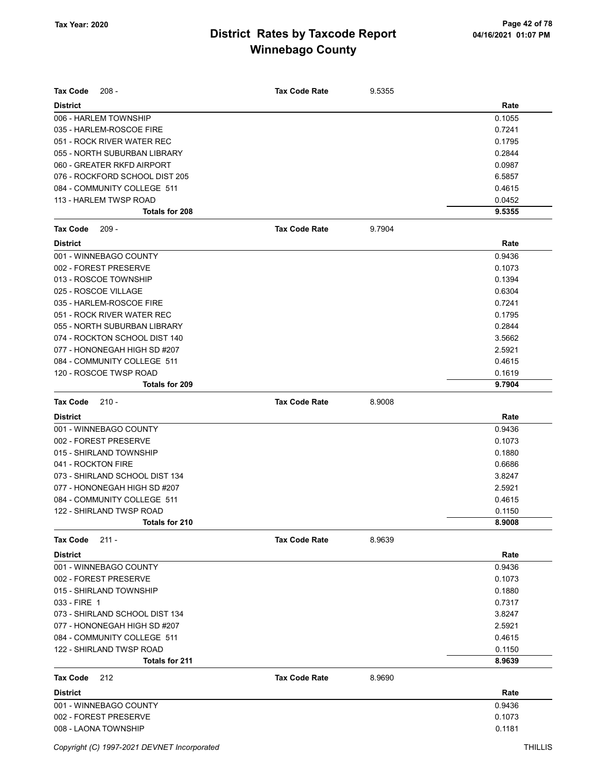# District Rates by Taxcode Report
## Winnebago County

Tax Year: 2020

| Tax Code 208 - | Tax Code Rate | 9.5355 |
|---|---|---|
| **District** | | **Rate** |
| 006 - HARLEM TOWNSHIP | | 0.1055 |
| 035 - HARLEM-ROSCOE FIRE | | 0.7241 |
| 051 - ROCK RIVER WATER REC | | 0.1795 |
| 055 - NORTH SUBURBAN LIBRARY | | 0.2844 |
| 060 - GREATER RKFD AIRPORT | | 0.0987 |
| 076 - ROCKFORD SCHOOL DIST 205 | | 6.5857 |
| 084 - COMMUNITY COLLEGE 511 | | 0.4615 |
| 113 - HARLEM TWSP ROAD | | 0.0452 |
| **Totals for 208** | | **9.5355** |

| Tax Code 209 - | Tax Code Rate | 9.7904 |
|---|---|---|
| **District** | | **Rate** |
| 001 - WINNEBAGO COUNTY | | 0.9436 |
| 002 - FOREST PRESERVE | | 0.1073 |
| 013 - ROSCOE TOWNSHIP | | 0.1394 |
| 025 - ROSCOE VILLAGE | | 0.6304 |
| 035 - HARLEM-ROSCOE FIRE | | 0.7241 |
| 051 - ROCK RIVER WATER REC | | 0.1795 |
| 055 - NORTH SUBURBAN LIBRARY | | 0.2844 |
| 074 - ROCKTON SCHOOL DIST 140 | | 3.5662 |
| 077 - HONONEGAH HIGH SD #207 | | 2.5921 |
| 084 - COMMUNITY COLLEGE 511 | | 0.4615 |
| 120 - ROSCOE TWSP ROAD | | 0.1619 |
| **Totals for 209** | | **9.7904** |

| Tax Code 210 - | Tax Code Rate | 8.9008 |
|---|---|---|
| **District** | | **Rate** |
| 001 - WINNEBAGO COUNTY | | 0.9436 |
| 002 - FOREST PRESERVE | | 0.1073 |
| 015 - SHIRLAND TOWNSHIP | | 0.1880 |
| 041 - ROCKTON FIRE | | 0.6686 |
| 073 - SHIRLAND SCHOOL DIST 134 | | 3.8247 |
| 077 - HONONEGAH HIGH SD #207 | | 2.5921 |
| 084 - COMMUNITY COLLEGE 511 | | 0.4615 |
| 122 - SHIRLAND TWSP ROAD | | 0.1150 |
| **Totals for 210** | | **8.9008** |

| Tax Code 211 - | Tax Code Rate | 8.9639 |
|---|---|---|
| **District** | | **Rate** |
| 001 - WINNEBAGO COUNTY | | 0.9436 |
| 002 - FOREST PRESERVE | | 0.1073 |
| 015 - SHIRLAND TOWNSHIP | | 0.1880 |
| 033 - FIRE 1 | | 0.7317 |
| 073 - SHIRLAND SCHOOL DIST 134 | | 3.8247 |
| 077 - HONONEGAH HIGH SD #207 | | 2.5921 |
| 084 - COMMUNITY COLLEGE 511 | | 0.4615 |
| 122 - SHIRLAND TWSP ROAD | | 0.1150 |
| **Totals for 211** | | **8.9639** |

| Tax Code 212 | Tax Code Rate | 8.9690 |
|---|---|---|
| **District** | | **Rate** |
| 001 - WINNEBAGO COUNTY | | 0.9436 |
| 002 - FOREST PRESERVE | | 0.1073 |
| 008 - LAONA TOWNSHIP | | 0.1181 |

Copyright (C) 1997-2021 DEVNET Incorporated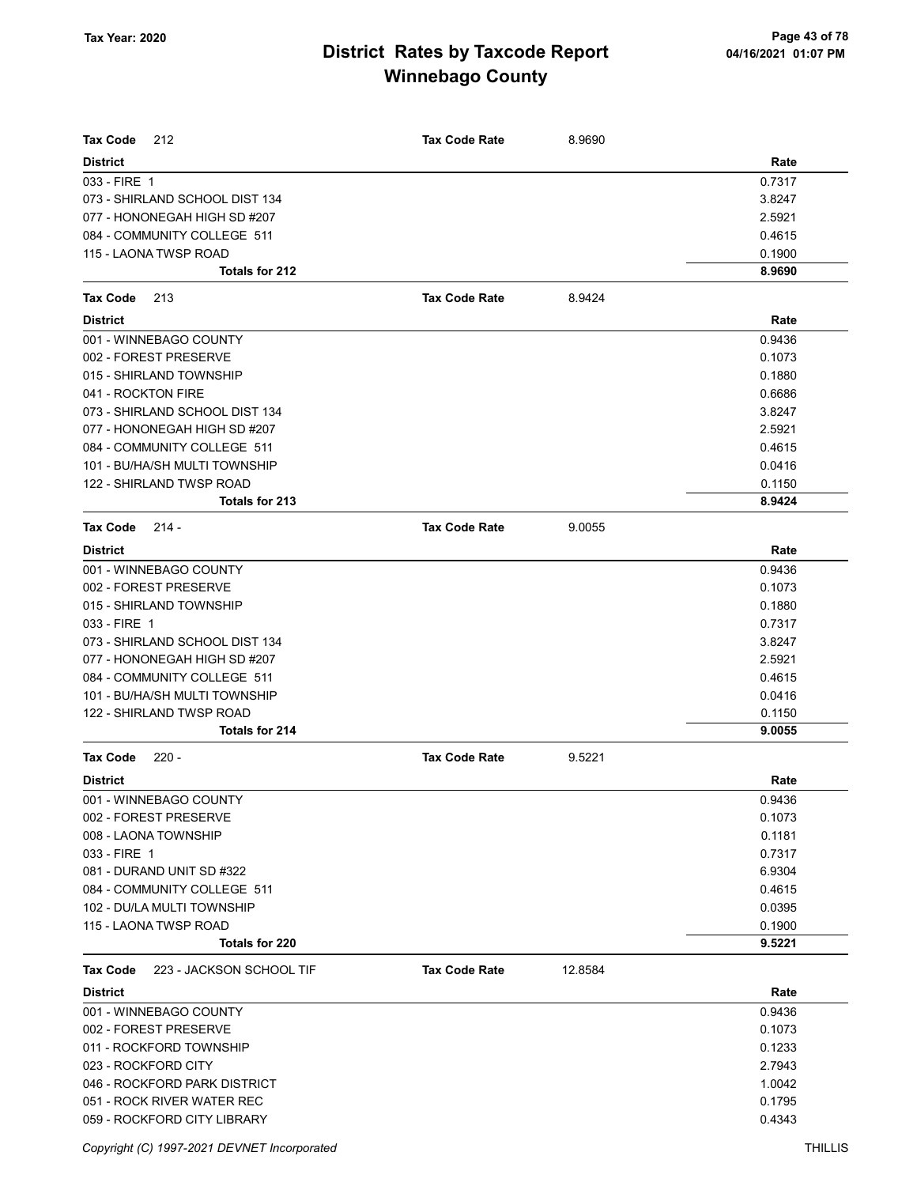# District Rates by Taxcode Report
# Winnebago County

Tax Year: 2020

| Tax Code 212 | Tax Code Rate | 8.9690 |
|---|---|---|
| **District** | | **Rate** |
| 033 - FIRE 1 | | 0.7317 |
| 073 - SHIRLAND SCHOOL DIST 134 | | 3.8247 |
| 077 - HONONEGAH HIGH SD #207 | | 2.5921 |
| 084 - COMMUNITY COLLEGE 511 | | 0.4615 |
| 115 - LAONA TWSP ROAD | | 0.1900 |
| **Totals for 212** | | **8.9690** |

| Tax Code 213 | Tax Code Rate | 8.9424 |
|---|---|---|
| **District** | | **Rate** |
| 001 - WINNEBAGO COUNTY | | 0.9436 |
| 002 - FOREST PRESERVE | | 0.1073 |
| 015 - SHIRLAND TOWNSHIP | | 0.1880 |
| 041 - ROCKTON FIRE | | 0.6686 |
| 073 - SHIRLAND SCHOOL DIST 134 | | 3.8247 |
| 077 - HONONEGAH HIGH SD #207 | | 2.5921 |
| 084 - COMMUNITY COLLEGE 511 | | 0.4615 |
| 101 - BU/HA/SH MULTI TOWNSHIP | | 0.0416 |
| 122 - SHIRLAND TWSP ROAD | | 0.1150 |
| **Totals for 213** | | **8.9424** |

| Tax Code 214 - | Tax Code Rate | 9.0055 |
|---|---|---|
| **District** | | **Rate** |
| 001 - WINNEBAGO COUNTY | | 0.9436 |
| 002 - FOREST PRESERVE | | 0.1073 |
| 015 - SHIRLAND TOWNSHIP | | 0.1880 |
| 033 - FIRE 1 | | 0.7317 |
| 073 - SHIRLAND SCHOOL DIST 134 | | 3.8247 |
| 077 - HONONEGAH HIGH SD #207 | | 2.5921 |
| 084 - COMMUNITY COLLEGE 511 | | 0.4615 |
| 101 - BU/HA/SH MULTI TOWNSHIP | | 0.0416 |
| 122 - SHIRLAND TWSP ROAD | | 0.1150 |
| **Totals for 214** | | **9.0055** |

| Tax Code 220 - | Tax Code Rate | 9.5221 |
|---|---|---|
| **District** | | **Rate** |
| 001 - WINNEBAGO COUNTY | | 0.9436 |
| 002 - FOREST PRESERVE | | 0.1073 |
| 008 - LAONA TOWNSHIP | | 0.1181 |
| 033 - FIRE 1 | | 0.7317 |
| 081 - DURAND UNIT SD #322 | | 6.9304 |
| 084 - COMMUNITY COLLEGE 511 | | 0.4615 |
| 102 - DU/LA MULTI TOWNSHIP | | 0.0395 |
| 115 - LAONA TWSP ROAD | | 0.1900 |
| **Totals for 220** | | **9.5221** |

| Tax Code 223 - JACKSON SCHOOL TIF | Tax Code Rate | 12.8584 |
|---|---|---|
| **District** | | **Rate** |
| 001 - WINNEBAGO COUNTY | | 0.9436 |
| 002 - FOREST PRESERVE | | 0.1073 |
| 011 - ROCKFORD TOWNSHIP | | 0.1233 |
| 023 - ROCKFORD CITY | | 2.7943 |
| 046 - ROCKFORD PARK DISTRICT | | 1.0042 |
| 051 - ROCK RIVER WATER REC | | 0.1795 |
| 059 - ROCKFORD CITY LIBRARY | | 0.4343 |

Copyright (C) 1997-2021 DEVNET Incorporated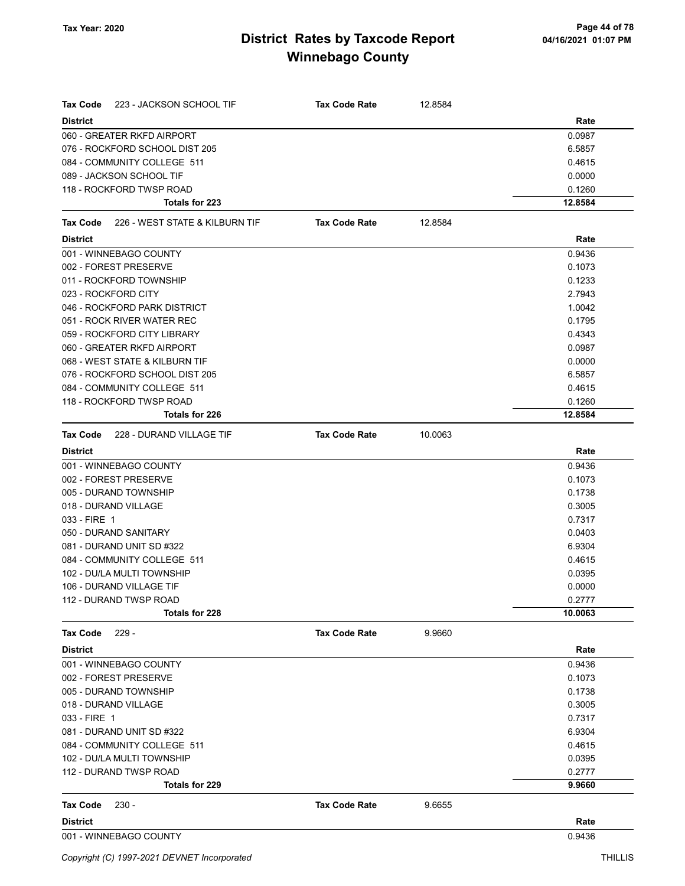**Tax Year: 2020**

# District Rates by Taxcode Report
## Winnebago County

**Tax Code** 223 - JACKSON SCHOOL TIF **Tax Code Rate** 12.8584

| District | Rate |
|---|---|
| 060 - GREATER RKFD AIRPORT | 0.0987 |
| 076 - ROCKFORD SCHOOL DIST 205 | 6.5857 |
| 084 - COMMUNITY COLLEGE 511 | 0.4615 |
| 089 - JACKSON SCHOOL TIF | 0.0000 |
| 118 - ROCKFORD TWSP ROAD | 0.1260 |
| **Totals for 223** | **12.8584** |

**Tax Code** 226 - WEST STATE & KILBURN TIF **Tax Code Rate** 12.8584

| District | Rate |
|---|---|
| 001 - WINNEBAGO COUNTY | 0.9436 |
| 002 - FOREST PRESERVE | 0.1073 |
| 011 - ROCKFORD TOWNSHIP | 0.1233 |
| 023 - ROCKFORD CITY | 2.7943 |
| 046 - ROCKFORD PARK DISTRICT | 1.0042 |
| 051 - ROCK RIVER WATER REC | 0.1795 |
| 059 - ROCKFORD CITY LIBRARY | 0.4343 |
| 060 - GREATER RKFD AIRPORT | 0.0987 |
| 068 - WEST STATE & KILBURN TIF | 0.0000 |
| 076 - ROCKFORD SCHOOL DIST 205 | 6.5857 |
| 084 - COMMUNITY COLLEGE 511 | 0.4615 |
| 118 - ROCKFORD TWSP ROAD | 0.1260 |
| **Totals for 226** | **12.8584** |

**Tax Code** 228 - DURAND VILLAGE TIF **Tax Code Rate** 10.0063

| District | Rate |
|---|---|
| 001 - WINNEBAGO COUNTY | 0.9436 |
| 002 - FOREST PRESERVE | 0.1073 |
| 005 - DURAND TOWNSHIP | 0.1738 |
| 018 - DURAND VILLAGE | 0.3005 |
| 033 - FIRE 1 | 0.7317 |
| 050 - DURAND SANITARY | 0.0403 |
| 081 - DURAND UNIT SD #322 | 6.9304 |
| 084 - COMMUNITY COLLEGE 511 | 0.4615 |
| 102 - DU/LA MULTI TOWNSHIP | 0.0395 |
| 106 - DURAND VILLAGE TIF | 0.0000 |
| 112 - DURAND TWSP ROAD | 0.2777 |
| **Totals for 228** | **10.0063** |

**Tax Code** 229 - **Tax Code Rate** 9.9660

| District | Rate |
|---|---|
| 001 - WINNEBAGO COUNTY | 0.9436 |
| 002 - FOREST PRESERVE | 0.1073 |
| 005 - DURAND TOWNSHIP | 0.1738 |
| 018 - DURAND VILLAGE | 0.3005 |
| 033 - FIRE 1 | 0.7317 |
| 081 - DURAND UNIT SD #322 | 6.9304 |
| 084 - COMMUNITY COLLEGE 511 | 0.4615 |
| 102 - DU/LA MULTI TOWNSHIP | 0.0395 |
| 112 - DURAND TWSP ROAD | 0.2777 |
| **Totals for 229** | **9.9660** |

**Tax Code** 230 - **Tax Code Rate** 9.6655

| District | Rate |
|---|---|
| 001 - WINNEBAGO COUNTY | 0.9436 |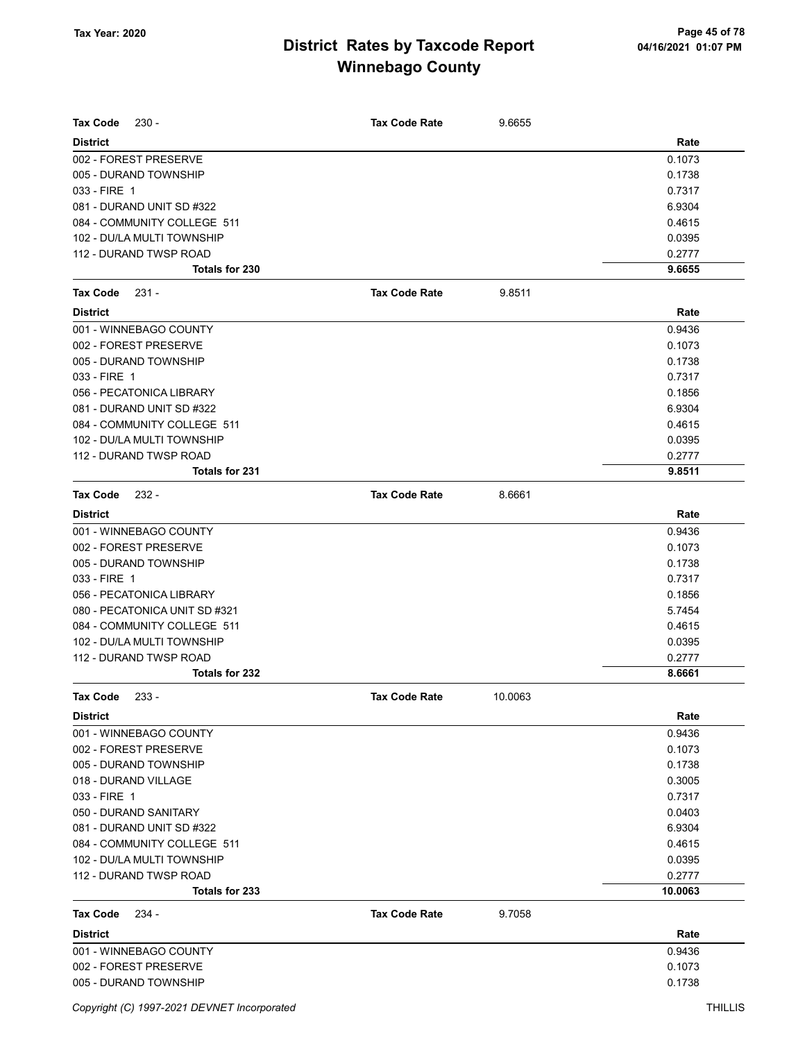# District Rates by Taxcode Report
# Winnebago County

**Tax Code** 230 - **Tax Code Rate** 9.6655

| District | Rate |
|---|---|
| 002 - FOREST PRESERVE | 0.1073 |
| 005 - DURAND TOWNSHIP | 0.1738 |
| 033 - FIRE 1 | 0.7317 |
| 081 - DURAND UNIT SD #322 | 6.9304 |
| 084 - COMMUNITY COLLEGE 511 | 0.4615 |
| 102 - DU/LA MULTI TOWNSHIP | 0.0395 |
| 112 - DURAND TWSP ROAD | 0.2777 |
| **Totals for 230** | **9.6655** |

**Tax Code** 231 - **Tax Code Rate** 9.8511

| District | Rate |
|---|---|
| 001 - WINNEBAGO COUNTY | 0.9436 |
| 002 - FOREST PRESERVE | 0.1073 |
| 005 - DURAND TOWNSHIP | 0.1738 |
| 033 - FIRE 1 | 0.7317 |
| 056 - PECATONICA LIBRARY | 0.1856 |
| 081 - DURAND UNIT SD #322 | 6.9304 |
| 084 - COMMUNITY COLLEGE 511 | 0.4615 |
| 102 - DU/LA MULTI TOWNSHIP | 0.0395 |
| 112 - DURAND TWSP ROAD | 0.2777 |
| **Totals for 231** | **9.8511** |

**Tax Code** 232 - **Tax Code Rate** 8.6661

| District | Rate |
|---|---|
| 001 - WINNEBAGO COUNTY | 0.9436 |
| 002 - FOREST PRESERVE | 0.1073 |
| 005 - DURAND TOWNSHIP | 0.1738 |
| 033 - FIRE 1 | 0.7317 |
| 056 - PECATONICA LIBRARY | 0.1856 |
| 080 - PECATONICA UNIT SD #321 | 5.7454 |
| 084 - COMMUNITY COLLEGE 511 | 0.4615 |
| 102 - DU/LA MULTI TOWNSHIP | 0.0395 |
| 112 - DURAND TWSP ROAD | 0.2777 |
| **Totals for 232** | **8.6661** |

**Tax Code** 233 - **Tax Code Rate** 10.0063

| District | Rate |
|---|---|
| 001 - WINNEBAGO COUNTY | 0.9436 |
| 002 - FOREST PRESERVE | 0.1073 |
| 005 - DURAND TOWNSHIP | 0.1738 |
| 018 - DURAND VILLAGE | 0.3005 |
| 033 - FIRE 1 | 0.7317 |
| 050 - DURAND SANITARY | 0.0403 |
| 081 - DURAND UNIT SD #322 | 6.9304 |
| 084 - COMMUNITY COLLEGE 511 | 0.4615 |
| 102 - DU/LA MULTI TOWNSHIP | 0.0395 |
| 112 - DURAND TWSP ROAD | 0.2777 |
| **Totals for 233** | **10.0063** |

**Tax Code** 234 - **Tax Code Rate** 9.7058

| District | Rate |
|---|---|
| 001 - WINNEBAGO COUNTY | 0.9436 |
| 002 - FOREST PRESERVE | 0.1073 |
| 005 - DURAND TOWNSHIP | 0.1738 |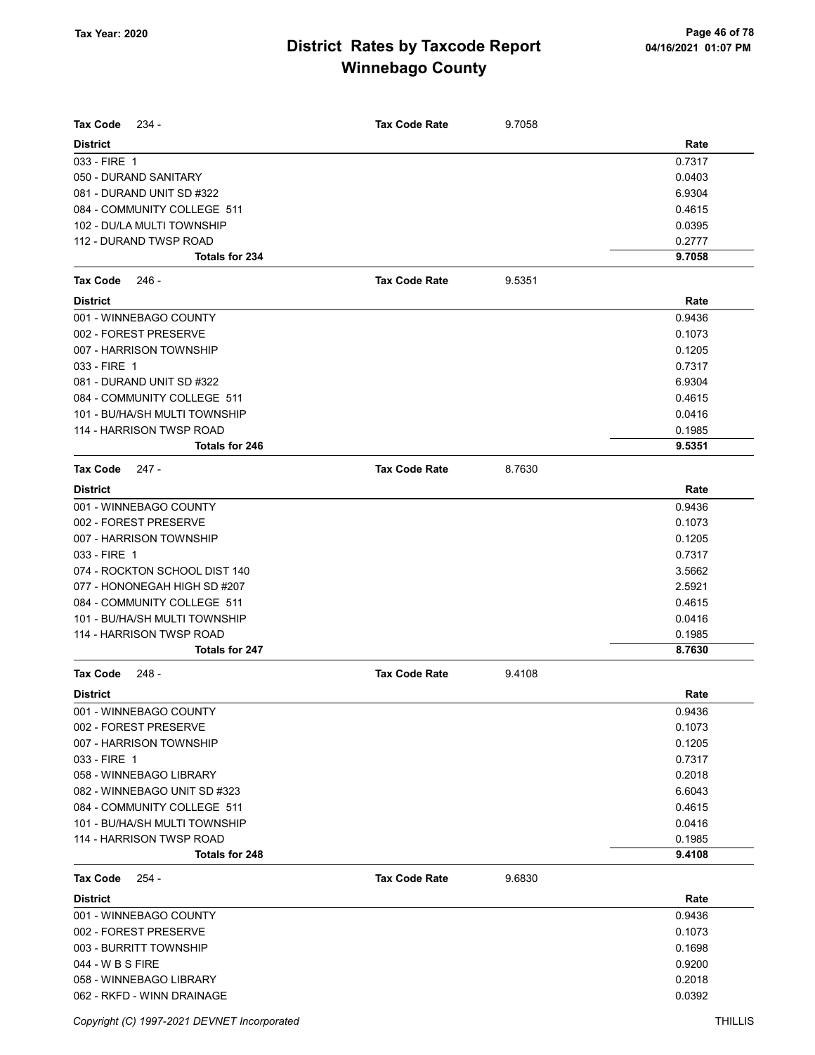# District Rates by Taxcode Report

## Winnebago County

Tax Year: 2020

| Tax Code 234 - | Tax Code Rate | 9.7058 |
|---|---|---|
| **District** | | **Rate** |
| 033 - FIRE 1 | | 0.7317 |
| 050 - DURAND SANITARY | | 0.0403 |
| 081 - DURAND UNIT SD #322 | | 6.9304 |
| 084 - COMMUNITY COLLEGE 511 | | 0.4615 |
| 102 - DU/LA MULTI TOWNSHIP | | 0.0395 |
| 112 - DURAND TWSP ROAD | | 0.2777 |
| **Totals for 234** | | **9.7058** |

| Tax Code 246 - | Tax Code Rate | 9.5351 |
|---|---|---|
| **District** | | **Rate** |
| 001 - WINNEBAGO COUNTY | | 0.9436 |
| 002 - FOREST PRESERVE | | 0.1073 |
| 007 - HARRISON TOWNSHIP | | 0.1205 |
| 033 - FIRE 1 | | 0.7317 |
| 081 - DURAND UNIT SD #322 | | 6.9304 |
| 084 - COMMUNITY COLLEGE 511 | | 0.4615 |
| 101 - BU/HA/SH MULTI TOWNSHIP | | 0.0416 |
| 114 - HARRISON TWSP ROAD | | 0.1985 |
| **Totals for 246** | | **9.5351** |

| Tax Code 247 - | Tax Code Rate | 8.7630 |
|---|---|---|
| **District** | | **Rate** |
| 001 - WINNEBAGO COUNTY | | 0.9436 |
| 002 - FOREST PRESERVE | | 0.1073 |
| 007 - HARRISON TOWNSHIP | | 0.1205 |
| 033 - FIRE 1 | | 0.7317 |
| 074 - ROCKTON SCHOOL DIST 140 | | 3.5662 |
| 077 - HONONEGAH HIGH SD #207 | | 2.5921 |
| 084 - COMMUNITY COLLEGE 511 | | 0.4615 |
| 101 - BU/HA/SH MULTI TOWNSHIP | | 0.0416 |
| 114 - HARRISON TWSP ROAD | | 0.1985 |
| **Totals for 247** | | **8.7630** |

| Tax Code 248 - | Tax Code Rate | 9.4108 |
|---|---|---|
| **District** | | **Rate** |
| 001 - WINNEBAGO COUNTY | | 0.9436 |
| 002 - FOREST PRESERVE | | 0.1073 |
| 007 - HARRISON TOWNSHIP | | 0.1205 |
| 033 - FIRE 1 | | 0.7317 |
| 058 - WINNEBAGO LIBRARY | | 0.2018 |
| 082 - WINNEBAGO UNIT SD #323 | | 6.6043 |
| 084 - COMMUNITY COLLEGE 511 | | 0.4615 |
| 101 - BU/HA/SH MULTI TOWNSHIP | | 0.0416 |
| 114 - HARRISON TWSP ROAD | | 0.1985 |
| **Totals for 248** | | **9.4108** |

| Tax Code 254 - | Tax Code Rate | 9.6830 |
|---|---|---|
| **District** | | **Rate** |
| 001 - WINNEBAGO COUNTY | | 0.9436 |
| 002 - FOREST PRESERVE | | 0.1073 |
| 003 - BURRITT TOWNSHIP | | 0.1698 |
| 044 - W B S FIRE | | 0.9200 |
| 058 - WINNEBAGO LIBRARY | | 0.2018 |
| 062 - RKFD - WINN DRAINAGE | | 0.0392 |

Copyright (C) 1997-2021 DEVNET Incorporated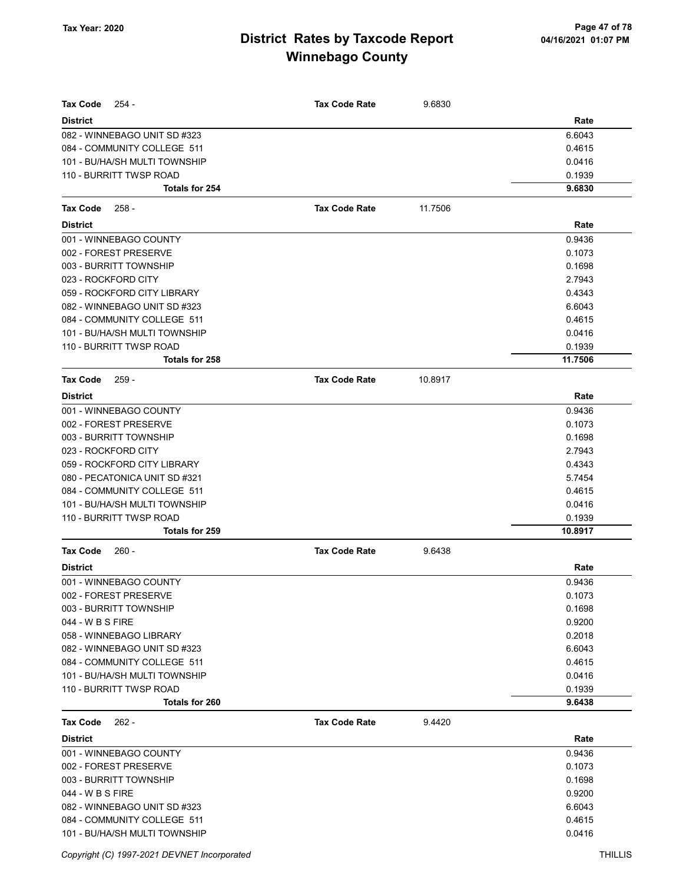| Tax Code 254 - | Tax Code Rate | 9.6830 |
|---|---|---|
| **District** | | **Rate** |
| 082 - WINNEBAGO UNIT SD #323 | | 6.6043 |
| 084 - COMMUNITY COLLEGE 511 | | 0.4615 |
| 101 - BU/HA/SH MULTI TOWNSHIP | | 0.0416 |
| 110 - BURRITT TWSP ROAD | | 0.1939 |
| **Totals for 254** | | **9.6830** |

| Tax Code 258 - | Tax Code Rate | 11.7506 |
|---|---|---|
| **District** | | **Rate** |
| 001 - WINNEBAGO COUNTY | | 0.9436 |
| 002 - FOREST PRESERVE | | 0.1073 |
| 003 - BURRITT TOWNSHIP | | 0.1698 |
| 023 - ROCKFORD CITY | | 2.7943 |
| 059 - ROCKFORD CITY LIBRARY | | 0.4343 |
| 082 - WINNEBAGO UNIT SD #323 | | 6.6043 |
| 084 - COMMUNITY COLLEGE 511 | | 0.4615 |
| 101 - BU/HA/SH MULTI TOWNSHIP | | 0.0416 |
| 110 - BURRITT TWSP ROAD | | 0.1939 |
| **Totals for 258** | | **11.7506** |

| Tax Code 259 - | Tax Code Rate | 10.8917 |
|---|---|---|
| **District** | | **Rate** |
| 001 - WINNEBAGO COUNTY | | 0.9436 |
| 002 - FOREST PRESERVE | | 0.1073 |
| 003 - BURRITT TOWNSHIP | | 0.1698 |
| 023 - ROCKFORD CITY | | 2.7943 |
| 059 - ROCKFORD CITY LIBRARY | | 0.4343 |
| 080 - PECATONICA UNIT SD #321 | | 5.7454 |
| 084 - COMMUNITY COLLEGE 511 | | 0.4615 |
| 101 - BU/HA/SH MULTI TOWNSHIP | | 0.0416 |
| 110 - BURRITT TWSP ROAD | | 0.1939 |
| **Totals for 259** | | **10.8917** |

| Tax Code 260 - | Tax Code Rate | 9.6438 |
|---|---|---|
| **District** | | **Rate** |
| 001 - WINNEBAGO COUNTY | | 0.9436 |
| 002 - FOREST PRESERVE | | 0.1073 |
| 003 - BURRITT TOWNSHIP | | 0.1698 |
| 044 - W B S FIRE | | 0.9200 |
| 058 - WINNEBAGO LIBRARY | | 0.2018 |
| 082 - WINNEBAGO UNIT SD #323 | | 6.6043 |
| 084 - COMMUNITY COLLEGE 511 | | 0.4615 |
| 101 - BU/HA/SH MULTI TOWNSHIP | | 0.0416 |
| 110 - BURRITT TWSP ROAD | | 0.1939 |
| **Totals for 260** | | **9.6438** |

| Tax Code 262 - | Tax Code Rate | 9.4420 |
|---|---|---|
| **District** | | **Rate** |
| 001 - WINNEBAGO COUNTY | | 0.9436 |
| 002 - FOREST PRESERVE | | 0.1073 |
| 003 - BURRITT TOWNSHIP | | 0.1698 |
| 044 - W B S FIRE | | 0.9200 |
| 082 - WINNEBAGO UNIT SD #323 | | 6.6043 |
| 084 - COMMUNITY COLLEGE 511 | | 0.4615 |
| 101 - BU/HA/SH MULTI TOWNSHIP | | 0.0416 |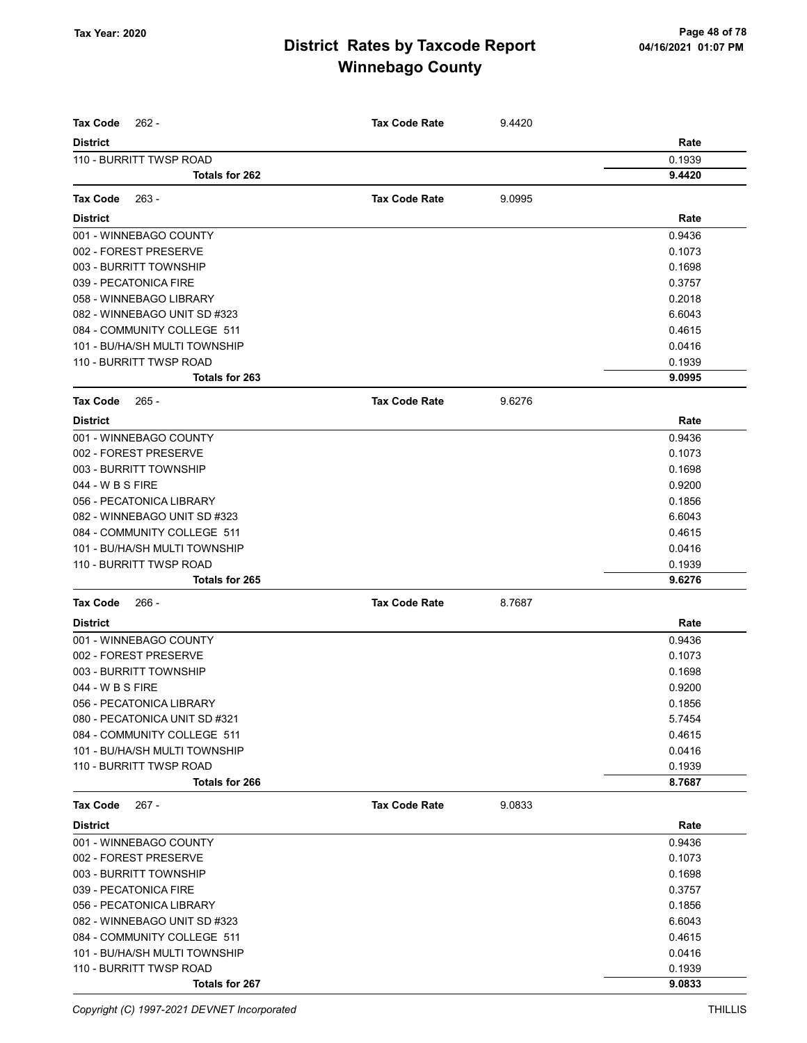# District Rates by Taxcode Report
# Winnebago County

Tax Year: 2020

**Tax Code** 262 - **Tax Code Rate** 9.4420

| District | Rate |
|---|---|
| 110 - BURRITT TWSP ROAD | 0.1939 |
| **Totals for 262** | **9.4420** |

**Tax Code** 263 - **Tax Code Rate** 9.0995

| District | Rate |
|---|---|
| 001 - WINNEBAGO COUNTY | 0.9436 |
| 002 - FOREST PRESERVE | 0.1073 |
| 003 - BURRITT TOWNSHIP | 0.1698 |
| 039 - PECATONICA FIRE | 0.3757 |
| 058 - WINNEBAGO LIBRARY | 0.2018 |
| 082 - WINNEBAGO UNIT SD #323 | 6.6043 |
| 084 - COMMUNITY COLLEGE 511 | 0.4615 |
| 101 - BU/HA/SH MULTI TOWNSHIP | 0.0416 |
| 110 - BURRITT TWSP ROAD | 0.1939 |
| **Totals for 263** | **9.0995** |

**Tax Code** 265 - **Tax Code Rate** 9.6276

| District | Rate |
|---|---|
| 001 - WINNEBAGO COUNTY | 0.9436 |
| 002 - FOREST PRESERVE | 0.1073 |
| 003 - BURRITT TOWNSHIP | 0.1698 |
| 044 - W B S FIRE | 0.9200 |
| 056 - PECATONICA LIBRARY | 0.1856 |
| 082 - WINNEBAGO UNIT SD #323 | 6.6043 |
| 084 - COMMUNITY COLLEGE 511 | 0.4615 |
| 101 - BU/HA/SH MULTI TOWNSHIP | 0.0416 |
| 110 - BURRITT TWSP ROAD | 0.1939 |
| **Totals for 265** | **9.6276** |

**Tax Code** 266 - **Tax Code Rate** 8.7687

| District | Rate |
|---|---|
| 001 - WINNEBAGO COUNTY | 0.9436 |
| 002 - FOREST PRESERVE | 0.1073 |
| 003 - BURRITT TOWNSHIP | 0.1698 |
| 044 - W B S FIRE | 0.9200 |
| 056 - PECATONICA LIBRARY | 0.1856 |
| 080 - PECATONICA UNIT SD #321 | 5.7454 |
| 084 - COMMUNITY COLLEGE 511 | 0.4615 |
| 101 - BU/HA/SH MULTI TOWNSHIP | 0.0416 |
| 110 - BURRITT TWSP ROAD | 0.1939 |
| **Totals for 266** | **8.7687** |

**Tax Code** 267 - **Tax Code Rate** 9.0833

| District | Rate |
|---|---|
| 001 - WINNEBAGO COUNTY | 0.9436 |
| 002 - FOREST PRESERVE | 0.1073 |
| 003 - BURRITT TOWNSHIP | 0.1698 |
| 039 - PECATONICA FIRE | 0.3757 |
| 056 - PECATONICA LIBRARY | 0.1856 |
| 082 - WINNEBAGO UNIT SD #323 | 6.6043 |
| 084 - COMMUNITY COLLEGE 511 | 0.4615 |
| 101 - BU/HA/SH MULTI TOWNSHIP | 0.0416 |
| 110 - BURRITT TWSP ROAD | 0.1939 |
| **Totals for 267** | **9.0833** |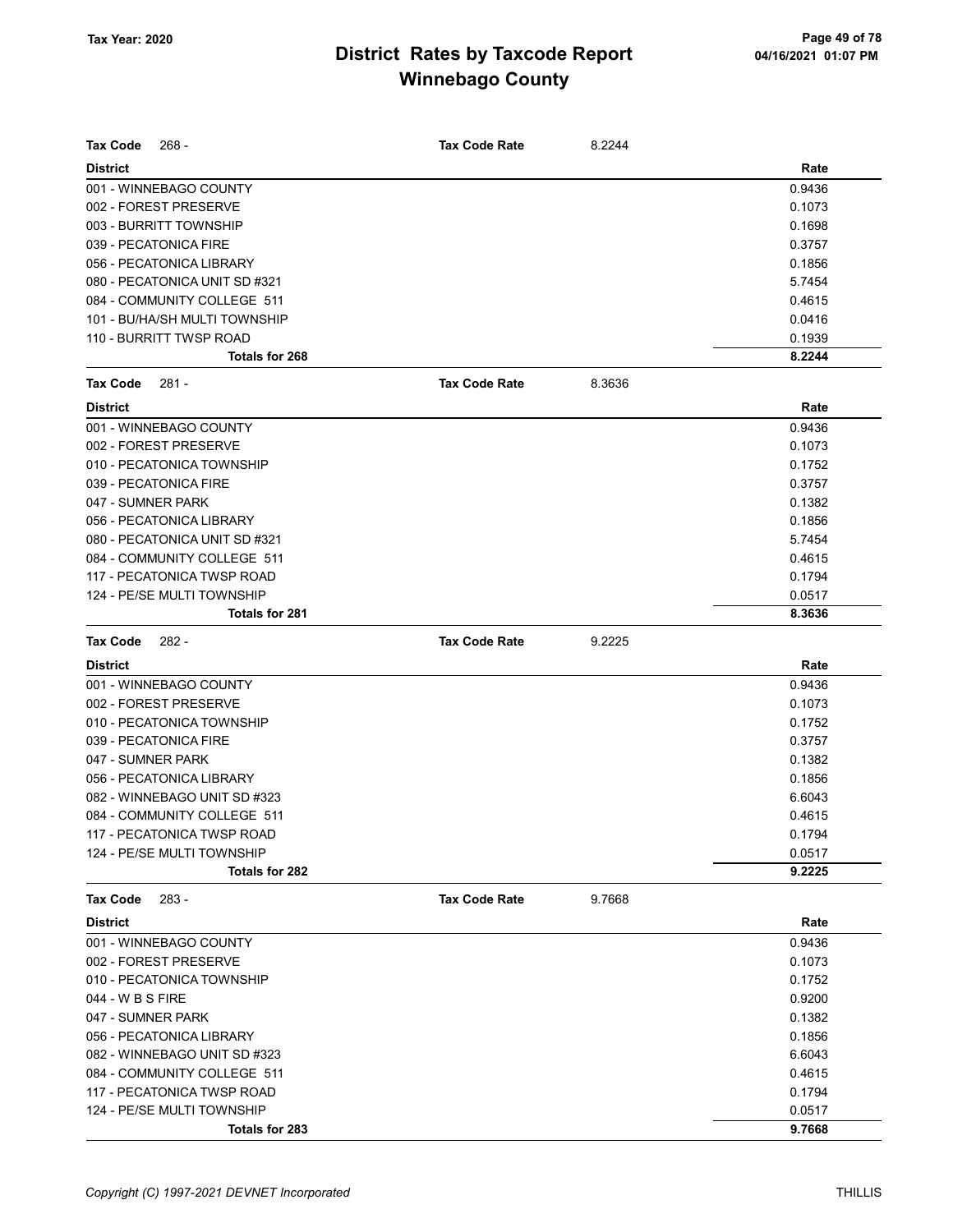# District Rates by Taxcode Report
## Winnebago County

Tax Year: 2020

| Tax Code 268 - | Tax Code Rate 8.2244 |
|---|---|
| **District** | **Rate** |
| 001 - WINNEBAGO COUNTY | 0.9436 |
| 002 - FOREST PRESERVE | 0.1073 |
| 003 - BURRITT TOWNSHIP | 0.1698 |
| 039 - PECATONICA FIRE | 0.3757 |
| 056 - PECATONICA LIBRARY | 0.1856 |
| 080 - PECATONICA UNIT SD #321 | 5.7454 |
| 084 - COMMUNITY COLLEGE 511 | 0.4615 |
| 101 - BU/HA/SH MULTI TOWNSHIP | 0.0416 |
| 110 - BURRITT TWSP ROAD | 0.1939 |
| **Totals for 268** | **8.2244** |

| Tax Code 281 - | Tax Code Rate 8.3636 |
|---|---|
| **District** | **Rate** |
| 001 - WINNEBAGO COUNTY | 0.9436 |
| 002 - FOREST PRESERVE | 0.1073 |
| 010 - PECATONICA TOWNSHIP | 0.1752 |
| 039 - PECATONICA FIRE | 0.3757 |
| 047 - SUMNER PARK | 0.1382 |
| 056 - PECATONICA LIBRARY | 0.1856 |
| 080 - PECATONICA UNIT SD #321 | 5.7454 |
| 084 - COMMUNITY COLLEGE 511 | 0.4615 |
| 117 - PECATONICA TWSP ROAD | 0.1794 |
| 124 - PE/SE MULTI TOWNSHIP | 0.0517 |
| **Totals for 281** | **8.3636** |

| Tax Code 282 - | Tax Code Rate 9.2225 |
|---|---|
| **District** | **Rate** |
| 001 - WINNEBAGO COUNTY | 0.9436 |
| 002 - FOREST PRESERVE | 0.1073 |
| 010 - PECATONICA TOWNSHIP | 0.1752 |
| 039 - PECATONICA FIRE | 0.3757 |
| 047 - SUMNER PARK | 0.1382 |
| 056 - PECATONICA LIBRARY | 0.1856 |
| 082 - WINNEBAGO UNIT SD #323 | 6.6043 |
| 084 - COMMUNITY COLLEGE 511 | 0.4615 |
| 117 - PECATONICA TWSP ROAD | 0.1794 |
| 124 - PE/SE MULTI TOWNSHIP | 0.0517 |
| **Totals for 282** | **9.2225** |

| Tax Code 283 - | Tax Code Rate 9.7668 |
|---|---|
| **District** | **Rate** |
| 001 - WINNEBAGO COUNTY | 0.9436 |
| 002 - FOREST PRESERVE | 0.1073 |
| 010 - PECATONICA TOWNSHIP | 0.1752 |
| 044 - W B S FIRE | 0.9200 |
| 047 - SUMNER PARK | 0.1382 |
| 056 - PECATONICA LIBRARY | 0.1856 |
| 082 - WINNEBAGO UNIT SD #323 | 6.6043 |
| 084 - COMMUNITY COLLEGE 511 | 0.4615 |
| 117 - PECATONICA TWSP ROAD | 0.1794 |
| 124 - PE/SE MULTI TOWNSHIP | 0.0517 |
| **Totals for 283** | **9.7668** |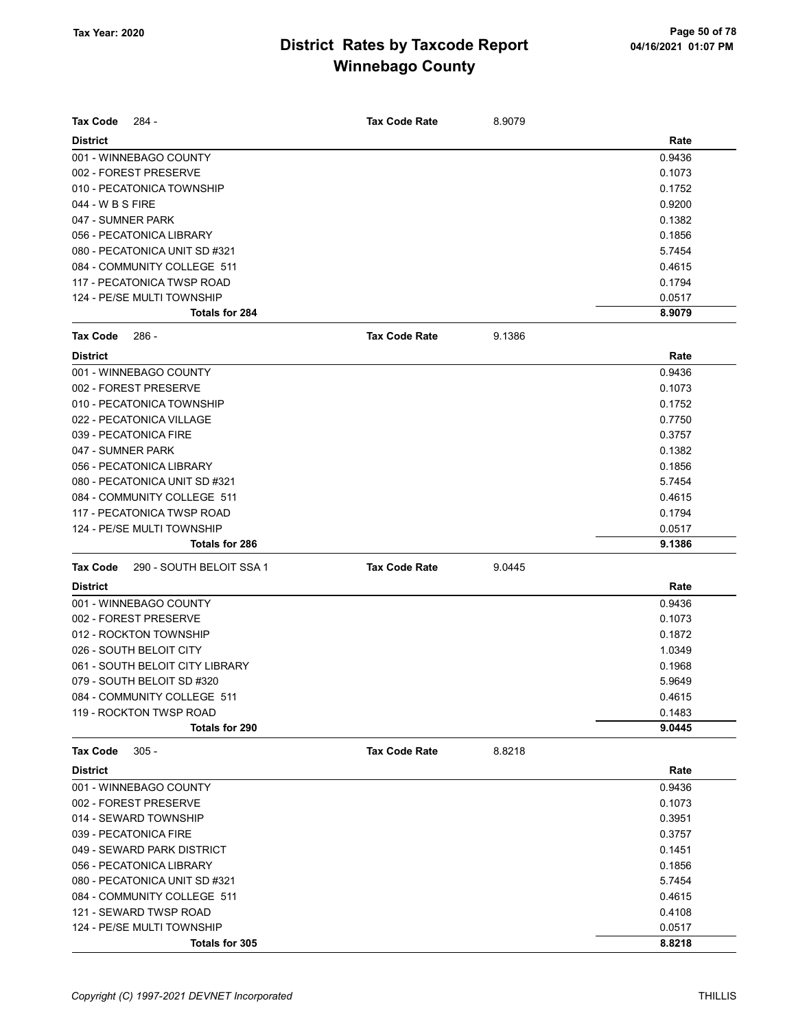# District Rates by Taxcode Report
## Winnebago County

Tax Year: 2020

| Tax Code 284 - | Tax Code Rate | 8.9079 |
|---|---|---|
| **District** | | **Rate** |
| 001 - WINNEBAGO COUNTY | | 0.9436 |
| 002 - FOREST PRESERVE | | 0.1073 |
| 010 - PECATONICA TOWNSHIP | | 0.1752 |
| 044 - W B S FIRE | | 0.9200 |
| 047 - SUMNER PARK | | 0.1382 |
| 056 - PECATONICA LIBRARY | | 0.1856 |
| 080 - PECATONICA UNIT SD #321 | | 5.7454 |
| 084 - COMMUNITY COLLEGE 511 | | 0.4615 |
| 117 - PECATONICA TWSP ROAD | | 0.1794 |
| 124 - PE/SE MULTI TOWNSHIP | | 0.0517 |
| **Totals for 284** | | **8.9079** |

| Tax Code 286 - | Tax Code Rate | 9.1386 |
|---|---|---|
| **District** | | **Rate** |
| 001 - WINNEBAGO COUNTY | | 0.9436 |
| 002 - FOREST PRESERVE | | 0.1073 |
| 010 - PECATONICA TOWNSHIP | | 0.1752 |
| 022 - PECATONICA VILLAGE | | 0.7750 |
| 039 - PECATONICA FIRE | | 0.3757 |
| 047 - SUMNER PARK | | 0.1382 |
| 056 - PECATONICA LIBRARY | | 0.1856 |
| 080 - PECATONICA UNIT SD #321 | | 5.7454 |
| 084 - COMMUNITY COLLEGE 511 | | 0.4615 |
| 117 - PECATONICA TWSP ROAD | | 0.1794 |
| 124 - PE/SE MULTI TOWNSHIP | | 0.0517 |
| **Totals for 286** | | **9.1386** |

| Tax Code 290 - SOUTH BELOIT SSA 1 | Tax Code Rate | 9.0445 |
|---|---|---|
| **District** | | **Rate** |
| 001 - WINNEBAGO COUNTY | | 0.9436 |
| 002 - FOREST PRESERVE | | 0.1073 |
| 012 - ROCKTON TOWNSHIP | | 0.1872 |
| 026 - SOUTH BELOIT CITY | | 1.0349 |
| 061 - SOUTH BELOIT CITY LIBRARY | | 0.1968 |
| 079 - SOUTH BELOIT SD #320 | | 5.9649 |
| 084 - COMMUNITY COLLEGE 511 | | 0.4615 |
| 119 - ROCKTON TWSP ROAD | | 0.1483 |
| **Totals for 290** | | **9.0445** |

| Tax Code 305 - | Tax Code Rate | 8.8218 |
|---|---|---|
| **District** | | **Rate** |
| 001 - WINNEBAGO COUNTY | | 0.9436 |
| 002 - FOREST PRESERVE | | 0.1073 |
| 014 - SEWARD TOWNSHIP | | 0.3951 |
| 039 - PECATONICA FIRE | | 0.3757 |
| 049 - SEWARD PARK DISTRICT | | 0.1451 |
| 056 - PECATONICA LIBRARY | | 0.1856 |
| 080 - PECATONICA UNIT SD #321 | | 5.7454 |
| 084 - COMMUNITY COLLEGE 511 | | 0.4615 |
| 121 - SEWARD TWSP ROAD | | 0.4108 |
| 124 - PE/SE MULTI TOWNSHIP | | 0.0517 |
| **Totals for 305** | | **8.8218** |

*Copyright (C) 1997-2021 DEVNET Incorporated* THILLIS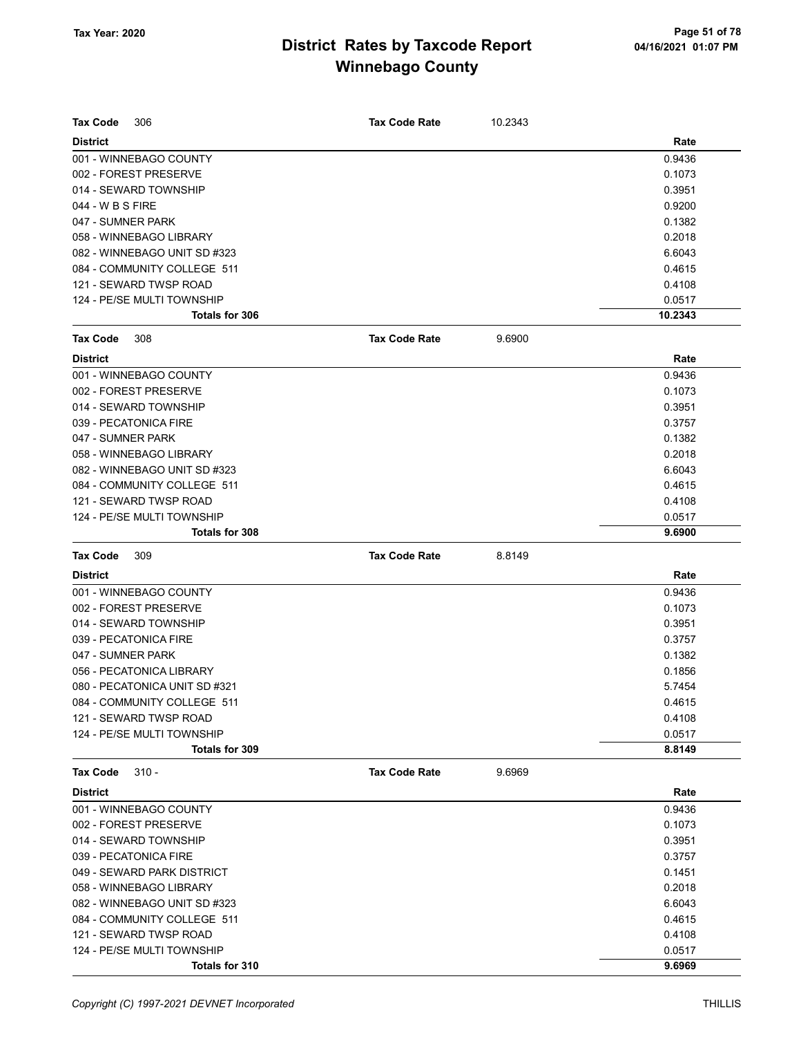# District Rates by Taxcode Report
## Winnebago County

Tax Year: 2020

**Tax Code** 306 — **Tax Code Rate** 10.2343

| District | Rate |
|---|---|
| 001 - WINNEBAGO COUNTY | 0.9436 |
| 002 - FOREST PRESERVE | 0.1073 |
| 014 - SEWARD TOWNSHIP | 0.3951 |
| 044 - W B S FIRE | 0.9200 |
| 047 - SUMNER PARK | 0.1382 |
| 058 - WINNEBAGO LIBRARY | 0.2018 |
| 082 - WINNEBAGO UNIT SD #323 | 6.6043 |
| 084 - COMMUNITY COLLEGE 511 | 0.4615 |
| 121 - SEWARD TWSP ROAD | 0.4108 |
| 124 - PE/SE MULTI TOWNSHIP | 0.0517 |
| **Totals for 306** | **10.2343** |

**Tax Code** 308 — **Tax Code Rate** 9.6900

| District | Rate |
|---|---|
| 001 - WINNEBAGO COUNTY | 0.9436 |
| 002 - FOREST PRESERVE | 0.1073 |
| 014 - SEWARD TOWNSHIP | 0.3951 |
| 039 - PECATONICA FIRE | 0.3757 |
| 047 - SUMNER PARK | 0.1382 |
| 058 - WINNEBAGO LIBRARY | 0.2018 |
| 082 - WINNEBAGO UNIT SD #323 | 6.6043 |
| 084 - COMMUNITY COLLEGE 511 | 0.4615 |
| 121 - SEWARD TWSP ROAD | 0.4108 |
| 124 - PE/SE MULTI TOWNSHIP | 0.0517 |
| **Totals for 308** | **9.6900** |

**Tax Code** 309 — **Tax Code Rate** 8.8149

| District | Rate |
|---|---|
| 001 - WINNEBAGO COUNTY | 0.9436 |
| 002 - FOREST PRESERVE | 0.1073 |
| 014 - SEWARD TOWNSHIP | 0.3951 |
| 039 - PECATONICA FIRE | 0.3757 |
| 047 - SUMNER PARK | 0.1382 |
| 056 - PECATONICA LIBRARY | 0.1856 |
| 080 - PECATONICA UNIT SD #321 | 5.7454 |
| 084 - COMMUNITY COLLEGE 511 | 0.4615 |
| 121 - SEWARD TWSP ROAD | 0.4108 |
| 124 - PE/SE MULTI TOWNSHIP | 0.0517 |
| **Totals for 309** | **8.8149** |

**Tax Code** 310 - — **Tax Code Rate** 9.6969

| District | Rate |
|---|---|
| 001 - WINNEBAGO COUNTY | 0.9436 |
| 002 - FOREST PRESERVE | 0.1073 |
| 014 - SEWARD TOWNSHIP | 0.3951 |
| 039 - PECATONICA FIRE | 0.3757 |
| 049 - SEWARD PARK DISTRICT | 0.1451 |
| 058 - WINNEBAGO LIBRARY | 0.2018 |
| 082 - WINNEBAGO UNIT SD #323 | 6.6043 |
| 084 - COMMUNITY COLLEGE 511 | 0.4615 |
| 121 - SEWARD TWSP ROAD | 0.4108 |
| 124 - PE/SE MULTI TOWNSHIP | 0.0517 |
| **Totals for 310** | **9.6969** |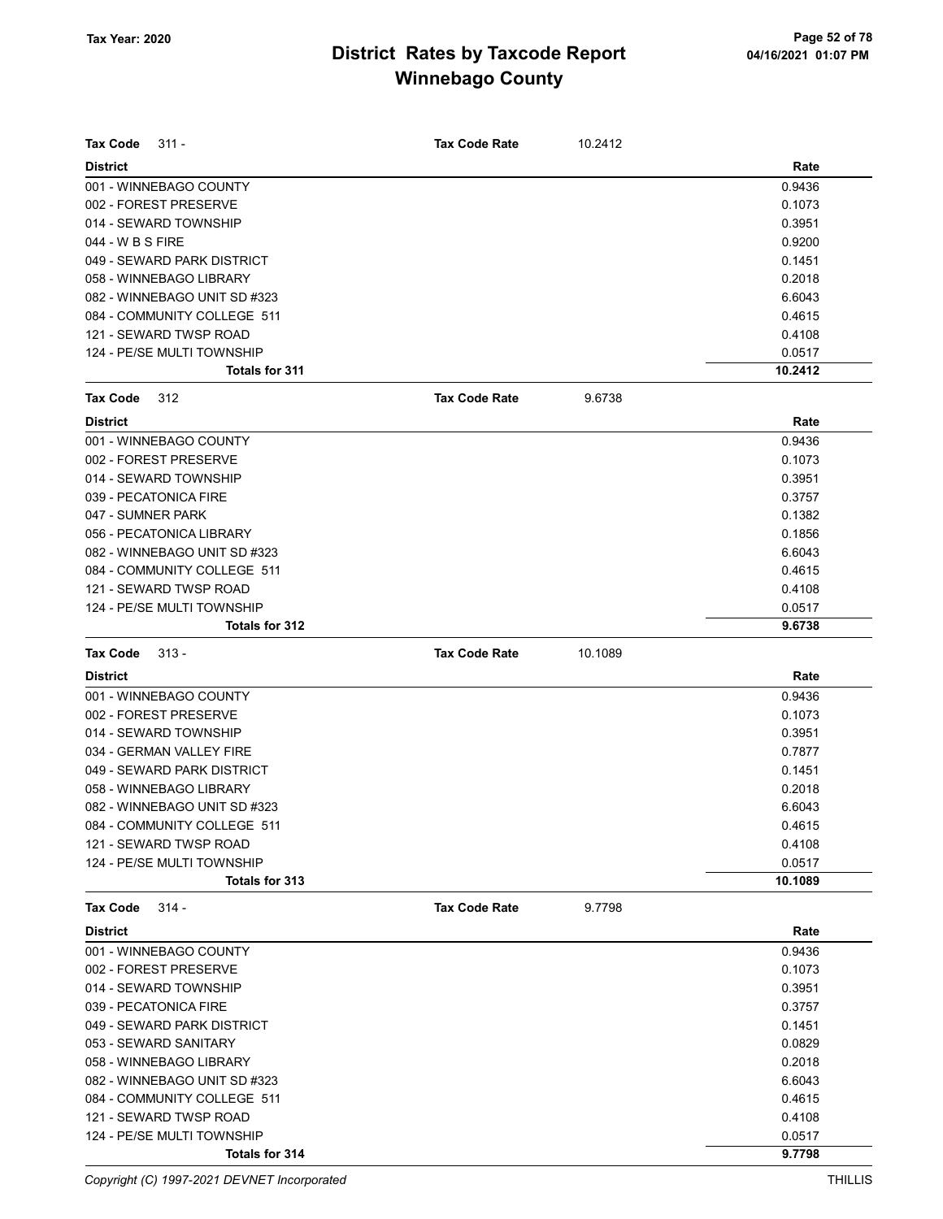# District Rates by Taxcode Report
# Winnebago County

Tax Year: 2020

| **Tax Code** 311 - | **Tax Code Rate** 10.2412 |
|---|---|
| **District** | **Rate** |
| 001 - WINNEBAGO COUNTY | 0.9436 |
| 002 - FOREST PRESERVE | 0.1073 |
| 014 - SEWARD TOWNSHIP | 0.3951 |
| 044 - W B S FIRE | 0.9200 |
| 049 - SEWARD PARK DISTRICT | 0.1451 |
| 058 - WINNEBAGO LIBRARY | 0.2018 |
| 082 - WINNEBAGO UNIT SD #323 | 6.6043 |
| 084 - COMMUNITY COLLEGE 511 | 0.4615 |
| 121 - SEWARD TWSP ROAD | 0.4108 |
| 124 - PE/SE MULTI TOWNSHIP | 0.0517 |
| **Totals for 311** | **10.2412** |

| **Tax Code** 312 | **Tax Code Rate** 9.6738 |
|---|---|
| **District** | **Rate** |
| 001 - WINNEBAGO COUNTY | 0.9436 |
| 002 - FOREST PRESERVE | 0.1073 |
| 014 - SEWARD TOWNSHIP | 0.3951 |
| 039 - PECATONICA FIRE | 0.3757 |
| 047 - SUMNER PARK | 0.1382 |
| 056 - PECATONICA LIBRARY | 0.1856 |
| 082 - WINNEBAGO UNIT SD #323 | 6.6043 |
| 084 - COMMUNITY COLLEGE 511 | 0.4615 |
| 121 - SEWARD TWSP ROAD | 0.4108 |
| 124 - PE/SE MULTI TOWNSHIP | 0.0517 |
| **Totals for 312** | **9.6738** |

| **Tax Code** 313 - | **Tax Code Rate** 10.1089 |
|---|---|
| **District** | **Rate** |
| 001 - WINNEBAGO COUNTY | 0.9436 |
| 002 - FOREST PRESERVE | 0.1073 |
| 014 - SEWARD TOWNSHIP | 0.3951 |
| 034 - GERMAN VALLEY FIRE | 0.7877 |
| 049 - SEWARD PARK DISTRICT | 0.1451 |
| 058 - WINNEBAGO LIBRARY | 0.2018 |
| 082 - WINNEBAGO UNIT SD #323 | 6.6043 |
| 084 - COMMUNITY COLLEGE 511 | 0.4615 |
| 121 - SEWARD TWSP ROAD | 0.4108 |
| 124 - PE/SE MULTI TOWNSHIP | 0.0517 |
| **Totals for 313** | **10.1089** |

| **Tax Code** 314 - | **Tax Code Rate** 9.7798 |
|---|---|
| **District** | **Rate** |
| 001 - WINNEBAGO COUNTY | 0.9436 |
| 002 - FOREST PRESERVE | 0.1073 |
| 014 - SEWARD TOWNSHIP | 0.3951 |
| 039 - PECATONICA FIRE | 0.3757 |
| 049 - SEWARD PARK DISTRICT | 0.1451 |
| 053 - SEWARD SANITARY | 0.0829 |
| 058 - WINNEBAGO LIBRARY | 0.2018 |
| 082 - WINNEBAGO UNIT SD #323 | 6.6043 |
| 084 - COMMUNITY COLLEGE 511 | 0.4615 |
| 121 - SEWARD TWSP ROAD | 0.4108 |
| 124 - PE/SE MULTI TOWNSHIP | 0.0517 |
| **Totals for 314** | **9.7798** |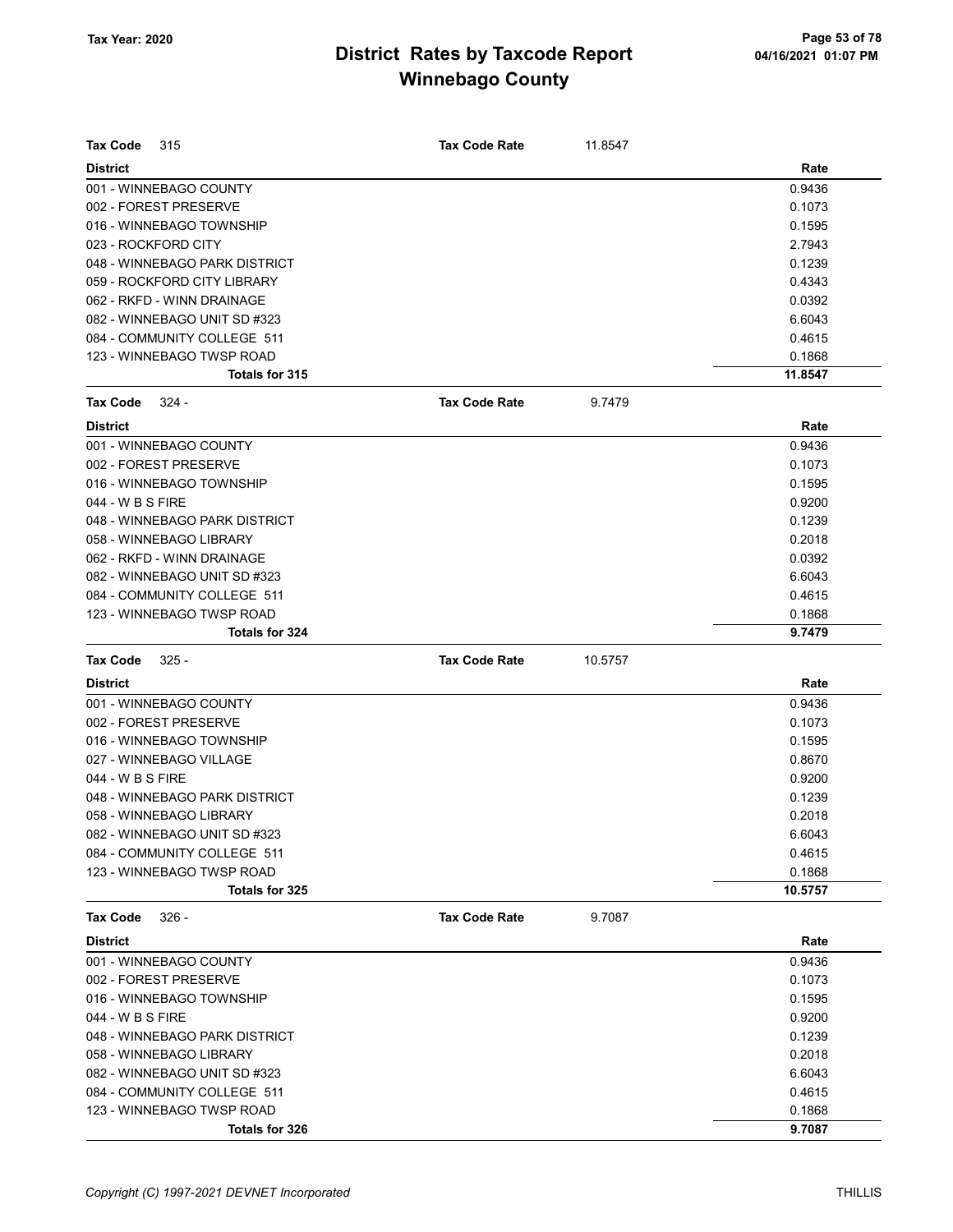# District Rates by Taxcode Report
# Winnebago County

Tax Year: 2020

04/16/2021 01:07 PM

**Tax Code** 315 **Tax Code Rate** 11.8547

| District | Rate |
|---|---|
| 001 - WINNEBAGO COUNTY | 0.9436 |
| 002 - FOREST PRESERVE | 0.1073 |
| 016 - WINNEBAGO TOWNSHIP | 0.1595 |
| 023 - ROCKFORD CITY | 2.7943 |
| 048 - WINNEBAGO PARK DISTRICT | 0.1239 |
| 059 - ROCKFORD CITY LIBRARY | 0.4343 |
| 062 - RKFD - WINN DRAINAGE | 0.0392 |
| 082 - WINNEBAGO UNIT SD #323 | 6.6043 |
| 084 - COMMUNITY COLLEGE 511 | 0.4615 |
| 123 - WINNEBAGO TWSP ROAD | 0.1868 |
| **Totals for 315** | **11.8547** |

**Tax Code** 324 - **Tax Code Rate** 9.7479

| District | Rate |
|---|---|
| 001 - WINNEBAGO COUNTY | 0.9436 |
| 002 - FOREST PRESERVE | 0.1073 |
| 016 - WINNEBAGO TOWNSHIP | 0.1595 |
| 044 - W B S FIRE | 0.9200 |
| 048 - WINNEBAGO PARK DISTRICT | 0.1239 |
| 058 - WINNEBAGO LIBRARY | 0.2018 |
| 062 - RKFD - WINN DRAINAGE | 0.0392 |
| 082 - WINNEBAGO UNIT SD #323 | 6.6043 |
| 084 - COMMUNITY COLLEGE 511 | 0.4615 |
| 123 - WINNEBAGO TWSP ROAD | 0.1868 |
| **Totals for 324** | **9.7479** |

**Tax Code** 325 - **Tax Code Rate** 10.5757

| District | Rate |
|---|---|
| 001 - WINNEBAGO COUNTY | 0.9436 |
| 002 - FOREST PRESERVE | 0.1073 |
| 016 - WINNEBAGO TOWNSHIP | 0.1595 |
| 027 - WINNEBAGO VILLAGE | 0.8670 |
| 044 - W B S FIRE | 0.9200 |
| 048 - WINNEBAGO PARK DISTRICT | 0.1239 |
| 058 - WINNEBAGO LIBRARY | 0.2018 |
| 082 - WINNEBAGO UNIT SD #323 | 6.6043 |
| 084 - COMMUNITY COLLEGE 511 | 0.4615 |
| 123 - WINNEBAGO TWSP ROAD | 0.1868 |
| **Totals for 325** | **10.5757** |

**Tax Code** 326 - **Tax Code Rate** 9.7087

| District | Rate |
|---|---|
| 001 - WINNEBAGO COUNTY | 0.9436 |
| 002 - FOREST PRESERVE | 0.1073 |
| 016 - WINNEBAGO TOWNSHIP | 0.1595 |
| 044 - W B S FIRE | 0.9200 |
| 048 - WINNEBAGO PARK DISTRICT | 0.1239 |
| 058 - WINNEBAGO LIBRARY | 0.2018 |
| 082 - WINNEBAGO UNIT SD #323 | 6.6043 |
| 084 - COMMUNITY COLLEGE 511 | 0.4615 |
| 123 - WINNEBAGO TWSP ROAD | 0.1868 |
| **Totals for 326** | **9.7087** |

*Copyright (C) 1997-2021 DEVNET Incorporated*

THILLIS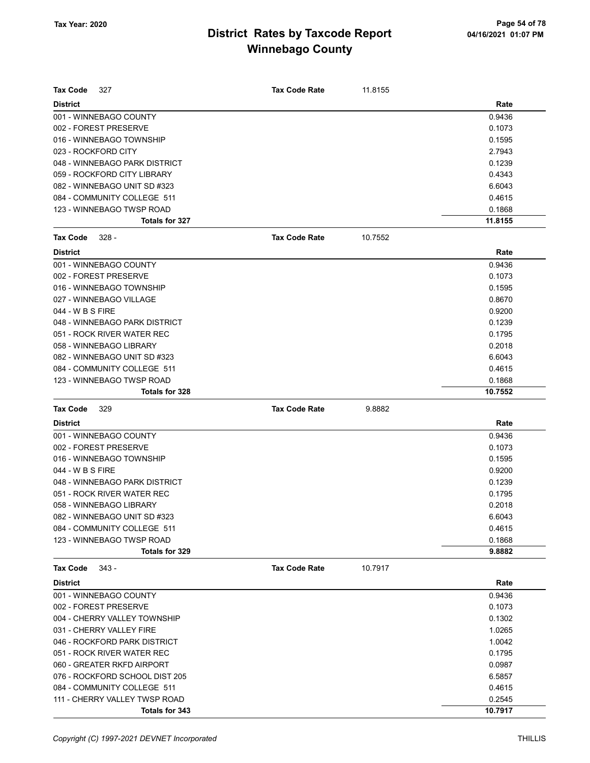# District Rates by Taxcode Report
## Winnebago County

Tax Year: 2020

**Tax Code** 327 — **Tax Code Rate** 11.8155

| District | Rate |
|---|---|
| 001 - WINNEBAGO COUNTY | 0.9436 |
| 002 - FOREST PRESERVE | 0.1073 |
| 016 - WINNEBAGO TOWNSHIP | 0.1595 |
| 023 - ROCKFORD CITY | 2.7943 |
| 048 - WINNEBAGO PARK DISTRICT | 0.1239 |
| 059 - ROCKFORD CITY LIBRARY | 0.4343 |
| 082 - WINNEBAGO UNIT SD #323 | 6.6043 |
| 084 - COMMUNITY COLLEGE 511 | 0.4615 |
| 123 - WINNEBAGO TWSP ROAD | 0.1868 |
| **Totals for 327** | **11.8155** |

**Tax Code** 328 - — **Tax Code Rate** 10.7552

| District | Rate |
|---|---|
| 001 - WINNEBAGO COUNTY | 0.9436 |
| 002 - FOREST PRESERVE | 0.1073 |
| 016 - WINNEBAGO TOWNSHIP | 0.1595 |
| 027 - WINNEBAGO VILLAGE | 0.8670 |
| 044 - W B S FIRE | 0.9200 |
| 048 - WINNEBAGO PARK DISTRICT | 0.1239 |
| 051 - ROCK RIVER WATER REC | 0.1795 |
| 058 - WINNEBAGO LIBRARY | 0.2018 |
| 082 - WINNEBAGO UNIT SD #323 | 6.6043 |
| 084 - COMMUNITY COLLEGE 511 | 0.4615 |
| 123 - WINNEBAGO TWSP ROAD | 0.1868 |
| **Totals for 328** | **10.7552** |

**Tax Code** 329 — **Tax Code Rate** 9.8882

| District | Rate |
|---|---|
| 001 - WINNEBAGO COUNTY | 0.9436 |
| 002 - FOREST PRESERVE | 0.1073 |
| 016 - WINNEBAGO TOWNSHIP | 0.1595 |
| 044 - W B S FIRE | 0.9200 |
| 048 - WINNEBAGO PARK DISTRICT | 0.1239 |
| 051 - ROCK RIVER WATER REC | 0.1795 |
| 058 - WINNEBAGO LIBRARY | 0.2018 |
| 082 - WINNEBAGO UNIT SD #323 | 6.6043 |
| 084 - COMMUNITY COLLEGE 511 | 0.4615 |
| 123 - WINNEBAGO TWSP ROAD | 0.1868 |
| **Totals for 329** | **9.8882** |

**Tax Code** 343 - — **Tax Code Rate** 10.7917

| District | Rate |
|---|---|
| 001 - WINNEBAGO COUNTY | 0.9436 |
| 002 - FOREST PRESERVE | 0.1073 |
| 004 - CHERRY VALLEY TOWNSHIP | 0.1302 |
| 031 - CHERRY VALLEY FIRE | 1.0265 |
| 046 - ROCKFORD PARK DISTRICT | 1.0042 |
| 051 - ROCK RIVER WATER REC | 0.1795 |
| 060 - GREATER RKFD AIRPORT | 0.0987 |
| 076 - ROCKFORD SCHOOL DIST 205 | 6.5857 |
| 084 - COMMUNITY COLLEGE 511 | 0.4615 |
| 111 - CHERRY VALLEY TWSP ROAD | 0.2545 |
| **Totals for 343** | **10.7917** |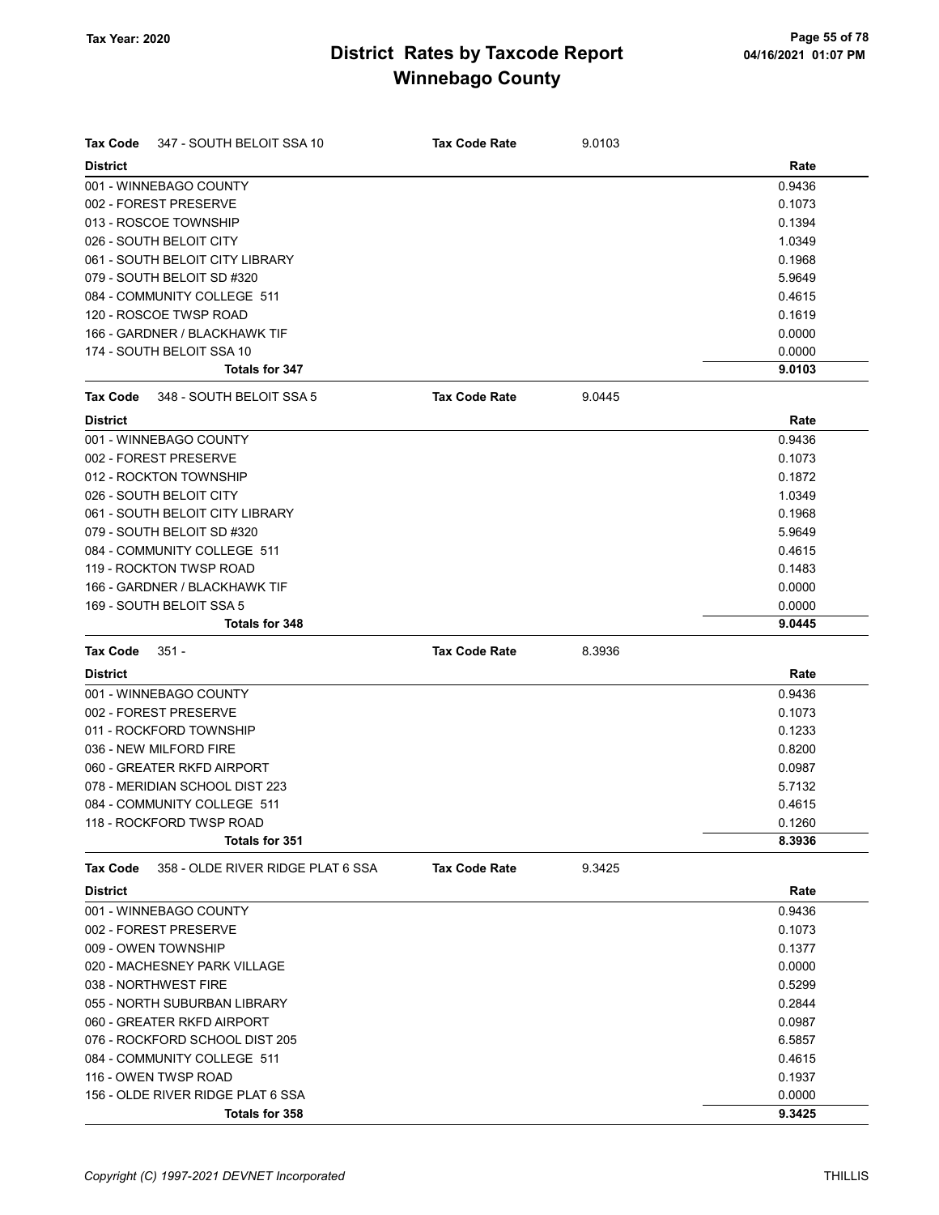# District Rates by Taxcode Report
# Winnebago County

Tax Year: 2020

04/16/2021 01:07 PM

**Tax Code** 347 - SOUTH BELOIT SSA 10 — **Tax Code Rate** 9.0103

| District | Rate |
|---|---|
| 001 - WINNEBAGO COUNTY | 0.9436 |
| 002 - FOREST PRESERVE | 0.1073 |
| 013 - ROSCOE TOWNSHIP | 0.1394 |
| 026 - SOUTH BELOIT CITY | 1.0349 |
| 061 - SOUTH BELOIT CITY LIBRARY | 0.1968 |
| 079 - SOUTH BELOIT SD #320 | 5.9649 |
| 084 - COMMUNITY COLLEGE 511 | 0.4615 |
| 120 - ROSCOE TWSP ROAD | 0.1619 |
| 166 - GARDNER / BLACKHAWK TIF | 0.0000 |
| 174 - SOUTH BELOIT SSA 10 | 0.0000 |
| **Totals for 347** | **9.0103** |

**Tax Code** 348 - SOUTH BELOIT SSA 5 — **Tax Code Rate** 9.0445

| District | Rate |
|---|---|
| 001 - WINNEBAGO COUNTY | 0.9436 |
| 002 - FOREST PRESERVE | 0.1073 |
| 012 - ROCKTON TOWNSHIP | 0.1872 |
| 026 - SOUTH BELOIT CITY | 1.0349 |
| 061 - SOUTH BELOIT CITY LIBRARY | 0.1968 |
| 079 - SOUTH BELOIT SD #320 | 5.9649 |
| 084 - COMMUNITY COLLEGE 511 | 0.4615 |
| 119 - ROCKTON TWSP ROAD | 0.1483 |
| 166 - GARDNER / BLACKHAWK TIF | 0.0000 |
| 169 - SOUTH BELOIT SSA 5 | 0.0000 |
| **Totals for 348** | **9.0445** |

**Tax Code** 351 - — **Tax Code Rate** 8.3936

| District | Rate |
|---|---|
| 001 - WINNEBAGO COUNTY | 0.9436 |
| 002 - FOREST PRESERVE | 0.1073 |
| 011 - ROCKFORD TOWNSHIP | 0.1233 |
| 036 - NEW MILFORD FIRE | 0.8200 |
| 060 - GREATER RKFD AIRPORT | 0.0987 |
| 078 - MERIDIAN SCHOOL DIST 223 | 5.7132 |
| 084 - COMMUNITY COLLEGE 511 | 0.4615 |
| 118 - ROCKFORD TWSP ROAD | 0.1260 |
| **Totals for 351** | **8.3936** |

**Tax Code** 358 - OLDE RIVER RIDGE PLAT 6 SSA — **Tax Code Rate** 9.3425

| District | Rate |
|---|---|
| 001 - WINNEBAGO COUNTY | 0.9436 |
| 002 - FOREST PRESERVE | 0.1073 |
| 009 - OWEN TOWNSHIP | 0.1377 |
| 020 - MACHESNEY PARK VILLAGE | 0.0000 |
| 038 - NORTHWEST FIRE | 0.5299 |
| 055 - NORTH SUBURBAN LIBRARY | 0.2844 |
| 060 - GREATER RKFD AIRPORT | 0.0987 |
| 076 - ROCKFORD SCHOOL DIST 205 | 6.5857 |
| 084 - COMMUNITY COLLEGE 511 | 0.4615 |
| 116 - OWEN TWSP ROAD | 0.1937 |
| 156 - OLDE RIVER RIDGE PLAT 6 SSA | 0.0000 |
| **Totals for 358** | **9.3425** |

*Copyright (C) 1997-2021 DEVNET Incorporated* THILLIS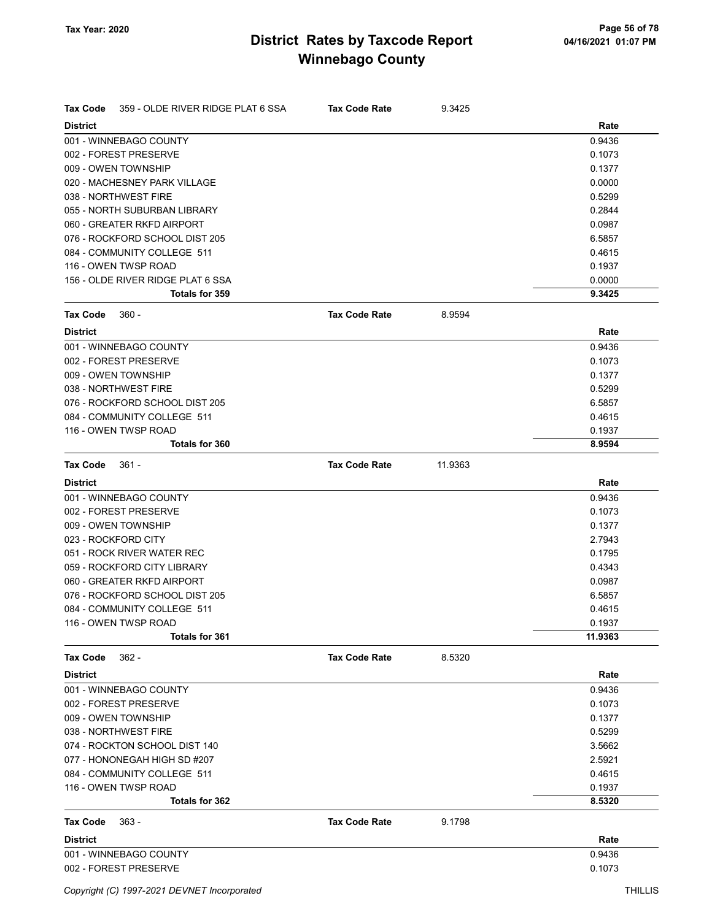# District Rates by Taxcode Report
# Winnebago County

Tax Year: 2020

**Tax Code** 359 - OLDE RIVER RIDGE PLAT 6 SSA **Tax Code Rate** 9.3425

| District | Rate |
|---|---|
| 001 - WINNEBAGO COUNTY | 0.9436 |
| 002 - FOREST PRESERVE | 0.1073 |
| 009 - OWEN TOWNSHIP | 0.1377 |
| 020 - MACHESNEY PARK VILLAGE | 0.0000 |
| 038 - NORTHWEST FIRE | 0.5299 |
| 055 - NORTH SUBURBAN LIBRARY | 0.2844 |
| 060 - GREATER RKFD AIRPORT | 0.0987 |
| 076 - ROCKFORD SCHOOL DIST 205 | 6.5857 |
| 084 - COMMUNITY COLLEGE 511 | 0.4615 |
| 116 - OWEN TWSP ROAD | 0.1937 |
| 156 - OLDE RIVER RIDGE PLAT 6 SSA | 0.0000 |
| **Totals for 359** | **9.3425** |

**Tax Code** 360 - **Tax Code Rate** 8.9594

| District | Rate |
|---|---|
| 001 - WINNEBAGO COUNTY | 0.9436 |
| 002 - FOREST PRESERVE | 0.1073 |
| 009 - OWEN TOWNSHIP | 0.1377 |
| 038 - NORTHWEST FIRE | 0.5299 |
| 076 - ROCKFORD SCHOOL DIST 205 | 6.5857 |
| 084 - COMMUNITY COLLEGE 511 | 0.4615 |
| 116 - OWEN TWSP ROAD | 0.1937 |
| **Totals for 360** | **8.9594** |

**Tax Code** 361 - **Tax Code Rate** 11.9363

| District | Rate |
|---|---|
| 001 - WINNEBAGO COUNTY | 0.9436 |
| 002 - FOREST PRESERVE | 0.1073 |
| 009 - OWEN TOWNSHIP | 0.1377 |
| 023 - ROCKFORD CITY | 2.7943 |
| 051 - ROCK RIVER WATER REC | 0.1795 |
| 059 - ROCKFORD CITY LIBRARY | 0.4343 |
| 060 - GREATER RKFD AIRPORT | 0.0987 |
| 076 - ROCKFORD SCHOOL DIST 205 | 6.5857 |
| 084 - COMMUNITY COLLEGE 511 | 0.4615 |
| 116 - OWEN TWSP ROAD | 0.1937 |
| **Totals for 361** | **11.9363** |

**Tax Code** 362 - **Tax Code Rate** 8.5320

| District | Rate |
|---|---|
| 001 - WINNEBAGO COUNTY | 0.9436 |
| 002 - FOREST PRESERVE | 0.1073 |
| 009 - OWEN TOWNSHIP | 0.1377 |
| 038 - NORTHWEST FIRE | 0.5299 |
| 074 - ROCKTON SCHOOL DIST 140 | 3.5662 |
| 077 - HONONEGAH HIGH SD #207 | 2.5921 |
| 084 - COMMUNITY COLLEGE 511 | 0.4615 |
| 116 - OWEN TWSP ROAD | 0.1937 |
| **Totals for 362** | **8.5320** |

**Tax Code** 363 - **Tax Code Rate** 9.1798

| District | Rate |
|---|---|
| 001 - WINNEBAGO COUNTY | 0.9436 |
| 002 - FOREST PRESERVE | 0.1073 |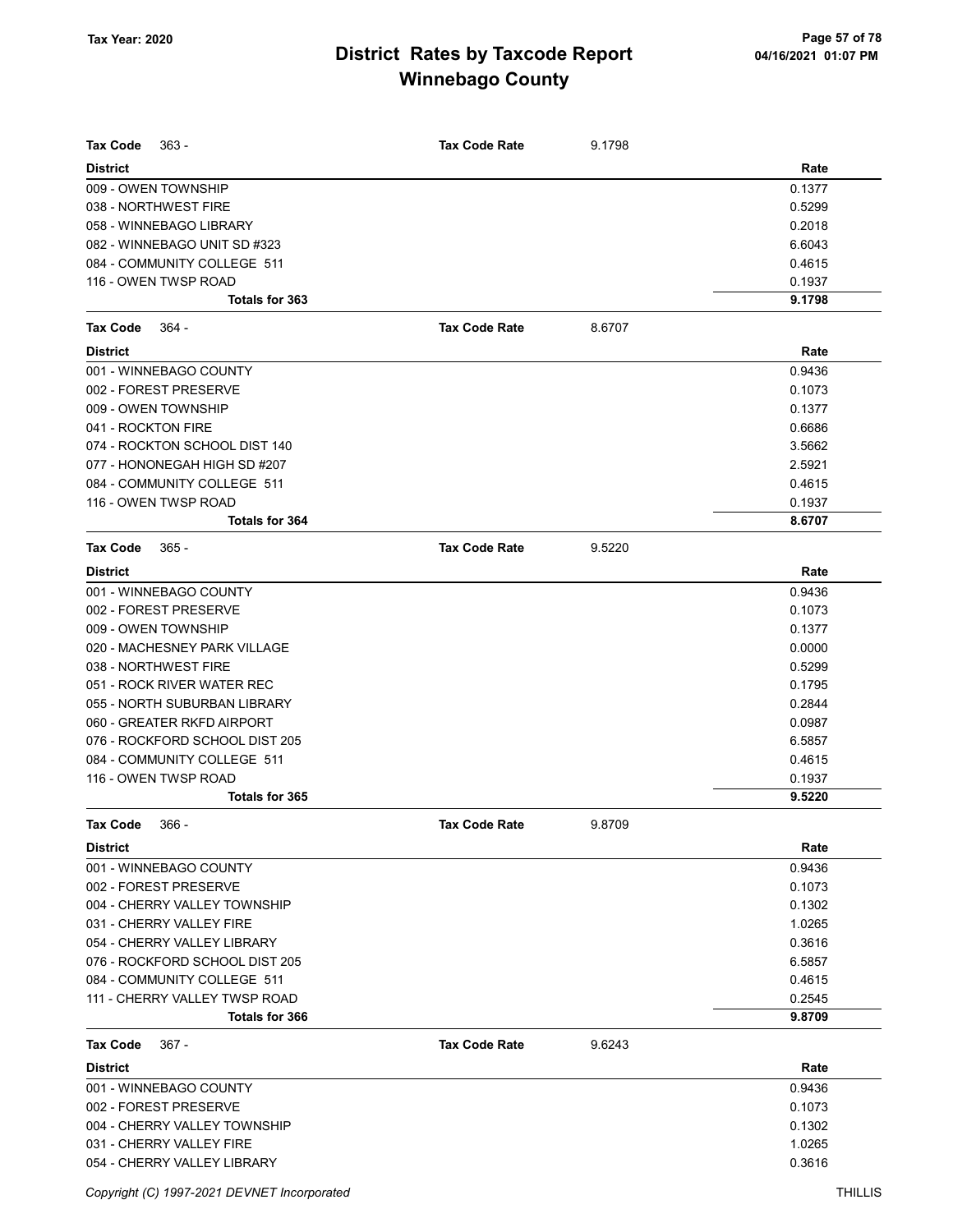# District Rates by Taxcode Report
# Winnebago County

Tax Year: 2020

| Tax Code 363 - | Tax Code Rate | 9.1798 |
|---|---|---|
| **District** | | **Rate** |
| 009 - OWEN TOWNSHIP | | 0.1377 |
| 038 - NORTHWEST FIRE | | 0.5299 |
| 058 - WINNEBAGO LIBRARY | | 0.2018 |
| 082 - WINNEBAGO UNIT SD #323 | | 6.6043 |
| 084 - COMMUNITY COLLEGE 511 | | 0.4615 |
| 116 - OWEN TWSP ROAD | | 0.1937 |
| **Totals for 363** | | **9.1798** |

| Tax Code 364 - | Tax Code Rate | 8.6707 |
|---|---|---|
| **District** | | **Rate** |
| 001 - WINNEBAGO COUNTY | | 0.9436 |
| 002 - FOREST PRESERVE | | 0.1073 |
| 009 - OWEN TOWNSHIP | | 0.1377 |
| 041 - ROCKTON FIRE | | 0.6686 |
| 074 - ROCKTON SCHOOL DIST 140 | | 3.5662 |
| 077 - HONONEGAH HIGH SD #207 | | 2.5921 |
| 084 - COMMUNITY COLLEGE 511 | | 0.4615 |
| 116 - OWEN TWSP ROAD | | 0.1937 |
| **Totals for 364** | | **8.6707** |

| Tax Code 365 - | Tax Code Rate | 9.5220 |
|---|---|---|
| **District** | | **Rate** |
| 001 - WINNEBAGO COUNTY | | 0.9436 |
| 002 - FOREST PRESERVE | | 0.1073 |
| 009 - OWEN TOWNSHIP | | 0.1377 |
| 020 - MACHESNEY PARK VILLAGE | | 0.0000 |
| 038 - NORTHWEST FIRE | | 0.5299 |
| 051 - ROCK RIVER WATER REC | | 0.1795 |
| 055 - NORTH SUBURBAN LIBRARY | | 0.2844 |
| 060 - GREATER RKFD AIRPORT | | 0.0987 |
| 076 - ROCKFORD SCHOOL DIST 205 | | 6.5857 |
| 084 - COMMUNITY COLLEGE 511 | | 0.4615 |
| 116 - OWEN TWSP ROAD | | 0.1937 |
| **Totals for 365** | | **9.5220** |

| Tax Code 366 - | Tax Code Rate | 9.8709 |
|---|---|---|
| **District** | | **Rate** |
| 001 - WINNEBAGO COUNTY | | 0.9436 |
| 002 - FOREST PRESERVE | | 0.1073 |
| 004 - CHERRY VALLEY TOWNSHIP | | 0.1302 |
| 031 - CHERRY VALLEY FIRE | | 1.0265 |
| 054 - CHERRY VALLEY LIBRARY | | 0.3616 |
| 076 - ROCKFORD SCHOOL DIST 205 | | 6.5857 |
| 084 - COMMUNITY COLLEGE 511 | | 0.4615 |
| 111 - CHERRY VALLEY TWSP ROAD | | 0.2545 |
| **Totals for 366** | | **9.8709** |

| Tax Code 367 - | Tax Code Rate | 9.6243 |
|---|---|---|
| **District** | | **Rate** |
| 001 - WINNEBAGO COUNTY | | 0.9436 |
| 002 - FOREST PRESERVE | | 0.1073 |
| 004 - CHERRY VALLEY TOWNSHIP | | 0.1302 |
| 031 - CHERRY VALLEY FIRE | | 1.0265 |
| 054 - CHERRY VALLEY LIBRARY | | 0.3616 |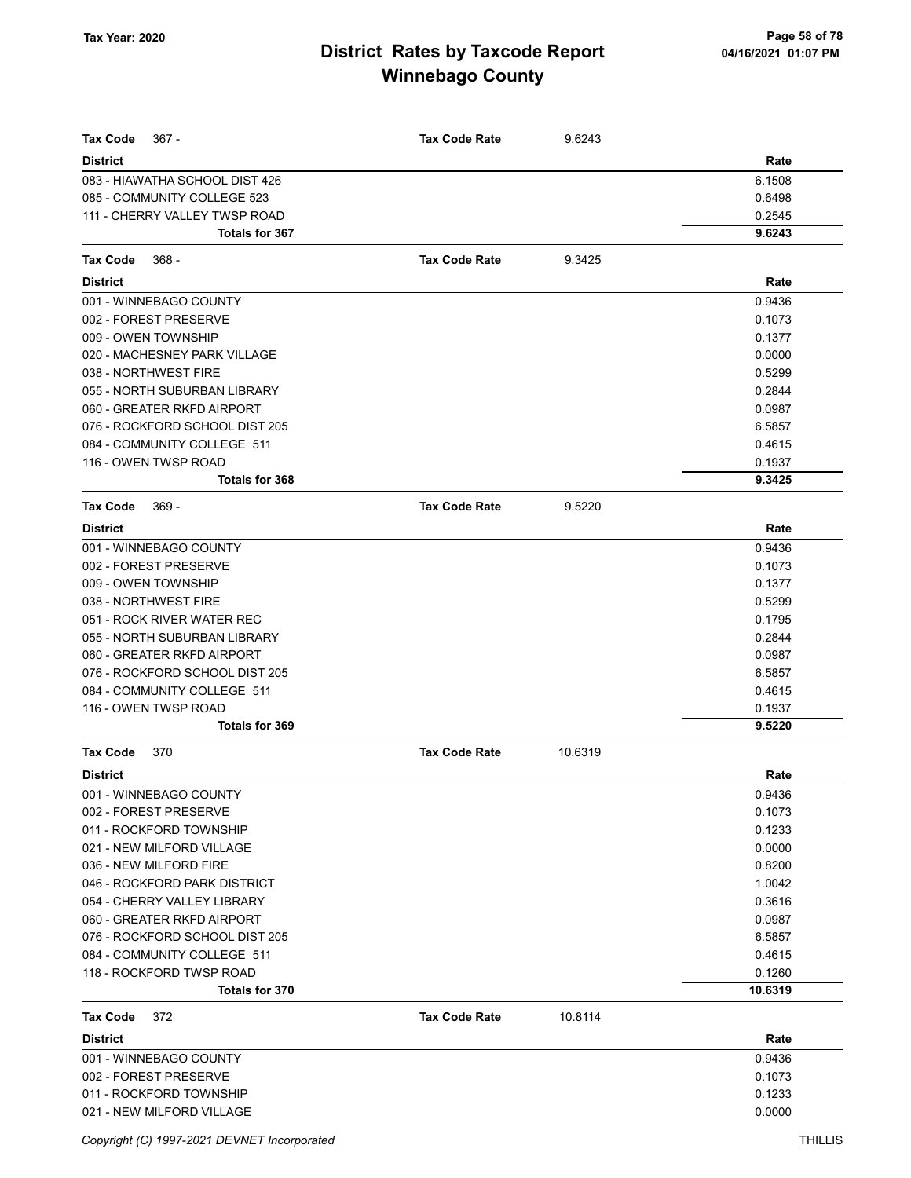# District Rates by Taxcode Report
# Winnebago County

Tax Year: 2020

| Tax Code 367 - | Tax Code Rate | 9.6243 |
|---|---|---|
| **District** | | **Rate** |
| 083 - HIAWATHA SCHOOL DIST 426 | | 6.1508 |
| 085 - COMMUNITY COLLEGE 523 | | 0.6498 |
| 111 - CHERRY VALLEY TWSP ROAD | | 0.2545 |
| **Totals for 367** | | **9.6243** |

| Tax Code 368 - | Tax Code Rate | 9.3425 |
|---|---|---|
| **District** | | **Rate** |
| 001 - WINNEBAGO COUNTY | | 0.9436 |
| 002 - FOREST PRESERVE | | 0.1073 |
| 009 - OWEN TOWNSHIP | | 0.1377 |
| 020 - MACHESNEY PARK VILLAGE | | 0.0000 |
| 038 - NORTHWEST FIRE | | 0.5299 |
| 055 - NORTH SUBURBAN LIBRARY | | 0.2844 |
| 060 - GREATER RKFD AIRPORT | | 0.0987 |
| 076 - ROCKFORD SCHOOL DIST 205 | | 6.5857 |
| 084 - COMMUNITY COLLEGE 511 | | 0.4615 |
| 116 - OWEN TWSP ROAD | | 0.1937 |
| **Totals for 368** | | **9.3425** |

| Tax Code 369 - | Tax Code Rate | 9.5220 |
|---|---|---|
| **District** | | **Rate** |
| 001 - WINNEBAGO COUNTY | | 0.9436 |
| 002 - FOREST PRESERVE | | 0.1073 |
| 009 - OWEN TOWNSHIP | | 0.1377 |
| 038 - NORTHWEST FIRE | | 0.5299 |
| 051 - ROCK RIVER WATER REC | | 0.1795 |
| 055 - NORTH SUBURBAN LIBRARY | | 0.2844 |
| 060 - GREATER RKFD AIRPORT | | 0.0987 |
| 076 - ROCKFORD SCHOOL DIST 205 | | 6.5857 |
| 084 - COMMUNITY COLLEGE 511 | | 0.4615 |
| 116 - OWEN TWSP ROAD | | 0.1937 |
| **Totals for 369** | | **9.5220** |

| Tax Code 370 | Tax Code Rate | 10.6319 |
|---|---|---|
| **District** | | **Rate** |
| 001 - WINNEBAGO COUNTY | | 0.9436 |
| 002 - FOREST PRESERVE | | 0.1073 |
| 011 - ROCKFORD TOWNSHIP | | 0.1233 |
| 021 - NEW MILFORD VILLAGE | | 0.0000 |
| 036 - NEW MILFORD FIRE | | 0.8200 |
| 046 - ROCKFORD PARK DISTRICT | | 1.0042 |
| 054 - CHERRY VALLEY LIBRARY | | 0.3616 |
| 060 - GREATER RKFD AIRPORT | | 0.0987 |
| 076 - ROCKFORD SCHOOL DIST 205 | | 6.5857 |
| 084 - COMMUNITY COLLEGE 511 | | 0.4615 |
| 118 - ROCKFORD TWSP ROAD | | 0.1260 |
| **Totals for 370** | | **10.6319** |

| Tax Code 372 | Tax Code Rate | 10.8114 |
|---|---|---|
| **District** | | **Rate** |
| 001 - WINNEBAGO COUNTY | | 0.9436 |
| 002 - FOREST PRESERVE | | 0.1073 |
| 011 - ROCKFORD TOWNSHIP | | 0.1233 |
| 021 - NEW MILFORD VILLAGE | | 0.0000 |

Copyright (C) 1997-2021 DEVNET Incorporated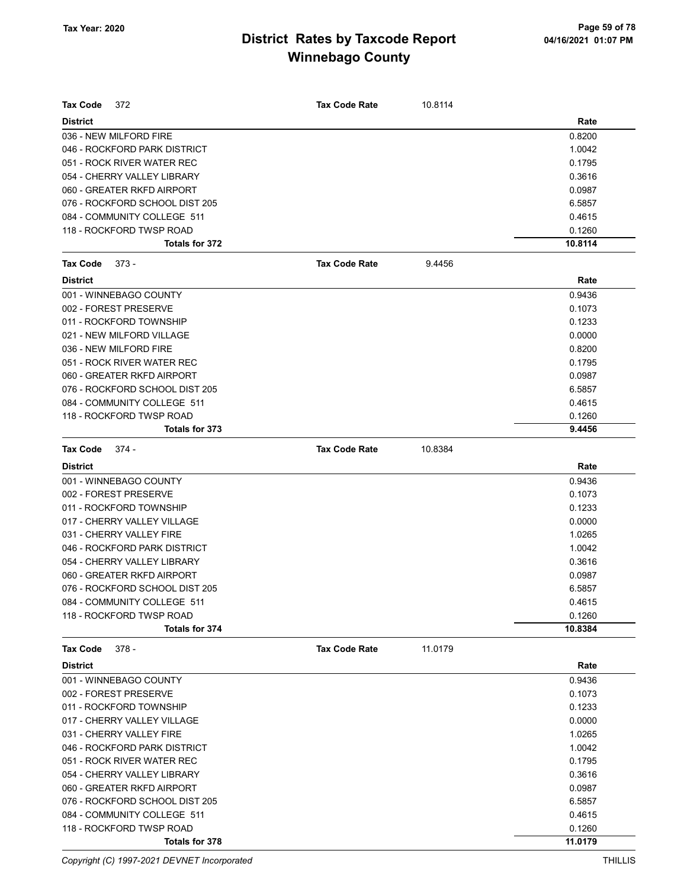| Tax Code 372 | Tax Code Rate | 10.8114 |
|---|---|---|
| **District** | | **Rate** |
| 036 - NEW MILFORD FIRE | | 0.8200 |
| 046 - ROCKFORD PARK DISTRICT | | 1.0042 |
| 051 - ROCK RIVER WATER REC | | 0.1795 |
| 054 - CHERRY VALLEY LIBRARY | | 0.3616 |
| 060 - GREATER RKFD AIRPORT | | 0.0987 |
| 076 - ROCKFORD SCHOOL DIST 205 | | 6.5857 |
| 084 - COMMUNITY COLLEGE 511 | | 0.4615 |
| 118 - ROCKFORD TWSP ROAD | | 0.1260 |
| **Totals for 372** | | **10.8114** |

| Tax Code 373 - | Tax Code Rate | 9.4456 |
|---|---|---|
| **District** | | **Rate** |
| 001 - WINNEBAGO COUNTY | | 0.9436 |
| 002 - FOREST PRESERVE | | 0.1073 |
| 011 - ROCKFORD TOWNSHIP | | 0.1233 |
| 021 - NEW MILFORD VILLAGE | | 0.0000 |
| 036 - NEW MILFORD FIRE | | 0.8200 |
| 051 - ROCK RIVER WATER REC | | 0.1795 |
| 060 - GREATER RKFD AIRPORT | | 0.0987 |
| 076 - ROCKFORD SCHOOL DIST 205 | | 6.5857 |
| 084 - COMMUNITY COLLEGE 511 | | 0.4615 |
| 118 - ROCKFORD TWSP ROAD | | 0.1260 |
| **Totals for 373** | | **9.4456** |

| Tax Code 374 - | Tax Code Rate | 10.8384 |
|---|---|---|
| **District** | | **Rate** |
| 001 - WINNEBAGO COUNTY | | 0.9436 |
| 002 - FOREST PRESERVE | | 0.1073 |
| 011 - ROCKFORD TOWNSHIP | | 0.1233 |
| 017 - CHERRY VALLEY VILLAGE | | 0.0000 |
| 031 - CHERRY VALLEY FIRE | | 1.0265 |
| 046 - ROCKFORD PARK DISTRICT | | 1.0042 |
| 054 - CHERRY VALLEY LIBRARY | | 0.3616 |
| 060 - GREATER RKFD AIRPORT | | 0.0987 |
| 076 - ROCKFORD SCHOOL DIST 205 | | 6.5857 |
| 084 - COMMUNITY COLLEGE 511 | | 0.4615 |
| 118 - ROCKFORD TWSP ROAD | | 0.1260 |
| **Totals for 374** | | **10.8384** |

| Tax Code 378 - | Tax Code Rate | 11.0179 |
|---|---|---|
| **District** | | **Rate** |
| 001 - WINNEBAGO COUNTY | | 0.9436 |
| 002 - FOREST PRESERVE | | 0.1073 |
| 011 - ROCKFORD TOWNSHIP | | 0.1233 |
| 017 - CHERRY VALLEY VILLAGE | | 0.0000 |
| 031 - CHERRY VALLEY FIRE | | 1.0265 |
| 046 - ROCKFORD PARK DISTRICT | | 1.0042 |
| 051 - ROCK RIVER WATER REC | | 0.1795 |
| 054 - CHERRY VALLEY LIBRARY | | 0.3616 |
| 060 - GREATER RKFD AIRPORT | | 0.0987 |
| 076 - ROCKFORD SCHOOL DIST 205 | | 6.5857 |
| 084 - COMMUNITY COLLEGE 511 | | 0.4615 |
| 118 - ROCKFORD TWSP ROAD | | 0.1260 |
| **Totals for 378** | | **11.0179** |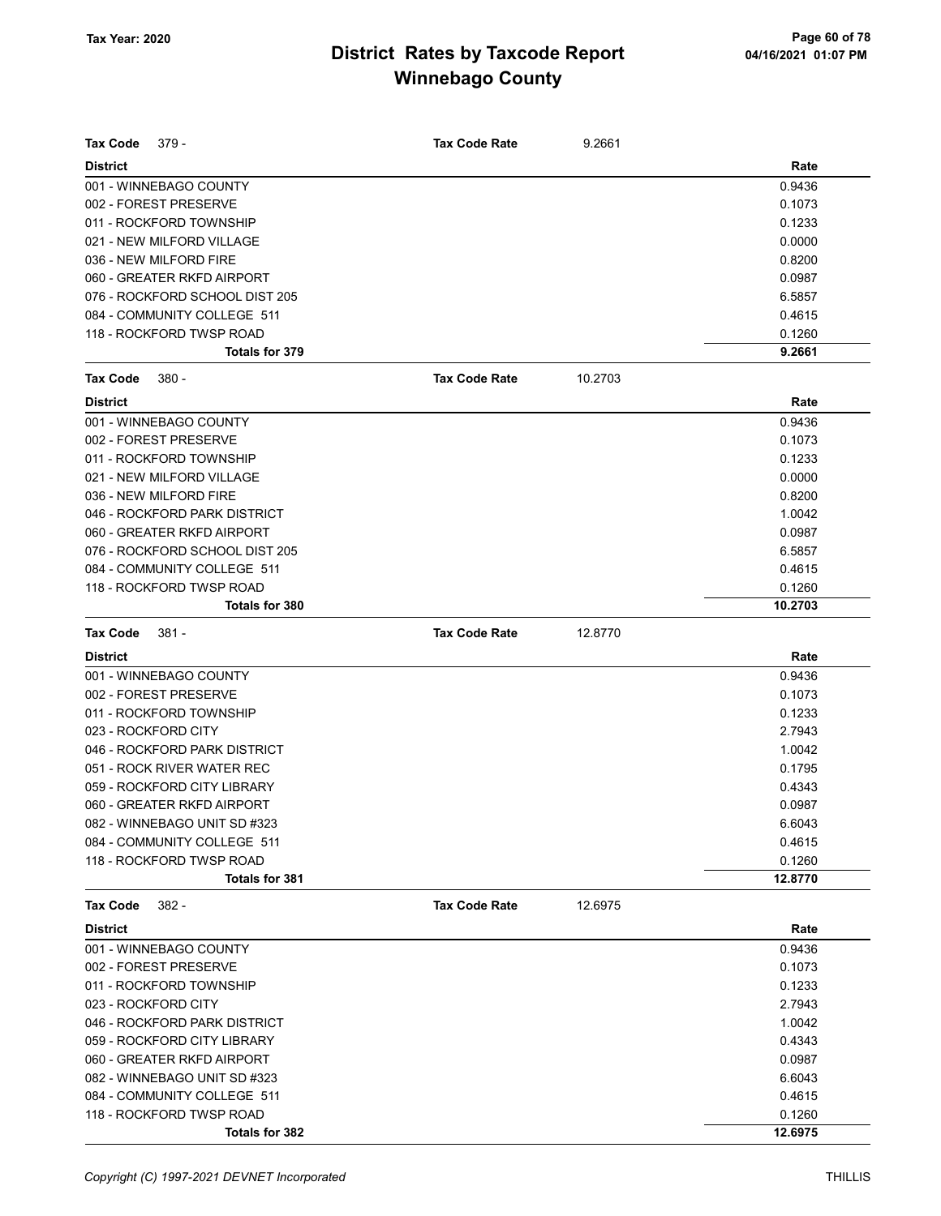# District Rates by Taxcode Report
# Winnebago County

Tax Year: 2020

**Tax Code** 379 - **Tax Code Rate** 9.2661

| District | Rate |
|---|---|
| 001 - WINNEBAGO COUNTY | 0.9436 |
| 002 - FOREST PRESERVE | 0.1073 |
| 011 - ROCKFORD TOWNSHIP | 0.1233 |
| 021 - NEW MILFORD VILLAGE | 0.0000 |
| 036 - NEW MILFORD FIRE | 0.8200 |
| 060 - GREATER RKFD AIRPORT | 0.0987 |
| 076 - ROCKFORD SCHOOL DIST 205 | 6.5857 |
| 084 - COMMUNITY COLLEGE 511 | 0.4615 |
| 118 - ROCKFORD TWSP ROAD | 0.1260 |
| **Totals for 379** | **9.2661** |

**Tax Code** 380 - **Tax Code Rate** 10.2703

| District | Rate |
|---|---|
| 001 - WINNEBAGO COUNTY | 0.9436 |
| 002 - FOREST PRESERVE | 0.1073 |
| 011 - ROCKFORD TOWNSHIP | 0.1233 |
| 021 - NEW MILFORD VILLAGE | 0.0000 |
| 036 - NEW MILFORD FIRE | 0.8200 |
| 046 - ROCKFORD PARK DISTRICT | 1.0042 |
| 060 - GREATER RKFD AIRPORT | 0.0987 |
| 076 - ROCKFORD SCHOOL DIST 205 | 6.5857 |
| 084 - COMMUNITY COLLEGE 511 | 0.4615 |
| 118 - ROCKFORD TWSP ROAD | 0.1260 |
| **Totals for 380** | **10.2703** |

**Tax Code** 381 - **Tax Code Rate** 12.8770

| District | Rate |
|---|---|
| 001 - WINNEBAGO COUNTY | 0.9436 |
| 002 - FOREST PRESERVE | 0.1073 |
| 011 - ROCKFORD TOWNSHIP | 0.1233 |
| 023 - ROCKFORD CITY | 2.7943 |
| 046 - ROCKFORD PARK DISTRICT | 1.0042 |
| 051 - ROCK RIVER WATER REC | 0.1795 |
| 059 - ROCKFORD CITY LIBRARY | 0.4343 |
| 060 - GREATER RKFD AIRPORT | 0.0987 |
| 082 - WINNEBAGO UNIT SD #323 | 6.6043 |
| 084 - COMMUNITY COLLEGE 511 | 0.4615 |
| 118 - ROCKFORD TWSP ROAD | 0.1260 |
| **Totals for 381** | **12.8770** |

**Tax Code** 382 - **Tax Code Rate** 12.6975

| District | Rate |
|---|---|
| 001 - WINNEBAGO COUNTY | 0.9436 |
| 002 - FOREST PRESERVE | 0.1073 |
| 011 - ROCKFORD TOWNSHIP | 0.1233 |
| 023 - ROCKFORD CITY | 2.7943 |
| 046 - ROCKFORD PARK DISTRICT | 1.0042 |
| 059 - ROCKFORD CITY LIBRARY | 0.4343 |
| 060 - GREATER RKFD AIRPORT | 0.0987 |
| 082 - WINNEBAGO UNIT SD #323 | 6.6043 |
| 084 - COMMUNITY COLLEGE 511 | 0.4615 |
| 118 - ROCKFORD TWSP ROAD | 0.1260 |
| **Totals for 382** | **12.6975** |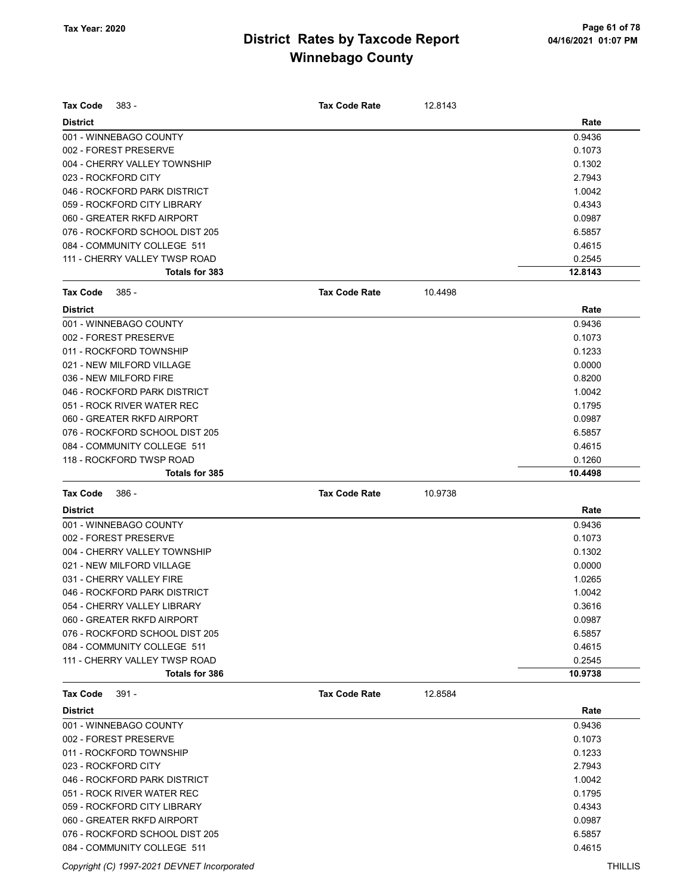# District Rates by Taxcode Report
# Winnebago County

Tax Year: 2020

| Tax Code 383 - | Tax Code Rate 12.8143 |
|---|---|
| **District** | **Rate** |
| 001 - WINNEBAGO COUNTY | 0.9436 |
| 002 - FOREST PRESERVE | 0.1073 |
| 004 - CHERRY VALLEY TOWNSHIP | 0.1302 |
| 023 - ROCKFORD CITY | 2.7943 |
| 046 - ROCKFORD PARK DISTRICT | 1.0042 |
| 059 - ROCKFORD CITY LIBRARY | 0.4343 |
| 060 - GREATER RKFD AIRPORT | 0.0987 |
| 076 - ROCKFORD SCHOOL DIST 205 | 6.5857 |
| 084 - COMMUNITY COLLEGE 511 | 0.4615 |
| 111 - CHERRY VALLEY TWSP ROAD | 0.2545 |
| **Totals for 383** | **12.8143** |

| Tax Code 385 - | Tax Code Rate 10.4498 |
|---|---|
| **District** | **Rate** |
| 001 - WINNEBAGO COUNTY | 0.9436 |
| 002 - FOREST PRESERVE | 0.1073 |
| 011 - ROCKFORD TOWNSHIP | 0.1233 |
| 021 - NEW MILFORD VILLAGE | 0.0000 |
| 036 - NEW MILFORD FIRE | 0.8200 |
| 046 - ROCKFORD PARK DISTRICT | 1.0042 |
| 051 - ROCK RIVER WATER REC | 0.1795 |
| 060 - GREATER RKFD AIRPORT | 0.0987 |
| 076 - ROCKFORD SCHOOL DIST 205 | 6.5857 |
| 084 - COMMUNITY COLLEGE 511 | 0.4615 |
| 118 - ROCKFORD TWSP ROAD | 0.1260 |
| **Totals for 385** | **10.4498** |

| Tax Code 386 - | Tax Code Rate 10.9738 |
|---|---|
| **District** | **Rate** |
| 001 - WINNEBAGO COUNTY | 0.9436 |
| 002 - FOREST PRESERVE | 0.1073 |
| 004 - CHERRY VALLEY TOWNSHIP | 0.1302 |
| 021 - NEW MILFORD VILLAGE | 0.0000 |
| 031 - CHERRY VALLEY FIRE | 1.0265 |
| 046 - ROCKFORD PARK DISTRICT | 1.0042 |
| 054 - CHERRY VALLEY LIBRARY | 0.3616 |
| 060 - GREATER RKFD AIRPORT | 0.0987 |
| 076 - ROCKFORD SCHOOL DIST 205 | 6.5857 |
| 084 - COMMUNITY COLLEGE 511 | 0.4615 |
| 111 - CHERRY VALLEY TWSP ROAD | 0.2545 |
| **Totals for 386** | **10.9738** |

| Tax Code 391 - | Tax Code Rate 12.8584 |
|---|---|
| **District** | **Rate** |
| 001 - WINNEBAGO COUNTY | 0.9436 |
| 002 - FOREST PRESERVE | 0.1073 |
| 011 - ROCKFORD TOWNSHIP | 0.1233 |
| 023 - ROCKFORD CITY | 2.7943 |
| 046 - ROCKFORD PARK DISTRICT | 1.0042 |
| 051 - ROCK RIVER WATER REC | 0.1795 |
| 059 - ROCKFORD CITY LIBRARY | 0.4343 |
| 060 - GREATER RKFD AIRPORT | 0.0987 |
| 076 - ROCKFORD SCHOOL DIST 205 | 6.5857 |
| 084 - COMMUNITY COLLEGE 511 | 0.4615 |

Copyright (C) 1997-2021 DEVNET Incorporated THILLIS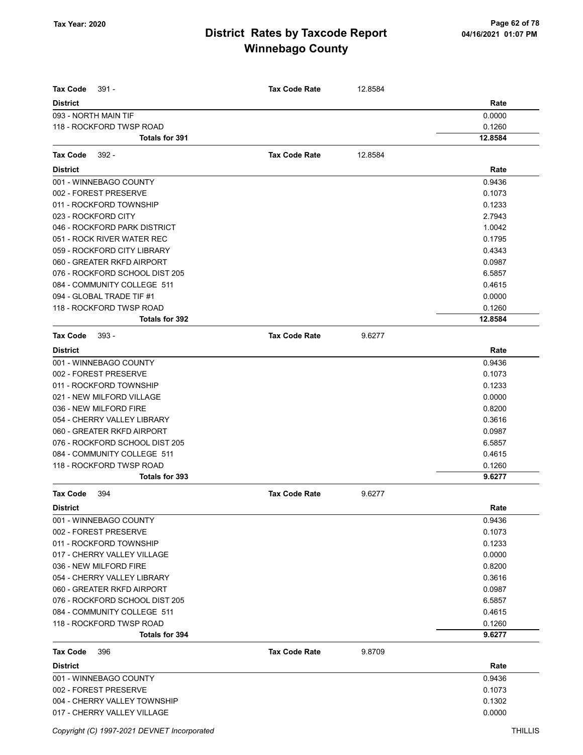# District Rates by Taxcode Report
## Winnebago County

Tax Year: 2020

**Tax Code** 391 - **Tax Code Rate** 12.8584

| District | Rate |
|---|---|
| 093 - NORTH MAIN TIF | 0.0000 |
| 118 - ROCKFORD TWSP ROAD | 0.1260 |
| **Totals for 391** | **12.8584** |

**Tax Code** 392 - **Tax Code Rate** 12.8584

| District | Rate |
|---|---|
| 001 - WINNEBAGO COUNTY | 0.9436 |
| 002 - FOREST PRESERVE | 0.1073 |
| 011 - ROCKFORD TOWNSHIP | 0.1233 |
| 023 - ROCKFORD CITY | 2.7943 |
| 046 - ROCKFORD PARK DISTRICT | 1.0042 |
| 051 - ROCK RIVER WATER REC | 0.1795 |
| 059 - ROCKFORD CITY LIBRARY | 0.4343 |
| 060 - GREATER RKFD AIRPORT | 0.0987 |
| 076 - ROCKFORD SCHOOL DIST 205 | 6.5857 |
| 084 - COMMUNITY COLLEGE 511 | 0.4615 |
| 094 - GLOBAL TRADE TIF #1 | 0.0000 |
| 118 - ROCKFORD TWSP ROAD | 0.1260 |
| **Totals for 392** | **12.8584** |

**Tax Code** 393 - **Tax Code Rate** 9.6277

| District | Rate |
|---|---|
| 001 - WINNEBAGO COUNTY | 0.9436 |
| 002 - FOREST PRESERVE | 0.1073 |
| 011 - ROCKFORD TOWNSHIP | 0.1233 |
| 021 - NEW MILFORD VILLAGE | 0.0000 |
| 036 - NEW MILFORD FIRE | 0.8200 |
| 054 - CHERRY VALLEY LIBRARY | 0.3616 |
| 060 - GREATER RKFD AIRPORT | 0.0987 |
| 076 - ROCKFORD SCHOOL DIST 205 | 6.5857 |
| 084 - COMMUNITY COLLEGE 511 | 0.4615 |
| 118 - ROCKFORD TWSP ROAD | 0.1260 |
| **Totals for 393** | **9.6277** |

**Tax Code** 394 **Tax Code Rate** 9.6277

| District | Rate |
|---|---|
| 001 - WINNEBAGO COUNTY | 0.9436 |
| 002 - FOREST PRESERVE | 0.1073 |
| 011 - ROCKFORD TOWNSHIP | 0.1233 |
| 017 - CHERRY VALLEY VILLAGE | 0.0000 |
| 036 - NEW MILFORD FIRE | 0.8200 |
| 054 - CHERRY VALLEY LIBRARY | 0.3616 |
| 060 - GREATER RKFD AIRPORT | 0.0987 |
| 076 - ROCKFORD SCHOOL DIST 205 | 6.5857 |
| 084 - COMMUNITY COLLEGE 511 | 0.4615 |
| 118 - ROCKFORD TWSP ROAD | 0.1260 |
| **Totals for 394** | **9.6277** |

**Tax Code** 396 **Tax Code Rate** 9.8709

| District | Rate |
|---|---|
| 001 - WINNEBAGO COUNTY | 0.9436 |
| 002 - FOREST PRESERVE | 0.1073 |
| 004 - CHERRY VALLEY TOWNSHIP | 0.1302 |
| 017 - CHERRY VALLEY VILLAGE | 0.0000 |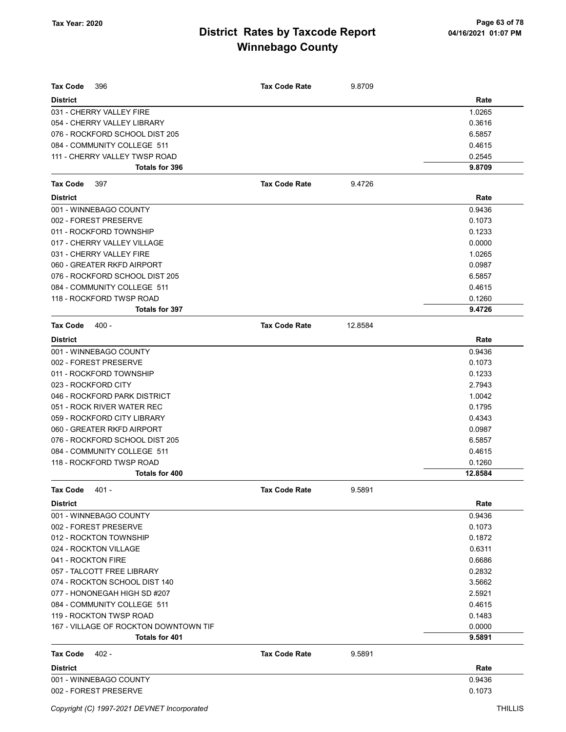# District Rates by Taxcode Report
## Winnebago County

Tax Year: 2020

| Tax Code 396 | Tax Code Rate | 9.8709 |
|---|---|---|
| **District** | | **Rate** |
| 031 - CHERRY VALLEY FIRE | | 1.0265 |
| 054 - CHERRY VALLEY LIBRARY | | 0.3616 |
| 076 - ROCKFORD SCHOOL DIST 205 | | 6.5857 |
| 084 - COMMUNITY COLLEGE 511 | | 0.4615 |
| 111 - CHERRY VALLEY TWSP ROAD | | 0.2545 |
| **Totals for 396** | | **9.8709** |

| Tax Code 397 | Tax Code Rate | 9.4726 |
|---|---|---|
| **District** | | **Rate** |
| 001 - WINNEBAGO COUNTY | | 0.9436 |
| 002 - FOREST PRESERVE | | 0.1073 |
| 011 - ROCKFORD TOWNSHIP | | 0.1233 |
| 017 - CHERRY VALLEY VILLAGE | | 0.0000 |
| 031 - CHERRY VALLEY FIRE | | 1.0265 |
| 060 - GREATER RKFD AIRPORT | | 0.0987 |
| 076 - ROCKFORD SCHOOL DIST 205 | | 6.5857 |
| 084 - COMMUNITY COLLEGE 511 | | 0.4615 |
| 118 - ROCKFORD TWSP ROAD | | 0.1260 |
| **Totals for 397** | | **9.4726** |

| Tax Code 400 - | Tax Code Rate | 12.8584 |
|---|---|---|
| **District** | | **Rate** |
| 001 - WINNEBAGO COUNTY | | 0.9436 |
| 002 - FOREST PRESERVE | | 0.1073 |
| 011 - ROCKFORD TOWNSHIP | | 0.1233 |
| 023 - ROCKFORD CITY | | 2.7943 |
| 046 - ROCKFORD PARK DISTRICT | | 1.0042 |
| 051 - ROCK RIVER WATER REC | | 0.1795 |
| 059 - ROCKFORD CITY LIBRARY | | 0.4343 |
| 060 - GREATER RKFD AIRPORT | | 0.0987 |
| 076 - ROCKFORD SCHOOL DIST 205 | | 6.5857 |
| 084 - COMMUNITY COLLEGE 511 | | 0.4615 |
| 118 - ROCKFORD TWSP ROAD | | 0.1260 |
| **Totals for 400** | | **12.8584** |

| Tax Code 401 - | Tax Code Rate | 9.5891 |
|---|---|---|
| **District** | | **Rate** |
| 001 - WINNEBAGO COUNTY | | 0.9436 |
| 002 - FOREST PRESERVE | | 0.1073 |
| 012 - ROCKTON TOWNSHIP | | 0.1872 |
| 024 - ROCKTON VILLAGE | | 0.6311 |
| 041 - ROCKTON FIRE | | 0.6686 |
| 057 - TALCOTT FREE LIBRARY | | 0.2832 |
| 074 - ROCKTON SCHOOL DIST 140 | | 3.5662 |
| 077 - HONONEGAH HIGH SD #207 | | 2.5921 |
| 084 - COMMUNITY COLLEGE 511 | | 0.4615 |
| 119 - ROCKTON TWSP ROAD | | 0.1483 |
| 167 - VILLAGE OF ROCKTON DOWNTOWN TIF | | 0.0000 |
| **Totals for 401** | | **9.5891** |

| Tax Code 402 - | Tax Code Rate | 9.5891 |
|---|---|---|
| **District** | | **Rate** |
| 001 - WINNEBAGO COUNTY | | 0.9436 |
| 002 - FOREST PRESERVE | | 0.1073 |

Copyright (C) 1997-2021 DEVNET Incorporated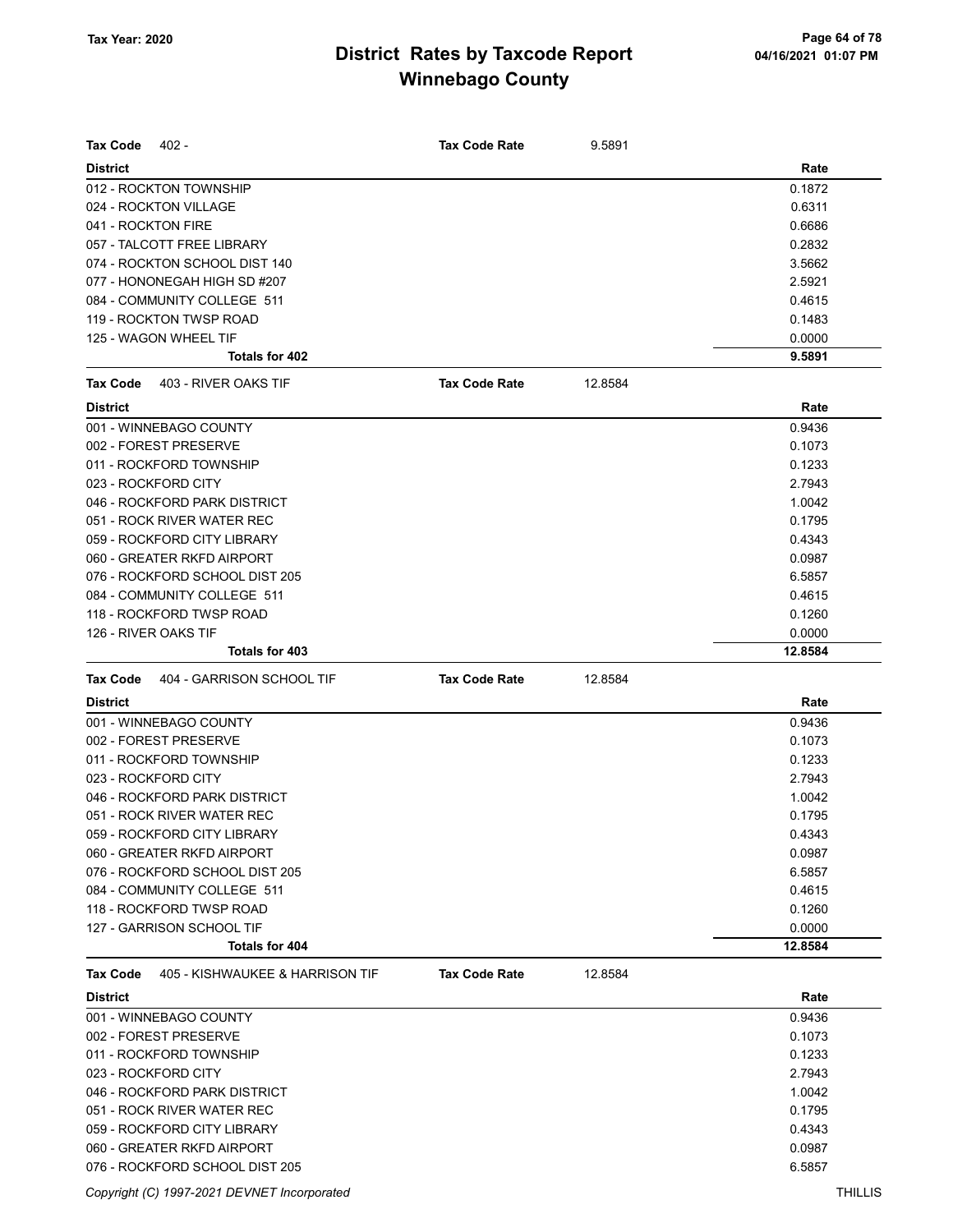# District Rates by Taxcode Report
# Winnebago County

Tax Year: 2020

04/16/2021 01:07 PM

**Tax Code** 402 - **Tax Code Rate** 9.5891

| District | Rate |
|---|---|
| 012 - ROCKTON TOWNSHIP | 0.1872 |
| 024 - ROCKTON VILLAGE | 0.6311 |
| 041 - ROCKTON FIRE | 0.6686 |
| 057 - TALCOTT FREE LIBRARY | 0.2832 |
| 074 - ROCKTON SCHOOL DIST 140 | 3.5662 |
| 077 - HONONEGAH HIGH SD #207 | 2.5921 |
| 084 - COMMUNITY COLLEGE 511 | 0.4615 |
| 119 - ROCKTON TWSP ROAD | 0.1483 |
| 125 - WAGON WHEEL TIF | 0.0000 |
| **Totals for 402** | **9.5891** |

**Tax Code** 403 - RIVER OAKS TIF **Tax Code Rate** 12.8584

| District | Rate |
|---|---|
| 001 - WINNEBAGO COUNTY | 0.9436 |
| 002 - FOREST PRESERVE | 0.1073 |
| 011 - ROCKFORD TOWNSHIP | 0.1233 |
| 023 - ROCKFORD CITY | 2.7943 |
| 046 - ROCKFORD PARK DISTRICT | 1.0042 |
| 051 - ROCK RIVER WATER REC | 0.1795 |
| 059 - ROCKFORD CITY LIBRARY | 0.4343 |
| 060 - GREATER RKFD AIRPORT | 0.0987 |
| 076 - ROCKFORD SCHOOL DIST 205 | 6.5857 |
| 084 - COMMUNITY COLLEGE 511 | 0.4615 |
| 118 - ROCKFORD TWSP ROAD | 0.1260 |
| 126 - RIVER OAKS TIF | 0.0000 |
| **Totals for 403** | **12.8584** |

**Tax Code** 404 - GARRISON SCHOOL TIF **Tax Code Rate** 12.8584

| District | Rate |
|---|---|
| 001 - WINNEBAGO COUNTY | 0.9436 |
| 002 - FOREST PRESERVE | 0.1073 |
| 011 - ROCKFORD TOWNSHIP | 0.1233 |
| 023 - ROCKFORD CITY | 2.7943 |
| 046 - ROCKFORD PARK DISTRICT | 1.0042 |
| 051 - ROCK RIVER WATER REC | 0.1795 |
| 059 - ROCKFORD CITY LIBRARY | 0.4343 |
| 060 - GREATER RKFD AIRPORT | 0.0987 |
| 076 - ROCKFORD SCHOOL DIST 205 | 6.5857 |
| 084 - COMMUNITY COLLEGE 511 | 0.4615 |
| 118 - ROCKFORD TWSP ROAD | 0.1260 |
| 127 - GARRISON SCHOOL TIF | 0.0000 |
| **Totals for 404** | **12.8584** |

**Tax Code** 405 - KISHWAUKEE & HARRISON TIF **Tax Code Rate** 12.8584

| District | Rate |
|---|---|
| 001 - WINNEBAGO COUNTY | 0.9436 |
| 002 - FOREST PRESERVE | 0.1073 |
| 011 - ROCKFORD TOWNSHIP | 0.1233 |
| 023 - ROCKFORD CITY | 2.7943 |
| 046 - ROCKFORD PARK DISTRICT | 1.0042 |
| 051 - ROCK RIVER WATER REC | 0.1795 |
| 059 - ROCKFORD CITY LIBRARY | 0.4343 |
| 060 - GREATER RKFD AIRPORT | 0.0987 |
| 076 - ROCKFORD SCHOOL DIST 205 | 6.5857 |

Copyright (C) 1997-2021 DEVNET Incorporated THILLIS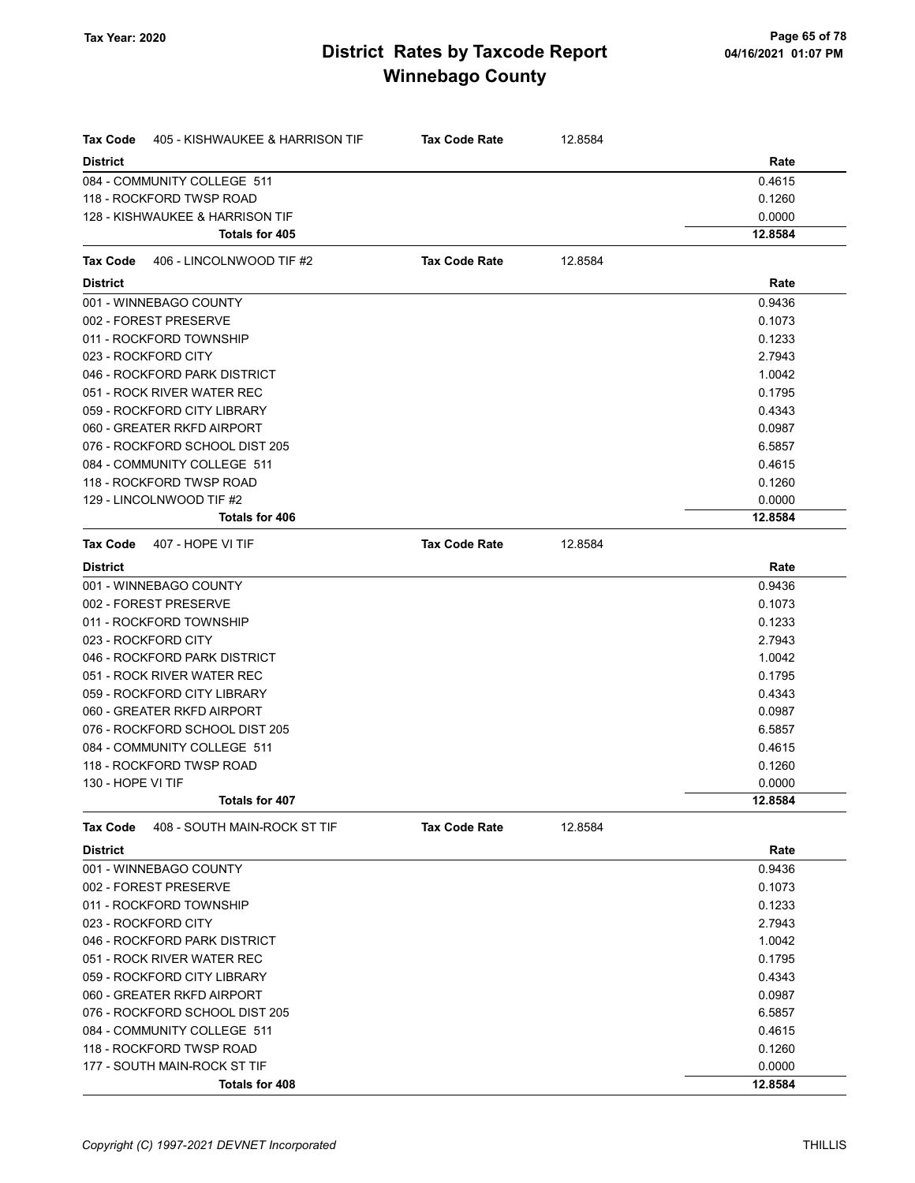| Tax Code 405 - KISHWAUKEE & HARRISON TIF | Tax Code Rate 12.8584 |
|---|---|
| **District** | **Rate** |
| 084 - COMMUNITY COLLEGE 511 | 0.4615 |
| 118 - ROCKFORD TWSP ROAD | 0.1260 |
| 128 - KISHWAUKEE & HARRISON TIF | 0.0000 |
| **Totals for 405** | **12.8584** |

| Tax Code 406 - LINCOLNWOOD TIF #2 | Tax Code Rate 12.8584 |
|---|---|
| **District** | **Rate** |
| 001 - WINNEBAGO COUNTY | 0.9436 |
| 002 - FOREST PRESERVE | 0.1073 |
| 011 - ROCKFORD TOWNSHIP | 0.1233 |
| 023 - ROCKFORD CITY | 2.7943 |
| 046 - ROCKFORD PARK DISTRICT | 1.0042 |
| 051 - ROCK RIVER WATER REC | 0.1795 |
| 059 - ROCKFORD CITY LIBRARY | 0.4343 |
| 060 - GREATER RKFD AIRPORT | 0.0987 |
| 076 - ROCKFORD SCHOOL DIST 205 | 6.5857 |
| 084 - COMMUNITY COLLEGE 511 | 0.4615 |
| 118 - ROCKFORD TWSP ROAD | 0.1260 |
| 129 - LINCOLNWOOD TIF #2 | 0.0000 |
| **Totals for 406** | **12.8584** |

| Tax Code 407 - HOPE VI TIF | Tax Code Rate 12.8584 |
|---|---|
| **District** | **Rate** |
| 001 - WINNEBAGO COUNTY | 0.9436 |
| 002 - FOREST PRESERVE | 0.1073 |
| 011 - ROCKFORD TOWNSHIP | 0.1233 |
| 023 - ROCKFORD CITY | 2.7943 |
| 046 - ROCKFORD PARK DISTRICT | 1.0042 |
| 051 - ROCK RIVER WATER REC | 0.1795 |
| 059 - ROCKFORD CITY LIBRARY | 0.4343 |
| 060 - GREATER RKFD AIRPORT | 0.0987 |
| 076 - ROCKFORD SCHOOL DIST 205 | 6.5857 |
| 084 - COMMUNITY COLLEGE 511 | 0.4615 |
| 118 - ROCKFORD TWSP ROAD | 0.1260 |
| 130 - HOPE VI TIF | 0.0000 |
| **Totals for 407** | **12.8584** |

| Tax Code 408 - SOUTH MAIN-ROCK ST TIF | Tax Code Rate 12.8584 |
|---|---|
| **District** | **Rate** |
| 001 - WINNEBAGO COUNTY | 0.9436 |
| 002 - FOREST PRESERVE | 0.1073 |
| 011 - ROCKFORD TOWNSHIP | 0.1233 |
| 023 - ROCKFORD CITY | 2.7943 |
| 046 - ROCKFORD PARK DISTRICT | 1.0042 |
| 051 - ROCK RIVER WATER REC | 0.1795 |
| 059 - ROCKFORD CITY LIBRARY | 0.4343 |
| 060 - GREATER RKFD AIRPORT | 0.0987 |
| 076 - ROCKFORD SCHOOL DIST 205 | 6.5857 |
| 084 - COMMUNITY COLLEGE 511 | 0.4615 |
| 118 - ROCKFORD TWSP ROAD | 0.1260 |
| 177 - SOUTH MAIN-ROCK ST TIF | 0.0000 |
| **Totals for 408** | **12.8584** |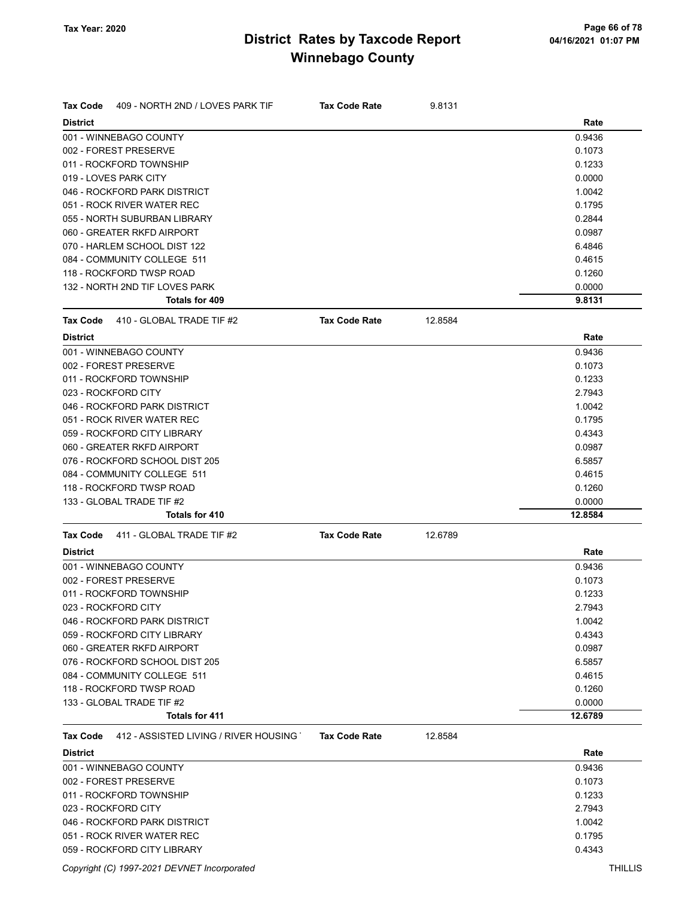# District Rates by Taxcode Report

## Winnebago County

Tax Year: 2020

**Tax Code** 409 - NORTH 2ND / LOVES PARK TIF **Tax Code Rate** 9.8131

| District | Rate |
|---|---|
| 001 - WINNEBAGO COUNTY | 0.9436 |
| 002 - FOREST PRESERVE | 0.1073 |
| 011 - ROCKFORD TOWNSHIP | 0.1233 |
| 019 - LOVES PARK CITY | 0.0000 |
| 046 - ROCKFORD PARK DISTRICT | 1.0042 |
| 051 - ROCK RIVER WATER REC | 0.1795 |
| 055 - NORTH SUBURBAN LIBRARY | 0.2844 |
| 060 - GREATER RKFD AIRPORT | 0.0987 |
| 070 - HARLEM SCHOOL DIST 122 | 6.4846 |
| 084 - COMMUNITY COLLEGE 511 | 0.4615 |
| 118 - ROCKFORD TWSP ROAD | 0.1260 |
| 132 - NORTH 2ND TIF LOVES PARK | 0.0000 |
| **Totals for 409** | **9.8131** |

**Tax Code** 410 - GLOBAL TRADE TIF #2 **Tax Code Rate** 12.8584

| District | Rate |
|---|---|
| 001 - WINNEBAGO COUNTY | 0.9436 |
| 002 - FOREST PRESERVE | 0.1073 |
| 011 - ROCKFORD TOWNSHIP | 0.1233 |
| 023 - ROCKFORD CITY | 2.7943 |
| 046 - ROCKFORD PARK DISTRICT | 1.0042 |
| 051 - ROCK RIVER WATER REC | 0.1795 |
| 059 - ROCKFORD CITY LIBRARY | 0.4343 |
| 060 - GREATER RKFD AIRPORT | 0.0987 |
| 076 - ROCKFORD SCHOOL DIST 205 | 6.5857 |
| 084 - COMMUNITY COLLEGE 511 | 0.4615 |
| 118 - ROCKFORD TWSP ROAD | 0.1260 |
| 133 - GLOBAL TRADE TIF #2 | 0.0000 |
| **Totals for 410** | **12.8584** |

**Tax Code** 411 - GLOBAL TRADE TIF #2 **Tax Code Rate** 12.6789

| District | Rate |
|---|---|
| 001 - WINNEBAGO COUNTY | 0.9436 |
| 002 - FOREST PRESERVE | 0.1073 |
| 011 - ROCKFORD TOWNSHIP | 0.1233 |
| 023 - ROCKFORD CITY | 2.7943 |
| 046 - ROCKFORD PARK DISTRICT | 1.0042 |
| 059 - ROCKFORD CITY LIBRARY | 0.4343 |
| 060 - GREATER RKFD AIRPORT | 0.0987 |
| 076 - ROCKFORD SCHOOL DIST 205 | 6.5857 |
| 084 - COMMUNITY COLLEGE 511 | 0.4615 |
| 118 - ROCKFORD TWSP ROAD | 0.1260 |
| 133 - GLOBAL TRADE TIF #2 | 0.0000 |
| **Totals for 411** | **12.6789** |

**Tax Code** 412 - ASSISTED LIVING / RIVER HOUSING **Tax Code Rate** 12.8584

| District | Rate |
|---|---|
| 001 - WINNEBAGO COUNTY | 0.9436 |
| 002 - FOREST PRESERVE | 0.1073 |
| 011 - ROCKFORD TOWNSHIP | 0.1233 |
| 023 - ROCKFORD CITY | 2.7943 |
| 046 - ROCKFORD PARK DISTRICT | 1.0042 |
| 051 - ROCK RIVER WATER REC | 0.1795 |
| 059 - ROCKFORD CITY LIBRARY | 0.4343 |

Copyright (C) 1997-2021 DEVNET Incorporated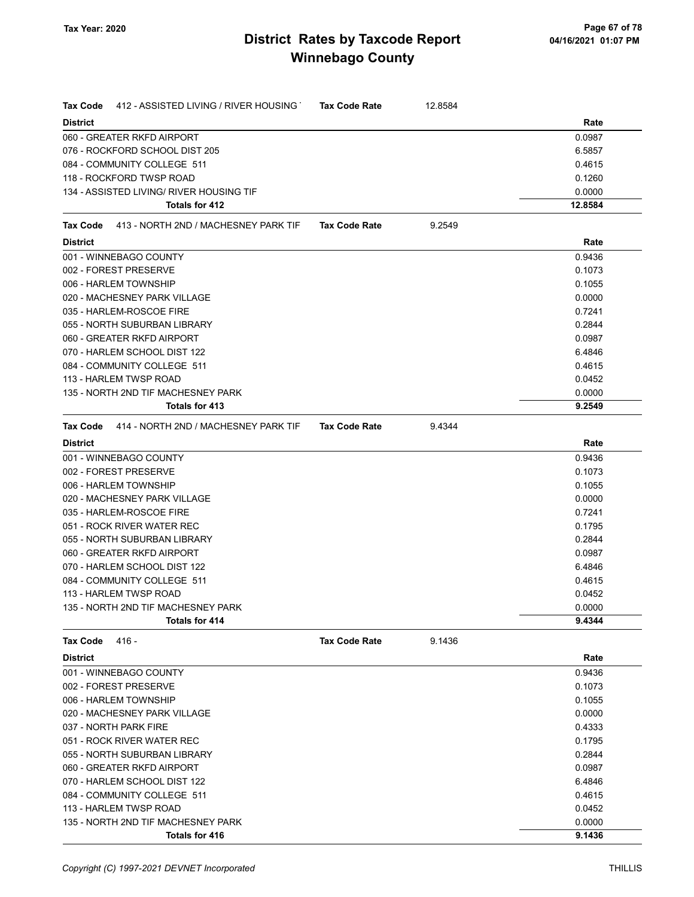## District Rates by Taxcode Report
## Winnebago County

Tax Year: 2020

**Tax Code** 412 - ASSISTED LIVING / RIVER HOUSING T **Tax Code Rate** 12.8584

| District | Rate |
|---|---|
| 060 - GREATER RKFD AIRPORT | 0.0987 |
| 076 - ROCKFORD SCHOOL DIST 205 | 6.5857 |
| 084 - COMMUNITY COLLEGE 511 | 0.4615 |
| 118 - ROCKFORD TWSP ROAD | 0.1260 |
| 134 - ASSISTED LIVING/ RIVER HOUSING TIF | 0.0000 |
| **Totals for 412** | **12.8584** |

**Tax Code** 413 - NORTH 2ND / MACHESNEY PARK TIF **Tax Code Rate** 9.2549

| District | Rate |
|---|---|
| 001 - WINNEBAGO COUNTY | 0.9436 |
| 002 - FOREST PRESERVE | 0.1073 |
| 006 - HARLEM TOWNSHIP | 0.1055 |
| 020 - MACHESNEY PARK VILLAGE | 0.0000 |
| 035 - HARLEM-ROSCOE FIRE | 0.7241 |
| 055 - NORTH SUBURBAN LIBRARY | 0.2844 |
| 060 - GREATER RKFD AIRPORT | 0.0987 |
| 070 - HARLEM SCHOOL DIST 122 | 6.4846 |
| 084 - COMMUNITY COLLEGE 511 | 0.4615 |
| 113 - HARLEM TWSP ROAD | 0.0452 |
| 135 - NORTH 2ND TIF MACHESNEY PARK | 0.0000 |
| **Totals for 413** | **9.2549** |

**Tax Code** 414 - NORTH 2ND / MACHESNEY PARK TIF **Tax Code Rate** 9.4344

| District | Rate |
|---|---|
| 001 - WINNEBAGO COUNTY | 0.9436 |
| 002 - FOREST PRESERVE | 0.1073 |
| 006 - HARLEM TOWNSHIP | 0.1055 |
| 020 - MACHESNEY PARK VILLAGE | 0.0000 |
| 035 - HARLEM-ROSCOE FIRE | 0.7241 |
| 051 - ROCK RIVER WATER REC | 0.1795 |
| 055 - NORTH SUBURBAN LIBRARY | 0.2844 |
| 060 - GREATER RKFD AIRPORT | 0.0987 |
| 070 - HARLEM SCHOOL DIST 122 | 6.4846 |
| 084 - COMMUNITY COLLEGE 511 | 0.4615 |
| 113 - HARLEM TWSP ROAD | 0.0452 |
| 135 - NORTH 2ND TIF MACHESNEY PARK | 0.0000 |
| **Totals for 414** | **9.4344** |

**Tax Code** 416 - **Tax Code Rate** 9.1436

| District | Rate |
|---|---|
| 001 - WINNEBAGO COUNTY | 0.9436 |
| 002 - FOREST PRESERVE | 0.1073 |
| 006 - HARLEM TOWNSHIP | 0.1055 |
| 020 - MACHESNEY PARK VILLAGE | 0.0000 |
| 037 - NORTH PARK FIRE | 0.4333 |
| 051 - ROCK RIVER WATER REC | 0.1795 |
| 055 - NORTH SUBURBAN LIBRARY | 0.2844 |
| 060 - GREATER RKFD AIRPORT | 0.0987 |
| 070 - HARLEM SCHOOL DIST 122 | 6.4846 |
| 084 - COMMUNITY COLLEGE 511 | 0.4615 |
| 113 - HARLEM TWSP ROAD | 0.0452 |
| 135 - NORTH 2ND TIF MACHESNEY PARK | 0.0000 |
| **Totals for 416** | **9.1436** |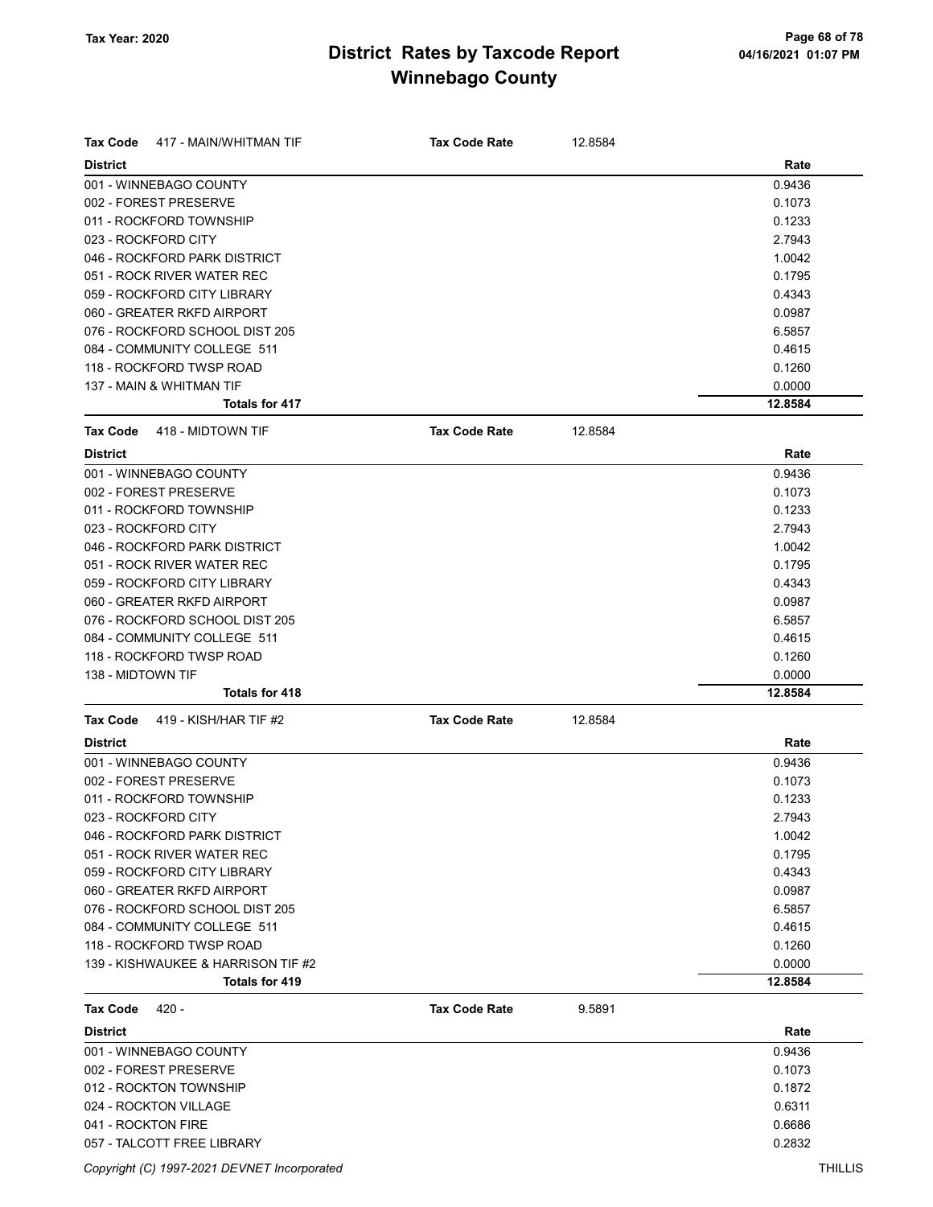# District Rates by Taxcode Report
# Winnebago County

Tax Year: 2020

04/16/2021 01:07 PM

**Tax Code** 417 - MAIN/WHITMAN TIF **Tax Code Rate** 12.8584

| District | Rate |
|---|---|
| 001 - WINNEBAGO COUNTY | 0.9436 |
| 002 - FOREST PRESERVE | 0.1073 |
| 011 - ROCKFORD TOWNSHIP | 0.1233 |
| 023 - ROCKFORD CITY | 2.7943 |
| 046 - ROCKFORD PARK DISTRICT | 1.0042 |
| 051 - ROCK RIVER WATER REC | 0.1795 |
| 059 - ROCKFORD CITY LIBRARY | 0.4343 |
| 060 - GREATER RKFD AIRPORT | 0.0987 |
| 076 - ROCKFORD SCHOOL DIST 205 | 6.5857 |
| 084 - COMMUNITY COLLEGE 511 | 0.4615 |
| 118 - ROCKFORD TWSP ROAD | 0.1260 |
| 137 - MAIN & WHITMAN TIF | 0.0000 |
| **Totals for 417** | **12.8584** |

**Tax Code** 418 - MIDTOWN TIF **Tax Code Rate** 12.8584

| District | Rate |
|---|---|
| 001 - WINNEBAGO COUNTY | 0.9436 |
| 002 - FOREST PRESERVE | 0.1073 |
| 011 - ROCKFORD TOWNSHIP | 0.1233 |
| 023 - ROCKFORD CITY | 2.7943 |
| 046 - ROCKFORD PARK DISTRICT | 1.0042 |
| 051 - ROCK RIVER WATER REC | 0.1795 |
| 059 - ROCKFORD CITY LIBRARY | 0.4343 |
| 060 - GREATER RKFD AIRPORT | 0.0987 |
| 076 - ROCKFORD SCHOOL DIST 205 | 6.5857 |
| 084 - COMMUNITY COLLEGE 511 | 0.4615 |
| 118 - ROCKFORD TWSP ROAD | 0.1260 |
| 138 - MIDTOWN TIF | 0.0000 |
| **Totals for 418** | **12.8584** |

**Tax Code** 419 - KISH/HAR TIF #2 **Tax Code Rate** 12.8584

| District | Rate |
|---|---|
| 001 - WINNEBAGO COUNTY | 0.9436 |
| 002 - FOREST PRESERVE | 0.1073 |
| 011 - ROCKFORD TOWNSHIP | 0.1233 |
| 023 - ROCKFORD CITY | 2.7943 |
| 046 - ROCKFORD PARK DISTRICT | 1.0042 |
| 051 - ROCK RIVER WATER REC | 0.1795 |
| 059 - ROCKFORD CITY LIBRARY | 0.4343 |
| 060 - GREATER RKFD AIRPORT | 0.0987 |
| 076 - ROCKFORD SCHOOL DIST 205 | 6.5857 |
| 084 - COMMUNITY COLLEGE 511 | 0.4615 |
| 118 - ROCKFORD TWSP ROAD | 0.1260 |
| 139 - KISHWAUKEE & HARRISON TIF #2 | 0.0000 |
| **Totals for 419** | **12.8584** |

**Tax Code** 420 - **Tax Code Rate** 9.5891

| District | Rate |
|---|---|
| 001 - WINNEBAGO COUNTY | 0.9436 |
| 002 - FOREST PRESERVE | 0.1073 |
| 012 - ROCKTON TOWNSHIP | 0.1872 |
| 024 - ROCKTON VILLAGE | 0.6311 |
| 041 - ROCKTON FIRE | 0.6686 |
| 057 - TALCOTT FREE LIBRARY | 0.2832 |

Copyright (C) 1997-2021 DEVNET Incorporated THILLIS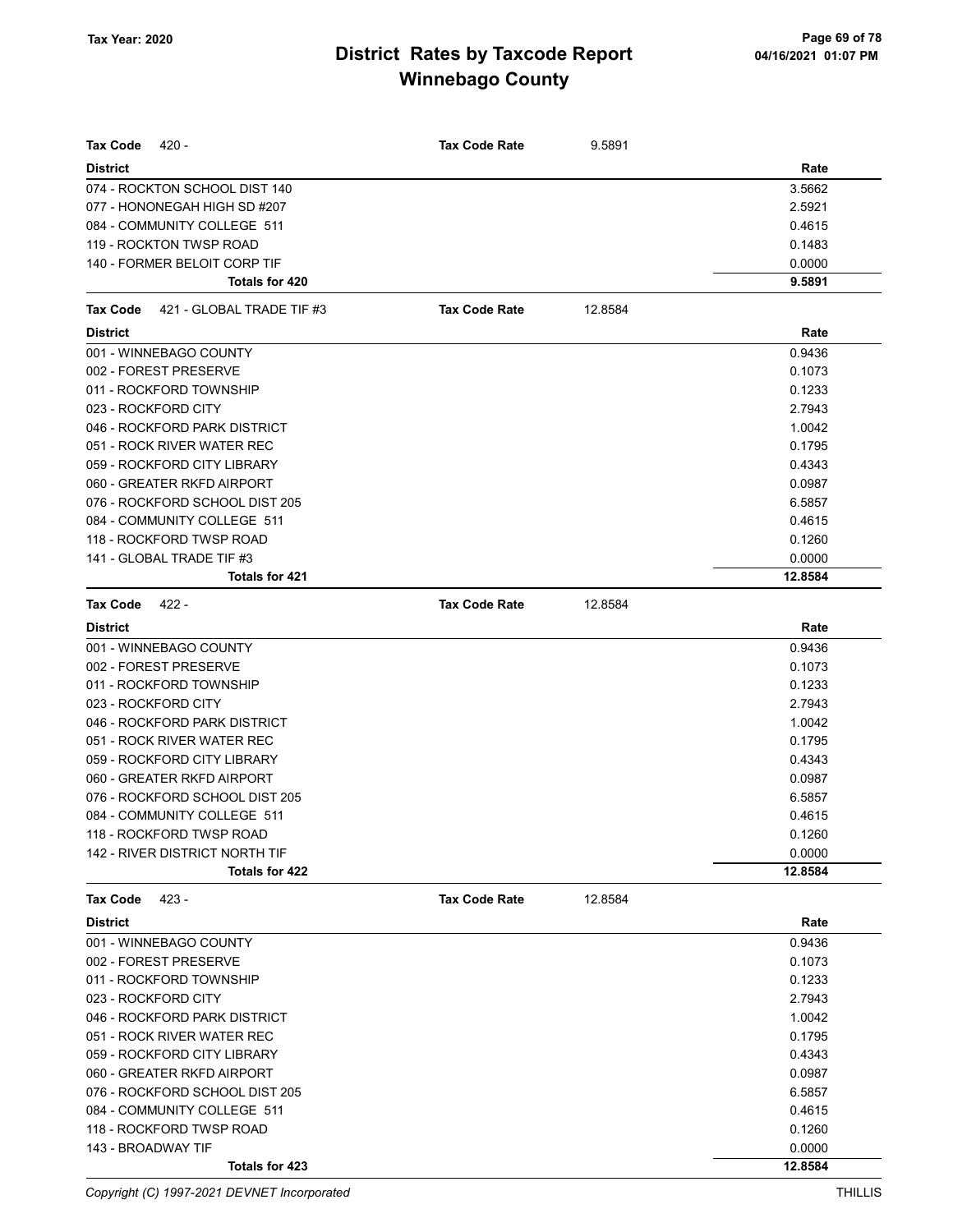# District Rates by Taxcode Report
# Winnebago County

Tax Year: 2020

| Tax Code 420 - | Tax Code Rate | 9.5891 |
|---|---|---|
| **District** | | **Rate** |
| 074 - ROCKTON SCHOOL DIST 140 | | 3.5662 |
| 077 - HONONEGAH HIGH SD #207 | | 2.5921 |
| 084 - COMMUNITY COLLEGE 511 | | 0.4615 |
| 119 - ROCKTON TWSP ROAD | | 0.1483 |
| 140 - FORMER BELOIT CORP TIF | | 0.0000 |
| **Totals for 420** | | **9.5891** |

| Tax Code 421 - GLOBAL TRADE TIF #3 | Tax Code Rate | 12.8584 |
|---|---|---|
| **District** | | **Rate** |
| 001 - WINNEBAGO COUNTY | | 0.9436 |
| 002 - FOREST PRESERVE | | 0.1073 |
| 011 - ROCKFORD TOWNSHIP | | 0.1233 |
| 023 - ROCKFORD CITY | | 2.7943 |
| 046 - ROCKFORD PARK DISTRICT | | 1.0042 |
| 051 - ROCK RIVER WATER REC | | 0.1795 |
| 059 - ROCKFORD CITY LIBRARY | | 0.4343 |
| 060 - GREATER RKFD AIRPORT | | 0.0987 |
| 076 - ROCKFORD SCHOOL DIST 205 | | 6.5857 |
| 084 - COMMUNITY COLLEGE 511 | | 0.4615 |
| 118 - ROCKFORD TWSP ROAD | | 0.1260 |
| 141 - GLOBAL TRADE TIF #3 | | 0.0000 |
| **Totals for 421** | | **12.8584** |

| Tax Code 422 - | Tax Code Rate | 12.8584 |
|---|---|---|
| **District** | | **Rate** |
| 001 - WINNEBAGO COUNTY | | 0.9436 |
| 002 - FOREST PRESERVE | | 0.1073 |
| 011 - ROCKFORD TOWNSHIP | | 0.1233 |
| 023 - ROCKFORD CITY | | 2.7943 |
| 046 - ROCKFORD PARK DISTRICT | | 1.0042 |
| 051 - ROCK RIVER WATER REC | | 0.1795 |
| 059 - ROCKFORD CITY LIBRARY | | 0.4343 |
| 060 - GREATER RKFD AIRPORT | | 0.0987 |
| 076 - ROCKFORD SCHOOL DIST 205 | | 6.5857 |
| 084 - COMMUNITY COLLEGE 511 | | 0.4615 |
| 118 - ROCKFORD TWSP ROAD | | 0.1260 |
| 142 - RIVER DISTRICT NORTH TIF | | 0.0000 |
| **Totals for 422** | | **12.8584** |

| Tax Code 423 - | Tax Code Rate | 12.8584 |
|---|---|---|
| **District** | | **Rate** |
| 001 - WINNEBAGO COUNTY | | 0.9436 |
| 002 - FOREST PRESERVE | | 0.1073 |
| 011 - ROCKFORD TOWNSHIP | | 0.1233 |
| 023 - ROCKFORD CITY | | 2.7943 |
| 046 - ROCKFORD PARK DISTRICT | | 1.0042 |
| 051 - ROCK RIVER WATER REC | | 0.1795 |
| 059 - ROCKFORD CITY LIBRARY | | 0.4343 |
| 060 - GREATER RKFD AIRPORT | | 0.0987 |
| 076 - ROCKFORD SCHOOL DIST 205 | | 6.5857 |
| 084 - COMMUNITY COLLEGE 511 | | 0.4615 |
| 118 - ROCKFORD TWSP ROAD | | 0.1260 |
| 143 - BROADWAY TIF | | 0.0000 |
| **Totals for 423** | | **12.8584** |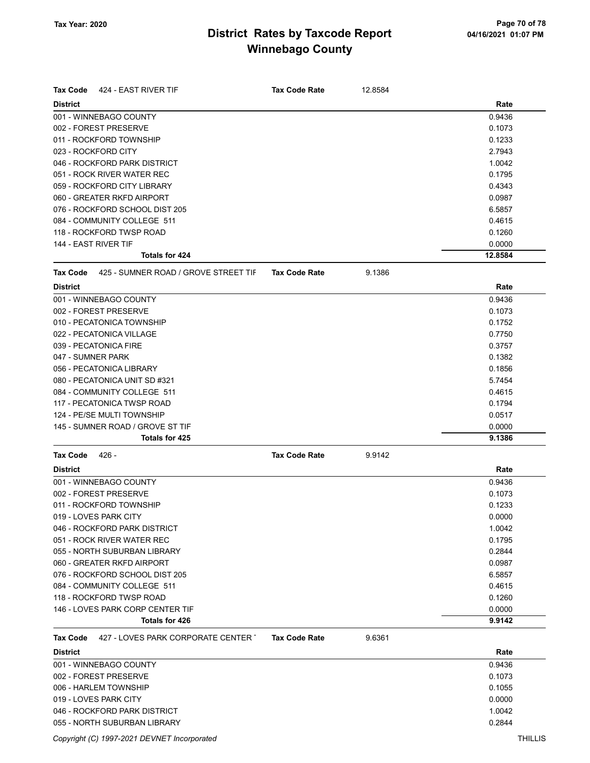# District Rates by Taxcode Report
## Winnebago County

Tax Year: 2020

**Tax Code** 424 - EAST RIVER TIF — **Tax Code Rate** 12.8584

| District | Rate |
|---|---|
| 001 - WINNEBAGO COUNTY | 0.9436 |
| 002 - FOREST PRESERVE | 0.1073 |
| 011 - ROCKFORD TOWNSHIP | 0.1233 |
| 023 - ROCKFORD CITY | 2.7943 |
| 046 - ROCKFORD PARK DISTRICT | 1.0042 |
| 051 - ROCK RIVER WATER REC | 0.1795 |
| 059 - ROCKFORD CITY LIBRARY | 0.4343 |
| 060 - GREATER RKFD AIRPORT | 0.0987 |
| 076 - ROCKFORD SCHOOL DIST 205 | 6.5857 |
| 084 - COMMUNITY COLLEGE 511 | 0.4615 |
| 118 - ROCKFORD TWSP ROAD | 0.1260 |
| 144 - EAST RIVER TIF | 0.0000 |
| **Totals for 424** | **12.8584** |

**Tax Code** 425 - SUMNER ROAD / GROVE STREET TIF — **Tax Code Rate** 9.1386

| District | Rate |
|---|---|
| 001 - WINNEBAGO COUNTY | 0.9436 |
| 002 - FOREST PRESERVE | 0.1073 |
| 010 - PECATONICA TOWNSHIP | 0.1752 |
| 022 - PECATONICA VILLAGE | 0.7750 |
| 039 - PECATONICA FIRE | 0.3757 |
| 047 - SUMNER PARK | 0.1382 |
| 056 - PECATONICA LIBRARY | 0.1856 |
| 080 - PECATONICA UNIT SD #321 | 5.7454 |
| 084 - COMMUNITY COLLEGE 511 | 0.4615 |
| 117 - PECATONICA TWSP ROAD | 0.1794 |
| 124 - PE/SE MULTI TOWNSHIP | 0.0517 |
| 145 - SUMNER ROAD / GROVE ST TIF | 0.0000 |
| **Totals for 425** | **9.1386** |

**Tax Code** 426 - — **Tax Code Rate** 9.9142

| District | Rate |
|---|---|
| 001 - WINNEBAGO COUNTY | 0.9436 |
| 002 - FOREST PRESERVE | 0.1073 |
| 011 - ROCKFORD TOWNSHIP | 0.1233 |
| 019 - LOVES PARK CITY | 0.0000 |
| 046 - ROCKFORD PARK DISTRICT | 1.0042 |
| 051 - ROCK RIVER WATER REC | 0.1795 |
| 055 - NORTH SUBURBAN LIBRARY | 0.2844 |
| 060 - GREATER RKFD AIRPORT | 0.0987 |
| 076 - ROCKFORD SCHOOL DIST 205 | 6.5857 |
| 084 - COMMUNITY COLLEGE 511 | 0.4615 |
| 118 - ROCKFORD TWSP ROAD | 0.1260 |
| 146 - LOVES PARK CORP CENTER TIF | 0.0000 |
| **Totals for 426** | **9.9142** |

**Tax Code** 427 - LOVES PARK CORPORATE CENTER T — **Tax Code Rate** 9.6361

| District | Rate |
|---|---|
| 001 - WINNEBAGO COUNTY | 0.9436 |
| 002 - FOREST PRESERVE | 0.1073 |
| 006 - HARLEM TOWNSHIP | 0.1055 |
| 019 - LOVES PARK CITY | 0.0000 |
| 046 - ROCKFORD PARK DISTRICT | 1.0042 |
| 055 - NORTH SUBURBAN LIBRARY | 0.2844 |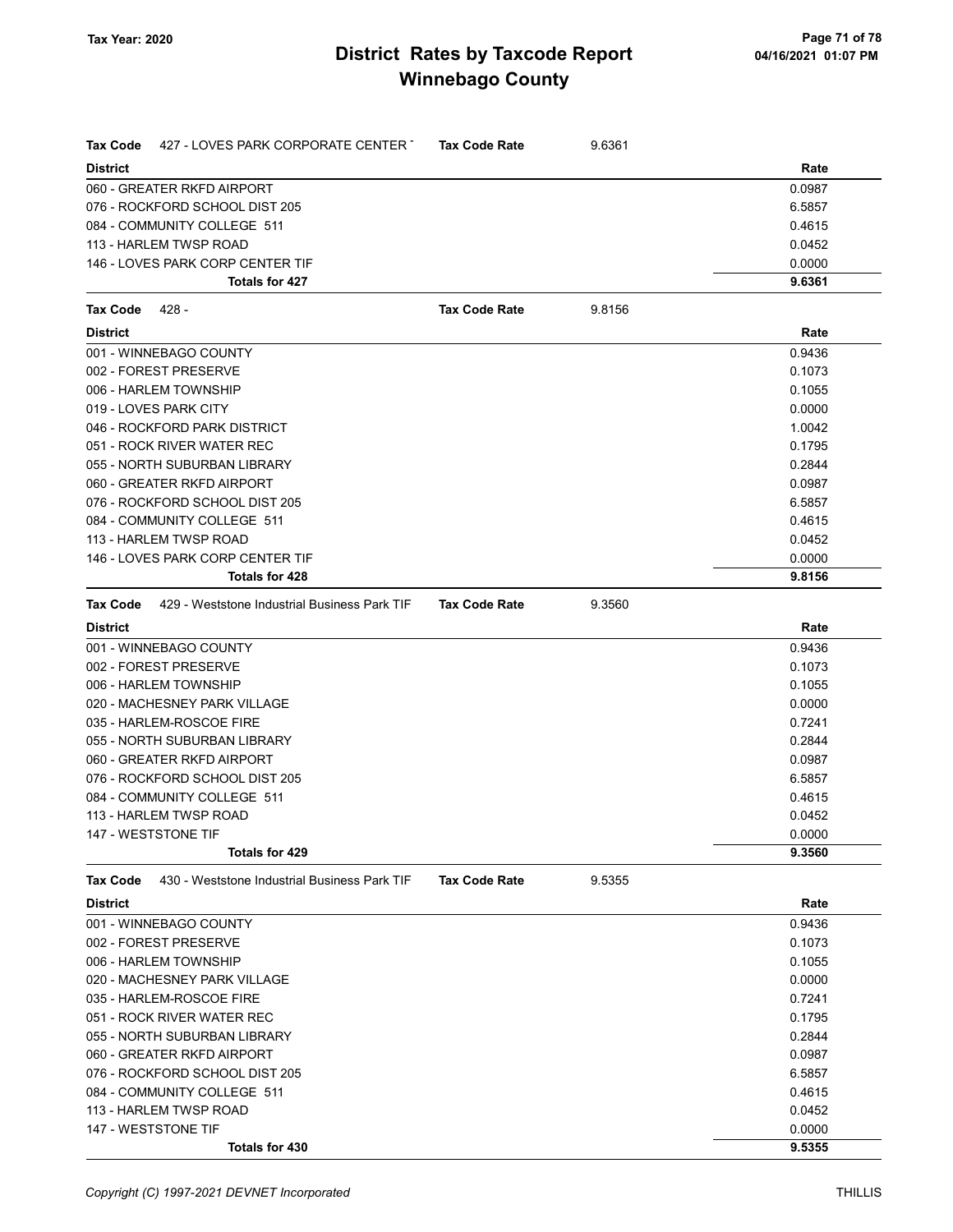# District Rates by Taxcode Report
# Winnebago County

Tax Year: 2020

**Tax Code** 427 - LOVES PARK CORPORATE CENTER T **Tax Code Rate** 9.6361

| District | Rate |
|---|---|
| 060 - GREATER RKFD AIRPORT | 0.0987 |
| 076 - ROCKFORD SCHOOL DIST 205 | 6.5857 |
| 084 - COMMUNITY COLLEGE 511 | 0.4615 |
| 113 - HARLEM TWSP ROAD | 0.0452 |
| 146 - LOVES PARK CORP CENTER TIF | 0.0000 |
| **Totals for 427** | **9.6361** |

**Tax Code** 428 - **Tax Code Rate** 9.8156

| District | Rate |
|---|---|
| 001 - WINNEBAGO COUNTY | 0.9436 |
| 002 - FOREST PRESERVE | 0.1073 |
| 006 - HARLEM TOWNSHIP | 0.1055 |
| 019 - LOVES PARK CITY | 0.0000 |
| 046 - ROCKFORD PARK DISTRICT | 1.0042 |
| 051 - ROCK RIVER WATER REC | 0.1795 |
| 055 - NORTH SUBURBAN LIBRARY | 0.2844 |
| 060 - GREATER RKFD AIRPORT | 0.0987 |
| 076 - ROCKFORD SCHOOL DIST 205 | 6.5857 |
| 084 - COMMUNITY COLLEGE 511 | 0.4615 |
| 113 - HARLEM TWSP ROAD | 0.0452 |
| 146 - LOVES PARK CORP CENTER TIF | 0.0000 |
| **Totals for 428** | **9.8156** |

**Tax Code** 429 - Weststone Industrial Business Park TIF **Tax Code Rate** 9.3560

| District | Rate |
|---|---|
| 001 - WINNEBAGO COUNTY | 0.9436 |
| 002 - FOREST PRESERVE | 0.1073 |
| 006 - HARLEM TOWNSHIP | 0.1055 |
| 020 - MACHESNEY PARK VILLAGE | 0.0000 |
| 035 - HARLEM-ROSCOE FIRE | 0.7241 |
| 055 - NORTH SUBURBAN LIBRARY | 0.2844 |
| 060 - GREATER RKFD AIRPORT | 0.0987 |
| 076 - ROCKFORD SCHOOL DIST 205 | 6.5857 |
| 084 - COMMUNITY COLLEGE 511 | 0.4615 |
| 113 - HARLEM TWSP ROAD | 0.0452 |
| 147 - WESTSTONE TIF | 0.0000 |
| **Totals for 429** | **9.3560** |

**Tax Code** 430 - Weststone Industrial Business Park TIF **Tax Code Rate** 9.5355

| District | Rate |
|---|---|
| 001 - WINNEBAGO COUNTY | 0.9436 |
| 002 - FOREST PRESERVE | 0.1073 |
| 006 - HARLEM TOWNSHIP | 0.1055 |
| 020 - MACHESNEY PARK VILLAGE | 0.0000 |
| 035 - HARLEM-ROSCOE FIRE | 0.7241 |
| 051 - ROCK RIVER WATER REC | 0.1795 |
| 055 - NORTH SUBURBAN LIBRARY | 0.2844 |
| 060 - GREATER RKFD AIRPORT | 0.0987 |
| 076 - ROCKFORD SCHOOL DIST 205 | 6.5857 |
| 084 - COMMUNITY COLLEGE 511 | 0.4615 |
| 113 - HARLEM TWSP ROAD | 0.0452 |
| 147 - WESTSTONE TIF | 0.0000 |
| **Totals for 430** | **9.5355** |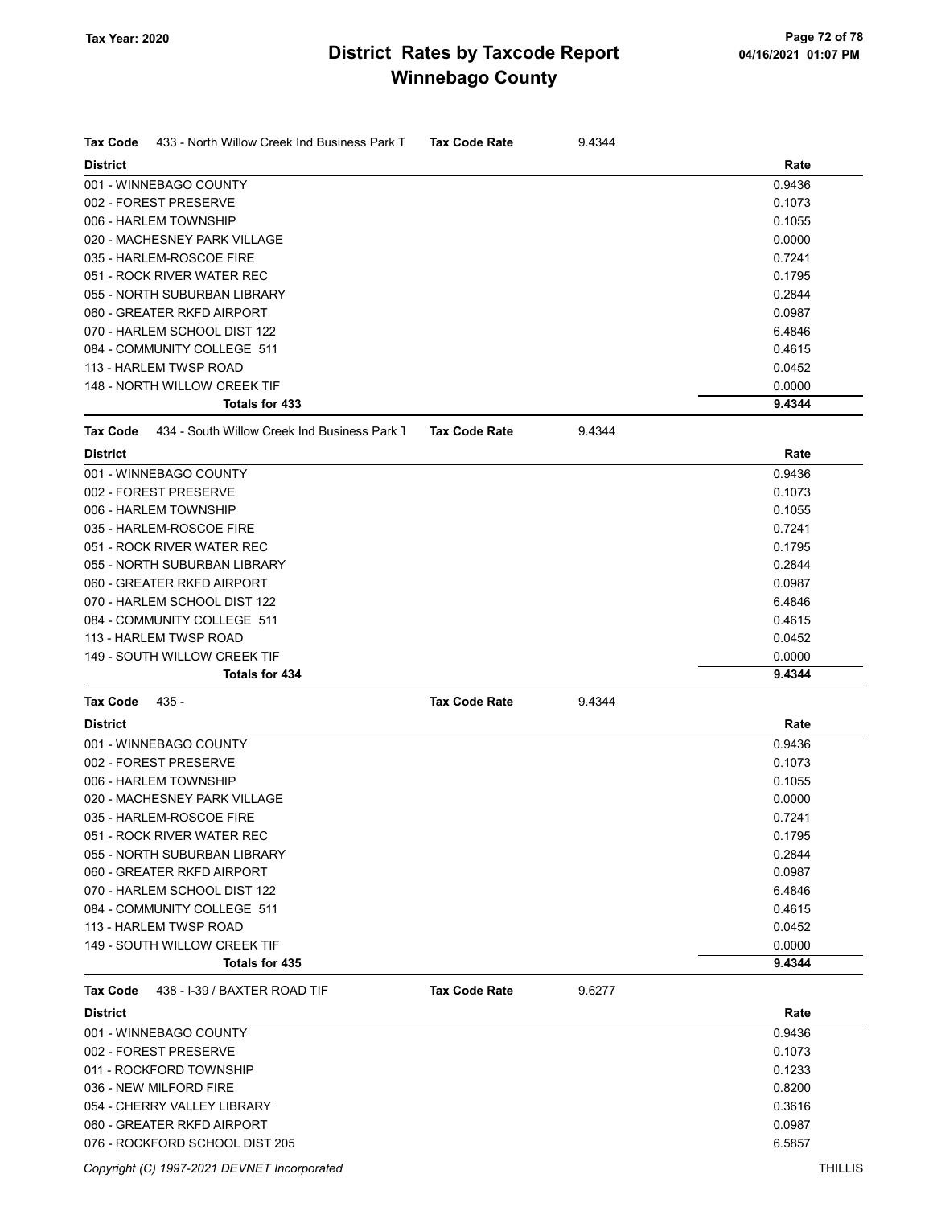# District Rates by Taxcode Report

# Winnebago County

Tax Year: 2020

**Tax Code** 433 - North Willow Creek Ind Business Park T **Tax Code Rate** 9.4344

| District | Rate |
|---|---|
| 001 - WINNEBAGO COUNTY | 0.9436 |
| 002 - FOREST PRESERVE | 0.1073 |
| 006 - HARLEM TOWNSHIP | 0.1055 |
| 020 - MACHESNEY PARK VILLAGE | 0.0000 |
| 035 - HARLEM-ROSCOE FIRE | 0.7241 |
| 051 - ROCK RIVER WATER REC | 0.1795 |
| 055 - NORTH SUBURBAN LIBRARY | 0.2844 |
| 060 - GREATER RKFD AIRPORT | 0.0987 |
| 070 - HARLEM SCHOOL DIST 122 | 6.4846 |
| 084 - COMMUNITY COLLEGE 511 | 0.4615 |
| 113 - HARLEM TWSP ROAD | 0.0452 |
| 148 - NORTH WILLOW CREEK TIF | 0.0000 |
| **Totals for 433** | **9.4344** |

**Tax Code** 434 - South Willow Creek Ind Business Park T **Tax Code Rate** 9.4344

| District | Rate |
|---|---|
| 001 - WINNEBAGO COUNTY | 0.9436 |
| 002 - FOREST PRESERVE | 0.1073 |
| 006 - HARLEM TOWNSHIP | 0.1055 |
| 035 - HARLEM-ROSCOE FIRE | 0.7241 |
| 051 - ROCK RIVER WATER REC | 0.1795 |
| 055 - NORTH SUBURBAN LIBRARY | 0.2844 |
| 060 - GREATER RKFD AIRPORT | 0.0987 |
| 070 - HARLEM SCHOOL DIST 122 | 6.4846 |
| 084 - COMMUNITY COLLEGE 511 | 0.4615 |
| 113 - HARLEM TWSP ROAD | 0.0452 |
| 149 - SOUTH WILLOW CREEK TIF | 0.0000 |
| **Totals for 434** | **9.4344** |

**Tax Code** 435 - **Tax Code Rate** 9.4344

| District | Rate |
|---|---|
| 001 - WINNEBAGO COUNTY | 0.9436 |
| 002 - FOREST PRESERVE | 0.1073 |
| 006 - HARLEM TOWNSHIP | 0.1055 |
| 020 - MACHESNEY PARK VILLAGE | 0.0000 |
| 035 - HARLEM-ROSCOE FIRE | 0.7241 |
| 051 - ROCK RIVER WATER REC | 0.1795 |
| 055 - NORTH SUBURBAN LIBRARY | 0.2844 |
| 060 - GREATER RKFD AIRPORT | 0.0987 |
| 070 - HARLEM SCHOOL DIST 122 | 6.4846 |
| 084 - COMMUNITY COLLEGE 511 | 0.4615 |
| 113 - HARLEM TWSP ROAD | 0.0452 |
| 149 - SOUTH WILLOW CREEK TIF | 0.0000 |
| **Totals for 435** | **9.4344** |

**Tax Code** 438 - I-39 / BAXTER ROAD TIF **Tax Code Rate** 9.6277

| District | Rate |
|---|---|
| 001 - WINNEBAGO COUNTY | 0.9436 |
| 002 - FOREST PRESERVE | 0.1073 |
| 011 - ROCKFORD TOWNSHIP | 0.1233 |
| 036 - NEW MILFORD FIRE | 0.8200 |
| 054 - CHERRY VALLEY LIBRARY | 0.3616 |
| 060 - GREATER RKFD AIRPORT | 0.0987 |
| 076 - ROCKFORD SCHOOL DIST 205 | 6.5857 |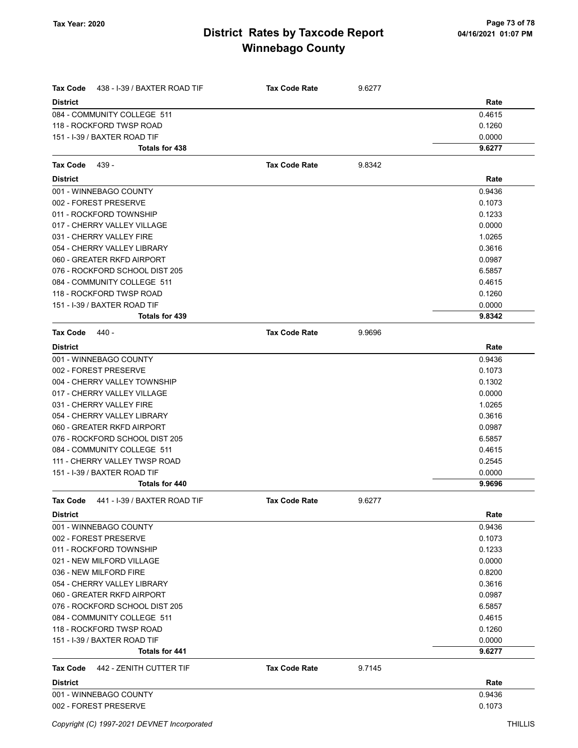**Tax Year: 2020**

# District Rates by Taxcode Report
## Winnebago County

**Tax Code** 438 - I-39 / BAXTER ROAD TIF — **Tax Code Rate** 9.6277

| District | Rate |
|---|---|
| 084 - COMMUNITY COLLEGE 511 | 0.4615 |
| 118 - ROCKFORD TWSP ROAD | 0.1260 |
| 151 - I-39 / BAXTER ROAD TIF | 0.0000 |
| **Totals for 438** | **9.6277** |

**Tax Code** 439 - — **Tax Code Rate** 9.8342

| District | Rate |
|---|---|
| 001 - WINNEBAGO COUNTY | 0.9436 |
| 002 - FOREST PRESERVE | 0.1073 |
| 011 - ROCKFORD TOWNSHIP | 0.1233 |
| 017 - CHERRY VALLEY VILLAGE | 0.0000 |
| 031 - CHERRY VALLEY FIRE | 1.0265 |
| 054 - CHERRY VALLEY LIBRARY | 0.3616 |
| 060 - GREATER RKFD AIRPORT | 0.0987 |
| 076 - ROCKFORD SCHOOL DIST 205 | 6.5857 |
| 084 - COMMUNITY COLLEGE 511 | 0.4615 |
| 118 - ROCKFORD TWSP ROAD | 0.1260 |
| 151 - I-39 / BAXTER ROAD TIF | 0.0000 |
| **Totals for 439** | **9.8342** |

**Tax Code** 440 - — **Tax Code Rate** 9.9696

| District | Rate |
|---|---|
| 001 - WINNEBAGO COUNTY | 0.9436 |
| 002 - FOREST PRESERVE | 0.1073 |
| 004 - CHERRY VALLEY TOWNSHIP | 0.1302 |
| 017 - CHERRY VALLEY VILLAGE | 0.0000 |
| 031 - CHERRY VALLEY FIRE | 1.0265 |
| 054 - CHERRY VALLEY LIBRARY | 0.3616 |
| 060 - GREATER RKFD AIRPORT | 0.0987 |
| 076 - ROCKFORD SCHOOL DIST 205 | 6.5857 |
| 084 - COMMUNITY COLLEGE 511 | 0.4615 |
| 111 - CHERRY VALLEY TWSP ROAD | 0.2545 |
| 151 - I-39 / BAXTER ROAD TIF | 0.0000 |
| **Totals for 440** | **9.9696** |

**Tax Code** 441 - I-39 / BAXTER ROAD TIF — **Tax Code Rate** 9.6277

| District | Rate |
|---|---|
| 001 - WINNEBAGO COUNTY | 0.9436 |
| 002 - FOREST PRESERVE | 0.1073 |
| 011 - ROCKFORD TOWNSHIP | 0.1233 |
| 021 - NEW MILFORD VILLAGE | 0.0000 |
| 036 - NEW MILFORD FIRE | 0.8200 |
| 054 - CHERRY VALLEY LIBRARY | 0.3616 |
| 060 - GREATER RKFD AIRPORT | 0.0987 |
| 076 - ROCKFORD SCHOOL DIST 205 | 6.5857 |
| 084 - COMMUNITY COLLEGE 511 | 0.4615 |
| 118 - ROCKFORD TWSP ROAD | 0.1260 |
| 151 - I-39 / BAXTER ROAD TIF | 0.0000 |
| **Totals for 441** | **9.6277** |

**Tax Code** 442 - ZENITH CUTTER TIF — **Tax Code Rate** 9.7145

| District | Rate |
|---|---|
| 001 - WINNEBAGO COUNTY | 0.9436 |
| 002 - FOREST PRESERVE | 0.1073 |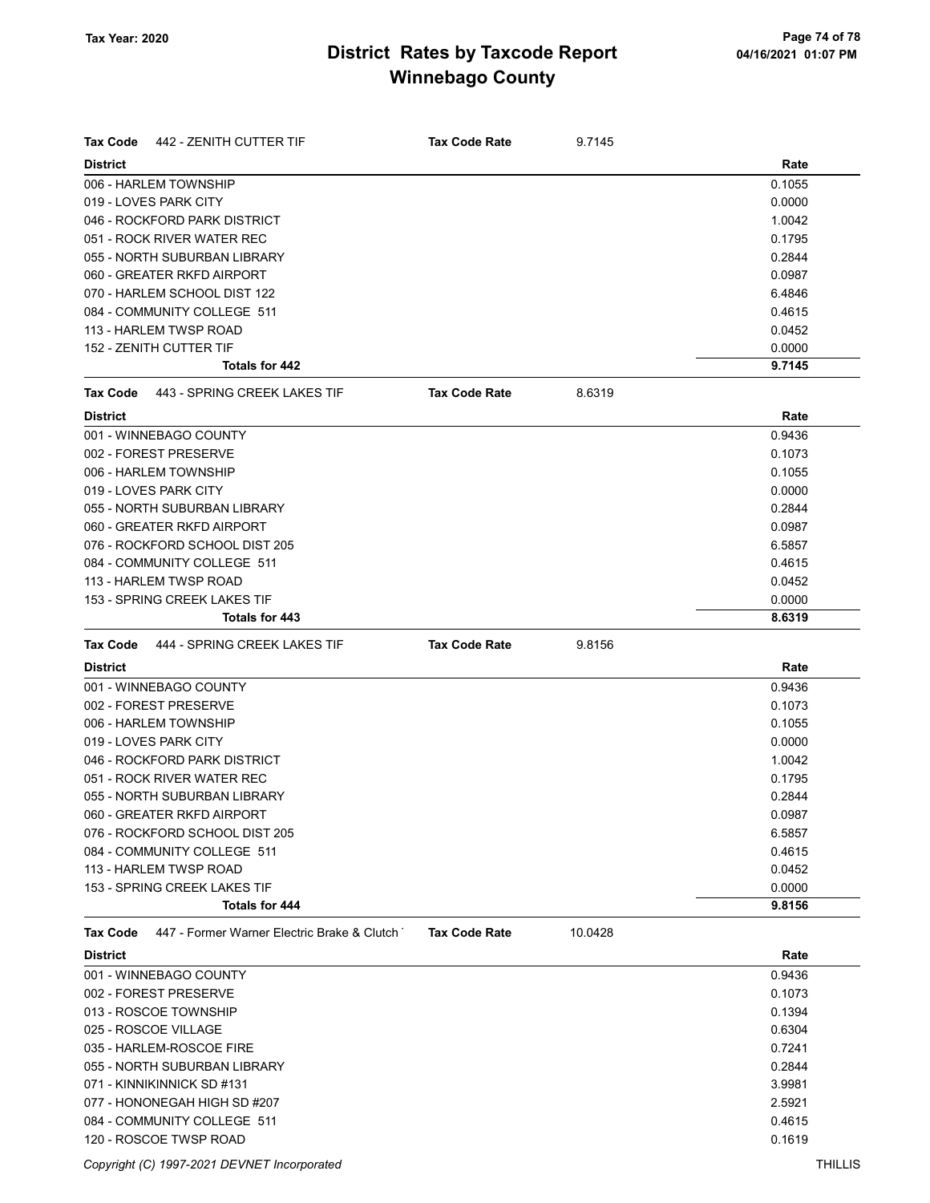# District Rates by Taxcode Report
## Winnebago County

Tax Year: 2020

**Tax Code** 442 - ZENITH CUTTER TIF **Tax Code Rate** 9.7145

| District | Rate |
|---|---|
| 006 - HARLEM TOWNSHIP | 0.1055 |
| 019 - LOVES PARK CITY | 0.0000 |
| 046 - ROCKFORD PARK DISTRICT | 1.0042 |
| 051 - ROCK RIVER WATER REC | 0.1795 |
| 055 - NORTH SUBURBAN LIBRARY | 0.2844 |
| 060 - GREATER RKFD AIRPORT | 0.0987 |
| 070 - HARLEM SCHOOL DIST 122 | 6.4846 |
| 084 - COMMUNITY COLLEGE 511 | 0.4615 |
| 113 - HARLEM TWSP ROAD | 0.0452 |
| 152 - ZENITH CUTTER TIF | 0.0000 |
| **Totals for 442** | **9.7145** |

**Tax Code** 443 - SPRING CREEK LAKES TIF **Tax Code Rate** 8.6319

| District | Rate |
|---|---|
| 001 - WINNEBAGO COUNTY | 0.9436 |
| 002 - FOREST PRESERVE | 0.1073 |
| 006 - HARLEM TOWNSHIP | 0.1055 |
| 019 - LOVES PARK CITY | 0.0000 |
| 055 - NORTH SUBURBAN LIBRARY | 0.2844 |
| 060 - GREATER RKFD AIRPORT | 0.0987 |
| 076 - ROCKFORD SCHOOL DIST 205 | 6.5857 |
| 084 - COMMUNITY COLLEGE 511 | 0.4615 |
| 113 - HARLEM TWSP ROAD | 0.0452 |
| 153 - SPRING CREEK LAKES TIF | 0.0000 |
| **Totals for 443** | **8.6319** |

**Tax Code** 444 - SPRING CREEK LAKES TIF **Tax Code Rate** 9.8156

| District | Rate |
|---|---|
| 001 - WINNEBAGO COUNTY | 0.9436 |
| 002 - FOREST PRESERVE | 0.1073 |
| 006 - HARLEM TOWNSHIP | 0.1055 |
| 019 - LOVES PARK CITY | 0.0000 |
| 046 - ROCKFORD PARK DISTRICT | 1.0042 |
| 051 - ROCK RIVER WATER REC | 0.1795 |
| 055 - NORTH SUBURBAN LIBRARY | 0.2844 |
| 060 - GREATER RKFD AIRPORT | 0.0987 |
| 076 - ROCKFORD SCHOOL DIST 205 | 6.5857 |
| 084 - COMMUNITY COLLEGE 511 | 0.4615 |
| 113 - HARLEM TWSP ROAD | 0.0452 |
| 153 - SPRING CREEK LAKES TIF | 0.0000 |
| **Totals for 444** | **9.8156** |

**Tax Code** 447 - Former Warner Electric Brake & Clutch **Tax Code Rate** 10.0428

| District | Rate |
|---|---|
| 001 - WINNEBAGO COUNTY | 0.9436 |
| 002 - FOREST PRESERVE | 0.1073 |
| 013 - ROSCOE TOWNSHIP | 0.1394 |
| 025 - ROSCOE VILLAGE | 0.6304 |
| 035 - HARLEM-ROSCOE FIRE | 0.7241 |
| 055 - NORTH SUBURBAN LIBRARY | 0.2844 |
| 071 - KINNIKINNICK SD #131 | 3.9981 |
| 077 - HONONEGAH HIGH SD #207 | 2.5921 |
| 084 - COMMUNITY COLLEGE 511 | 0.4615 |
| 120 - ROSCOE TWSP ROAD | 0.1619 |

Copyright (C) 1997-2021 DEVNET Incorporated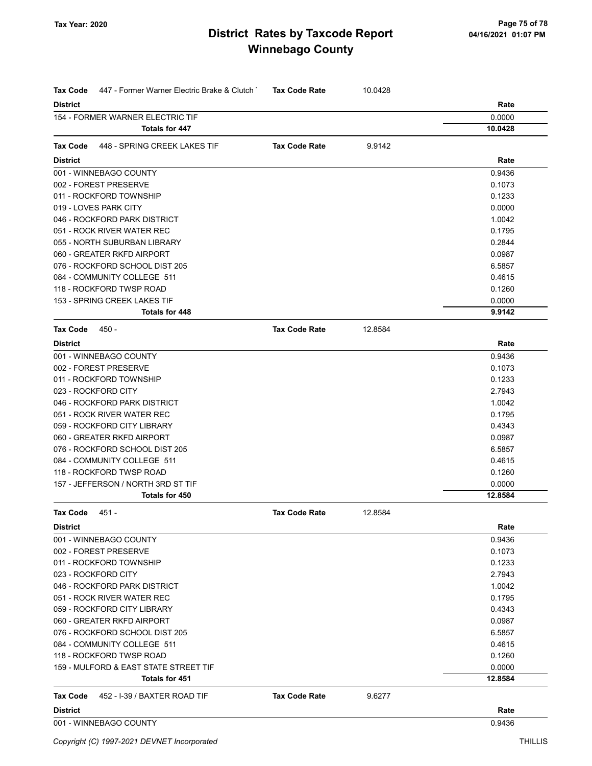| Tax Code | 447 - Former Warner Electric Brake & Clutch | Tax Code Rate | 10.0428 |
|---|---|---|---|
| **District** | | | **Rate** |
| 154 - FORMER WARNER ELECTRIC TIF | | | 0.0000 |
| **Totals for 447** | | | **10.0428** |

| Tax Code | 448 - SPRING CREEK LAKES TIF | Tax Code Rate | 9.9142 |
|---|---|---|---|
| **District** | | | **Rate** |
| 001 - WINNEBAGO COUNTY | | | 0.9436 |
| 002 - FOREST PRESERVE | | | 0.1073 |
| 011 - ROCKFORD TOWNSHIP | | | 0.1233 |
| 019 - LOVES PARK CITY | | | 0.0000 |
| 046 - ROCKFORD PARK DISTRICT | | | 1.0042 |
| 051 - ROCK RIVER WATER REC | | | 0.1795 |
| 055 - NORTH SUBURBAN LIBRARY | | | 0.2844 |
| 060 - GREATER RKFD AIRPORT | | | 0.0987 |
| 076 - ROCKFORD SCHOOL DIST 205 | | | 6.5857 |
| 084 - COMMUNITY COLLEGE 511 | | | 0.4615 |
| 118 - ROCKFORD TWSP ROAD | | | 0.1260 |
| 153 - SPRING CREEK LAKES TIF | | | 0.0000 |
| **Totals for 448** | | | **9.9142** |

| Tax Code | 450 - | Tax Code Rate | 12.8584 |
|---|---|---|---|
| **District** | | | **Rate** |
| 001 - WINNEBAGO COUNTY | | | 0.9436 |
| 002 - FOREST PRESERVE | | | 0.1073 |
| 011 - ROCKFORD TOWNSHIP | | | 0.1233 |
| 023 - ROCKFORD CITY | | | 2.7943 |
| 046 - ROCKFORD PARK DISTRICT | | | 1.0042 |
| 051 - ROCK RIVER WATER REC | | | 0.1795 |
| 059 - ROCKFORD CITY LIBRARY | | | 0.4343 |
| 060 - GREATER RKFD AIRPORT | | | 0.0987 |
| 076 - ROCKFORD SCHOOL DIST 205 | | | 6.5857 |
| 084 - COMMUNITY COLLEGE 511 | | | 0.4615 |
| 118 - ROCKFORD TWSP ROAD | | | 0.1260 |
| 157 - JEFFERSON / NORTH 3RD ST TIF | | | 0.0000 |
| **Totals for 450** | | | **12.8584** |

| Tax Code | 451 - | Tax Code Rate | 12.8584 |
|---|---|---|---|
| **District** | | | **Rate** |
| 001 - WINNEBAGO COUNTY | | | 0.9436 |
| 002 - FOREST PRESERVE | | | 0.1073 |
| 011 - ROCKFORD TOWNSHIP | | | 0.1233 |
| 023 - ROCKFORD CITY | | | 2.7943 |
| 046 - ROCKFORD PARK DISTRICT | | | 1.0042 |
| 051 - ROCK RIVER WATER REC | | | 0.1795 |
| 059 - ROCKFORD CITY LIBRARY | | | 0.4343 |
| 060 - GREATER RKFD AIRPORT | | | 0.0987 |
| 076 - ROCKFORD SCHOOL DIST 205 | | | 6.5857 |
| 084 - COMMUNITY COLLEGE 511 | | | 0.4615 |
| 118 - ROCKFORD TWSP ROAD | | | 0.1260 |
| 159 - MULFORD & EAST STATE STREET TIF | | | 0.0000 |
| **Totals for 451** | | | **12.8584** |

| Tax Code | 452 - I-39 / BAXTER ROAD TIF | Tax Code Rate | 9.6277 |
|---|---|---|---|
| **District** | | | **Rate** |
| 001 - WINNEBAGO COUNTY | | | 0.9436 |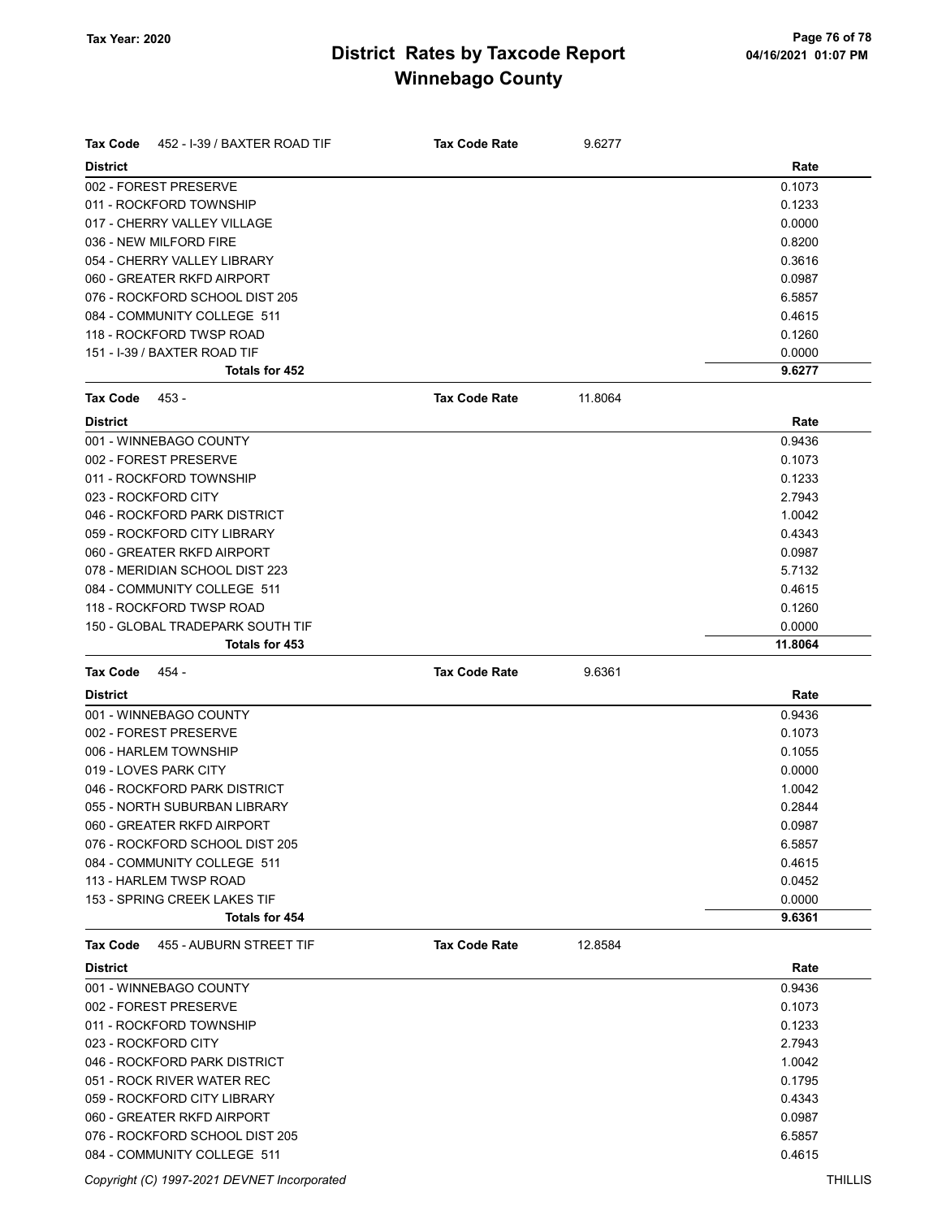# District Rates by Taxcode Report
## Winnebago County

Tax Year: 2020

**Tax Code** 452 - I-39 / BAXTER ROAD TIF — **Tax Code Rate** 9.6277

| District | Rate |
|---|---|
| 002 - FOREST PRESERVE | 0.1073 |
| 011 - ROCKFORD TOWNSHIP | 0.1233 |
| 017 - CHERRY VALLEY VILLAGE | 0.0000 |
| 036 - NEW MILFORD FIRE | 0.8200 |
| 054 - CHERRY VALLEY LIBRARY | 0.3616 |
| 060 - GREATER RKFD AIRPORT | 0.0987 |
| 076 - ROCKFORD SCHOOL DIST 205 | 6.5857 |
| 084 - COMMUNITY COLLEGE 511 | 0.4615 |
| 118 - ROCKFORD TWSP ROAD | 0.1260 |
| 151 - I-39 / BAXTER ROAD TIF | 0.0000 |
| **Totals for 452** | **9.6277** |

**Tax Code** 453 - — **Tax Code Rate** 11.8064

| District | Rate |
|---|---|
| 001 - WINNEBAGO COUNTY | 0.9436 |
| 002 - FOREST PRESERVE | 0.1073 |
| 011 - ROCKFORD TOWNSHIP | 0.1233 |
| 023 - ROCKFORD CITY | 2.7943 |
| 046 - ROCKFORD PARK DISTRICT | 1.0042 |
| 059 - ROCKFORD CITY LIBRARY | 0.4343 |
| 060 - GREATER RKFD AIRPORT | 0.0987 |
| 078 - MERIDIAN SCHOOL DIST 223 | 5.7132 |
| 084 - COMMUNITY COLLEGE 511 | 0.4615 |
| 118 - ROCKFORD TWSP ROAD | 0.1260 |
| 150 - GLOBAL TRADEPARK SOUTH TIF | 0.0000 |
| **Totals for 453** | **11.8064** |

**Tax Code** 454 - — **Tax Code Rate** 9.6361

| District | Rate |
|---|---|
| 001 - WINNEBAGO COUNTY | 0.9436 |
| 002 - FOREST PRESERVE | 0.1073 |
| 006 - HARLEM TOWNSHIP | 0.1055 |
| 019 - LOVES PARK CITY | 0.0000 |
| 046 - ROCKFORD PARK DISTRICT | 1.0042 |
| 055 - NORTH SUBURBAN LIBRARY | 0.2844 |
| 060 - GREATER RKFD AIRPORT | 0.0987 |
| 076 - ROCKFORD SCHOOL DIST 205 | 6.5857 |
| 084 - COMMUNITY COLLEGE 511 | 0.4615 |
| 113 - HARLEM TWSP ROAD | 0.0452 |
| 153 - SPRING CREEK LAKES TIF | 0.0000 |
| **Totals for 454** | **9.6361** |

**Tax Code** 455 - AUBURN STREET TIF — **Tax Code Rate** 12.8584

| District | Rate |
|---|---|
| 001 - WINNEBAGO COUNTY | 0.9436 |
| 002 - FOREST PRESERVE | 0.1073 |
| 011 - ROCKFORD TOWNSHIP | 0.1233 |
| 023 - ROCKFORD CITY | 2.7943 |
| 046 - ROCKFORD PARK DISTRICT | 1.0042 |
| 051 - ROCK RIVER WATER REC | 0.1795 |
| 059 - ROCKFORD CITY LIBRARY | 0.4343 |
| 060 - GREATER RKFD AIRPORT | 0.0987 |
| 076 - ROCKFORD SCHOOL DIST 205 | 6.5857 |
| 084 - COMMUNITY COLLEGE 511 | 0.4615 |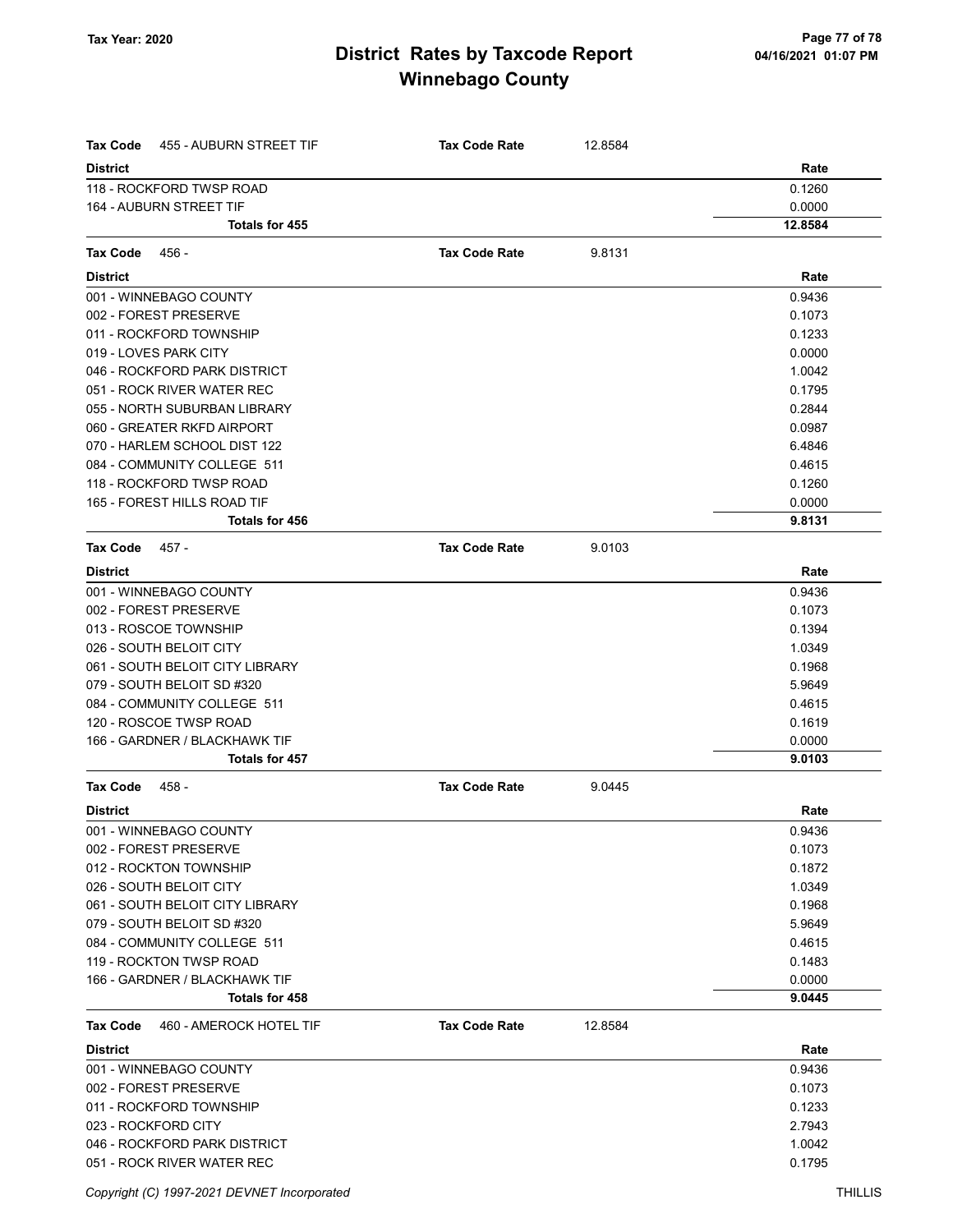## District Rates by Taxcode Report
## Winnebago County

Tax Year: 2020

04/16/2021 01:07 PM

**Tax Code** 455 - AUBURN STREET TIF **Tax Code Rate** 12.8584

| District | Rate |
|---|---|
| 118 - ROCKFORD TWSP ROAD | 0.1260 |
| 164 - AUBURN STREET TIF | 0.0000 |
| **Totals for 455** | **12.8584** |

**Tax Code** 456 - **Tax Code Rate** 9.8131

| District | Rate |
|---|---|
| 001 - WINNEBAGO COUNTY | 0.9436 |
| 002 - FOREST PRESERVE | 0.1073 |
| 011 - ROCKFORD TOWNSHIP | 0.1233 |
| 019 - LOVES PARK CITY | 0.0000 |
| 046 - ROCKFORD PARK DISTRICT | 1.0042 |
| 051 - ROCK RIVER WATER REC | 0.1795 |
| 055 - NORTH SUBURBAN LIBRARY | 0.2844 |
| 060 - GREATER RKFD AIRPORT | 0.0987 |
| 070 - HARLEM SCHOOL DIST 122 | 6.4846 |
| 084 - COMMUNITY COLLEGE 511 | 0.4615 |
| 118 - ROCKFORD TWSP ROAD | 0.1260 |
| 165 - FOREST HILLS ROAD TIF | 0.0000 |
| **Totals for 456** | **9.8131** |

**Tax Code** 457 - **Tax Code Rate** 9.0103

| District | Rate |
|---|---|
| 001 - WINNEBAGO COUNTY | 0.9436 |
| 002 - FOREST PRESERVE | 0.1073 |
| 013 - ROSCOE TOWNSHIP | 0.1394 |
| 026 - SOUTH BELOIT CITY | 1.0349 |
| 061 - SOUTH BELOIT CITY LIBRARY | 0.1968 |
| 079 - SOUTH BELOIT SD #320 | 5.9649 |
| 084 - COMMUNITY COLLEGE 511 | 0.4615 |
| 120 - ROSCOE TWSP ROAD | 0.1619 |
| 166 - GARDNER / BLACKHAWK TIF | 0.0000 |
| **Totals for 457** | **9.0103** |

**Tax Code** 458 - **Tax Code Rate** 9.0445

| District | Rate |
|---|---|
| 001 - WINNEBAGO COUNTY | 0.9436 |
| 002 - FOREST PRESERVE | 0.1073 |
| 012 - ROCKTON TOWNSHIP | 0.1872 |
| 026 - SOUTH BELOIT CITY | 1.0349 |
| 061 - SOUTH BELOIT CITY LIBRARY | 0.1968 |
| 079 - SOUTH BELOIT SD #320 | 5.9649 |
| 084 - COMMUNITY COLLEGE 511 | 0.4615 |
| 119 - ROCKTON TWSP ROAD | 0.1483 |
| 166 - GARDNER / BLACKHAWK TIF | 0.0000 |
| **Totals for 458** | **9.0445** |

**Tax Code** 460 - AMEROCK HOTEL TIF **Tax Code Rate** 12.8584

| District | Rate |
|---|---|
| 001 - WINNEBAGO COUNTY | 0.9436 |
| 002 - FOREST PRESERVE | 0.1073 |
| 011 - ROCKFORD TOWNSHIP | 0.1233 |
| 023 - ROCKFORD CITY | 2.7943 |
| 046 - ROCKFORD PARK DISTRICT | 1.0042 |
| 051 - ROCK RIVER WATER REC | 0.1795 |

Copyright (C) 1997-2021 DEVNET Incorporated THILLIS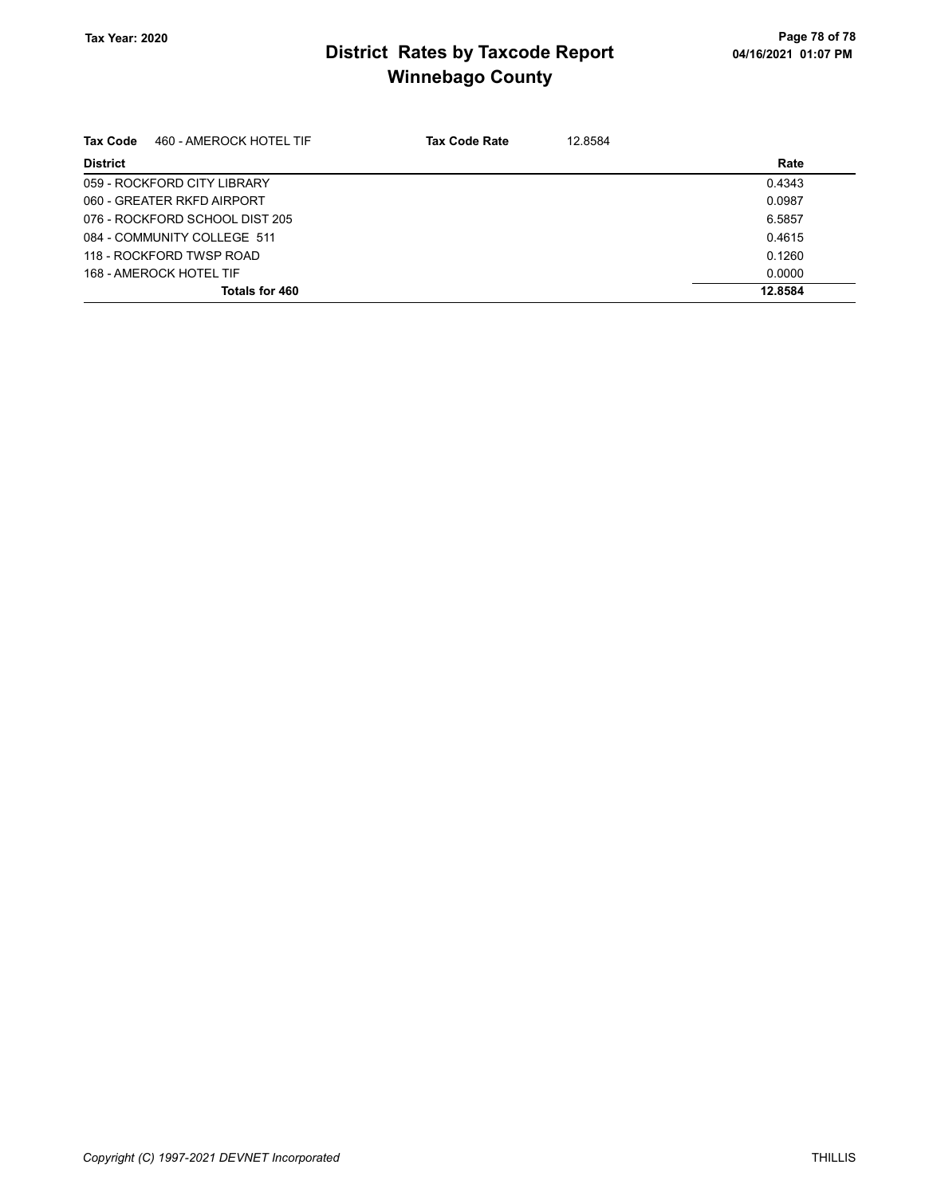# District Rates by Taxcode Report
## Winnebago County

Tax Year: 2020

**Tax Code** 460 - AMEROCK HOTEL TIF  **Tax Code Rate** 12.8584

| District | Rate |
|---|---|
| 059 - ROCKFORD CITY LIBRARY | 0.4343 |
| 060 - GREATER RKFD AIRPORT | 0.0987 |
| 076 - ROCKFORD SCHOOL DIST 205 | 6.5857 |
| 084 - COMMUNITY COLLEGE 511 | 0.4615 |
| 118 - ROCKFORD TWSP ROAD | 0.1260 |
| 168 - AMEROCK HOTEL TIF | 0.0000 |
| **Totals for 460** | **12.8584** |